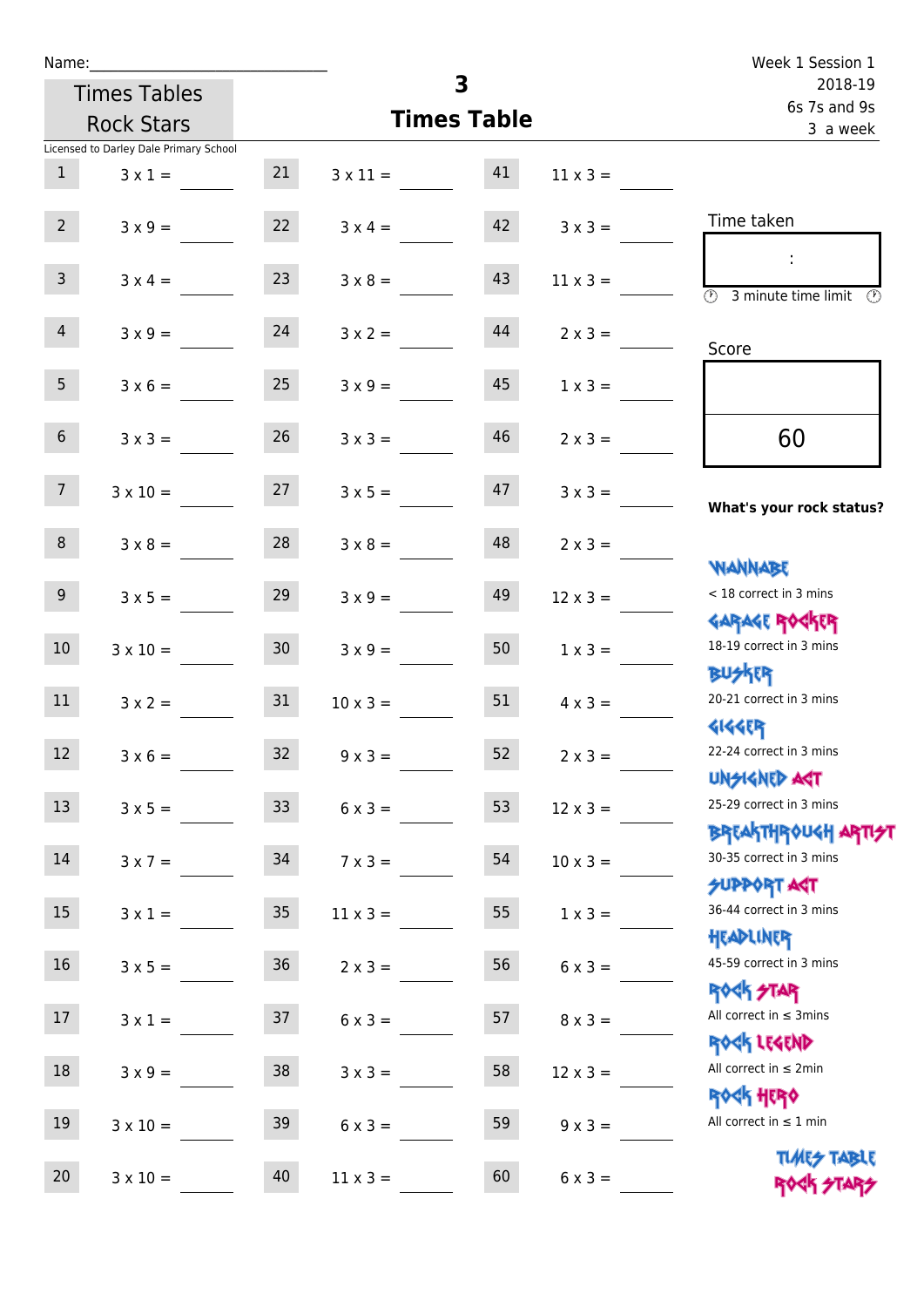Name:\_\_\_\_\_\_\_\_\_\_\_\_\_\_\_\_\_\_\_\_\_\_\_\_\_\_\_\_

Times Tables Rock Stars

Licensed to Darley Dale Primary School

# 3 Times Table

Week 1 Session 1
2018-19
6s 7s and 9s
3 a week

| | | | | | |
|---|---|---|---|---|---|
| 1 | 3 x 1 = | 21 | 3 x 11 = | 41 | 11 x 3 = |
| 2 | 3 x 9 = | 22 | 3 x 4 = | 42 | 3 x 3 = |
| 3 | 3 x 4 = | 23 | 3 x 8 = | 43 | 11 x 3 = |
| 4 | 3 x 9 = | 24 | 3 x 2 = | 44 | 2 x 3 = |
| 5 | 3 x 6 = | 25 | 3 x 9 = | 45 | 1 x 3 = |
| 6 | 3 x 3 = | 26 | 3 x 3 = | 46 | 2 x 3 = |
| 7 | 3 x 10 = | 27 | 3 x 5 = | 47 | 3 x 3 = |
| 8 | 3 x 8 = | 28 | 3 x 8 = | 48 | 2 x 3 = |
| 9 | 3 x 5 = | 29 | 3 x 9 = | 49 | 12 x 3 = |
| 10 | 3 x 10 = | 30 | 3 x 9 = | 50 | 1 x 3 = |
| 11 | 3 x 2 = | 31 | 10 x 3 = | 51 | 4 x 3 = |
| 12 | 3 x 6 = | 32 | 9 x 3 = | 52 | 2 x 3 = |
| 13 | 3 x 5 = | 33 | 6 x 3 = | 53 | 12 x 3 = |
| 14 | 3 x 7 = | 34 | 7 x 3 = | 54 | 10 x 3 = |
| 15 | 3 x 1 = | 35 | 11 x 3 = | 55 | 1 x 3 = |
| 16 | 3 x 5 = | 36 | 2 x 3 = | 56 | 6 x 3 = |
| 17 | 3 x 1 = | 37 | 6 x 3 = | 57 | 8 x 3 = |
| 18 | 3 x 9 = | 38 | 3 x 3 = | 58 | 12 x 3 = |
| 19 | 3 x 10 = | 39 | 6 x 3 = | 59 | 9 x 3 = |
| 20 | 3 x 10 = | 40 | 11 x 3 = | 60 | 6 x 3 = |

Time taken

:

3 minute time limit

Score

60

**What's your rock status?**

WANNABE
< 18 correct in 3 mins

GARAGE ROCKER
18-19 correct in 3 mins

BUSKER
20-21 correct in 3 mins

GIGGER
22-24 correct in 3 mins

UNSIGNED ACT
25-29 correct in 3 mins

BREAKTHROUGH ARTIST
30-35 correct in 3 mins

SUPPORT ACT
36-44 correct in 3 mins

HEADLINER
45-59 correct in 3 mins

ROCK STAR
All correct in ≤ 3mins

ROCK LEGEND
All correct in ≤ 2min

ROCK HERO
All correct in ≤ 1 min

TIMES TABLE ROCK STARS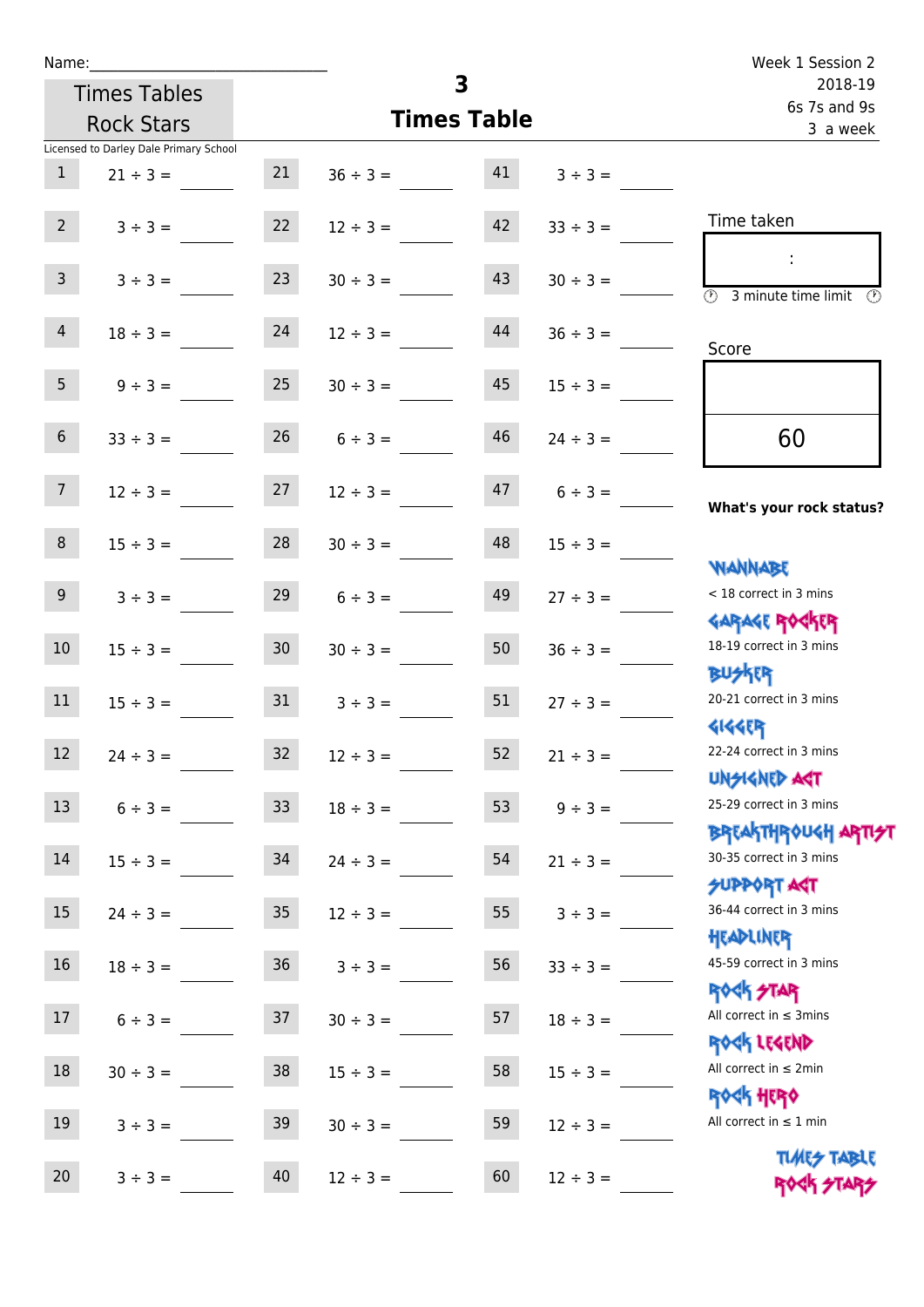Name:______________________________

Times Tables Rock Stars

# 3 Times Table

Week 1 Session 2
2018-19
6s 7s and 9s
3 a week

Licensed to Darley Dale Primary School

| | | | | | |
|---|---|---|---|---|---|
| 1 | 21 ÷ 3 = ____ | 21 | 36 ÷ 3 = ____ | 41 | 3 ÷ 3 = ____ |
| 2 | 3 ÷ 3 = ____ | 22 | 12 ÷ 3 = ____ | 42 | 33 ÷ 3 = ____ |
| 3 | 3 ÷ 3 = ____ | 23 | 30 ÷ 3 = ____ | 43 | 30 ÷ 3 = ____ |
| 4 | 18 ÷ 3 = ____ | 24 | 12 ÷ 3 = ____ | 44 | 36 ÷ 3 = ____ |
| 5 | 9 ÷ 3 = ____ | 25 | 30 ÷ 3 = ____ | 45 | 15 ÷ 3 = ____ |
| 6 | 33 ÷ 3 = ____ | 26 | 6 ÷ 3 = ____ | 46 | 24 ÷ 3 = ____ |
| 7 | 12 ÷ 3 = ____ | 27 | 12 ÷ 3 = ____ | 47 | 6 ÷ 3 = ____ |
| 8 | 15 ÷ 3 = ____ | 28 | 30 ÷ 3 = ____ | 48 | 15 ÷ 3 = ____ |
| 9 | 3 ÷ 3 = ____ | 29 | 6 ÷ 3 = ____ | 49 | 27 ÷ 3 = ____ |
| 10 | 15 ÷ 3 = ____ | 30 | 30 ÷ 3 = ____ | 50 | 36 ÷ 3 = ____ |
| 11 | 15 ÷ 3 = ____ | 31 | 3 ÷ 3 = ____ | 51 | 27 ÷ 3 = ____ |
| 12 | 24 ÷ 3 = ____ | 32 | 12 ÷ 3 = ____ | 52 | 21 ÷ 3 = ____ |
| 13 | 6 ÷ 3 = ____ | 33 | 18 ÷ 3 = ____ | 53 | 9 ÷ 3 = ____ |
| 14 | 15 ÷ 3 = ____ | 34 | 24 ÷ 3 = ____ | 54 | 21 ÷ 3 = ____ |
| 15 | 24 ÷ 3 = ____ | 35 | 12 ÷ 3 = ____ | 55 | 3 ÷ 3 = ____ |
| 16 | 18 ÷ 3 = ____ | 36 | 3 ÷ 3 = ____ | 56 | 33 ÷ 3 = ____ |
| 17 | 6 ÷ 3 = ____ | 37 | 30 ÷ 3 = ____ | 57 | 18 ÷ 3 = ____ |
| 18 | 30 ÷ 3 = ____ | 38 | 15 ÷ 3 = ____ | 58 | 15 ÷ 3 = ____ |
| 19 | 3 ÷ 3 = ____ | 39 | 30 ÷ 3 = ____ | 59 | 12 ÷ 3 = ____ |
| 20 | 3 ÷ 3 = ____ | 40 | 12 ÷ 3 = ____ | 60 | 12 ÷ 3 = ____ |

Time taken

:

3 minute time limit

Score

60

**What's your rock status?**

WANNABE
< 18 correct in 3 mins

GARAGE ROCKER
18-19 correct in 3 mins

BUSKER
20-21 correct in 3 mins

GIGGER
22-24 correct in 3 mins

UNSIGNED ACT
25-29 correct in 3 mins

BREAKTHROUGH ARTIST
30-35 correct in 3 mins

SUPPORT ACT
36-44 correct in 3 mins

HEADLINER
45-59 correct in 3 mins

ROCK STAR
All correct in ≤ 3mins

ROCK LEGEND
All correct in ≤ 2min

ROCK HERO
All correct in ≤ 1 min

TIMES TABLE ROCK STARS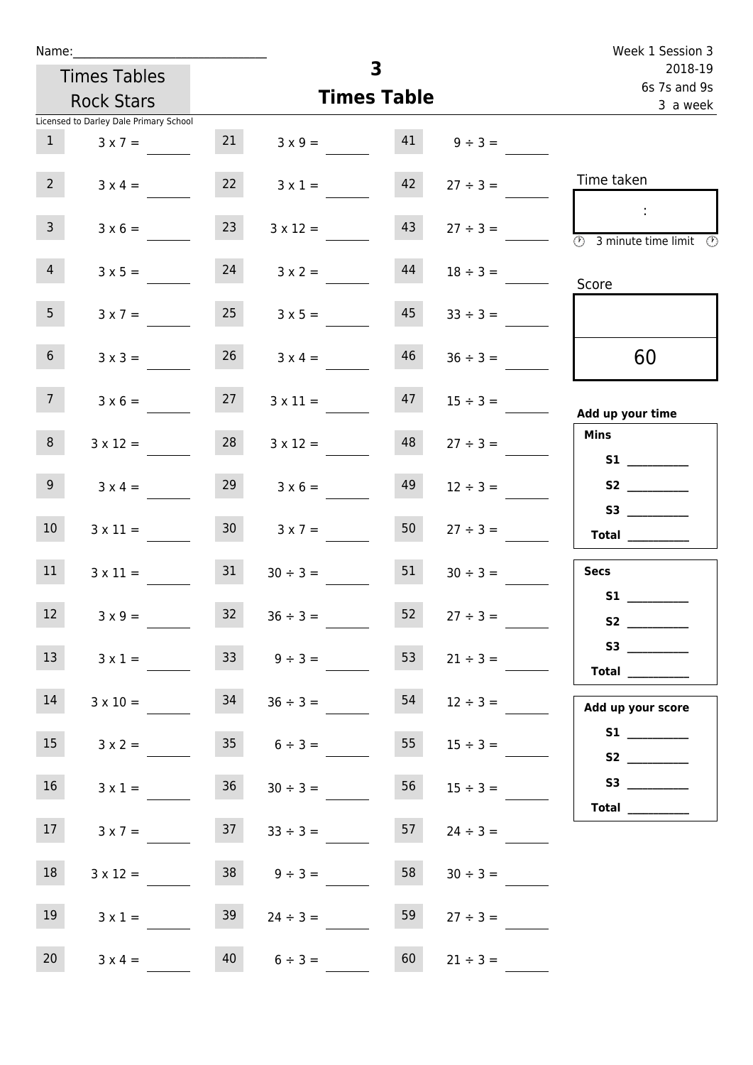Name:______________________________

Times Tables Rock Stars

Licensed to Darley Dale Primary School

# 3
# Times Table

Week 1 Session 3
2018-19
6s 7s and 9s
3 a week

| | | | | | |
|---|---|---|---|---|---|
| 1 | 3 x 7 = | 21 | 3 x 9 = | 41 | 9 ÷ 3 = |
| 2 | 3 x 4 = | 22 | 3 x 1 = | 42 | 27 ÷ 3 = |
| 3 | 3 x 6 = | 23 | 3 x 12 = | 43 | 27 ÷ 3 = |
| 4 | 3 x 5 = | 24 | 3 x 2 = | 44 | 18 ÷ 3 = |
| 5 | 3 x 7 = | 25 | 3 x 5 = | 45 | 33 ÷ 3 = |
| 6 | 3 x 3 = | 26 | 3 x 4 = | 46 | 36 ÷ 3 = |
| 7 | 3 x 6 = | 27 | 3 x 11 = | 47 | 15 ÷ 3 = |
| 8 | 3 x 12 = | 28 | 3 x 12 = | 48 | 27 ÷ 3 = |
| 9 | 3 x 4 = | 29 | 3 x 6 = | 49 | 12 ÷ 3 = |
| 10 | 3 x 11 = | 30 | 3 x 7 = | 50 | 27 ÷ 3 = |
| 11 | 3 x 11 = | 31 | 30 ÷ 3 = | 51 | 30 ÷ 3 = |
| 12 | 3 x 9 = | 32 | 36 ÷ 3 = | 52 | 27 ÷ 3 = |
| 13 | 3 x 1 = | 33 | 9 ÷ 3 = | 53 | 21 ÷ 3 = |
| 14 | 3 x 10 = | 34 | 36 ÷ 3 = | 54 | 12 ÷ 3 = |
| 15 | 3 x 2 = | 35 | 6 ÷ 3 = | 55 | 15 ÷ 3 = |
| 16 | 3 x 1 = | 36 | 30 ÷ 3 = | 56 | 15 ÷ 3 = |
| 17 | 3 x 7 = | 37 | 33 ÷ 3 = | 57 | 24 ÷ 3 = |
| 18 | 3 x 12 = | 38 | 9 ÷ 3 = | 58 | 30 ÷ 3 = |
| 19 | 3 x 1 = | 39 | 24 ÷ 3 = | 59 | 27 ÷ 3 = |
| 20 | 3 x 4 = | 40 | 6 ÷ 3 = | 60 | 21 ÷ 3 = |

Time taken

:

3 minute time limit

Score

60

**Add up your time**

**Mins**
**S1** __________
**S2** __________
**S3** __________
**Total** __________

**Secs**
**S1** __________
**S2** __________
**S3** __________
**Total** __________

**Add up your score**
**S1** __________
**S2** __________
**S3** __________
**Total** __________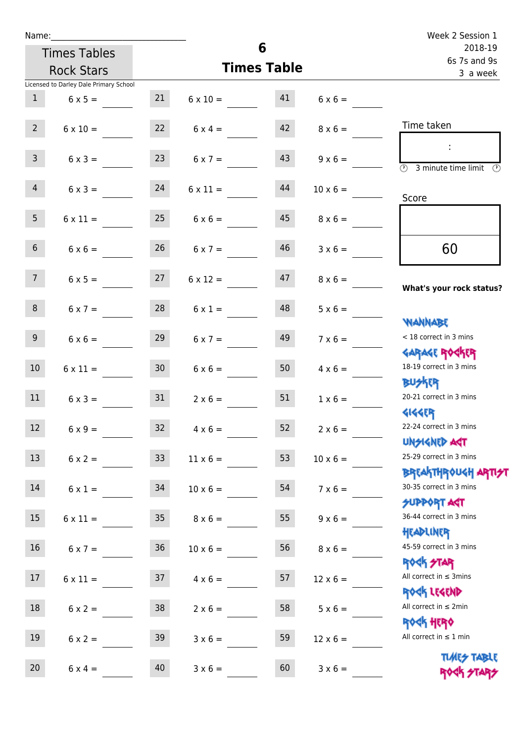Name:_______________________

Week 2 Session 1
2018-19
6s 7s and 9s
3 a week

Times Tables Rock Stars

# 6
## Times Table

Licensed to Darley Dale Primary School

| | | | | | |
|---|---|---|---|---|---|
| 1 | 6 x 5 = ____ | 21 | 6 x 10 = ____ | 41 | 6 x 6 = ____ |
| 2 | 6 x 10 = ____ | 22 | 6 x 4 = ____ | 42 | 8 x 6 = ____ |
| 3 | 6 x 3 = ____ | 23 | 6 x 7 = ____ | 43 | 9 x 6 = ____ |
| 4 | 6 x 3 = ____ | 24 | 6 x 11 = ____ | 44 | 10 x 6 = ____ |
| 5 | 6 x 11 = ____ | 25 | 6 x 6 = ____ | 45 | 8 x 6 = ____ |
| 6 | 6 x 6 = ____ | 26 | 6 x 7 = ____ | 46 | 3 x 6 = ____ |
| 7 | 6 x 5 = ____ | 27 | 6 x 12 = ____ | 47 | 8 x 6 = ____ |
| 8 | 6 x 7 = ____ | 28 | 6 x 1 = ____ | 48 | 5 x 6 = ____ |
| 9 | 6 x 6 = ____ | 29 | 6 x 7 = ____ | 49 | 7 x 6 = ____ |
| 10 | 6 x 11 = ____ | 30 | 6 x 6 = ____ | 50 | 4 x 6 = ____ |
| 11 | 6 x 3 = ____ | 31 | 2 x 6 = ____ | 51 | 1 x 6 = ____ |
| 12 | 6 x 9 = ____ | 32 | 4 x 6 = ____ | 52 | 2 x 6 = ____ |
| 13 | 6 x 2 = ____ | 33 | 11 x 6 = ____ | 53 | 10 x 6 = ____ |
| 14 | 6 x 1 = ____ | 34 | 10 x 6 = ____ | 54 | 7 x 6 = ____ |
| 15 | 6 x 11 = ____ | 35 | 8 x 6 = ____ | 55 | 9 x 6 = ____ |
| 16 | 6 x 7 = ____ | 36 | 10 x 6 = ____ | 56 | 8 x 6 = ____ |
| 17 | 6 x 11 = ____ | 37 | 4 x 6 = ____ | 57 | 12 x 6 = ____ |
| 18 | 6 x 2 = ____ | 38 | 2 x 6 = ____ | 58 | 5 x 6 = ____ |
| 19 | 6 x 2 = ____ | 39 | 3 x 6 = ____ | 59 | 12 x 6 = ____ |
| 20 | 6 x 4 = ____ | 40 | 3 x 6 = ____ | 60 | 3 x 6 = ____ |

Time taken

:

3 minute time limit

Score

60

**What's your rock status?**

WANNABE
< 18 correct in 3 mins

GARAGE ROCKER
18-19 correct in 3 mins

BUSKER
20-21 correct in 3 mins

GIGGER
22-24 correct in 3 mins

UNSIGNED ACT
25-29 correct in 3 mins

BREAKTHROUGH ARTIST
30-35 correct in 3 mins

SUPPORT ACT
36-44 correct in 3 mins

HEADLINER
45-59 correct in 3 mins

ROCK STAR
All correct in ≤ 3mins

ROCK LEGEND
All correct in ≤ 2min

ROCK HERO
All correct in ≤ 1 min

TIMES TABLE ROCK STARS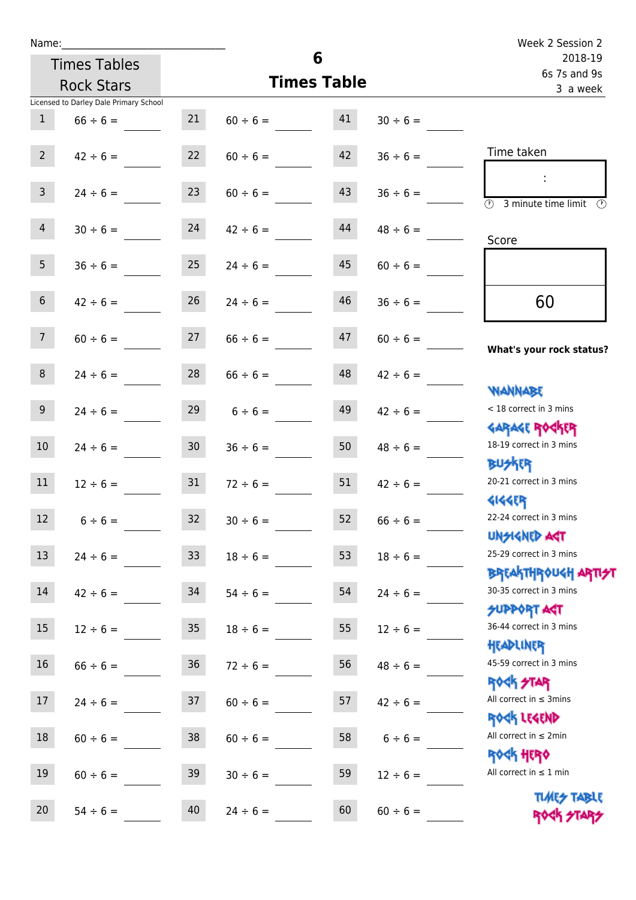Name:\_\_\_\_\_\_\_\_\_\_\_\_\_\_\_\_\_\_\_\_\_\_\_\_\_\_\_\_

Times Tables Rock Stars

Licensed to Darley Dale Primary School

# 6
## Times Table

Week 2 Session 2
2018-19
6s 7s and 9s
3 a week

| | | | | | |
|---|---|---|---|---|---|
| 1 | 66 ÷ 6 = | 21 | 60 ÷ 6 = | 41 | 30 ÷ 6 = |
| 2 | 42 ÷ 6 = | 22 | 60 ÷ 6 = | 42 | 36 ÷ 6 = |
| 3 | 24 ÷ 6 = | 23 | 60 ÷ 6 = | 43 | 36 ÷ 6 = |
| 4 | 30 ÷ 6 = | 24 | 42 ÷ 6 = | 44 | 48 ÷ 6 = |
| 5 | 36 ÷ 6 = | 25 | 24 ÷ 6 = | 45 | 60 ÷ 6 = |
| 6 | 42 ÷ 6 = | 26 | 24 ÷ 6 = | 46 | 36 ÷ 6 = |
| 7 | 60 ÷ 6 = | 27 | 66 ÷ 6 = | 47 | 60 ÷ 6 = |
| 8 | 24 ÷ 6 = | 28 | 66 ÷ 6 = | 48 | 42 ÷ 6 = |
| 9 | 24 ÷ 6 = | 29 | 6 ÷ 6 = | 49 | 42 ÷ 6 = |
| 10 | 24 ÷ 6 = | 30 | 36 ÷ 6 = | 50 | 48 ÷ 6 = |
| 11 | 12 ÷ 6 = | 31 | 72 ÷ 6 = | 51 | 42 ÷ 6 = |
| 12 | 6 ÷ 6 = | 32 | 30 ÷ 6 = | 52 | 66 ÷ 6 = |
| 13 | 24 ÷ 6 = | 33 | 18 ÷ 6 = | 53 | 18 ÷ 6 = |
| 14 | 42 ÷ 6 = | 34 | 54 ÷ 6 = | 54 | 24 ÷ 6 = |
| 15 | 12 ÷ 6 = | 35 | 18 ÷ 6 = | 55 | 12 ÷ 6 = |
| 16 | 66 ÷ 6 = | 36 | 72 ÷ 6 = | 56 | 48 ÷ 6 = |
| 17 | 24 ÷ 6 = | 37 | 60 ÷ 6 = | 57 | 42 ÷ 6 = |
| 18 | 60 ÷ 6 = | 38 | 60 ÷ 6 = | 58 | 6 ÷ 6 = |
| 19 | 60 ÷ 6 = | 39 | 30 ÷ 6 = | 59 | 12 ÷ 6 = |
| 20 | 54 ÷ 6 = | 40 | 24 ÷ 6 = | 60 | 60 ÷ 6 = |

Time taken

:

3 minute time limit

Score

60

**What's your rock status?**

WANNABE
< 18 correct in 3 mins

GARAGE ROCKER
18-19 correct in 3 mins

BUSKER
20-21 correct in 3 mins

GIGGER
22-24 correct in 3 mins

UNSIGNED ACT
25-29 correct in 3 mins

BREAKTHROUGH ARTIST
30-35 correct in 3 mins

SUPPORT ACT
36-44 correct in 3 mins

HEADLINER
45-59 correct in 3 mins

ROCK STAR
All correct in ≤ 3mins

ROCK LEGEND
All correct in ≤ 2min

ROCK HERO
All correct in ≤ 1 min

TIMES TABLE ROCK STARS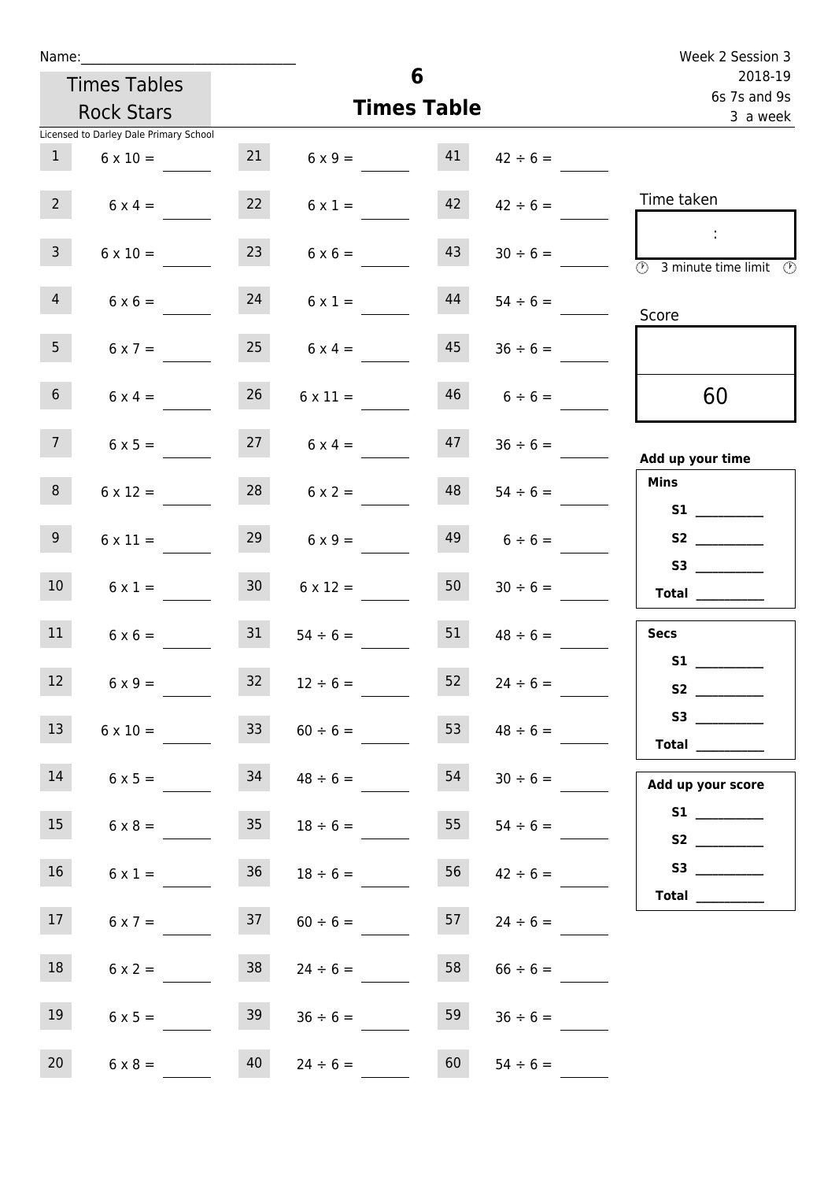Name:\_\_\_\_\_\_\_\_\_\_\_\_\_\_\_\_\_\_\_\_\_\_\_\_\_\_\_\_\_\_

Times Tables Rock Stars

Licensed to Darley Dale Primary School

# 6
# Times Table

Week 2 Session 3
2018-19
6s 7s and 9s
3 a week

| | | | | | |
|---|---|---|---|---|---|
| 1 | 6 x 10 = | 21 | 6 x 9 = | 41 | 42 ÷ 6 = |
| 2 | 6 x 4 = | 22 | 6 x 1 = | 42 | 42 ÷ 6 = |
| 3 | 6 x 10 = | 23 | 6 x 6 = | 43 | 30 ÷ 6 = |
| 4 | 6 x 6 = | 24 | 6 x 1 = | 44 | 54 ÷ 6 = |
| 5 | 6 x 7 = | 25 | 6 x 4 = | 45 | 36 ÷ 6 = |
| 6 | 6 x 4 = | 26 | 6 x 11 = | 46 | 6 ÷ 6 = |
| 7 | 6 x 5 = | 27 | 6 x 4 = | 47 | 36 ÷ 6 = |
| 8 | 6 x 12 = | 28 | 6 x 2 = | 48 | 54 ÷ 6 = |
| 9 | 6 x 11 = | 29 | 6 x 9 = | 49 | 6 ÷ 6 = |
| 10 | 6 x 1 = | 30 | 6 x 12 = | 50 | 30 ÷ 6 = |
| 11 | 6 x 6 = | 31 | 54 ÷ 6 = | 51 | 48 ÷ 6 = |
| 12 | 6 x 9 = | 32 | 12 ÷ 6 = | 52 | 24 ÷ 6 = |
| 13 | 6 x 10 = | 33 | 60 ÷ 6 = | 53 | 48 ÷ 6 = |
| 14 | 6 x 5 = | 34 | 48 ÷ 6 = | 54 | 30 ÷ 6 = |
| 15 | 6 x 8 = | 35 | 18 ÷ 6 = | 55 | 54 ÷ 6 = |
| 16 | 6 x 1 = | 36 | 18 ÷ 6 = | 56 | 42 ÷ 6 = |
| 17 | 6 x 7 = | 37 | 60 ÷ 6 = | 57 | 24 ÷ 6 = |
| 18 | 6 x 2 = | 38 | 24 ÷ 6 = | 58 | 66 ÷ 6 = |
| 19 | 6 x 5 = | 39 | 36 ÷ 6 = | 59 | 36 ÷ 6 = |
| 20 | 6 x 8 = | 40 | 24 ÷ 6 = | 60 | 54 ÷ 6 = |

Time taken

:

3 minute time limit

Score

60

**Add up your time**

**Mins**

**S1** \_\_\_\_\_\_\_\_\_\_

**S2** \_\_\_\_\_\_\_\_\_\_

**S3** \_\_\_\_\_\_\_\_\_\_

**Total** \_\_\_\_\_\_\_\_\_\_

**Secs**

**S1** \_\_\_\_\_\_\_\_\_\_

**S2** \_\_\_\_\_\_\_\_\_\_

**S3** \_\_\_\_\_\_\_\_\_\_

**Total** \_\_\_\_\_\_\_\_\_\_

**Add up your score**

**S1** \_\_\_\_\_\_\_\_\_\_

**S2** \_\_\_\_\_\_\_\_\_\_

**S3** \_\_\_\_\_\_\_\_\_\_

**Total** \_\_\_\_\_\_\_\_\_\_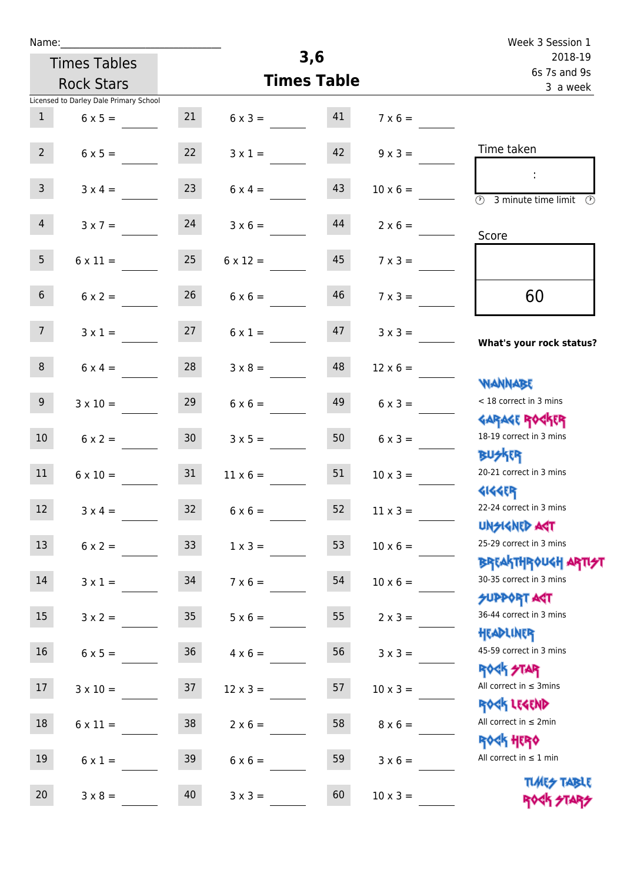Name:

Times Tables Rock Stars

Licensed to Darley Dale Primary School

# 3,6 Times Table

Week 3 Session 1
2018-19
6s 7s and 9s
3 a week

| | | | | | |
|---|---|---|---|---|---|
| 1 | 6 x 5 = | 21 | 6 x 3 = | 41 | 7 x 6 = |
| 2 | 6 x 5 = | 22 | 3 x 1 = | 42 | 9 x 3 = |
| 3 | 3 x 4 = | 23 | 6 x 4 = | 43 | 10 x 6 = |
| 4 | 3 x 7 = | 24 | 3 x 6 = | 44 | 2 x 6 = |
| 5 | 6 x 11 = | 25 | 6 x 12 = | 45 | 7 x 3 = |
| 6 | 6 x 2 = | 26 | 6 x 6 = | 46 | 7 x 3 = |
| 7 | 3 x 1 = | 27 | 6 x 1 = | 47 | 3 x 3 = |
| 8 | 6 x 4 = | 28 | 3 x 8 = | 48 | 12 x 6 = |
| 9 | 3 x 10 = | 29 | 6 x 6 = | 49 | 6 x 3 = |
| 10 | 6 x 2 = | 30 | 3 x 5 = | 50 | 6 x 3 = |
| 11 | 6 x 10 = | 31 | 11 x 6 = | 51 | 10 x 3 = |
| 12 | 3 x 4 = | 32 | 6 x 6 = | 52 | 11 x 3 = |
| 13 | 6 x 2 = | 33 | 1 x 3 = | 53 | 10 x 6 = |
| 14 | 3 x 1 = | 34 | 7 x 6 = | 54 | 10 x 6 = |
| 15 | 3 x 2 = | 35 | 5 x 6 = | 55 | 2 x 3 = |
| 16 | 6 x 5 = | 36 | 4 x 6 = | 56 | 3 x 3 = |
| 17 | 3 x 10 = | 37 | 12 x 3 = | 57 | 10 x 3 = |
| 18 | 6 x 11 = | 38 | 2 x 6 = | 58 | 8 x 6 = |
| 19 | 6 x 1 = | 39 | 6 x 6 = | 59 | 3 x 6 = |
| 20 | 3 x 8 = | 40 | 3 x 3 = | 60 | 10 x 3 = |

Time taken

:

3 minute time limit

Score

60

**What's your rock status?**

WANNABE
< 18 correct in 3 mins

GARAGE ROCKER
18-19 correct in 3 mins

BUSKER
20-21 correct in 3 mins

GIGGER
22-24 correct in 3 mins

UNSIGNED ACT
25-29 correct in 3 mins

BREAKTHROUGH ARTIST
30-35 correct in 3 mins

SUPPORT ACT
36-44 correct in 3 mins

HEADLINER
45-59 correct in 3 mins

ROCK STAR
All correct in ≤ 3mins

ROCK LEGEND
All correct in ≤ 2min

ROCK HERO
All correct in ≤ 1 min

TIMES TABLE ROCK STARS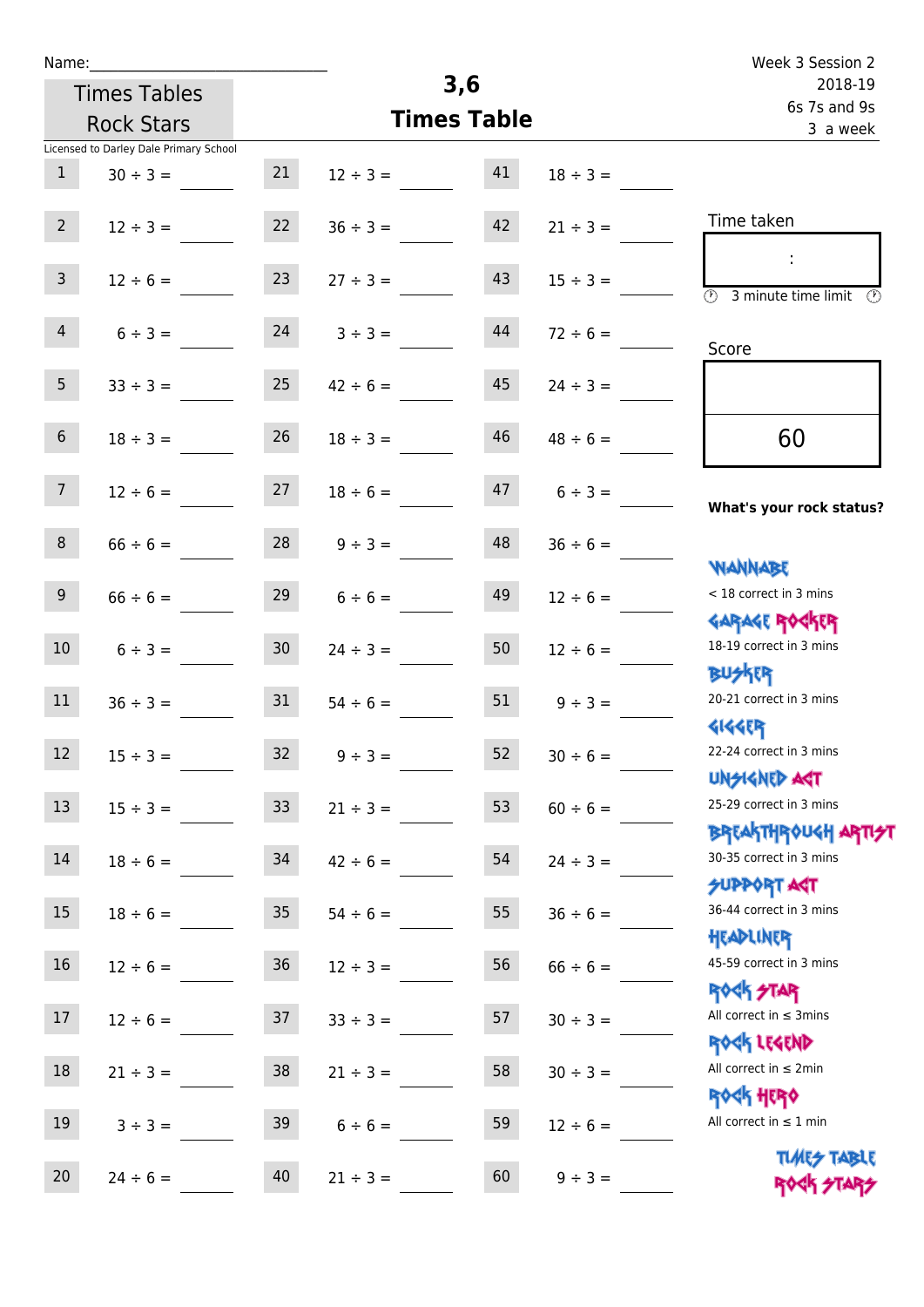Name:\_\_\_\_\_\_\_\_\_\_\_\_\_\_\_\_\_\_\_\_\_\_\_\_\_\_\_\_

Times Tables Rock Stars

Licensed to Darley Dale Primary School

# 3,6 Times Table

Week 3 Session 2
2018-19
6s 7s and 9s
3 a week

| | | | | | |
|---|---|---|---|---|---|
| 1 | 30 ÷ 3 = | 21 | 12 ÷ 3 = | 41 | 18 ÷ 3 = |
| 2 | 12 ÷ 3 = | 22 | 36 ÷ 3 = | 42 | 21 ÷ 3 = |
| 3 | 12 ÷ 6 = | 23 | 27 ÷ 3 = | 43 | 15 ÷ 3 = |
| 4 | 6 ÷ 3 = | 24 | 3 ÷ 3 = | 44 | 72 ÷ 6 = |
| 5 | 33 ÷ 3 = | 25 | 42 ÷ 6 = | 45 | 24 ÷ 3 = |
| 6 | 18 ÷ 3 = | 26 | 18 ÷ 3 = | 46 | 48 ÷ 6 = |
| 7 | 12 ÷ 6 = | 27 | 18 ÷ 6 = | 47 | 6 ÷ 3 = |
| 8 | 66 ÷ 6 = | 28 | 9 ÷ 3 = | 48 | 36 ÷ 6 = |
| 9 | 66 ÷ 6 = | 29 | 6 ÷ 6 = | 49 | 12 ÷ 6 = |
| 10 | 6 ÷ 3 = | 30 | 24 ÷ 3 = | 50 | 12 ÷ 6 = |
| 11 | 36 ÷ 3 = | 31 | 54 ÷ 6 = | 51 | 9 ÷ 3 = |
| 12 | 15 ÷ 3 = | 32 | 9 ÷ 3 = | 52 | 30 ÷ 6 = |
| 13 | 15 ÷ 3 = | 33 | 21 ÷ 3 = | 53 | 60 ÷ 6 = |
| 14 | 18 ÷ 6 = | 34 | 42 ÷ 6 = | 54 | 24 ÷ 3 = |
| 15 | 18 ÷ 6 = | 35 | 54 ÷ 6 = | 55 | 36 ÷ 6 = |
| 16 | 12 ÷ 6 = | 36 | 12 ÷ 3 = | 56 | 66 ÷ 6 = |
| 17 | 12 ÷ 6 = | 37 | 33 ÷ 3 = | 57 | 30 ÷ 3 = |
| 18 | 21 ÷ 3 = | 38 | 21 ÷ 3 = | 58 | 30 ÷ 3 = |
| 19 | 3 ÷ 3 = | 39 | 6 ÷ 6 = | 59 | 12 ÷ 6 = |
| 20 | 24 ÷ 6 = | 40 | 21 ÷ 3 = | 60 | 9 ÷ 3 = |

Time taken

:

3 minute time limit

Score

60

**What's your rock status?**

WANNABE
< 18 correct in 3 mins

GARAGE ROCKER
18-19 correct in 3 mins

BUSKER
20-21 correct in 3 mins

GIGGER
22-24 correct in 3 mins

UNSIGNED ACT
25-29 correct in 3 mins

BREAKTHROUGH ARTIST
30-35 correct in 3 mins

SUPPORT ACT
36-44 correct in 3 mins

HEADLINER
45-59 correct in 3 mins

ROCK STAR
All correct in ≤ 3mins

ROCK LEGEND
All correct in ≤ 2min

ROCK HERO
All correct in ≤ 1 min

TIMES TABLE ROCK STARS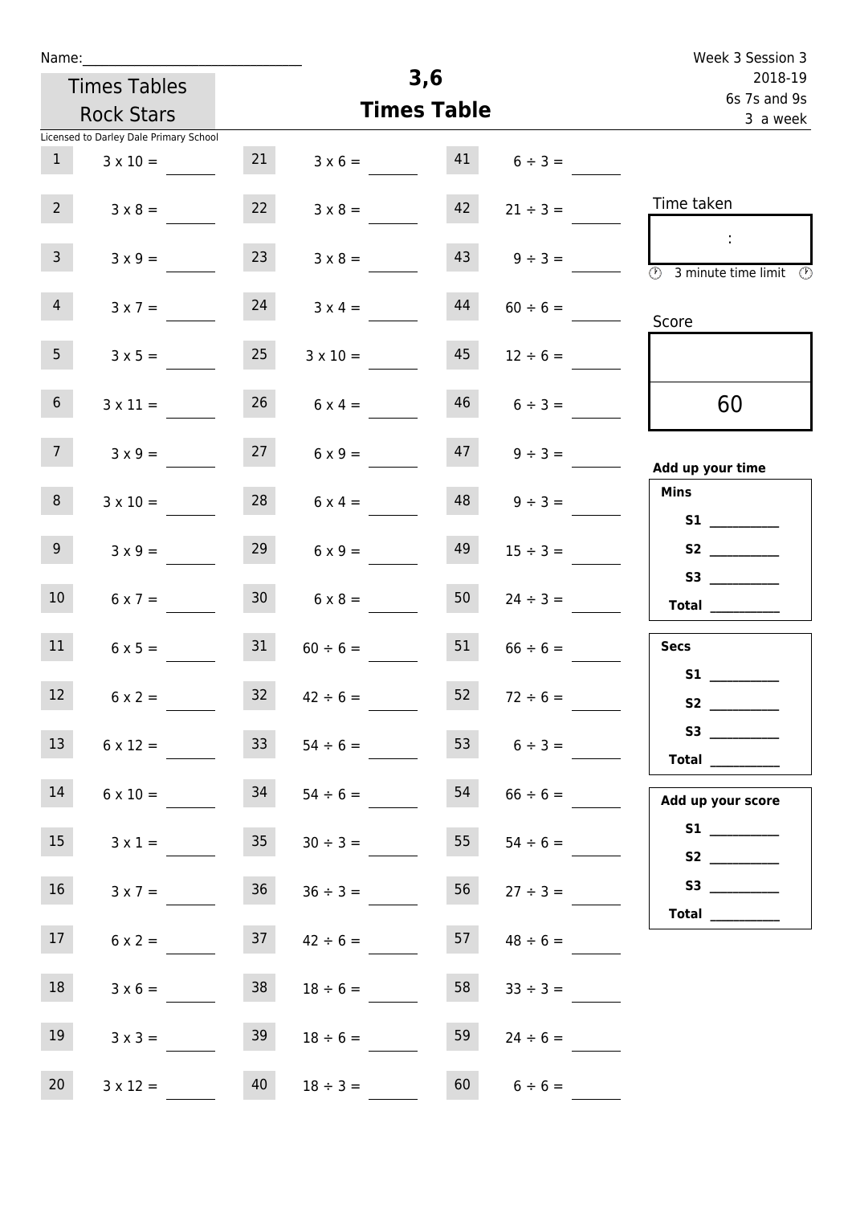Name:________________________________

Times Tables Rock Stars

Licensed to Darley Dale Primary School

# 3,6
## Times Table

Week 3 Session 3
2018-19
6s 7s and 9s
3 a week

| | | | | | |
|---|---|---|---|---|---|
| 1 | 3 x 10 = | 21 | 3 x 6 = | 41 | 6 ÷ 3 = |
| 2 | 3 x 8 = | 22 | 3 x 8 = | 42 | 21 ÷ 3 = |
| 3 | 3 x 9 = | 23 | 3 x 8 = | 43 | 9 ÷ 3 = |
| 4 | 3 x 7 = | 24 | 3 x 4 = | 44 | 60 ÷ 6 = |
| 5 | 3 x 5 = | 25 | 3 x 10 = | 45 | 12 ÷ 6 = |
| 6 | 3 x 11 = | 26 | 6 x 4 = | 46 | 6 ÷ 3 = |
| 7 | 3 x 9 = | 27 | 6 x 9 = | 47 | 9 ÷ 3 = |
| 8 | 3 x 10 = | 28 | 6 x 4 = | 48 | 9 ÷ 3 = |
| 9 | 3 x 9 = | 29 | 6 x 9 = | 49 | 15 ÷ 3 = |
| 10 | 6 x 7 = | 30 | 6 x 8 = | 50 | 24 ÷ 3 = |
| 11 | 6 x 5 = | 31 | 60 ÷ 6 = | 51 | 66 ÷ 6 = |
| 12 | 6 x 2 = | 32 | 42 ÷ 6 = | 52 | 72 ÷ 6 = |
| 13 | 6 x 12 = | 33 | 54 ÷ 6 = | 53 | 6 ÷ 3 = |
| 14 | 6 x 10 = | 34 | 54 ÷ 6 = | 54 | 66 ÷ 6 = |
| 15 | 3 x 1 = | 35 | 30 ÷ 3 = | 55 | 54 ÷ 6 = |
| 16 | 3 x 7 = | 36 | 36 ÷ 3 = | 56 | 27 ÷ 3 = |
| 17 | 6 x 2 = | 37 | 42 ÷ 6 = | 57 | 48 ÷ 6 = |
| 18 | 3 x 6 = | 38 | 18 ÷ 6 = | 58 | 33 ÷ 3 = |
| 19 | 3 x 3 = | 39 | 18 ÷ 6 = | 59 | 24 ÷ 6 = |
| 20 | 3 x 12 = | 40 | 18 ÷ 3 = | 60 | 6 ÷ 6 = |

Time taken

:

3 minute time limit

Score

60

**Add up your time**

**Mins**
- **S1** __________
- **S2** __________
- **S3** __________
- **Total** __________

**Secs**
- **S1** __________
- **S2** __________
- **S3** __________
- **Total** __________

**Add up your score**
- **S1** __________
- **S2** __________
- **S3** __________
- **Total** __________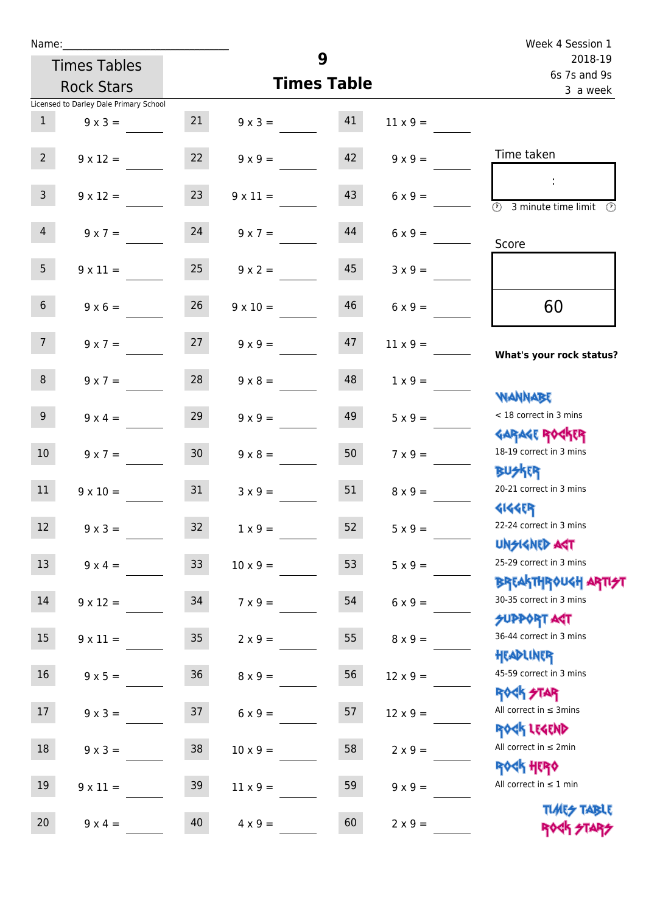Name:\_\_\_\_\_\_\_\_\_\_\_\_\_\_\_\_\_\_\_\_\_\_\_\_\_\_\_\_

Times Tables Rock Stars

# 9
## Times Table

Week 4 Session 1
2018-19
6s 7s and 9s
3 a week

Licensed to Darley Dale Primary School

| | | | | | |
|---|---|---|---|---|---|
| 1 | 9 x 3 = | 21 | 9 x 3 = | 41 | 11 x 9 = |
| 2 | 9 x 12 = | 22 | 9 x 9 = | 42 | 9 x 9 = |
| 3 | 9 x 12 = | 23 | 9 x 11 = | 43 | 6 x 9 = |
| 4 | 9 x 7 = | 24 | 9 x 7 = | 44 | 6 x 9 = |
| 5 | 9 x 11 = | 25 | 9 x 2 = | 45 | 3 x 9 = |
| 6 | 9 x 6 = | 26 | 9 x 10 = | 46 | 6 x 9 = |
| 7 | 9 x 7 = | 27 | 9 x 9 = | 47 | 11 x 9 = |
| 8 | 9 x 7 = | 28 | 9 x 8 = | 48 | 1 x 9 = |
| 9 | 9 x 4 = | 29 | 9 x 9 = | 49 | 5 x 9 = |
| 10 | 9 x 7 = | 30 | 9 x 8 = | 50 | 7 x 9 = |
| 11 | 9 x 10 = | 31 | 3 x 9 = | 51 | 8 x 9 = |
| 12 | 9 x 3 = | 32 | 1 x 9 = | 52 | 5 x 9 = |
| 13 | 9 x 4 = | 33 | 10 x 9 = | 53 | 5 x 9 = |
| 14 | 9 x 12 = | 34 | 7 x 9 = | 54 | 6 x 9 = |
| 15 | 9 x 11 = | 35 | 2 x 9 = | 55 | 8 x 9 = |
| 16 | 9 x 5 = | 36 | 8 x 9 = | 56 | 12 x 9 = |
| 17 | 9 x 3 = | 37 | 6 x 9 = | 57 | 12 x 9 = |
| 18 | 9 x 3 = | 38 | 10 x 9 = | 58 | 2 x 9 = |
| 19 | 9 x 11 = | 39 | 11 x 9 = | 59 | 9 x 9 = |
| 20 | 9 x 4 = | 40 | 4 x 9 = | 60 | 2 x 9 = |

Time taken

:

3 minute time limit

Score

60

**What's your rock status?**

- WANNABE: < 18 correct in 3 mins
- GARAGE ROCKER: 18-19 correct in 3 mins
- BUSKER: 20-21 correct in 3 mins
- GIGGER: 22-24 correct in 3 mins
- UNSIGNED ACT: 25-29 correct in 3 mins
- BREAKTHROUGH ARTIST: 30-35 correct in 3 mins
- SUPPORT ACT: 36-44 correct in 3 mins
- HEADLINER: 45-59 correct in 3 mins
- ROCK STAR: All correct in ≤ 3mins
- ROCK LEGEND: All correct in ≤ 2min
- ROCK HERO: All correct in ≤ 1 min

TIMES TABLE ROCK STARS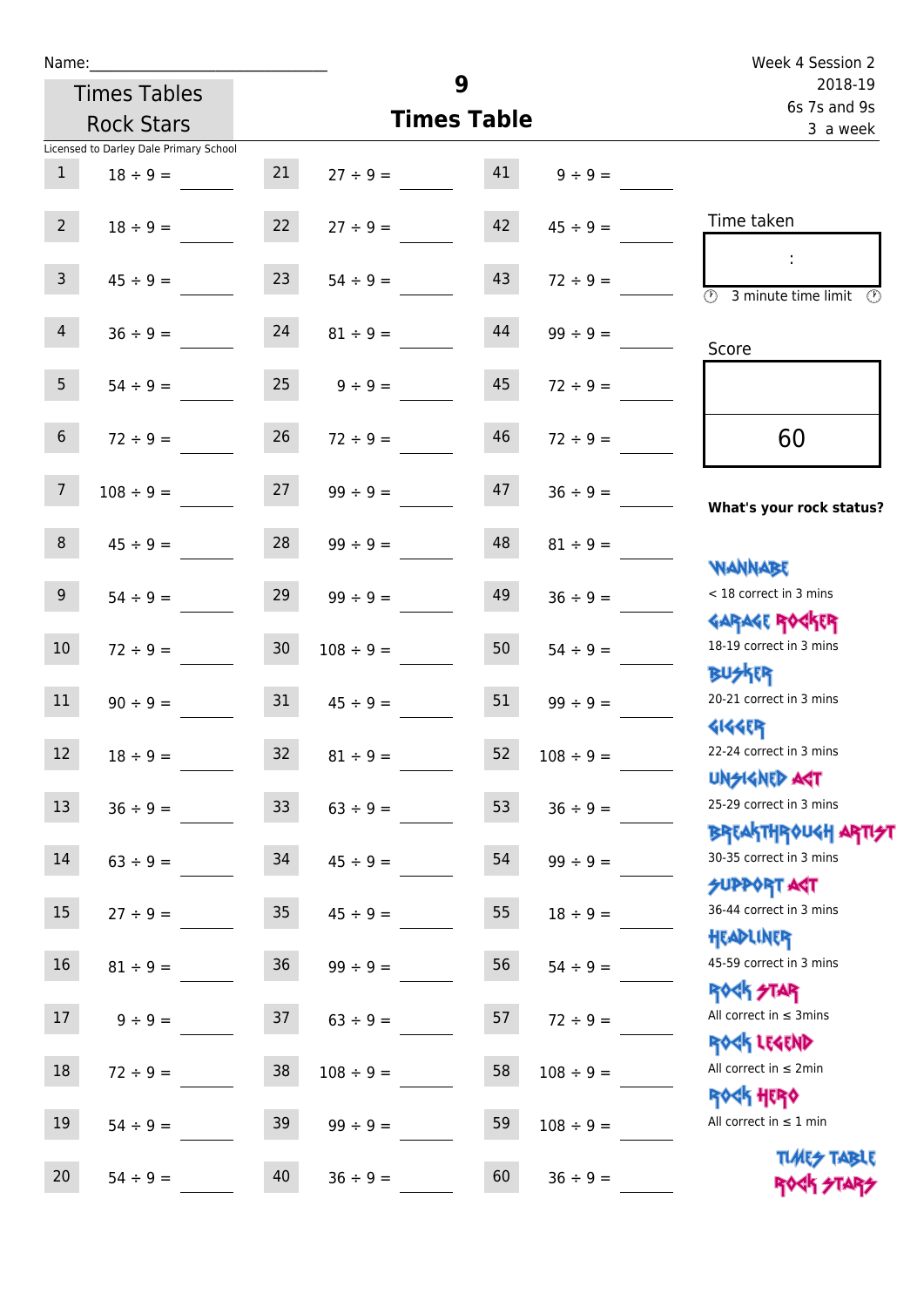Name:\_\_\_\_\_\_\_\_\_\_\_\_\_\_\_\_\_\_\_\_\_\_\_\_\_\_\_\_

Times Tables Rock Stars

Licensed to Darley Dale Primary School

# 9 Times Table

Week 4 Session 2
2018-19
6s 7s and 9s
3 a week

| | | | | | |
|---|---|---|---|---|---|
| 1 | 18 ÷ 9 = | 21 | 27 ÷ 9 = | 41 | 9 ÷ 9 = |
| 2 | 18 ÷ 9 = | 22 | 27 ÷ 9 = | 42 | 45 ÷ 9 = |
| 3 | 45 ÷ 9 = | 23 | 54 ÷ 9 = | 43 | 72 ÷ 9 = |
| 4 | 36 ÷ 9 = | 24 | 81 ÷ 9 = | 44 | 99 ÷ 9 = |
| 5 | 54 ÷ 9 = | 25 | 9 ÷ 9 = | 45 | 72 ÷ 9 = |
| 6 | 72 ÷ 9 = | 26 | 72 ÷ 9 = | 46 | 72 ÷ 9 = |
| 7 | 108 ÷ 9 = | 27 | 99 ÷ 9 = | 47 | 36 ÷ 9 = |
| 8 | 45 ÷ 9 = | 28 | 99 ÷ 9 = | 48 | 81 ÷ 9 = |
| 9 | 54 ÷ 9 = | 29 | 99 ÷ 9 = | 49 | 36 ÷ 9 = |
| 10 | 72 ÷ 9 = | 30 | 108 ÷ 9 = | 50 | 54 ÷ 9 = |
| 11 | 90 ÷ 9 = | 31 | 45 ÷ 9 = | 51 | 99 ÷ 9 = |
| 12 | 18 ÷ 9 = | 32 | 81 ÷ 9 = | 52 | 108 ÷ 9 = |
| 13 | 36 ÷ 9 = | 33 | 63 ÷ 9 = | 53 | 36 ÷ 9 = |
| 14 | 63 ÷ 9 = | 34 | 45 ÷ 9 = | 54 | 99 ÷ 9 = |
| 15 | 27 ÷ 9 = | 35 | 45 ÷ 9 = | 55 | 18 ÷ 9 = |
| 16 | 81 ÷ 9 = | 36 | 99 ÷ 9 = | 56 | 54 ÷ 9 = |
| 17 | 9 ÷ 9 = | 37 | 63 ÷ 9 = | 57 | 72 ÷ 9 = |
| 18 | 72 ÷ 9 = | 38 | 108 ÷ 9 = | 58 | 108 ÷ 9 = |
| 19 | 54 ÷ 9 = | 39 | 99 ÷ 9 = | 59 | 108 ÷ 9 = |
| 20 | 54 ÷ 9 = | 40 | 36 ÷ 9 = | 60 | 36 ÷ 9 = |

Time taken

:

3 minute time limit

Score

60

**What's your rock status?**

WANNABE
< 18 correct in 3 mins

GARAGE ROCKER
18-19 correct in 3 mins

BUSKER
20-21 correct in 3 mins

GIGGER
22-24 correct in 3 mins

UNSIGNED ACT
25-29 correct in 3 mins

BREAKTHROUGH ARTIST
30-35 correct in 3 mins

SUPPORT ACT
36-44 correct in 3 mins

HEADLINER
45-59 correct in 3 mins

ROCK STAR
All correct in ≤ 3mins

ROCK LEGEND
All correct in ≤ 2min

ROCK HERO
All correct in ≤ 1 min

TIMES TABLE ROCK STARS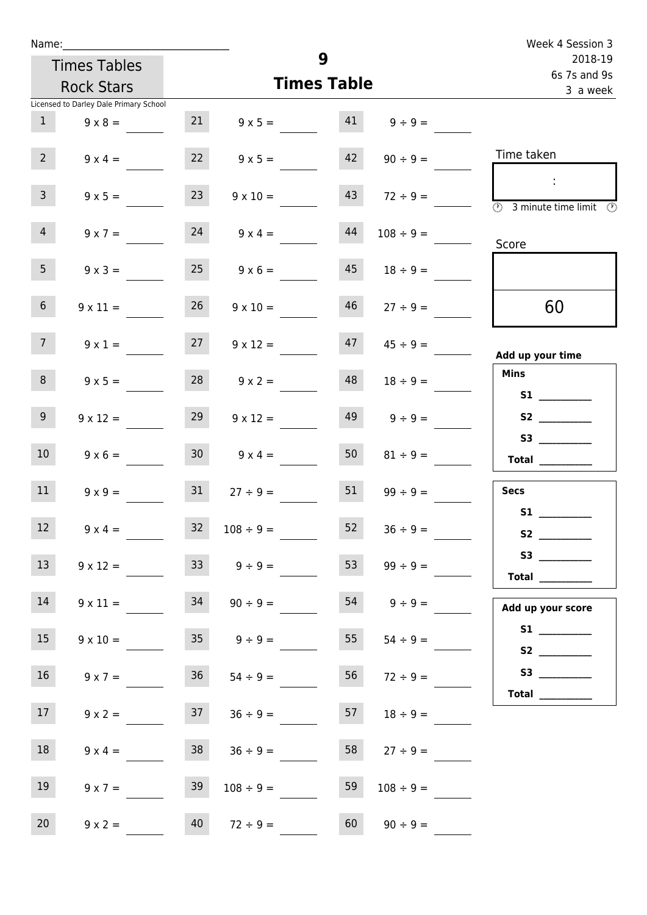Name:\_\_\_\_\_\_\_\_\_\_\_\_\_\_\_\_\_\_\_\_\_\_\_\_\_\_\_\_\_\_

Times Tables Rock Stars

Licensed to Darley Dale Primary School

# 9
## Times Table

Week 4 Session 3
2018-19
6s 7s and 9s
3 a week

| | | | | | |
|---|---|---|---|---|---|
| 1 | 9 x 8 = | 21 | 9 x 5 = | 41 | 9 ÷ 9 = |
| 2 | 9 x 4 = | 22 | 9 x 5 = | 42 | 90 ÷ 9 = |
| 3 | 9 x 5 = | 23 | 9 x 10 = | 43 | 72 ÷ 9 = |
| 4 | 9 x 7 = | 24 | 9 x 4 = | 44 | 108 ÷ 9 = |
| 5 | 9 x 3 = | 25 | 9 x 6 = | 45 | 18 ÷ 9 = |
| 6 | 9 x 11 = | 26 | 9 x 10 = | 46 | 27 ÷ 9 = |
| 7 | 9 x 1 = | 27 | 9 x 12 = | 47 | 45 ÷ 9 = |
| 8 | 9 x 5 = | 28 | 9 x 2 = | 48 | 18 ÷ 9 = |
| 9 | 9 x 12 = | 29 | 9 x 12 = | 49 | 9 ÷ 9 = |
| 10 | 9 x 6 = | 30 | 9 x 4 = | 50 | 81 ÷ 9 = |
| 11 | 9 x 9 = | 31 | 27 ÷ 9 = | 51 | 99 ÷ 9 = |
| 12 | 9 x 4 = | 32 | 108 ÷ 9 = | 52 | 36 ÷ 9 = |
| 13 | 9 x 12 = | 33 | 9 ÷ 9 = | 53 | 99 ÷ 9 = |
| 14 | 9 x 11 = | 34 | 90 ÷ 9 = | 54 | 9 ÷ 9 = |
| 15 | 9 x 10 = | 35 | 9 ÷ 9 = | 55 | 54 ÷ 9 = |
| 16 | 9 x 7 = | 36 | 54 ÷ 9 = | 56 | 72 ÷ 9 = |
| 17 | 9 x 2 = | 37 | 36 ÷ 9 = | 57 | 18 ÷ 9 = |
| 18 | 9 x 4 = | 38 | 36 ÷ 9 = | 58 | 27 ÷ 9 = |
| 19 | 9 x 7 = | 39 | 108 ÷ 9 = | 59 | 108 ÷ 9 = |
| 20 | 9 x 2 = | 40 | 72 ÷ 9 = | 60 | 90 ÷ 9 = |

Time taken

:

3 minute time limit

Score

60

**Add up your time**

**Mins**

**S1** \_\_\_\_\_\_\_\_\_\_

**S2** \_\_\_\_\_\_\_\_\_\_

**S3** \_\_\_\_\_\_\_\_\_\_

**Total** \_\_\_\_\_\_\_\_\_\_

**Secs**

**S1** \_\_\_\_\_\_\_\_\_\_

**S2** \_\_\_\_\_\_\_\_\_\_

**S3** \_\_\_\_\_\_\_\_\_\_

**Total** \_\_\_\_\_\_\_\_\_\_

**Add up your score**

**S1** \_\_\_\_\_\_\_\_\_\_

**S2** \_\_\_\_\_\_\_\_\_\_

**S3** \_\_\_\_\_\_\_\_\_\_

**Total** \_\_\_\_\_\_\_\_\_\_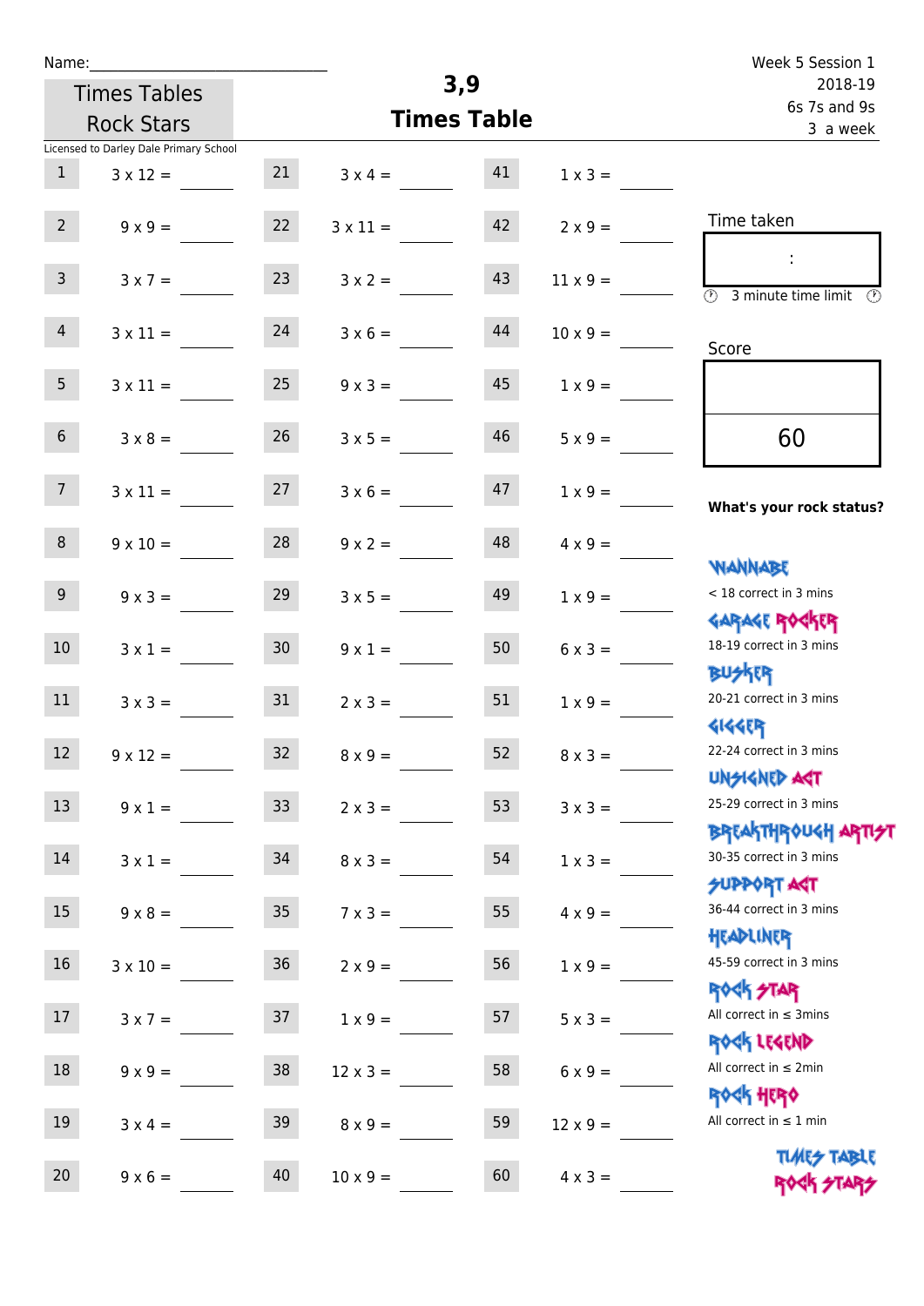Name:

Times Tables Rock Stars

Licensed to Darley Dale Primary School

# 3,9 Times Table

Week 5 Session 1
2018-19
6s 7s and 9s
3 a week

| | | | | | |
|---|---|---|---|---|---|
| 1 | 3 x 12 = | 21 | 3 x 4 = | 41 | 1 x 3 = |
| 2 | 9 x 9 = | 22 | 3 x 11 = | 42 | 2 x 9 = |
| 3 | 3 x 7 = | 23 | 3 x 2 = | 43 | 11 x 9 = |
| 4 | 3 x 11 = | 24 | 3 x 6 = | 44 | 10 x 9 = |
| 5 | 3 x 11 = | 25 | 9 x 3 = | 45 | 1 x 9 = |
| 6 | 3 x 8 = | 26 | 3 x 5 = | 46 | 5 x 9 = |
| 7 | 3 x 11 = | 27 | 3 x 6 = | 47 | 1 x 9 = |
| 8 | 9 x 10 = | 28 | 9 x 2 = | 48 | 4 x 9 = |
| 9 | 9 x 3 = | 29 | 3 x 5 = | 49 | 1 x 9 = |
| 10 | 3 x 1 = | 30 | 9 x 1 = | 50 | 6 x 3 = |
| 11 | 3 x 3 = | 31 | 2 x 3 = | 51 | 1 x 9 = |
| 12 | 9 x 12 = | 32 | 8 x 9 = | 52 | 8 x 3 = |
| 13 | 9 x 1 = | 33 | 2 x 3 = | 53 | 3 x 3 = |
| 14 | 3 x 1 = | 34 | 8 x 3 = | 54 | 1 x 3 = |
| 15 | 9 x 8 = | 35 | 7 x 3 = | 55 | 4 x 9 = |
| 16 | 3 x 10 = | 36 | 2 x 9 = | 56 | 1 x 9 = |
| 17 | 3 x 7 = | 37 | 1 x 9 = | 57 | 5 x 3 = |
| 18 | 9 x 9 = | 38 | 12 x 3 = | 58 | 6 x 9 = |
| 19 | 3 x 4 = | 39 | 8 x 9 = | 59 | 12 x 9 = |
| 20 | 9 x 6 = | 40 | 10 x 9 = | 60 | 4 x 3 = |

Time taken

:

3 minute time limit

Score

60

**What's your rock status?**

WANNABE
< 18 correct in 3 mins

GARAGE ROCKER
18-19 correct in 3 mins

BUSKER
20-21 correct in 3 mins

GIGGER
22-24 correct in 3 mins

UNSIGNED ACT
25-29 correct in 3 mins

BREAKTHROUGH ARTIST
30-35 correct in 3 mins

SUPPORT ACT
36-44 correct in 3 mins

HEADLINER
45-59 correct in 3 mins

ROCK STAR
All correct in ≤ 3mins

ROCK LEGEND
All correct in ≤ 2min

ROCK HERO
All correct in ≤ 1 min

TIMES TABLE ROCK STARS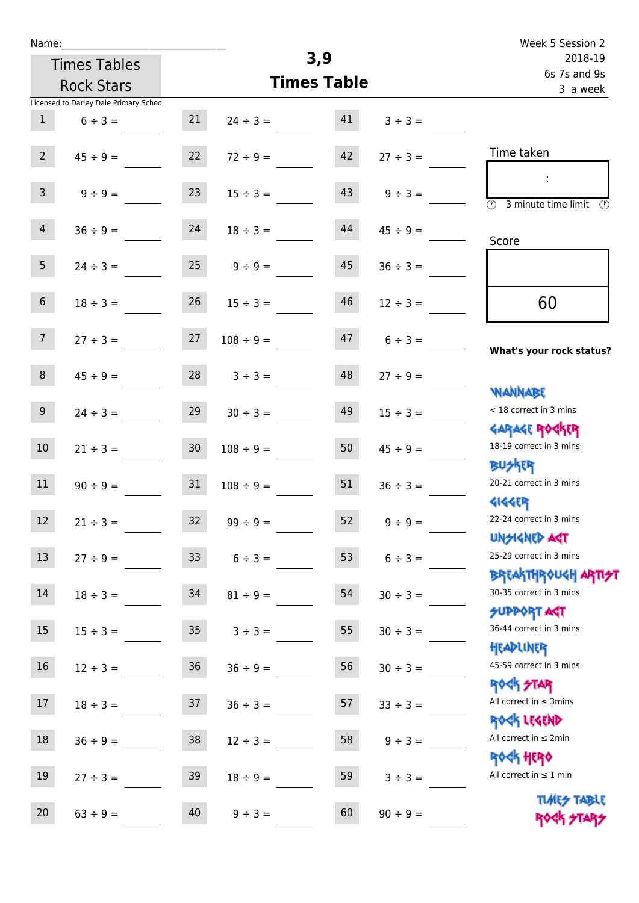Name:\_\_\_\_\_\_\_\_\_\_\_\_\_\_\_\_\_\_\_\_\_\_\_\_\_\_\_

Times Tables Rock Stars

Licensed to Darley Dale Primary School

# 3,9 Times Table

Week 5 Session 2
2018-19
6s 7s and 9s
3 a week

| # | Question | # | Question | # | Question |
|---|---|---|---|---|---|
| 1 | 6 ÷ 3 = | 21 | 24 ÷ 3 = | 41 | 3 ÷ 3 = |
| 2 | 45 ÷ 9 = | 22 | 72 ÷ 9 = | 42 | 27 ÷ 3 = |
| 3 | 9 ÷ 9 = | 23 | 15 ÷ 3 = | 43 | 9 ÷ 3 = |
| 4 | 36 ÷ 9 = | 24 | 18 ÷ 3 = | 44 | 45 ÷ 9 = |
| 5 | 24 ÷ 3 = | 25 | 9 ÷ 9 = | 45 | 36 ÷ 3 = |
| 6 | 18 ÷ 3 = | 26 | 15 ÷ 3 = | 46 | 12 ÷ 3 = |
| 7 | 27 ÷ 3 = | 27 | 108 ÷ 9 = | 47 | 6 ÷ 3 = |
| 8 | 45 ÷ 9 = | 28 | 3 ÷ 3 = | 48 | 27 ÷ 9 = |
| 9 | 24 ÷ 3 = | 29 | 30 ÷ 3 = | 49 | 15 ÷ 3 = |
| 10 | 21 ÷ 3 = | 30 | 108 ÷ 9 = | 50 | 45 ÷ 9 = |
| 11 | 90 ÷ 9 = | 31 | 108 ÷ 9 = | 51 | 36 ÷ 3 = |
| 12 | 21 ÷ 3 = | 32 | 99 ÷ 9 = | 52 | 9 ÷ 9 = |
| 13 | 27 ÷ 9 = | 33 | 6 ÷ 3 = | 53 | 6 ÷ 3 = |
| 14 | 18 ÷ 3 = | 34 | 81 ÷ 9 = | 54 | 30 ÷ 3 = |
| 15 | 15 ÷ 3 = | 35 | 3 ÷ 3 = | 55 | 30 ÷ 3 = |
| 16 | 12 ÷ 3 = | 36 | 36 ÷ 9 = | 56 | 30 ÷ 3 = |
| 17 | 18 ÷ 3 = | 37 | 36 ÷ 3 = | 57 | 33 ÷ 3 = |
| 18 | 36 ÷ 9 = | 38 | 12 ÷ 3 = | 58 | 9 ÷ 3 = |
| 19 | 27 ÷ 3 = | 39 | 18 ÷ 9 = | 59 | 3 ÷ 3 = |
| 20 | 63 ÷ 9 = | 40 | 9 ÷ 3 = | 60 | 90 ÷ 9 = |

Time taken

:

3 minute time limit

Score

60

**What's your rock status?**

- **WANNABE** — < 18 correct in 3 mins
- **GARAGE ROCKER** — 18-19 correct in 3 mins
- **BUSKER** — 20-21 correct in 3 mins
- **GIGGER** — 22-24 correct in 3 mins
- **UNSIGNED ACT** — 25-29 correct in 3 mins
- **BREAKTHROUGH ARTIST** — 30-35 correct in 3 mins
- **SUPPORT ACT** — 36-44 correct in 3 mins
- **HEADLINER** — 45-59 correct in 3 mins
- **ROCK STAR** — All correct in ≤ 3mins
- **ROCK LEGEND** — All correct in ≤ 2min
- **ROCK HERO** — All correct in ≤ 1 min

TIMES TABLE ROCK STARS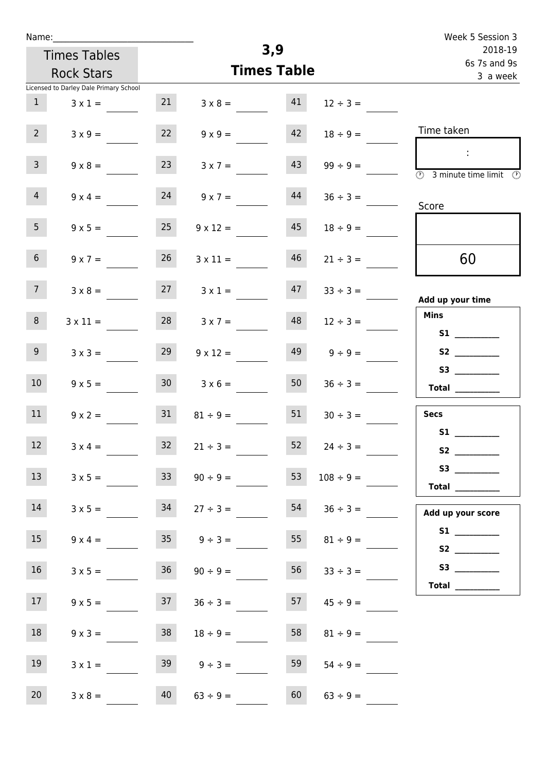Name:______________________________

Times Tables Rock Stars

Licensed to Darley Dale Primary School

# 3,9 Times Table

Week 5 Session 3
2018-19
6s 7s and 9s
3 a week

| | | | | | |
|---|---|---|---|---|---|
| 1 | 3 x 1 = | 21 | 3 x 8 = | 41 | 12 ÷ 3 = |
| 2 | 3 x 9 = | 22 | 9 x 9 = | 42 | 18 ÷ 9 = |
| 3 | 9 x 8 = | 23 | 3 x 7 = | 43 | 99 ÷ 9 = |
| 4 | 9 x 4 = | 24 | 9 x 7 = | 44 | 36 ÷ 3 = |
| 5 | 9 x 5 = | 25 | 9 x 12 = | 45 | 18 ÷ 9 = |
| 6 | 9 x 7 = | 26 | 3 x 11 = | 46 | 21 ÷ 3 = |
| 7 | 3 x 8 = | 27 | 3 x 1 = | 47 | 33 ÷ 3 = |
| 8 | 3 x 11 = | 28 | 3 x 7 = | 48 | 12 ÷ 3 = |
| 9 | 3 x 3 = | 29 | 9 x 12 = | 49 | 9 ÷ 9 = |
| 10 | 9 x 5 = | 30 | 3 x 6 = | 50 | 36 ÷ 3 = |
| 11 | 9 x 2 = | 31 | 81 ÷ 9 = | 51 | 30 ÷ 3 = |
| 12 | 3 x 4 = | 32 | 21 ÷ 3 = | 52 | 24 ÷ 3 = |
| 13 | 3 x 5 = | 33 | 90 ÷ 9 = | 53 | 108 ÷ 9 = |
| 14 | 3 x 5 = | 34 | 27 ÷ 3 = | 54 | 36 ÷ 3 = |
| 15 | 9 x 4 = | 35 | 9 ÷ 3 = | 55 | 81 ÷ 9 = |
| 16 | 3 x 5 = | 36 | 90 ÷ 9 = | 56 | 33 ÷ 3 = |
| 17 | 9 x 5 = | 37 | 36 ÷ 3 = | 57 | 45 ÷ 9 = |
| 18 | 9 x 3 = | 38 | 18 ÷ 9 = | 58 | 81 ÷ 9 = |
| 19 | 3 x 1 = | 39 | 9 ÷ 3 = | 59 | 54 ÷ 9 = |
| 20 | 3 x 8 = | 40 | 63 ÷ 9 = | 60 | 63 ÷ 9 = |

Time taken

:

3 minute time limit

Score

60

**Add up your time**

**Mins**

**S1** __________

**S2** __________

**S3** __________

**Total** __________

**Secs**

**S1** __________

**S2** __________

**S3** __________

**Total** __________

**Add up your score**

**S1** __________

**S2** __________

**S3** __________

**Total** __________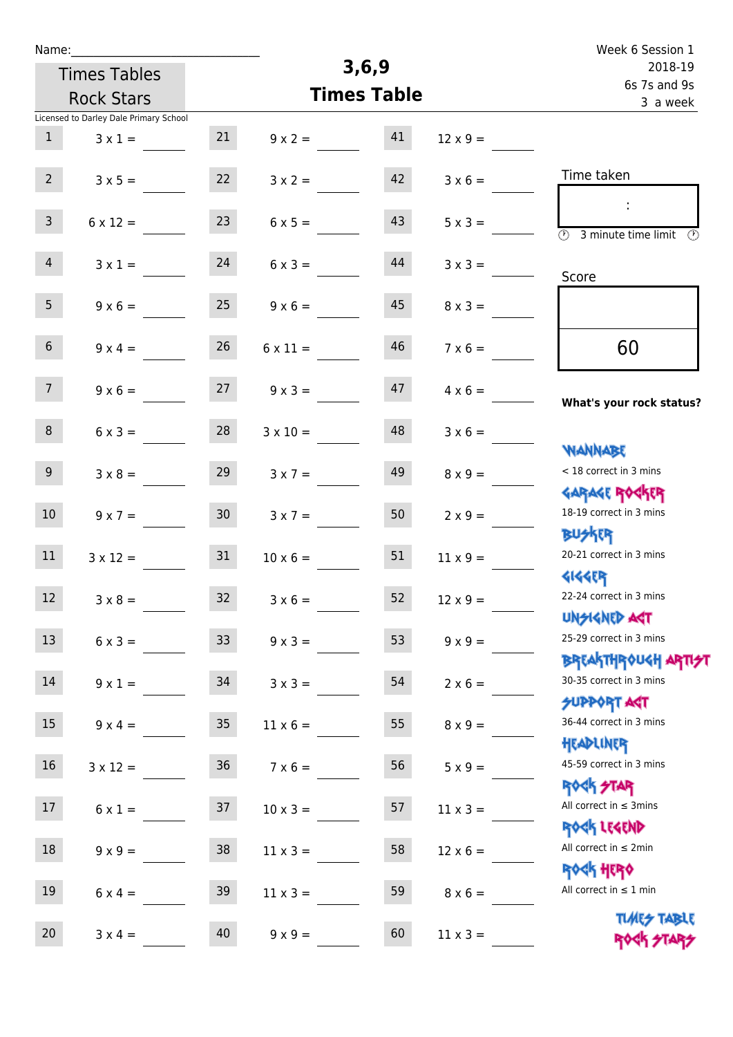Name:_______________________

Times Tables Rock Stars

Licensed to Darley Dale Primary School

# 3,6,9 Times Table

Week 6 Session 1
2018-19
6s 7s and 9s
3 a week

| # | Question | # | Question | # | Question |
|---|---|---|---|---|---|
| 1 | 3 x 1 = | 21 | 9 x 2 = | 41 | 12 x 9 = |
| 2 | 3 x 5 = | 22 | 3 x 2 = | 42 | 3 x 6 = |
| 3 | 6 x 12 = | 23 | 6 x 5 = | 43 | 5 x 3 = |
| 4 | 3 x 1 = | 24 | 6 x 3 = | 44 | 3 x 3 = |
| 5 | 9 x 6 = | 25 | 9 x 6 = | 45 | 8 x 3 = |
| 6 | 9 x 4 = | 26 | 6 x 11 = | 46 | 7 x 6 = |
| 7 | 9 x 6 = | 27 | 9 x 3 = | 47 | 4 x 6 = |
| 8 | 6 x 3 = | 28 | 3 x 10 = | 48 | 3 x 6 = |
| 9 | 3 x 8 = | 29 | 3 x 7 = | 49 | 8 x 9 = |
| 10 | 9 x 7 = | 30 | 3 x 7 = | 50 | 2 x 9 = |
| 11 | 3 x 12 = | 31 | 10 x 6 = | 51 | 11 x 9 = |
| 12 | 3 x 8 = | 32 | 3 x 6 = | 52 | 12 x 9 = |
| 13 | 6 x 3 = | 33 | 9 x 3 = | 53 | 9 x 9 = |
| 14 | 9 x 1 = | 34 | 3 x 3 = | 54 | 2 x 6 = |
| 15 | 9 x 4 = | 35 | 11 x 6 = | 55 | 8 x 9 = |
| 16 | 3 x 12 = | 36 | 7 x 6 = | 56 | 5 x 9 = |
| 17 | 6 x 1 = | 37 | 10 x 3 = | 57 | 11 x 3 = |
| 18 | 9 x 9 = | 38 | 11 x 3 = | 58 | 12 x 6 = |
| 19 | 6 x 4 = | 39 | 11 x 3 = | 59 | 8 x 6 = |
| 20 | 3 x 4 = | 40 | 9 x 9 = | 60 | 11 x 3 = |

Time taken

:

3 minute time limit

Score

60

**What's your rock status?**

WANNABE
< 18 correct in 3 mins

GARAGE ROCKER
18-19 correct in 3 mins

BUSKER
20-21 correct in 3 mins

GIGGER
22-24 correct in 3 mins

UNSIGNED ACT
25-29 correct in 3 mins

BREAKTHROUGH ARTIST
30-35 correct in 3 mins

SUPPORT ACT
36-44 correct in 3 mins

HEADLINER
45-59 correct in 3 mins

ROCK STAR
All correct in ≤ 3mins

ROCK LEGEND
All correct in ≤ 2min

ROCK HERO
All correct in ≤ 1 min

TIMES TABLE ROCK STARS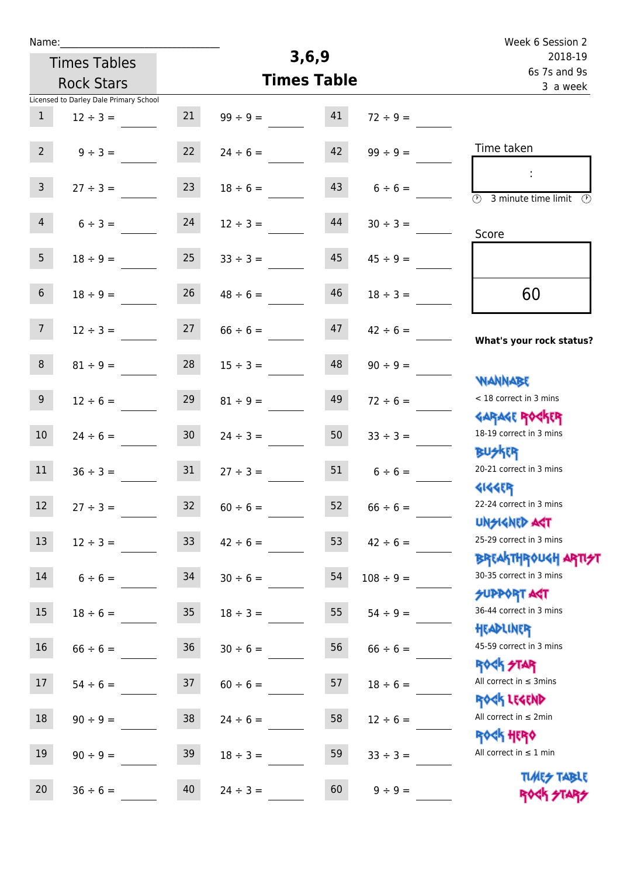Name:\_\_\_\_\_\_\_\_\_\_\_\_\_\_\_\_\_\_\_\_\_\_\_\_\_\_\_\_

Times Tables Rock Stars

Licensed to Darley Dale Primary School

# 3,6,9 Times Table

Week 6 Session 2
2018-19
6s 7s and 9s
3 a week

| | | | | | |
|---|---|---|---|---|---|
| 1 | 12 ÷ 3 = | 21 | 99 ÷ 9 = | 41 | 72 ÷ 9 = |
| 2 | 9 ÷ 3 = | 22 | 24 ÷ 6 = | 42 | 99 ÷ 9 = |
| 3 | 27 ÷ 3 = | 23 | 18 ÷ 6 = | 43 | 6 ÷ 6 = |
| 4 | 6 ÷ 3 = | 24 | 12 ÷ 3 = | 44 | 30 ÷ 3 = |
| 5 | 18 ÷ 9 = | 25 | 33 ÷ 3 = | 45 | 45 ÷ 9 = |
| 6 | 18 ÷ 9 = | 26 | 48 ÷ 6 = | 46 | 18 ÷ 3 = |
| 7 | 12 ÷ 3 = | 27 | 66 ÷ 6 = | 47 | 42 ÷ 6 = |
| 8 | 81 ÷ 9 = | 28 | 15 ÷ 3 = | 48 | 90 ÷ 9 = |
| 9 | 12 ÷ 6 = | 29 | 81 ÷ 9 = | 49 | 72 ÷ 6 = |
| 10 | 24 ÷ 6 = | 30 | 24 ÷ 3 = | 50 | 33 ÷ 3 = |
| 11 | 36 ÷ 3 = | 31 | 27 ÷ 3 = | 51 | 6 ÷ 6 = |
| 12 | 27 ÷ 3 = | 32 | 60 ÷ 6 = | 52 | 66 ÷ 6 = |
| 13 | 12 ÷ 3 = | 33 | 42 ÷ 6 = | 53 | 42 ÷ 6 = |
| 14 | 6 ÷ 6 = | 34 | 30 ÷ 6 = | 54 | 108 ÷ 9 = |
| 15 | 18 ÷ 6 = | 35 | 18 ÷ 3 = | 55 | 54 ÷ 9 = |
| 16 | 66 ÷ 6 = | 36 | 30 ÷ 6 = | 56 | 66 ÷ 6 = |
| 17 | 54 ÷ 6 = | 37 | 60 ÷ 6 = | 57 | 18 ÷ 6 = |
| 18 | 90 ÷ 9 = | 38 | 24 ÷ 6 = | 58 | 12 ÷ 6 = |
| 19 | 90 ÷ 9 = | 39 | 18 ÷ 3 = | 59 | 33 ÷ 3 = |
| 20 | 36 ÷ 6 = | 40 | 24 ÷ 3 = | 60 | 9 ÷ 9 = |

Time taken

:

3 minute time limit

Score

60

**What's your rock status?**

WANNABE
< 18 correct in 3 mins

GARAGE ROCKER
18-19 correct in 3 mins

BUSKER
20-21 correct in 3 mins

GIGGER
22-24 correct in 3 mins

UNSIGNED ACT
25-29 correct in 3 mins

BREAKTHROUGH ARTIST
30-35 correct in 3 mins

SUPPORT ACT
36-44 correct in 3 mins

HEADLINER
45-59 correct in 3 mins

ROCK STAR
All correct in ≤ 3mins

ROCK LEGEND
All correct in ≤ 2min

ROCK HERO
All correct in ≤ 1 min

TIMES TABLE ROCK STARS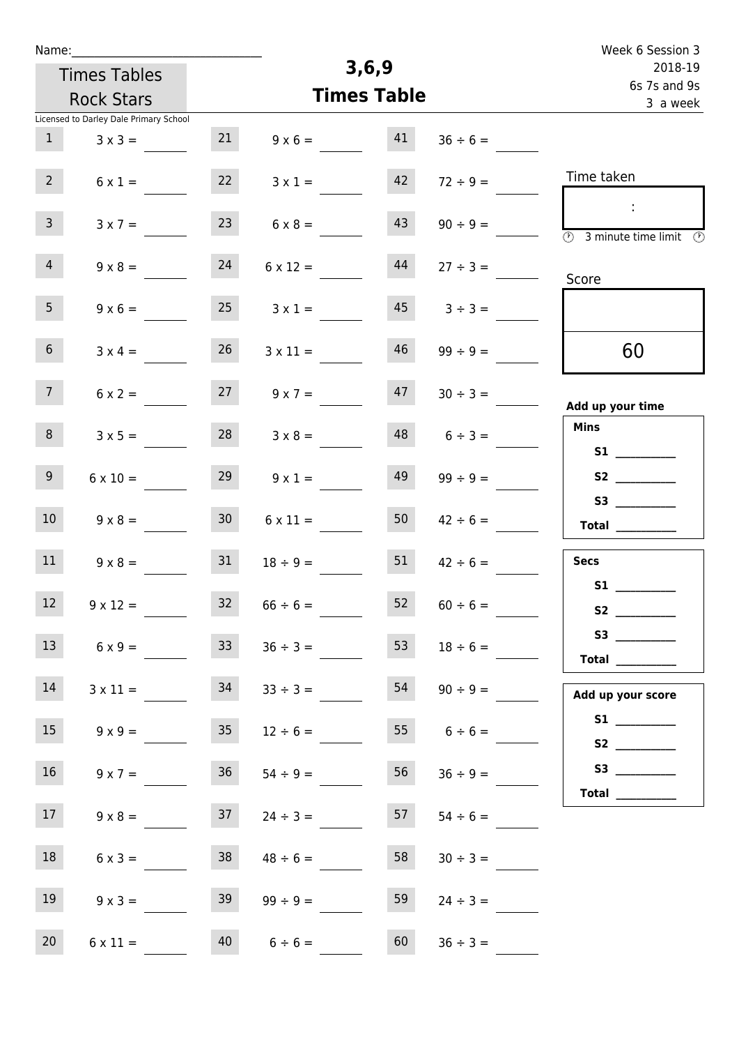Name:_______________________________

Times Tables Rock Stars

Licensed to Darley Dale Primary School

# 3,6,9
# Times Table

Week 6 Session 3
2018-19
6s 7s and 9s
3 a week

| | | | | | |
|---|---|---|---|---|---|
| 1 | 3 x 3 = | 21 | 9 x 6 = | 41 | 36 ÷ 6 = |
| 2 | 6 x 1 = | 22 | 3 x 1 = | 42 | 72 ÷ 9 = |
| 3 | 3 x 7 = | 23 | 6 x 8 = | 43 | 90 ÷ 9 = |
| 4 | 9 x 8 = | 24 | 6 x 12 = | 44 | 27 ÷ 3 = |
| 5 | 9 x 6 = | 25 | 3 x 1 = | 45 | 3 ÷ 3 = |
| 6 | 3 x 4 = | 26 | 3 x 11 = | 46 | 99 ÷ 9 = |
| 7 | 6 x 2 = | 27 | 9 x 7 = | 47 | 30 ÷ 3 = |
| 8 | 3 x 5 = | 28 | 3 x 8 = | 48 | 6 ÷ 3 = |
| 9 | 6 x 10 = | 29 | 9 x 1 = | 49 | 99 ÷ 9 = |
| 10 | 9 x 8 = | 30 | 6 x 11 = | 50 | 42 ÷ 6 = |
| 11 | 9 x 8 = | 31 | 18 ÷ 9 = | 51 | 42 ÷ 6 = |
| 12 | 9 x 12 = | 32 | 66 ÷ 6 = | 52 | 60 ÷ 6 = |
| 13 | 6 x 9 = | 33 | 36 ÷ 3 = | 53 | 18 ÷ 6 = |
| 14 | 3 x 11 = | 34 | 33 ÷ 3 = | 54 | 90 ÷ 9 = |
| 15 | 9 x 9 = | 35 | 12 ÷ 6 = | 55 | 6 ÷ 6 = |
| 16 | 9 x 7 = | 36 | 54 ÷ 9 = | 56 | 36 ÷ 9 = |
| 17 | 9 x 8 = | 37 | 24 ÷ 3 = | 57 | 54 ÷ 6 = |
| 18 | 6 x 3 = | 38 | 48 ÷ 6 = | 58 | 30 ÷ 3 = |
| 19 | 9 x 3 = | 39 | 99 ÷ 9 = | 59 | 24 ÷ 3 = |
| 20 | 6 x 11 = | 40 | 6 ÷ 6 = | 60 | 36 ÷ 3 = |

Time taken

:

3 minute time limit

Score

60

**Add up your time**

**Mins**

**S1** __________

**S2** __________

**S3** __________

**Total** __________

**Secs**

**S1** __________

**S2** __________

**S3** __________

**Total** __________

**Add up your score**

**S1** __________

**S2** __________

**S3** __________

**Total** __________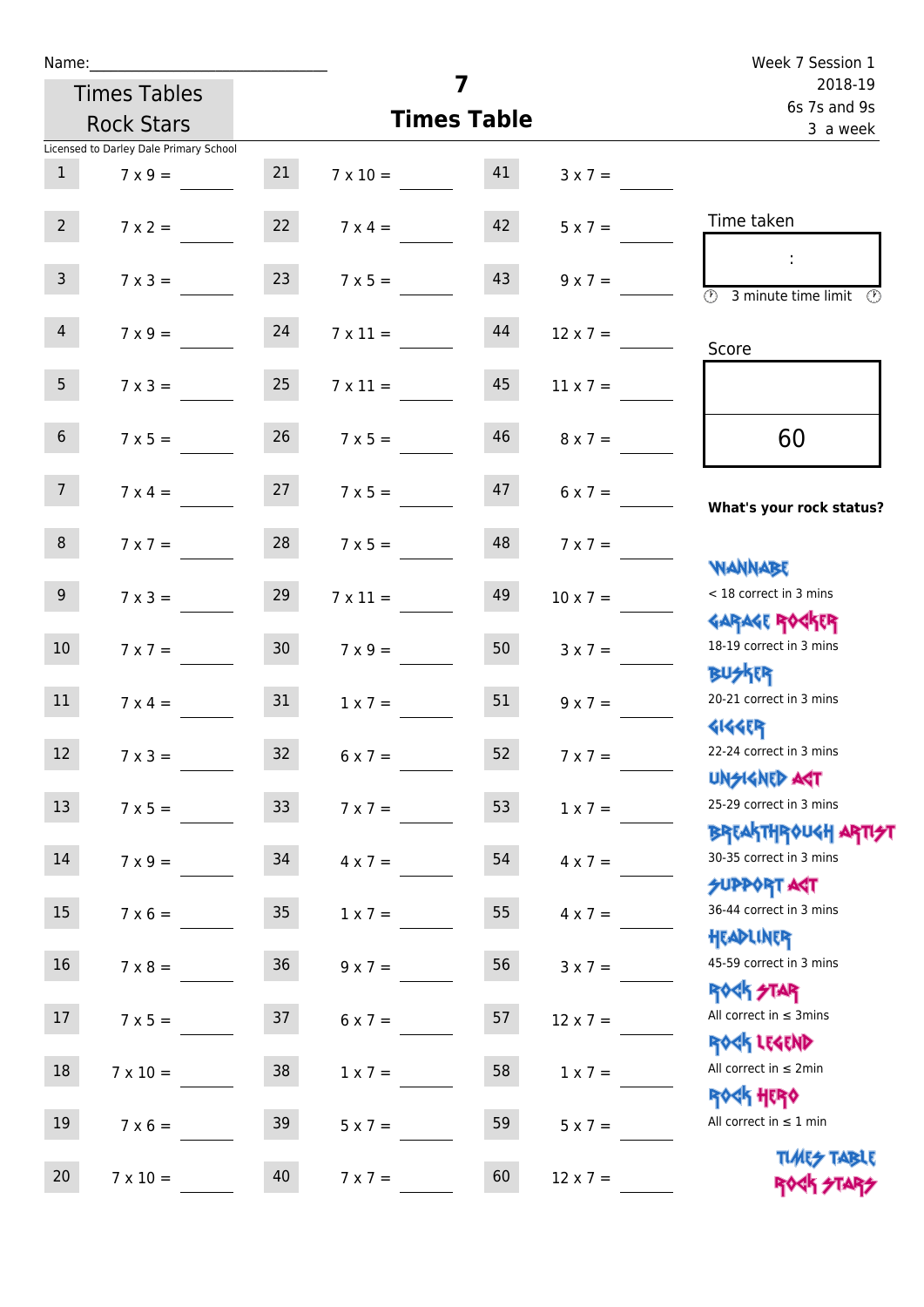Name:\_\_\_\_\_\_\_\_\_\_\_\_\_\_\_\_\_\_\_\_\_\_\_\_\_\_\_\_

Times Tables Rock Stars

Licensed to Darley Dale Primary School

# 7
## Times Table

Week 7 Session 1
2018-19
6s 7s and 9s
3 a week

| | | | | | | | |
|---|---|---|---|---|---|---|---|
| 1 | 7 x 9 = | 21 | 7 x 10 = | 41 | 3 x 7 = | | |
| 2 | 7 x 2 = | 22 | 7 x 4 = | 42 | 5 x 7 = | | |
| 3 | 7 x 3 = | 23 | 7 x 5 = | 43 | 9 x 7 = | | |
| 4 | 7 x 9 = | 24 | 7 x 11 = | 44 | 12 x 7 = | | |
| 5 | 7 x 3 = | 25 | 7 x 11 = | 45 | 11 x 7 = | | |
| 6 | 7 x 5 = | 26 | 7 x 5 = | 46 | 8 x 7 = | | |
| 7 | 7 x 4 = | 27 | 7 x 5 = | 47 | 6 x 7 = | | |
| 8 | 7 x 7 = | 28 | 7 x 5 = | 48 | 7 x 7 = | | |
| 9 | 7 x 3 = | 29 | 7 x 11 = | 49 | 10 x 7 = | | |
| 10 | 7 x 7 = | 30 | 7 x 9 = | 50 | 3 x 7 = | | |
| 11 | 7 x 4 = | 31 | 1 x 7 = | 51 | 9 x 7 = | | |
| 12 | 7 x 3 = | 32 | 6 x 7 = | 52 | 7 x 7 = | | |
| 13 | 7 x 5 = | 33 | 7 x 7 = | 53 | 1 x 7 = | | |
| 14 | 7 x 9 = | 34 | 4 x 7 = | 54 | 4 x 7 = | | |
| 15 | 7 x 6 = | 35 | 1 x 7 = | 55 | 4 x 7 = | | |
| 16 | 7 x 8 = | 36 | 9 x 7 = | 56 | 3 x 7 = | | |
| 17 | 7 x 5 = | 37 | 6 x 7 = | 57 | 12 x 7 = | | |
| 18 | 7 x 10 = | 38 | 1 x 7 = | 58 | 1 x 7 = | | |
| 19 | 7 x 6 = | 39 | 5 x 7 = | 59 | 5 x 7 = | | |
| 20 | 7 x 10 = | 40 | 7 x 7 = | 60 | 12 x 7 = | | |

Time taken

:

3 minute time limit

Score

60

**What's your rock status?**

WANNABE
< 18 correct in 3 mins

GARAGE ROCKER
18-19 correct in 3 mins

BUSKER
20-21 correct in 3 mins

GIGGER
22-24 correct in 3 mins

UNSIGNED ACT
25-29 correct in 3 mins

BREAKTHROUGH ARTIST
30-35 correct in 3 mins

SUPPORT ACT
36-44 correct in 3 mins

HEADLINER
45-59 correct in 3 mins

ROCK STAR
All correct in ≤ 3mins

ROCK LEGEND
All correct in ≤ 2min

ROCK HERO
All correct in ≤ 1 min

TIMES TABLE ROCK STARS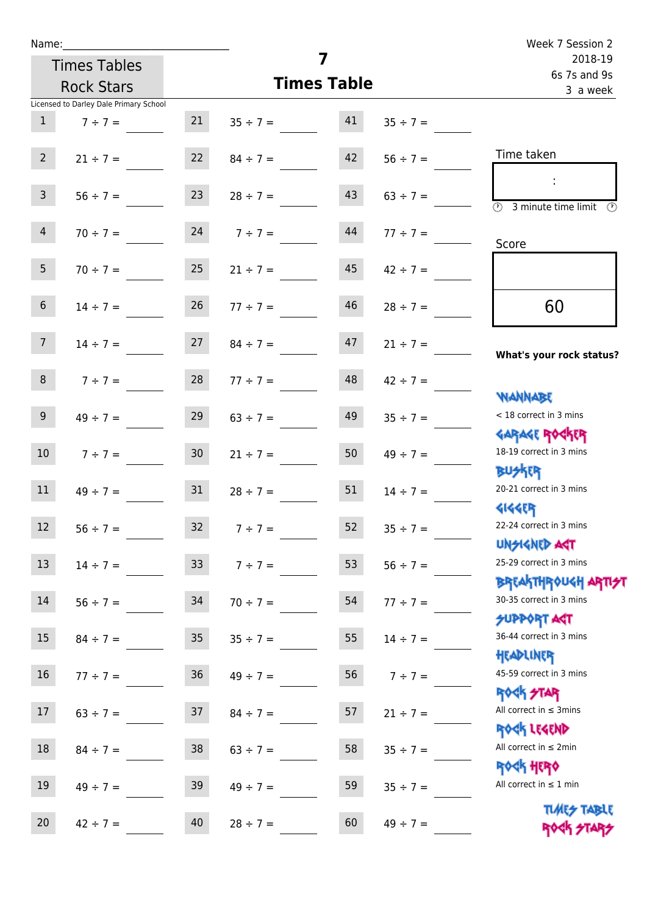Name:\_\_\_\_\_\_\_\_\_\_\_\_\_\_\_\_\_\_\_\_\_\_\_\_\_\_\_\_

Times Tables Rock Stars

Licensed to Darley Dale Primary School

# 7
## Times Table

Week 7 Session 2
2018-19
6s 7s and 9s
3 a week

| | | | | | |
|---|---|---|---|---|---|
| 1 | 7 ÷ 7 = | 21 | 35 ÷ 7 = | 41 | 35 ÷ 7 = |
| 2 | 21 ÷ 7 = | 22 | 84 ÷ 7 = | 42 | 56 ÷ 7 = |
| 3 | 56 ÷ 7 = | 23 | 28 ÷ 7 = | 43 | 63 ÷ 7 = |
| 4 | 70 ÷ 7 = | 24 | 7 ÷ 7 = | 44 | 77 ÷ 7 = |
| 5 | 70 ÷ 7 = | 25 | 21 ÷ 7 = | 45 | 42 ÷ 7 = |
| 6 | 14 ÷ 7 = | 26 | 77 ÷ 7 = | 46 | 28 ÷ 7 = |
| 7 | 14 ÷ 7 = | 27 | 84 ÷ 7 = | 47 | 21 ÷ 7 = |
| 8 | 7 ÷ 7 = | 28 | 77 ÷ 7 = | 48 | 42 ÷ 7 = |
| 9 | 49 ÷ 7 = | 29 | 63 ÷ 7 = | 49 | 35 ÷ 7 = |
| 10 | 7 ÷ 7 = | 30 | 21 ÷ 7 = | 50 | 49 ÷ 7 = |
| 11 | 49 ÷ 7 = | 31 | 28 ÷ 7 = | 51 | 14 ÷ 7 = |
| 12 | 56 ÷ 7 = | 32 | 7 ÷ 7 = | 52 | 35 ÷ 7 = |
| 13 | 14 ÷ 7 = | 33 | 7 ÷ 7 = | 53 | 56 ÷ 7 = |
| 14 | 56 ÷ 7 = | 34 | 70 ÷ 7 = | 54 | 77 ÷ 7 = |
| 15 | 84 ÷ 7 = | 35 | 35 ÷ 7 = | 55 | 14 ÷ 7 = |
| 16 | 77 ÷ 7 = | 36 | 49 ÷ 7 = | 56 | 7 ÷ 7 = |
| 17 | 63 ÷ 7 = | 37 | 84 ÷ 7 = | 57 | 21 ÷ 7 = |
| 18 | 84 ÷ 7 = | 38 | 63 ÷ 7 = | 58 | 35 ÷ 7 = |
| 19 | 49 ÷ 7 = | 39 | 49 ÷ 7 = | 59 | 35 ÷ 7 = |
| 20 | 42 ÷ 7 = | 40 | 28 ÷ 7 = | 60 | 49 ÷ 7 = |

Time taken

:

3 minute time limit

Score

60

**What's your rock status?**

WANNABE
< 18 correct in 3 mins

GARAGE ROCKER
18-19 correct in 3 mins

BUSKER
20-21 correct in 3 mins

GIGGER
22-24 correct in 3 mins

UNSIGNED ACT
25-29 correct in 3 mins

BREAKTHROUGH ARTIST
30-35 correct in 3 mins

SUPPORT ACT
36-44 correct in 3 mins

HEADLINER
45-59 correct in 3 mins

ROCK STAR
All correct in ≤ 3mins

ROCK LEGEND
All correct in ≤ 2min

ROCK HERO
All correct in ≤ 1 min

TIMES TABLE ROCK STARS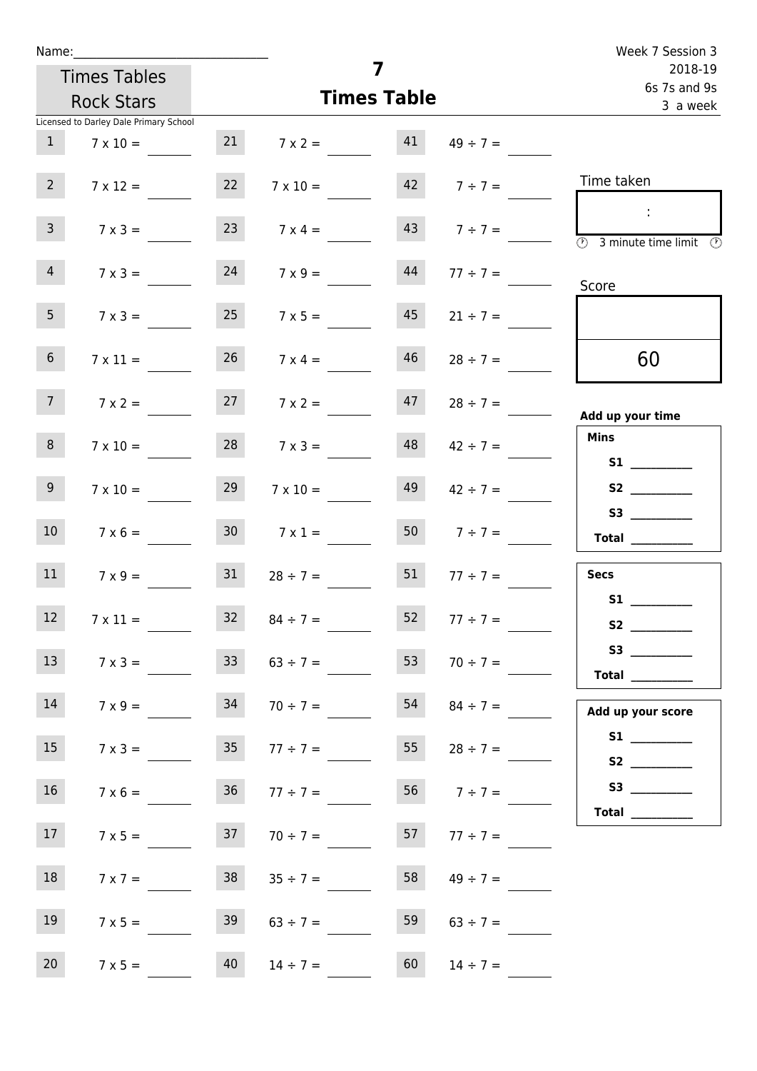Name:______________________________

Times Tables Rock Stars

Licensed to Darley Dale Primary School

# 7
## Times Table

Week 7 Session 3
2018-19
6s 7s and 9s
3 a week

| | | | | | |
|---|---|---|---|---|---|
| 1 | 7 x 10 = ____ | 21 | 7 x 2 = ____ | 41 | 49 ÷ 7 = ____ |
| 2 | 7 x 12 = ____ | 22 | 7 x 10 = ____ | 42 | 7 ÷ 7 = ____ |
| 3 | 7 x 3 = ____ | 23 | 7 x 4 = ____ | 43 | 7 ÷ 7 = ____ |
| 4 | 7 x 3 = ____ | 24 | 7 x 9 = ____ | 44 | 77 ÷ 7 = ____ |
| 5 | 7 x 3 = ____ | 25 | 7 x 5 = ____ | 45 | 21 ÷ 7 = ____ |
| 6 | 7 x 11 = ____ | 26 | 7 x 4 = ____ | 46 | 28 ÷ 7 = ____ |
| 7 | 7 x 2 = ____ | 27 | 7 x 2 = ____ | 47 | 28 ÷ 7 = ____ |
| 8 | 7 x 10 = ____ | 28 | 7 x 3 = ____ | 48 | 42 ÷ 7 = ____ |
| 9 | 7 x 10 = ____ | 29 | 7 x 10 = ____ | 49 | 42 ÷ 7 = ____ |
| 10 | 7 x 6 = ____ | 30 | 7 x 1 = ____ | 50 | 7 ÷ 7 = ____ |
| 11 | 7 x 9 = ____ | 31 | 28 ÷ 7 = ____ | 51 | 77 ÷ 7 = ____ |
| 12 | 7 x 11 = ____ | 32 | 84 ÷ 7 = ____ | 52 | 77 ÷ 7 = ____ |
| 13 | 7 x 3 = ____ | 33 | 63 ÷ 7 = ____ | 53 | 70 ÷ 7 = ____ |
| 14 | 7 x 9 = ____ | 34 | 70 ÷ 7 = ____ | 54 | 84 ÷ 7 = ____ |
| 15 | 7 x 3 = ____ | 35 | 77 ÷ 7 = ____ | 55 | 28 ÷ 7 = ____ |
| 16 | 7 x 6 = ____ | 36 | 77 ÷ 7 = ____ | 56 | 7 ÷ 7 = ____ |
| 17 | 7 x 5 = ____ | 37 | 70 ÷ 7 = ____ | 57 | 77 ÷ 7 = ____ |
| 18 | 7 x 7 = ____ | 38 | 35 ÷ 7 = ____ | 58 | 49 ÷ 7 = ____ |
| 19 | 7 x 5 = ____ | 39 | 63 ÷ 7 = ____ | 59 | 63 ÷ 7 = ____ |
| 20 | 7 x 5 = ____ | 40 | 14 ÷ 7 = ____ | 60 | 14 ÷ 7 = ____ |

Time taken

:

3 minute time limit

Score

60

**Add up your time**

**Mins**

**S1** ________
**S2** ________
**S3** ________
**Total** ________

**Secs**

**S1** ________
**S2** ________
**S3** ________
**Total** ________

**Add up your score**

**S1** ________
**S2** ________
**S3** ________
**Total** ________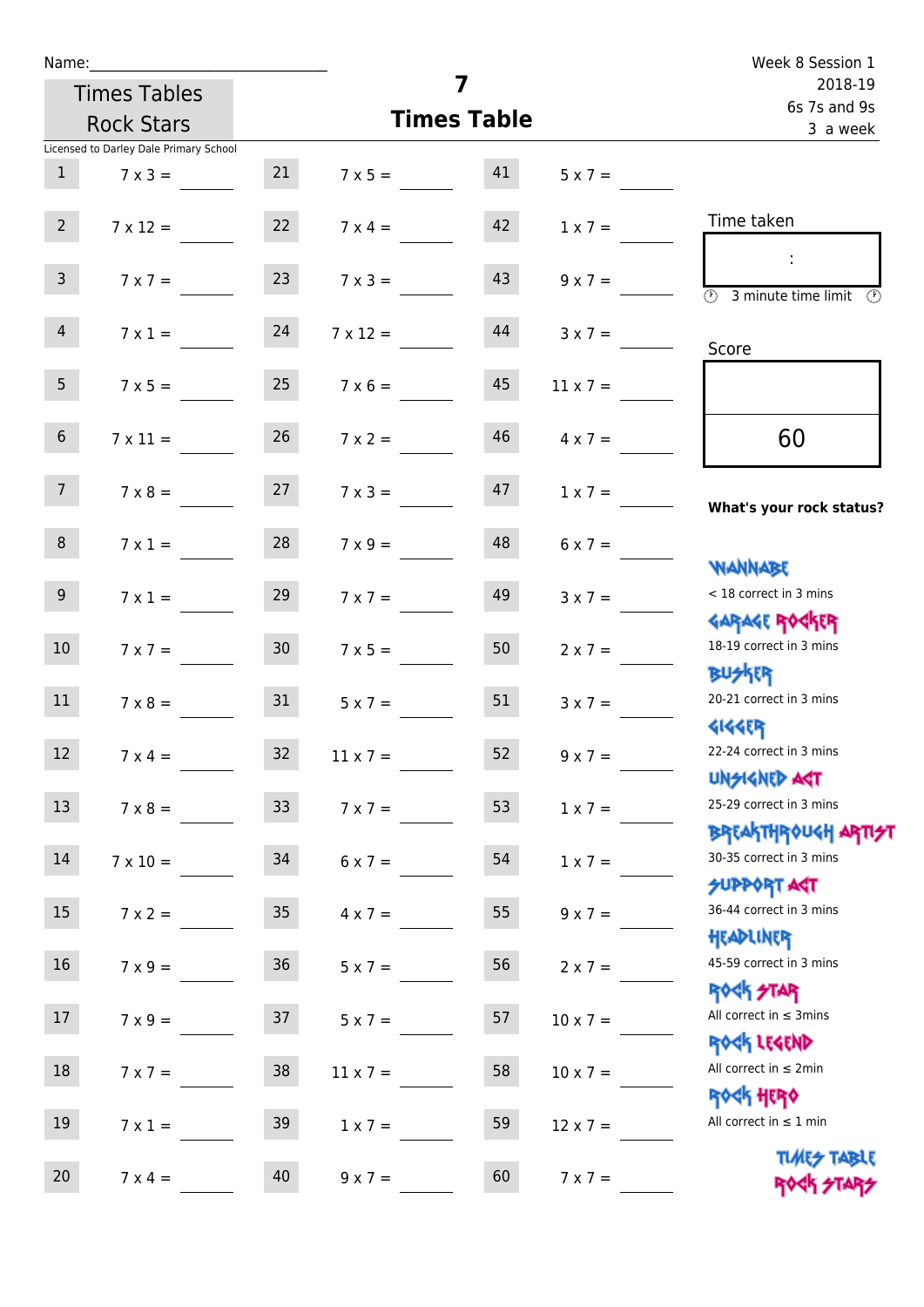Name:\_\_\_\_\_\_\_\_\_\_\_\_\_\_\_\_\_\_\_\_\_\_\_\_\_\_\_\_

Times Tables Rock Stars

# 7
## Times Table

Week 8 Session 1
2018-19
6s 7s and 9s
3 a week

Licensed to Darley Dale Primary School

| | | | | | |
|---|---|---|---|---|---|
| 1 | 7 x 3 = | 21 | 7 x 5 = | 41 | 5 x 7 = |
| 2 | 7 x 12 = | 22 | 7 x 4 = | 42 | 1 x 7 = |
| 3 | 7 x 7 = | 23 | 7 x 3 = | 43 | 9 x 7 = |
| 4 | 7 x 1 = | 24 | 7 x 12 = | 44 | 3 x 7 = |
| 5 | 7 x 5 = | 25 | 7 x 6 = | 45 | 11 x 7 = |
| 6 | 7 x 11 = | 26 | 7 x 2 = | 46 | 4 x 7 = |
| 7 | 7 x 8 = | 27 | 7 x 3 = | 47 | 1 x 7 = |
| 8 | 7 x 1 = | 28 | 7 x 9 = | 48 | 6 x 7 = |
| 9 | 7 x 1 = | 29 | 7 x 7 = | 49 | 3 x 7 = |
| 10 | 7 x 7 = | 30 | 7 x 5 = | 50 | 2 x 7 = |
| 11 | 7 x 8 = | 31 | 5 x 7 = | 51 | 3 x 7 = |
| 12 | 7 x 4 = | 32 | 11 x 7 = | 52 | 9 x 7 = |
| 13 | 7 x 8 = | 33 | 7 x 7 = | 53 | 1 x 7 = |
| 14 | 7 x 10 = | 34 | 6 x 7 = | 54 | 1 x 7 = |
| 15 | 7 x 2 = | 35 | 4 x 7 = | 55 | 9 x 7 = |
| 16 | 7 x 9 = | 36 | 5 x 7 = | 56 | 2 x 7 = |
| 17 | 7 x 9 = | 37 | 5 x 7 = | 57 | 10 x 7 = |
| 18 | 7 x 7 = | 38 | 11 x 7 = | 58 | 10 x 7 = |
| 19 | 7 x 1 = | 39 | 1 x 7 = | 59 | 12 x 7 = |
| 20 | 7 x 4 = | 40 | 9 x 7 = | 60 | 7 x 7 = |

Time taken

:

3 minute time limit

Score

60

**What's your rock status?**

WANNABE
< 18 correct in 3 mins

GARAGE ROCKER
18-19 correct in 3 mins

BUSKER
20-21 correct in 3 mins

GIGGER
22-24 correct in 3 mins

UNSIGNED ACT
25-29 correct in 3 mins

BREAKTHROUGH ARTIST
30-35 correct in 3 mins

SUPPORT ACT
36-44 correct in 3 mins

HEADLINER
45-59 correct in 3 mins

ROCK STAR
All correct in ≤ 3mins

ROCK LEGEND
All correct in ≤ 2min

ROCK HERO
All correct in ≤ 1 min

TIMES TABLE ROCK STARS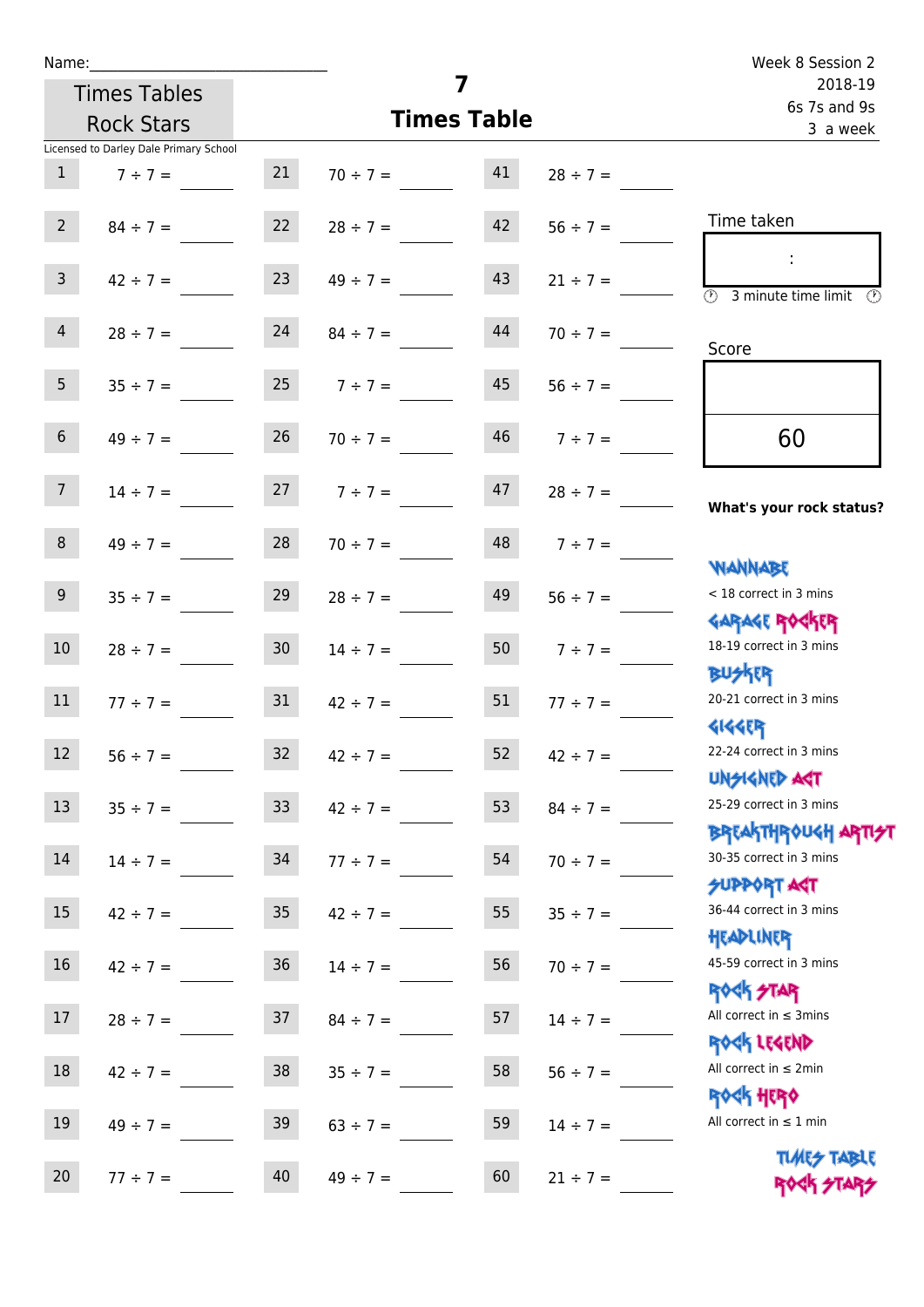Name:

Week 8 Session 2
2018-19
6s 7s and 9s
3 a week

Times Tables Rock Stars

# 7 Times Table

Licensed to Darley Dale Primary School

| | | | | | |
|---|---|---|---|---|---|
| 1 | 7 ÷ 7 = | 21 | 70 ÷ 7 = | 41 | 28 ÷ 7 = |
| 2 | 84 ÷ 7 = | 22 | 28 ÷ 7 = | 42 | 56 ÷ 7 = |
| 3 | 42 ÷ 7 = | 23 | 49 ÷ 7 = | 43 | 21 ÷ 7 = |
| 4 | 28 ÷ 7 = | 24 | 84 ÷ 7 = | 44 | 70 ÷ 7 = |
| 5 | 35 ÷ 7 = | 25 | 7 ÷ 7 = | 45 | 56 ÷ 7 = |
| 6 | 49 ÷ 7 = | 26 | 70 ÷ 7 = | 46 | 7 ÷ 7 = |
| 7 | 14 ÷ 7 = | 27 | 7 ÷ 7 = | 47 | 28 ÷ 7 = |
| 8 | 49 ÷ 7 = | 28 | 70 ÷ 7 = | 48 | 7 ÷ 7 = |
| 9 | 35 ÷ 7 = | 29 | 28 ÷ 7 = | 49 | 56 ÷ 7 = |
| 10 | 28 ÷ 7 = | 30 | 14 ÷ 7 = | 50 | 7 ÷ 7 = |
| 11 | 77 ÷ 7 = | 31 | 42 ÷ 7 = | 51 | 77 ÷ 7 = |
| 12 | 56 ÷ 7 = | 32 | 42 ÷ 7 = | 52 | 42 ÷ 7 = |
| 13 | 35 ÷ 7 = | 33 | 42 ÷ 7 = | 53 | 84 ÷ 7 = |
| 14 | 14 ÷ 7 = | 34 | 77 ÷ 7 = | 54 | 70 ÷ 7 = |
| 15 | 42 ÷ 7 = | 35 | 42 ÷ 7 = | 55 | 35 ÷ 7 = |
| 16 | 42 ÷ 7 = | 36 | 14 ÷ 7 = | 56 | 70 ÷ 7 = |
| 17 | 28 ÷ 7 = | 37 | 84 ÷ 7 = | 57 | 14 ÷ 7 = |
| 18 | 42 ÷ 7 = | 38 | 35 ÷ 7 = | 58 | 56 ÷ 7 = |
| 19 | 49 ÷ 7 = | 39 | 63 ÷ 7 = | 59 | 14 ÷ 7 = |
| 20 | 77 ÷ 7 = | 40 | 49 ÷ 7 = | 60 | 21 ÷ 7 = |

Time taken

:

3 minute time limit

Score

60

**What's your rock status?**

WANNABE
< 18 correct in 3 mins

GARAGE ROCKER
18-19 correct in 3 mins

BUSKER
20-21 correct in 3 mins

GIGGER
22-24 correct in 3 mins

UNSIGNED ACT
25-29 correct in 3 mins

BREAKTHROUGH ARTIST
30-35 correct in 3 mins

SUPPORT ACT
36-44 correct in 3 mins

HEADLINER
45-59 correct in 3 mins

ROCK STAR
All correct in ≤ 3mins

ROCK LEGEND
All correct in ≤ 2min

ROCK HERO
All correct in ≤ 1 min

TIMES TABLE ROCK STARS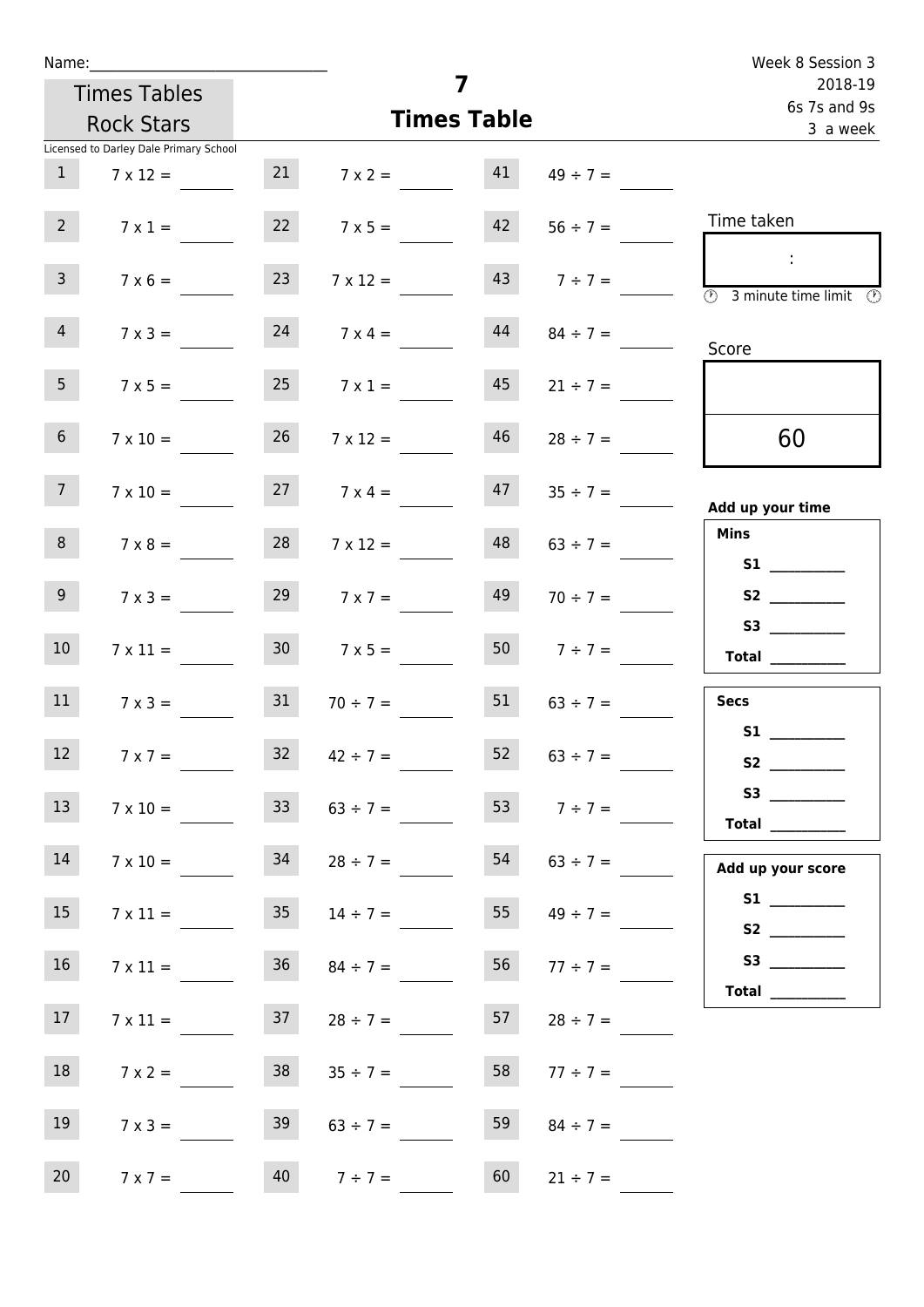Name:______________________________

Week 8 Session 3
2018-19
6s 7s and 9s
3 a week

Times Tables Rock Stars

Licensed to Darley Dale Primary School

# 7
## Times Table

| | | | | | |
|---|---|---|---|---|---|
| 1 | 7 x 12 = ____ | 21 | 7 x 2 = ____ | 41 | 49 ÷ 7 = ____ |
| 2 | 7 x 1 = ____ | 22 | 7 x 5 = ____ | 42 | 56 ÷ 7 = ____ |
| 3 | 7 x 6 = ____ | 23 | 7 x 12 = ____ | 43 | 7 ÷ 7 = ____ |
| 4 | 7 x 3 = ____ | 24 | 7 x 4 = ____ | 44 | 84 ÷ 7 = ____ |
| 5 | 7 x 5 = ____ | 25 | 7 x 1 = ____ | 45 | 21 ÷ 7 = ____ |
| 6 | 7 x 10 = ____ | 26 | 7 x 12 = ____ | 46 | 28 ÷ 7 = ____ |
| 7 | 7 x 10 = ____ | 27 | 7 x 4 = ____ | 47 | 35 ÷ 7 = ____ |
| 8 | 7 x 8 = ____ | 28 | 7 x 12 = ____ | 48 | 63 ÷ 7 = ____ |
| 9 | 7 x 3 = ____ | 29 | 7 x 7 = ____ | 49 | 70 ÷ 7 = ____ |
| 10 | 7 x 11 = ____ | 30 | 7 x 5 = ____ | 50 | 7 ÷ 7 = ____ |
| 11 | 7 x 3 = ____ | 31 | 70 ÷ 7 = ____ | 51 | 63 ÷ 7 = ____ |
| 12 | 7 x 7 = ____ | 32 | 42 ÷ 7 = ____ | 52 | 63 ÷ 7 = ____ |
| 13 | 7 x 10 = ____ | 33 | 63 ÷ 7 = ____ | 53 | 7 ÷ 7 = ____ |
| 14 | 7 x 10 = ____ | 34 | 28 ÷ 7 = ____ | 54 | 63 ÷ 7 = ____ |
| 15 | 7 x 11 = ____ | 35 | 14 ÷ 7 = ____ | 55 | 49 ÷ 7 = ____ |
| 16 | 7 x 11 = ____ | 36 | 84 ÷ 7 = ____ | 56 | 77 ÷ 7 = ____ |
| 17 | 7 x 11 = ____ | 37 | 28 ÷ 7 = ____ | 57 | 28 ÷ 7 = ____ |
| 18 | 7 x 2 = ____ | 38 | 35 ÷ 7 = ____ | 58 | 77 ÷ 7 = ____ |
| 19 | 7 x 3 = ____ | 39 | 63 ÷ 7 = ____ | 59 | 84 ÷ 7 = ____ |
| 20 | 7 x 7 = ____ | 40 | 7 ÷ 7 = ____ | 60 | 21 ÷ 7 = ____ |

Time taken

:

3 minute time limit

Score

60

**Add up your time**

**Mins**

**S1** ________

**S2** ________

**S3** ________

**Total** ________

**Secs**

**S1** ________

**S2** ________

**S3** ________

**Total** ________

**Add up your score**

**S1** ________

**S2** ________

**S3** ________

**Total** ________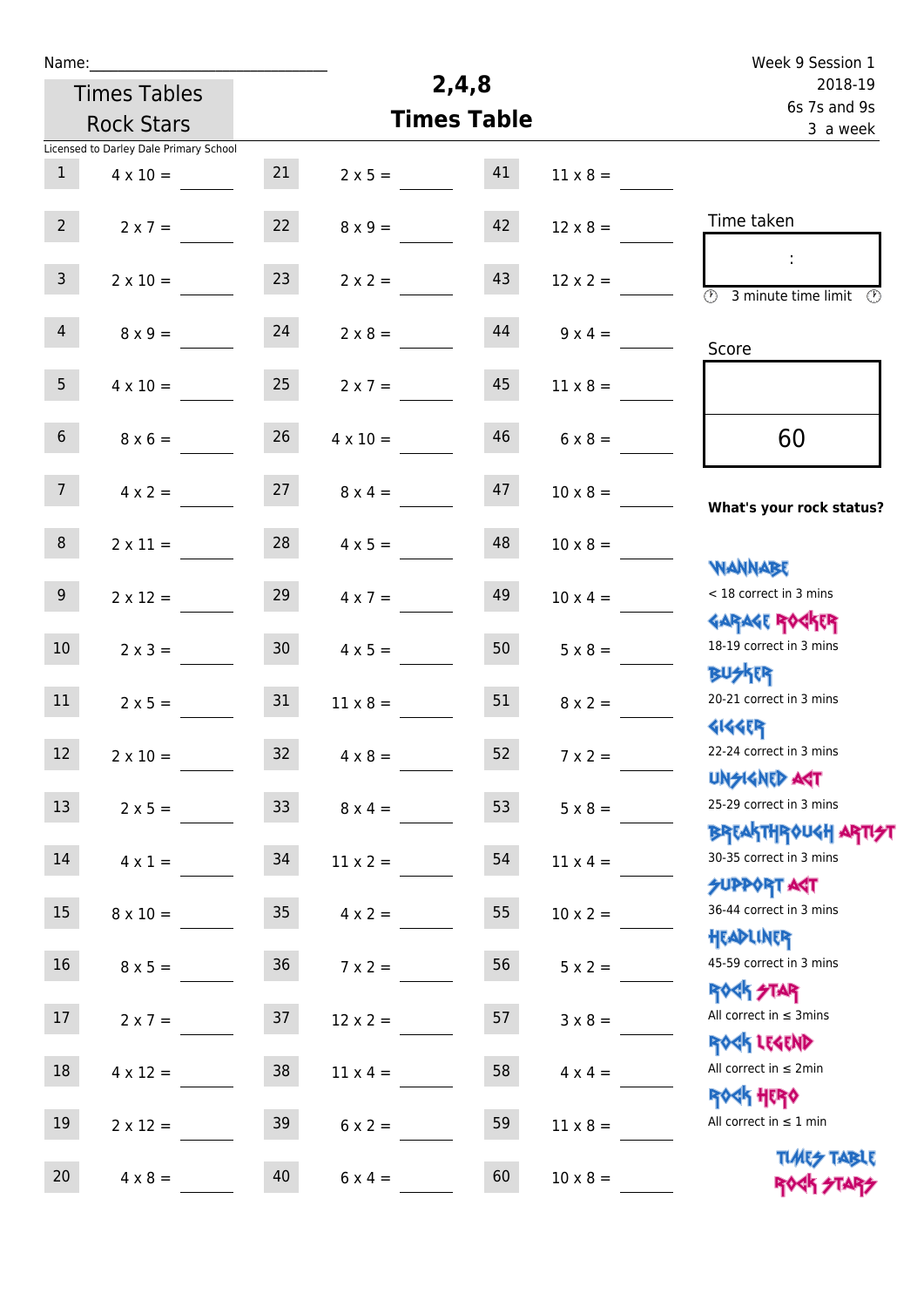Name:______________________________

Week 9 Session 1
2018-19
6s 7s and 9s
3 a week

Times Tables Rock Stars

# 2,4,8 Times Table

Licensed to Darley Dale Primary School

| | | | | | |
|---|---|---|---|---|---|
| 1 | 4 x 10 = | 21 | 2 x 5 = | 41 | 11 x 8 = |
| 2 | 2 x 7 = | 22 | 8 x 9 = | 42 | 12 x 8 = |
| 3 | 2 x 10 = | 23 | 2 x 2 = | 43 | 12 x 2 = |
| 4 | 8 x 9 = | 24 | 2 x 8 = | 44 | 9 x 4 = |
| 5 | 4 x 10 = | 25 | 2 x 7 = | 45 | 11 x 8 = |
| 6 | 8 x 6 = | 26 | 4 x 10 = | 46 | 6 x 8 = |
| 7 | 4 x 2 = | 27 | 8 x 4 = | 47 | 10 x 8 = |
| 8 | 2 x 11 = | 28 | 4 x 5 = | 48 | 10 x 8 = |
| 9 | 2 x 12 = | 29 | 4 x 7 = | 49 | 10 x 4 = |
| 10 | 2 x 3 = | 30 | 4 x 5 = | 50 | 5 x 8 = |
| 11 | 2 x 5 = | 31 | 11 x 8 = | 51 | 8 x 2 = |
| 12 | 2 x 10 = | 32 | 4 x 8 = | 52 | 7 x 2 = |
| 13 | 2 x 5 = | 33 | 8 x 4 = | 53 | 5 x 8 = |
| 14 | 4 x 1 = | 34 | 11 x 2 = | 54 | 11 x 4 = |
| 15 | 8 x 10 = | 35 | 4 x 2 = | 55 | 10 x 2 = |
| 16 | 8 x 5 = | 36 | 7 x 2 = | 56 | 5 x 2 = |
| 17 | 2 x 7 = | 37 | 12 x 2 = | 57 | 3 x 8 = |
| 18 | 4 x 12 = | 38 | 11 x 4 = | 58 | 4 x 4 = |
| 19 | 2 x 12 = | 39 | 6 x 2 = | 59 | 11 x 8 = |
| 20 | 4 x 8 = | 40 | 6 x 4 = | 60 | 10 x 8 = |

Time taken

:

3 minute time limit

Score

60

**What's your rock status?**

WANNABE
< 18 correct in 3 mins

GARAGE ROCKER
18-19 correct in 3 mins

BUSKER
20-21 correct in 3 mins

GIGGER
22-24 correct in 3 mins

UNSIGNED ACT
25-29 correct in 3 mins

BREAKTHROUGH ARTIST
30-35 correct in 3 mins

SUPPORT ACT
36-44 correct in 3 mins

HEADLINER
45-59 correct in 3 mins

ROCK STAR
All correct in ≤ 3mins

ROCK LEGEND
All correct in ≤ 2min

ROCK HERO
All correct in ≤ 1 min

TIMES TABLE ROCK STARS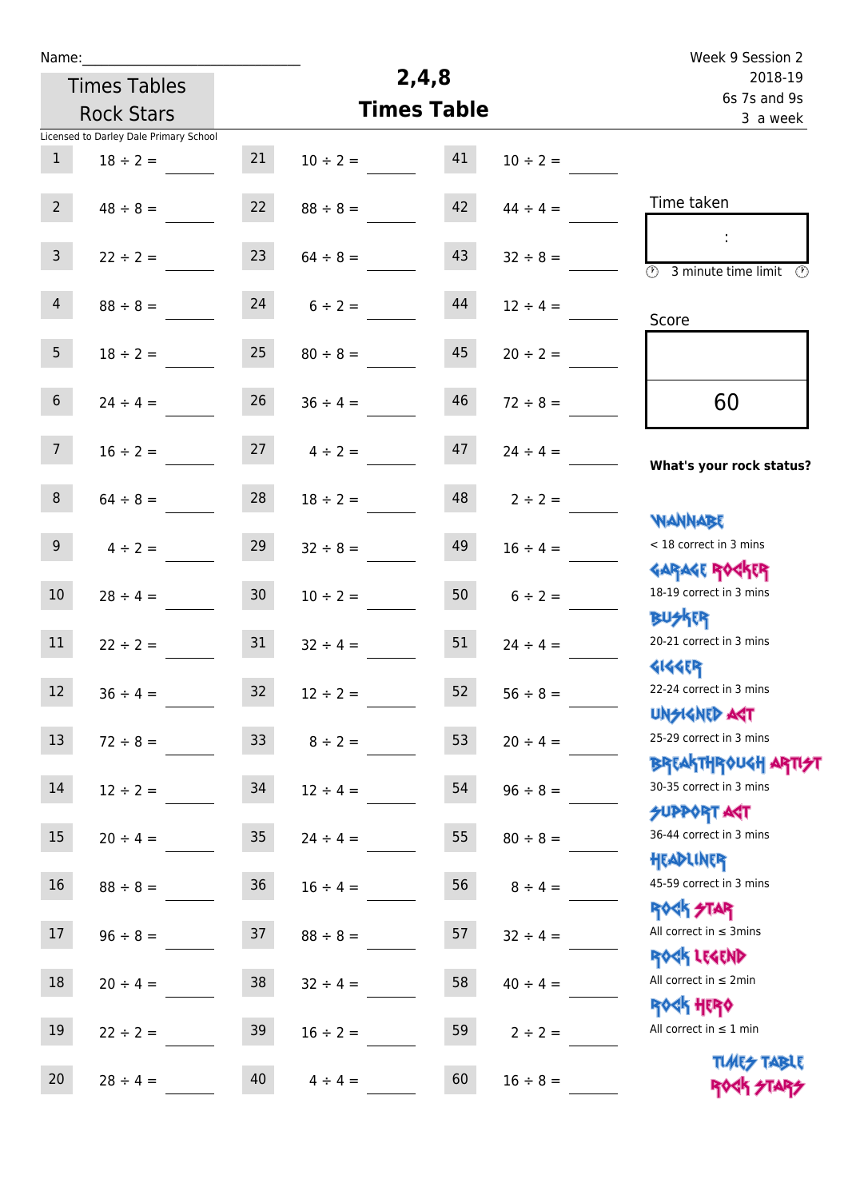Name:______________________________

Times Tables Rock Stars

# 2,4,8 Times Table

Week 9 Session 2
2018-19
6s 7s and 9s
3 a week

Licensed to Darley Dale Primary School

| | | | | | |
|---|---|---|---|---|---|
| 1 | 18 ÷ 2 = | 21 | 10 ÷ 2 = | 41 | 10 ÷ 2 = |
| 2 | 48 ÷ 8 = | 22 | 88 ÷ 8 = | 42 | 44 ÷ 4 = |
| 3 | 22 ÷ 2 = | 23 | 64 ÷ 8 = | 43 | 32 ÷ 8 = |
| 4 | 88 ÷ 8 = | 24 | 6 ÷ 2 = | 44 | 12 ÷ 4 = |
| 5 | 18 ÷ 2 = | 25 | 80 ÷ 8 = | 45 | 20 ÷ 2 = |
| 6 | 24 ÷ 4 = | 26 | 36 ÷ 4 = | 46 | 72 ÷ 8 = |
| 7 | 16 ÷ 2 = | 27 | 4 ÷ 2 = | 47 | 24 ÷ 4 = |
| 8 | 64 ÷ 8 = | 28 | 18 ÷ 2 = | 48 | 2 ÷ 2 = |
| 9 | 4 ÷ 2 = | 29 | 32 ÷ 8 = | 49 | 16 ÷ 4 = |
| 10 | 28 ÷ 4 = | 30 | 10 ÷ 2 = | 50 | 6 ÷ 2 = |
| 11 | 22 ÷ 2 = | 31 | 32 ÷ 4 = | 51 | 24 ÷ 4 = |
| 12 | 36 ÷ 4 = | 32 | 12 ÷ 2 = | 52 | 56 ÷ 8 = |
| 13 | 72 ÷ 8 = | 33 | 8 ÷ 2 = | 53 | 20 ÷ 4 = |
| 14 | 12 ÷ 2 = | 34 | 12 ÷ 4 = | 54 | 96 ÷ 8 = |
| 15 | 20 ÷ 4 = | 35 | 24 ÷ 4 = | 55 | 80 ÷ 8 = |
| 16 | 88 ÷ 8 = | 36 | 16 ÷ 4 = | 56 | 8 ÷ 4 = |
| 17 | 96 ÷ 8 = | 37 | 88 ÷ 8 = | 57 | 32 ÷ 4 = |
| 18 | 20 ÷ 4 = | 38 | 32 ÷ 4 = | 58 | 40 ÷ 4 = |
| 19 | 22 ÷ 2 = | 39 | 16 ÷ 2 = | 59 | 2 ÷ 2 = |
| 20 | 28 ÷ 4 = | 40 | 4 ÷ 4 = | 60 | 16 ÷ 8 = |

Time taken

:

3 minute time limit

Score

60

**What's your rock status?**

WANNABE
< 18 correct in 3 mins

GARAGE ROCKER
18-19 correct in 3 mins

BUSKER
20-21 correct in 3 mins

GIGGER
22-24 correct in 3 mins

UNSIGNED ACT
25-29 correct in 3 mins

BREAKTHROUGH ARTIST
30-35 correct in 3 mins

SUPPORT ACT
36-44 correct in 3 mins

HEADLINER
45-59 correct in 3 mins

ROCK STAR
All correct in ≤ 3mins

ROCK LEGEND
All correct in ≤ 2min

ROCK HERO
All correct in ≤ 1 min

TIMES TABLE ROCK STARS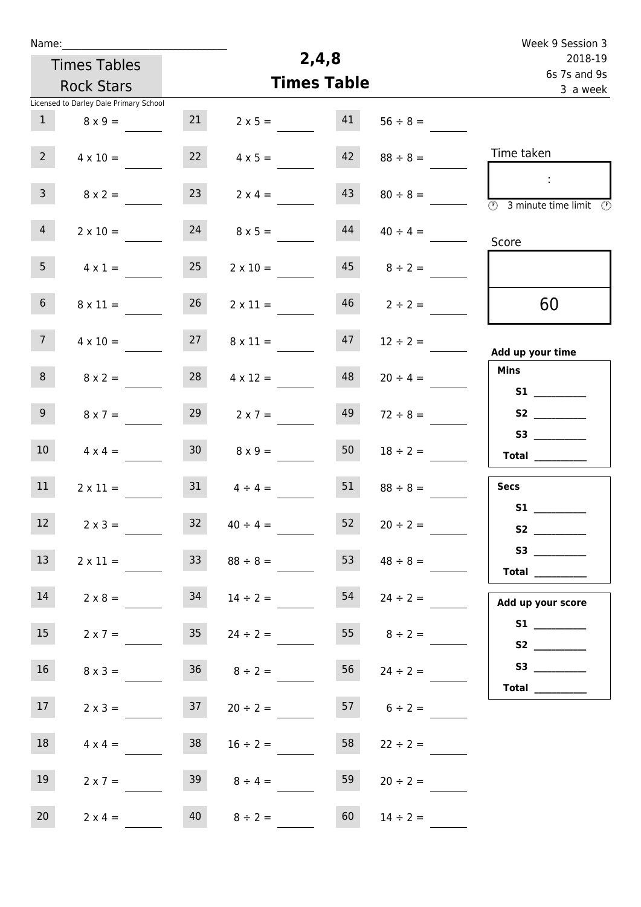Name:______________________________

Times Tables Rock Stars

Licensed to Darley Dale Primary School

# 2,4,8 Times Table

Week 9 Session 3
2018-19
6s 7s and 9s
3 a week

| | | | | | |
|---|---|---|---|---|---|
| 1 | 8 x 9 = | 21 | 2 x 5 = | 41 | 56 ÷ 8 = |
| 2 | 4 x 10 = | 22 | 4 x 5 = | 42 | 88 ÷ 8 = |
| 3 | 8 x 2 = | 23 | 2 x 4 = | 43 | 80 ÷ 8 = |
| 4 | 2 x 10 = | 24 | 8 x 5 = | 44 | 40 ÷ 4 = |
| 5 | 4 x 1 = | 25 | 2 x 10 = | 45 | 8 ÷ 2 = |
| 6 | 8 x 11 = | 26 | 2 x 11 = | 46 | 2 ÷ 2 = |
| 7 | 4 x 10 = | 27 | 8 x 11 = | 47 | 12 ÷ 2 = |
| 8 | 8 x 2 = | 28 | 4 x 12 = | 48 | 20 ÷ 4 = |
| 9 | 8 x 7 = | 29 | 2 x 7 = | 49 | 72 ÷ 8 = |
| 10 | 4 x 4 = | 30 | 8 x 9 = | 50 | 18 ÷ 2 = |
| 11 | 2 x 11 = | 31 | 4 ÷ 4 = | 51 | 88 ÷ 8 = |
| 12 | 2 x 3 = | 32 | 40 ÷ 4 = | 52 | 20 ÷ 2 = |
| 13 | 2 x 11 = | 33 | 88 ÷ 8 = | 53 | 48 ÷ 8 = |
| 14 | 2 x 8 = | 34 | 14 ÷ 2 = | 54 | 24 ÷ 2 = |
| 15 | 2 x 7 = | 35 | 24 ÷ 2 = | 55 | 8 ÷ 2 = |
| 16 | 8 x 3 = | 36 | 8 ÷ 2 = | 56 | 24 ÷ 2 = |
| 17 | 2 x 3 = | 37 | 20 ÷ 2 = | 57 | 6 ÷ 2 = |
| 18 | 4 x 4 = | 38 | 16 ÷ 2 = | 58 | 22 ÷ 2 = |
| 19 | 2 x 7 = | 39 | 8 ÷ 4 = | 59 | 20 ÷ 2 = |
| 20 | 2 x 4 = | 40 | 8 ÷ 2 = | 60 | 14 ÷ 2 = |

Time taken

:

3 minute time limit

Score

60

**Add up your time**

**Mins**

**S1** __________

**S2** __________

**S3** __________

**Total** __________

**Secs**

**S1** __________

**S2** __________

**S3** __________

**Total** __________

**Add up your score**

**S1** __________

**S2** __________

**S3** __________

**Total** __________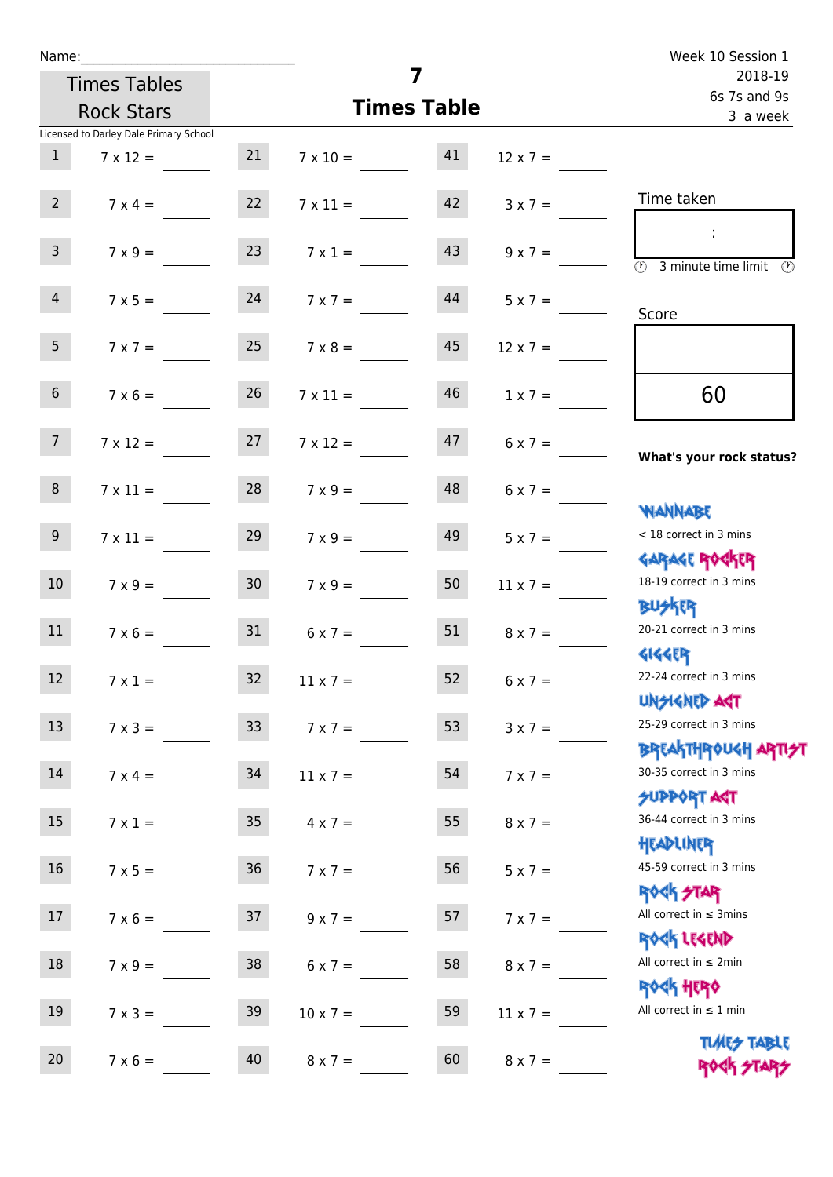Name:

Times Tables Rock Stars

Licensed to Darley Dale Primary School

# 7 Times Table

Week 10 Session 1
2018-19
6s 7s and 9s
3 a week

| | | | | | |
|---|---|---|---|---|---|
| 1 | 7 x 12 = | 21 | 7 x 10 = | 41 | 12 x 7 = |
| 2 | 7 x 4 = | 22 | 7 x 11 = | 42 | 3 x 7 = |
| 3 | 7 x 9 = | 23 | 7 x 1 = | 43 | 9 x 7 = |
| 4 | 7 x 5 = | 24 | 7 x 7 = | 44 | 5 x 7 = |
| 5 | 7 x 7 = | 25 | 7 x 8 = | 45 | 12 x 7 = |
| 6 | 7 x 6 = | 26 | 7 x 11 = | 46 | 1 x 7 = |
| 7 | 7 x 12 = | 27 | 7 x 12 = | 47 | 6 x 7 = |
| 8 | 7 x 11 = | 28 | 7 x 9 = | 48 | 6 x 7 = |
| 9 | 7 x 11 = | 29 | 7 x 9 = | 49 | 5 x 7 = |
| 10 | 7 x 9 = | 30 | 7 x 9 = | 50 | 11 x 7 = |
| 11 | 7 x 6 = | 31 | 6 x 7 = | 51 | 8 x 7 = |
| 12 | 7 x 1 = | 32 | 11 x 7 = | 52 | 6 x 7 = |
| 13 | 7 x 3 = | 33 | 7 x 7 = | 53 | 3 x 7 = |
| 14 | 7 x 4 = | 34 | 11 x 7 = | 54 | 7 x 7 = |
| 15 | 7 x 1 = | 35 | 4 x 7 = | 55 | 8 x 7 = |
| 16 | 7 x 5 = | 36 | 7 x 7 = | 56 | 5 x 7 = |
| 17 | 7 x 6 = | 37 | 9 x 7 = | 57 | 7 x 7 = |
| 18 | 7 x 9 = | 38 | 6 x 7 = | 58 | 8 x 7 = |
| 19 | 7 x 3 = | 39 | 10 x 7 = | 59 | 11 x 7 = |
| 20 | 7 x 6 = | 40 | 8 x 7 = | 60 | 8 x 7 = |

Time taken

:

3 minute time limit

Score

60

**What's your rock status?**

WANNABE
< 18 correct in 3 mins

GARAGE ROCKER
18-19 correct in 3 mins

BUSKER
20-21 correct in 3 mins

GIGGER
22-24 correct in 3 mins

UNSIGNED ACT
25-29 correct in 3 mins

BREAKTHROUGH ARTIST
30-35 correct in 3 mins

SUPPORT ACT
36-44 correct in 3 mins

HEADLINER
45-59 correct in 3 mins

ROCK STAR
All correct in ≤ 3mins

ROCK LEGEND
All correct in ≤ 2min

ROCK HERO
All correct in ≤ 1 min

TIMES TABLE ROCK STARS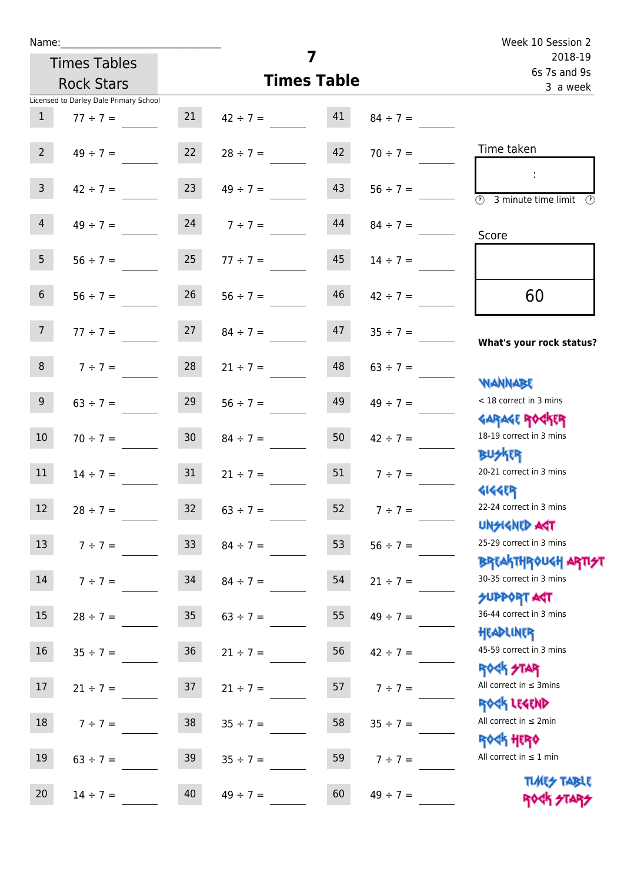Name:\_\_\_\_\_\_\_\_\_\_\_\_\_\_\_\_\_\_\_\_\_\_\_\_\_\_\_\_\_

Times Tables Rock Stars

Licensed to Darley Dale Primary School

# 7 Times Table

Week 10 Session 2
2018-19
6s 7s and 9s
3 a week

| | | | | | |
|---|---|---|---|---|---|
| 1 | 77 ÷ 7 = | 21 | 42 ÷ 7 = | 41 | 84 ÷ 7 = |
| 2 | 49 ÷ 7 = | 22 | 28 ÷ 7 = | 42 | 70 ÷ 7 = |
| 3 | 42 ÷ 7 = | 23 | 49 ÷ 7 = | 43 | 56 ÷ 7 = |
| 4 | 49 ÷ 7 = | 24 | 7 ÷ 7 = | 44 | 84 ÷ 7 = |
| 5 | 56 ÷ 7 = | 25 | 77 ÷ 7 = | 45 | 14 ÷ 7 = |
| 6 | 56 ÷ 7 = | 26 | 56 ÷ 7 = | 46 | 42 ÷ 7 = |
| 7 | 77 ÷ 7 = | 27 | 84 ÷ 7 = | 47 | 35 ÷ 7 = |
| 8 | 7 ÷ 7 = | 28 | 21 ÷ 7 = | 48 | 63 ÷ 7 = |
| 9 | 63 ÷ 7 = | 29 | 56 ÷ 7 = | 49 | 49 ÷ 7 = |
| 10 | 70 ÷ 7 = | 30 | 84 ÷ 7 = | 50 | 42 ÷ 7 = |
| 11 | 14 ÷ 7 = | 31 | 21 ÷ 7 = | 51 | 7 ÷ 7 = |
| 12 | 28 ÷ 7 = | 32 | 63 ÷ 7 = | 52 | 7 ÷ 7 = |
| 13 | 7 ÷ 7 = | 33 | 84 ÷ 7 = | 53 | 56 ÷ 7 = |
| 14 | 7 ÷ 7 = | 34 | 84 ÷ 7 = | 54 | 21 ÷ 7 = |
| 15 | 28 ÷ 7 = | 35 | 63 ÷ 7 = | 55 | 49 ÷ 7 = |
| 16 | 35 ÷ 7 = | 36 | 21 ÷ 7 = | 56 | 42 ÷ 7 = |
| 17 | 21 ÷ 7 = | 37 | 21 ÷ 7 = | 57 | 7 ÷ 7 = |
| 18 | 7 ÷ 7 = | 38 | 35 ÷ 7 = | 58 | 35 ÷ 7 = |
| 19 | 63 ÷ 7 = | 39 | 35 ÷ 7 = | 59 | 7 ÷ 7 = |
| 20 | 14 ÷ 7 = | 40 | 49 ÷ 7 = | 60 | 49 ÷ 7 = |

Time taken

:

3 minute time limit

Score

60

**What's your rock status?**

WANNABE
< 18 correct in 3 mins

GARAGE ROCKER
18-19 correct in 3 mins

BUSKER
20-21 correct in 3 mins

GIGGER
22-24 correct in 3 mins

UNSIGNED ACT
25-29 correct in 3 mins

BREAKTHROUGH ARTIST
30-35 correct in 3 mins

SUPPORT ACT
36-44 correct in 3 mins

HEADLINER
45-59 correct in 3 mins

ROCK STAR
All correct in ≤ 3mins

ROCK LEGEND
All correct in ≤ 2min

ROCK HERO
All correct in ≤ 1 min

TIMES TABLE ROCK STARS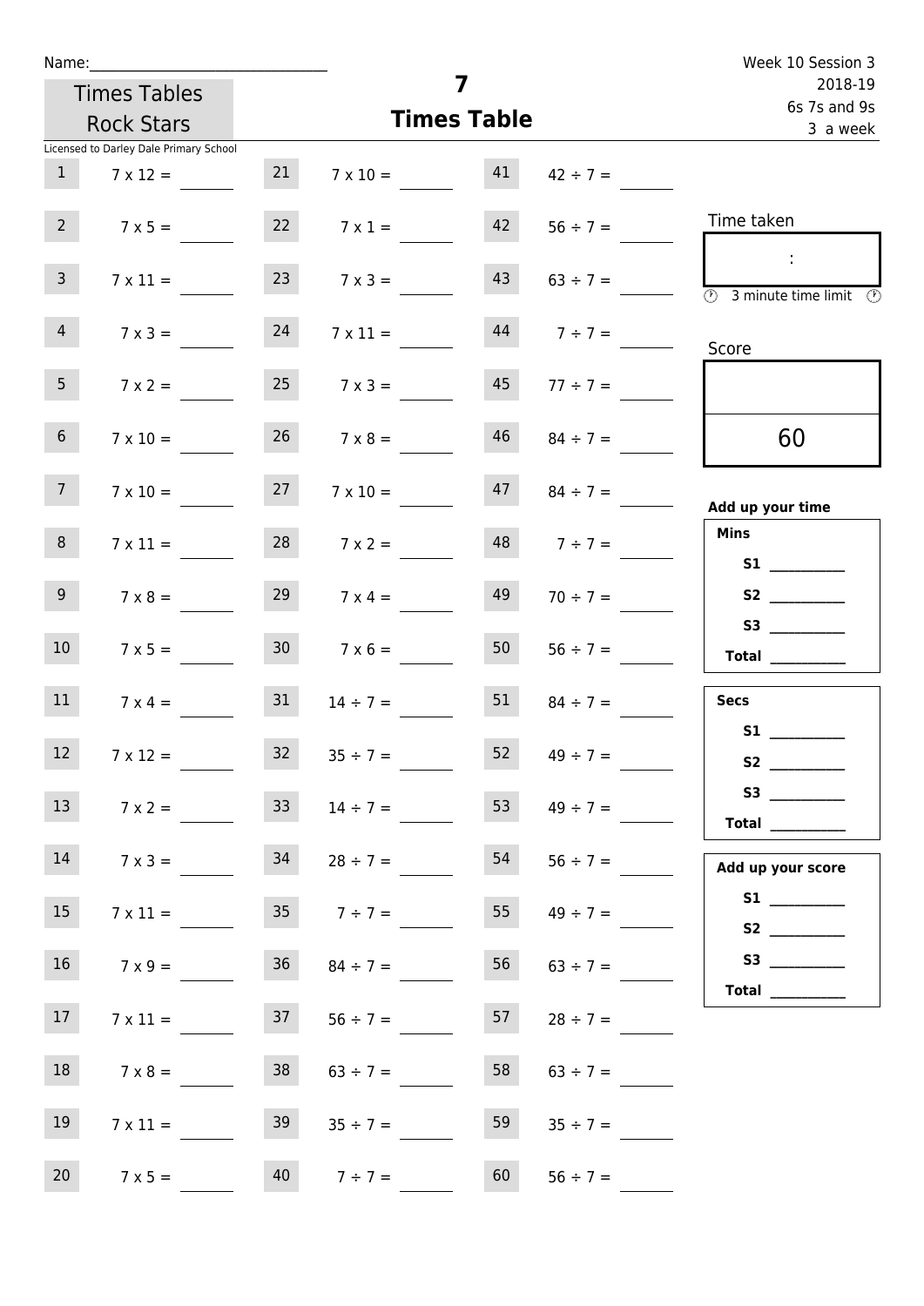Name:_______________________________

Week 10 Session 3
2018-19
6s 7s and 9s
3 a week

Times Tables Rock Stars

Licensed to Darley Dale Primary School

# 7
## Times Table

| | | | | | |
|---|---|---|---|---|---|
| 1 | 7 x 12 = ____ | 21 | 7 x 10 = ____ | 41 | 42 ÷ 7 = ____ |
| 2 | 7 x 5 = ____ | 22 | 7 x 1 = ____ | 42 | 56 ÷ 7 = ____ |
| 3 | 7 x 11 = ____ | 23 | 7 x 3 = ____ | 43 | 63 ÷ 7 = ____ |
| 4 | 7 x 3 = ____ | 24 | 7 x 11 = ____ | 44 | 7 ÷ 7 = ____ |
| 5 | 7 x 2 = ____ | 25 | 7 x 3 = ____ | 45 | 77 ÷ 7 = ____ |
| 6 | 7 x 10 = ____ | 26 | 7 x 8 = ____ | 46 | 84 ÷ 7 = ____ |
| 7 | 7 x 10 = ____ | 27 | 7 x 10 = ____ | 47 | 84 ÷ 7 = ____ |
| 8 | 7 x 11 = ____ | 28 | 7 x 2 = ____ | 48 | 7 ÷ 7 = ____ |
| 9 | 7 x 8 = ____ | 29 | 7 x 4 = ____ | 49 | 70 ÷ 7 = ____ |
| 10 | 7 x 5 = ____ | 30 | 7 x 6 = ____ | 50 | 56 ÷ 7 = ____ |
| 11 | 7 x 4 = ____ | 31 | 14 ÷ 7 = ____ | 51 | 84 ÷ 7 = ____ |
| 12 | 7 x 12 = ____ | 32 | 35 ÷ 7 = ____ | 52 | 49 ÷ 7 = ____ |
| 13 | 7 x 2 = ____ | 33 | 14 ÷ 7 = ____ | 53 | 49 ÷ 7 = ____ |
| 14 | 7 x 3 = ____ | 34 | 28 ÷ 7 = ____ | 54 | 56 ÷ 7 = ____ |
| 15 | 7 x 11 = ____ | 35 | 7 ÷ 7 = ____ | 55 | 49 ÷ 7 = ____ |
| 16 | 7 x 9 = ____ | 36 | 84 ÷ 7 = ____ | 56 | 63 ÷ 7 = ____ |
| 17 | 7 x 11 = ____ | 37 | 56 ÷ 7 = ____ | 57 | 28 ÷ 7 = ____ |
| 18 | 7 x 8 = ____ | 38 | 63 ÷ 7 = ____ | 58 | 63 ÷ 7 = ____ |
| 19 | 7 x 11 = ____ | 39 | 35 ÷ 7 = ____ | 59 | 35 ÷ 7 = ____ |
| 20 | 7 x 5 = ____ | 40 | 7 ÷ 7 = ____ | 60 | 56 ÷ 7 = ____ |

Time taken

:

3 minute time limit

Score

60

**Add up your time**

**Mins**

**S1** __________

**S2** __________

**S3** __________

**Total** __________

**Secs**

**S1** __________

**S2** __________

**S3** __________

**Total** __________

**Add up your score**

**S1** __________

**S2** __________

**S3** __________

**Total** __________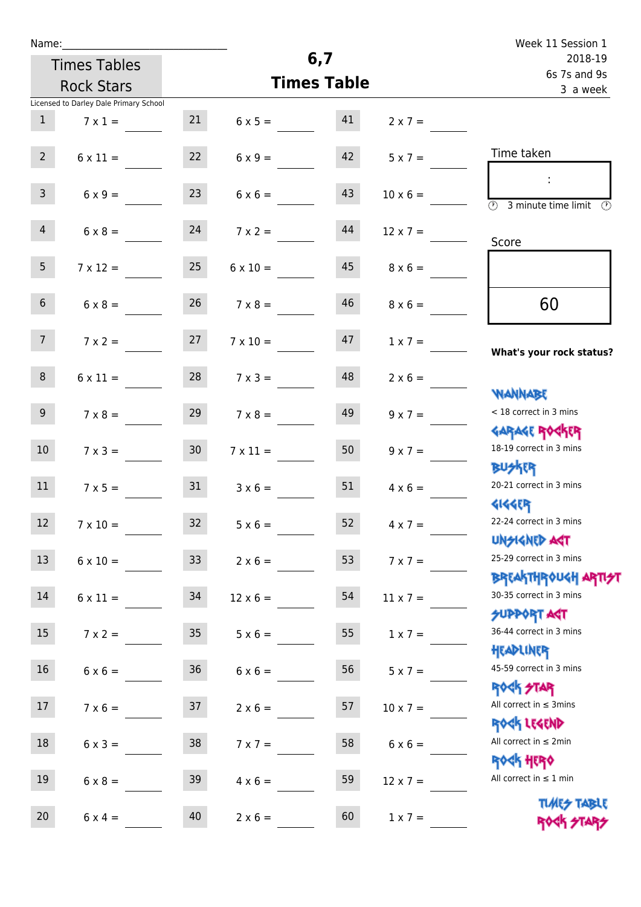Name:\_\_\_\_\_\_\_\_\_\_\_\_\_\_\_\_\_\_\_\_\_\_\_\_\_\_\_\_

Times Tables Rock Stars

# 6,7 Times Table

Week 11 Session 1
2018-19
6s 7s and 9s
3 a week

Licensed to Darley Dale Primary School

| | | | | | |
|---|---|---|---|---|---|
| 1 | 7 x 1 = | 21 | 6 x 5 = | 41 | 2 x 7 = |
| 2 | 6 x 11 = | 22 | 6 x 9 = | 42 | 5 x 7 = |
| 3 | 6 x 9 = | 23 | 6 x 6 = | 43 | 10 x 6 = |
| 4 | 6 x 8 = | 24 | 7 x 2 = | 44 | 12 x 7 = |
| 5 | 7 x 12 = | 25 | 6 x 10 = | 45 | 8 x 6 = |
| 6 | 6 x 8 = | 26 | 7 x 8 = | 46 | 8 x 6 = |
| 7 | 7 x 2 = | 27 | 7 x 10 = | 47 | 1 x 7 = |
| 8 | 6 x 11 = | 28 | 7 x 3 = | 48 | 2 x 6 = |
| 9 | 7 x 8 = | 29 | 7 x 8 = | 49 | 9 x 7 = |
| 10 | 7 x 3 = | 30 | 7 x 11 = | 50 | 9 x 7 = |
| 11 | 7 x 5 = | 31 | 3 x 6 = | 51 | 4 x 6 = |
| 12 | 7 x 10 = | 32 | 5 x 6 = | 52 | 4 x 7 = |
| 13 | 6 x 10 = | 33 | 2 x 6 = | 53 | 7 x 7 = |
| 14 | 6 x 11 = | 34 | 12 x 6 = | 54 | 11 x 7 = |
| 15 | 7 x 2 = | 35 | 5 x 6 = | 55 | 1 x 7 = |
| 16 | 6 x 6 = | 36 | 6 x 6 = | 56 | 5 x 7 = |
| 17 | 7 x 6 = | 37 | 2 x 6 = | 57 | 10 x 7 = |
| 18 | 6 x 3 = | 38 | 7 x 7 = | 58 | 6 x 6 = |
| 19 | 6 x 8 = | 39 | 4 x 6 = | 59 | 12 x 7 = |
| 20 | 6 x 4 = | 40 | 2 x 6 = | 60 | 1 x 7 = |

Time taken

:

3 minute time limit

Score

60

**What's your rock status?**

WANNABE
< 18 correct in 3 mins

GARAGE ROCKER
18-19 correct in 3 mins

BUSKER
20-21 correct in 3 mins

GIGGER
22-24 correct in 3 mins

UNSIGNED ACT
25-29 correct in 3 mins

BREAKTHROUGH ARTIST
30-35 correct in 3 mins

SUPPORT ACT
36-44 correct in 3 mins

HEADLINER
45-59 correct in 3 mins

ROCK STAR
All correct in ≤ 3mins

ROCK LEGEND
All correct in ≤ 2min

ROCK HERO
All correct in ≤ 1 min

TIMES TABLE ROCK STARS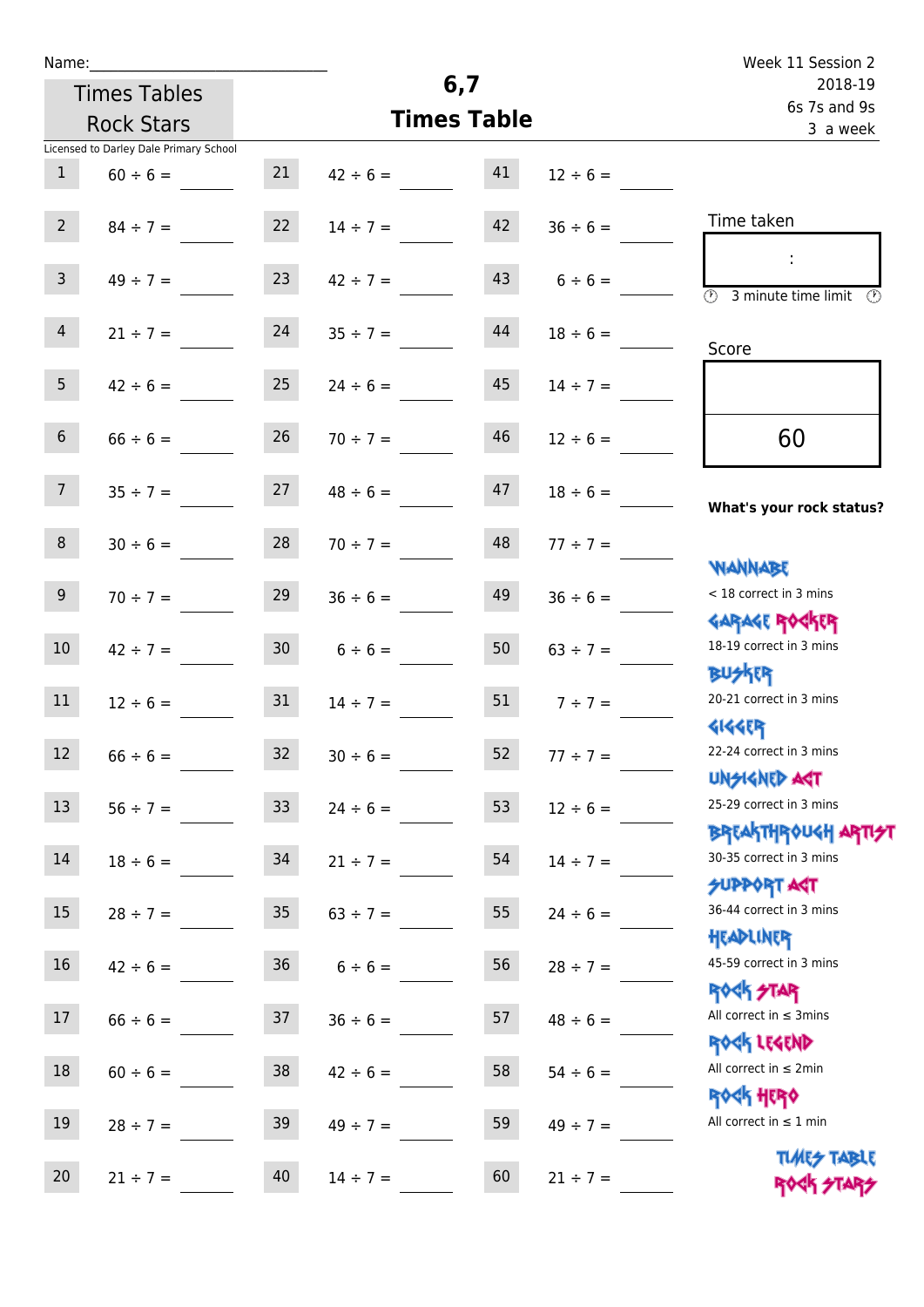Name:\_\_\_\_\_\_\_\_\_\_\_\_\_\_\_\_\_\_\_\_\_\_\_\_\_\_\_

Times Tables Rock Stars

Licensed to Darley Dale Primary School

# 6,7 Times Table

Week 11 Session 2
2018-19
6s 7s and 9s
3 a week

| | | | | | |
|---|---|---|---|---|---|
| 1 | 60 ÷ 6 = | 21 | 42 ÷ 6 = | 41 | 12 ÷ 6 = |
| 2 | 84 ÷ 7 = | 22 | 14 ÷ 7 = | 42 | 36 ÷ 6 = |
| 3 | 49 ÷ 7 = | 23 | 42 ÷ 7 = | 43 | 6 ÷ 6 = |
| 4 | 21 ÷ 7 = | 24 | 35 ÷ 7 = | 44 | 18 ÷ 6 = |
| 5 | 42 ÷ 6 = | 25 | 24 ÷ 6 = | 45 | 14 ÷ 7 = |
| 6 | 66 ÷ 6 = | 26 | 70 ÷ 7 = | 46 | 12 ÷ 6 = |
| 7 | 35 ÷ 7 = | 27 | 48 ÷ 6 = | 47 | 18 ÷ 6 = |
| 8 | 30 ÷ 6 = | 28 | 70 ÷ 7 = | 48 | 77 ÷ 7 = |
| 9 | 70 ÷ 7 = | 29 | 36 ÷ 6 = | 49 | 36 ÷ 6 = |
| 10 | 42 ÷ 7 = | 30 | 6 ÷ 6 = | 50 | 63 ÷ 7 = |
| 11 | 12 ÷ 6 = | 31 | 14 ÷ 7 = | 51 | 7 ÷ 7 = |
| 12 | 66 ÷ 6 = | 32 | 30 ÷ 6 = | 52 | 77 ÷ 7 = |
| 13 | 56 ÷ 7 = | 33 | 24 ÷ 6 = | 53 | 12 ÷ 6 = |
| 14 | 18 ÷ 6 = | 34 | 21 ÷ 7 = | 54 | 14 ÷ 7 = |
| 15 | 28 ÷ 7 = | 35 | 63 ÷ 7 = | 55 | 24 ÷ 6 = |
| 16 | 42 ÷ 6 = | 36 | 6 ÷ 6 = | 56 | 28 ÷ 7 = |
| 17 | 66 ÷ 6 = | 37 | 36 ÷ 6 = | 57 | 48 ÷ 6 = |
| 18 | 60 ÷ 6 = | 38 | 42 ÷ 6 = | 58 | 54 ÷ 6 = |
| 19 | 28 ÷ 7 = | 39 | 49 ÷ 7 = | 59 | 49 ÷ 7 = |
| 20 | 21 ÷ 7 = | 40 | 14 ÷ 7 = | 60 | 21 ÷ 7 = |

Time taken

:

3 minute time limit

Score

60

**What's your rock status?**

WANNABE
< 18 correct in 3 mins

GARAGE ROCKER
18-19 correct in 3 mins

BUSKER
20-21 correct in 3 mins

GIGGER
22-24 correct in 3 mins

UNSIGNED ACT
25-29 correct in 3 mins

BREAKTHROUGH ARTIST
30-35 correct in 3 mins

SUPPORT ACT
36-44 correct in 3 mins

HEADLINER
45-59 correct in 3 mins

ROCK STAR
All correct in ≤ 3mins

ROCK LEGEND
All correct in ≤ 2min

ROCK HERO
All correct in ≤ 1 min

TIMES TABLE ROCK STARS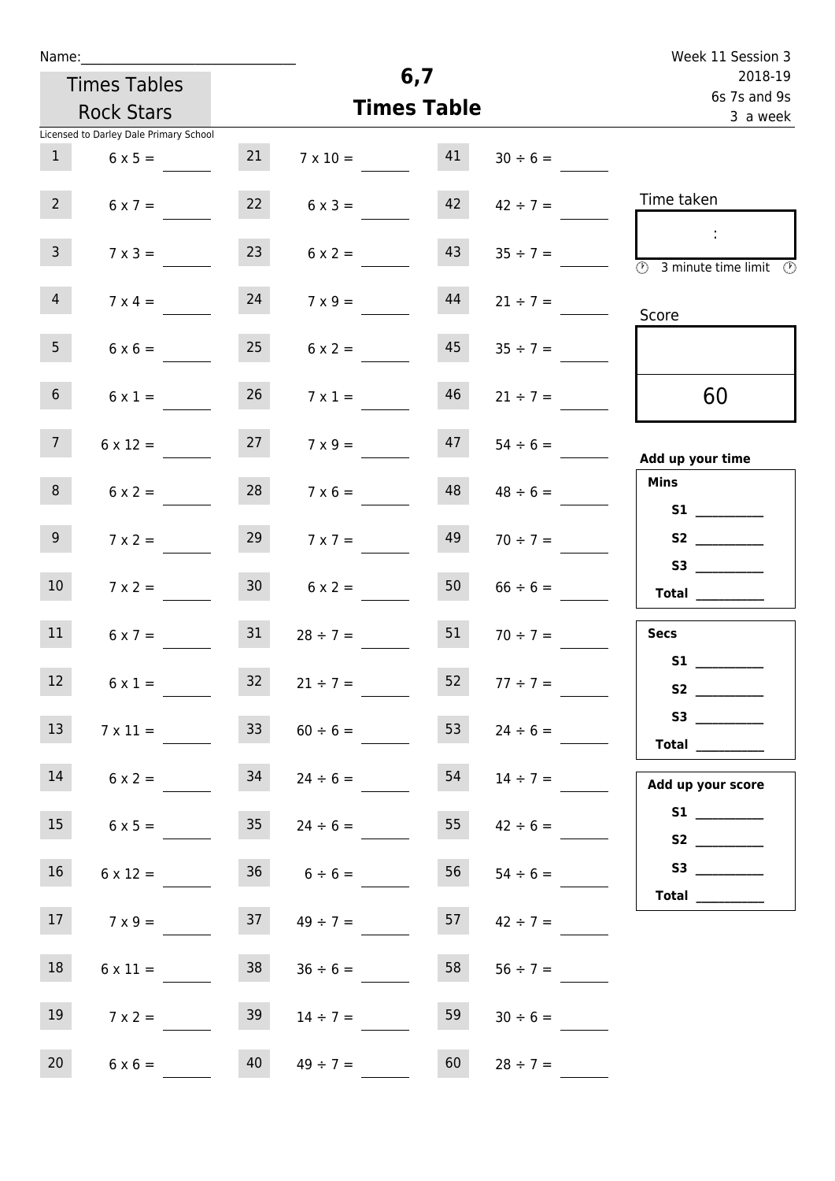Name:______________________________

Times Tables Rock Stars

# 6,7 Times Table

Week 11 Session 3
2018-19
6s 7s and 9s
3 a week

Licensed to Darley Dale Primary School

| | | | | | |
|---|---|---|---|---|---|
| 1 | 6 x 5 = ____ | 21 | 7 x 10 = ____ | 41 | 30 ÷ 6 = ____ |
| 2 | 6 x 7 = ____ | 22 | 6 x 3 = ____ | 42 | 42 ÷ 7 = ____ |
| 3 | 7 x 3 = ____ | 23 | 6 x 2 = ____ | 43 | 35 ÷ 7 = ____ |
| 4 | 7 x 4 = ____ | 24 | 7 x 9 = ____ | 44 | 21 ÷ 7 = ____ |
| 5 | 6 x 6 = ____ | 25 | 6 x 2 = ____ | 45 | 35 ÷ 7 = ____ |
| 6 | 6 x 1 = ____ | 26 | 7 x 1 = ____ | 46 | 21 ÷ 7 = ____ |
| 7 | 6 x 12 = ____ | 27 | 7 x 9 = ____ | 47 | 54 ÷ 6 = ____ |
| 8 | 6 x 2 = ____ | 28 | 7 x 6 = ____ | 48 | 48 ÷ 6 = ____ |
| 9 | 7 x 2 = ____ | 29 | 7 x 7 = ____ | 49 | 70 ÷ 7 = ____ |
| 10 | 7 x 2 = ____ | 30 | 6 x 2 = ____ | 50 | 66 ÷ 6 = ____ |
| 11 | 6 x 7 = ____ | 31 | 28 ÷ 7 = ____ | 51 | 70 ÷ 7 = ____ |
| 12 | 6 x 1 = ____ | 32 | 21 ÷ 7 = ____ | 52 | 77 ÷ 7 = ____ |
| 13 | 7 x 11 = ____ | 33 | 60 ÷ 6 = ____ | 53 | 24 ÷ 6 = ____ |
| 14 | 6 x 2 = ____ | 34 | 24 ÷ 6 = ____ | 54 | 14 ÷ 7 = ____ |
| 15 | 6 x 5 = ____ | 35 | 24 ÷ 6 = ____ | 55 | 42 ÷ 6 = ____ |
| 16 | 6 x 12 = ____ | 36 | 6 ÷ 6 = ____ | 56 | 54 ÷ 6 = ____ |
| 17 | 7 x 9 = ____ | 37 | 49 ÷ 7 = ____ | 57 | 42 ÷ 7 = ____ |
| 18 | 6 x 11 = ____ | 38 | 36 ÷ 6 = ____ | 58 | 56 ÷ 7 = ____ |
| 19 | 7 x 2 = ____ | 39 | 14 ÷ 7 = ____ | 59 | 30 ÷ 6 = ____ |
| 20 | 6 x 6 = ____ | 40 | 49 ÷ 7 = ____ | 60 | 28 ÷ 7 = ____ |

Time taken

:

3 minute time limit

Score

60

**Add up your time**

**Mins**

**S1** __________

**S2** __________

**S3** __________

**Total** __________

**Secs**

**S1** __________

**S2** __________

**S3** __________

**Total** __________

**Add up your score**

**S1** __________

**S2** __________

**S3** __________

**Total** __________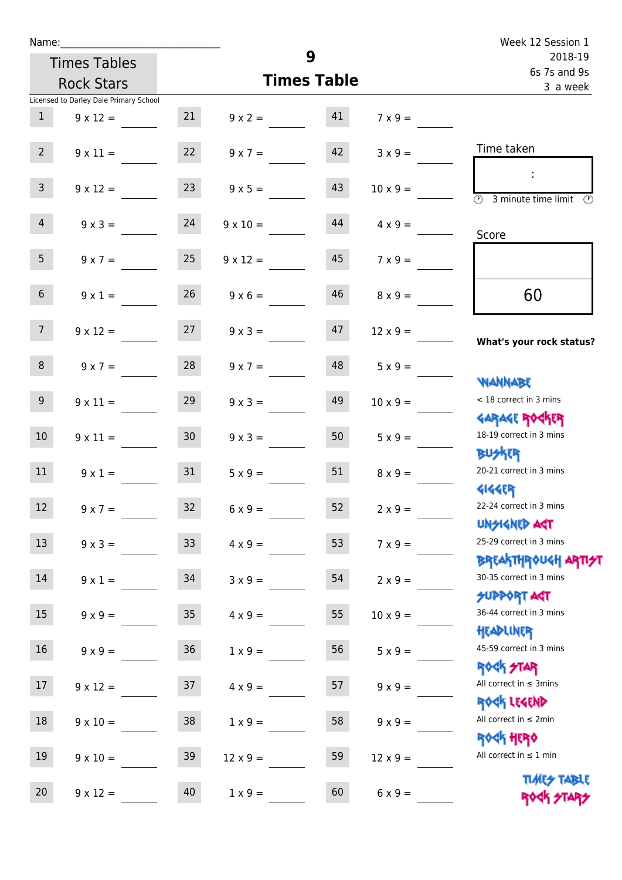Name:\_\_\_\_\_\_\_\_\_\_\_\_\_\_\_\_\_\_\_\_\_\_\_\_\_\_\_\_

Times Tables Rock Stars

# 9 Times Table

Week 12 Session 1
2018-19
6s 7s and 9s
3 a week

Licensed to Darley Dale Primary School

| | | | | | |
|---|---|---|---|---|---|
| 1 | 9 x 12 = ____ | 21 | 9 x 2 = ____ | 41 | 7 x 9 = ____ |
| 2 | 9 x 11 = ____ | 22 | 9 x 7 = ____ | 42 | 3 x 9 = ____ |
| 3 | 9 x 12 = ____ | 23 | 9 x 5 = ____ | 43 | 10 x 9 = ____ |
| 4 | 9 x 3 = ____ | 24 | 9 x 10 = ____ | 44 | 4 x 9 = ____ |
| 5 | 9 x 7 = ____ | 25 | 9 x 12 = ____ | 45 | 7 x 9 = ____ |
| 6 | 9 x 1 = ____ | 26 | 9 x 6 = ____ | 46 | 8 x 9 = ____ |
| 7 | 9 x 12 = ____ | 27 | 9 x 3 = ____ | 47 | 12 x 9 = ____ |
| 8 | 9 x 7 = ____ | 28 | 9 x 7 = ____ | 48 | 5 x 9 = ____ |
| 9 | 9 x 11 = ____ | 29 | 9 x 3 = ____ | 49 | 10 x 9 = ____ |
| 10 | 9 x 11 = ____ | 30 | 9 x 3 = ____ | 50 | 5 x 9 = ____ |
| 11 | 9 x 1 = ____ | 31 | 5 x 9 = ____ | 51 | 8 x 9 = ____ |
| 12 | 9 x 7 = ____ | 32 | 6 x 9 = ____ | 52 | 2 x 9 = ____ |
| 13 | 9 x 3 = ____ | 33 | 4 x 9 = ____ | 53 | 7 x 9 = ____ |
| 14 | 9 x 1 = ____ | 34 | 3 x 9 = ____ | 54 | 2 x 9 = ____ |
| 15 | 9 x 9 = ____ | 35 | 4 x 9 = ____ | 55 | 10 x 9 = ____ |
| 16 | 9 x 9 = ____ | 36 | 1 x 9 = ____ | 56 | 5 x 9 = ____ |
| 17 | 9 x 12 = ____ | 37 | 4 x 9 = ____ | 57 | 9 x 9 = ____ |
| 18 | 9 x 10 = ____ | 38 | 1 x 9 = ____ | 58 | 9 x 9 = ____ |
| 19 | 9 x 10 = ____ | 39 | 12 x 9 = ____ | 59 | 12 x 9 = ____ |
| 20 | 9 x 12 = ____ | 40 | 1 x 9 = ____ | 60 | 6 x 9 = ____ |

Time taken

:

3 minute time limit

Score

60

**What's your rock status?**

WANNABE
< 18 correct in 3 mins

GARAGE ROCKER
18-19 correct in 3 mins

BUSKER
20-21 correct in 3 mins

GIGGER
22-24 correct in 3 mins

UNSIGNED ACT
25-29 correct in 3 mins

BREAKTHROUGH ARTIST
30-35 correct in 3 mins

SUPPORT ACT
36-44 correct in 3 mins

HEADLINER
45-59 correct in 3 mins

ROCK STAR
All correct in ≤ 3mins

ROCK LEGEND
All correct in ≤ 2min

ROCK HERO
All correct in ≤ 1 min

TIMES TABLE ROCK STARS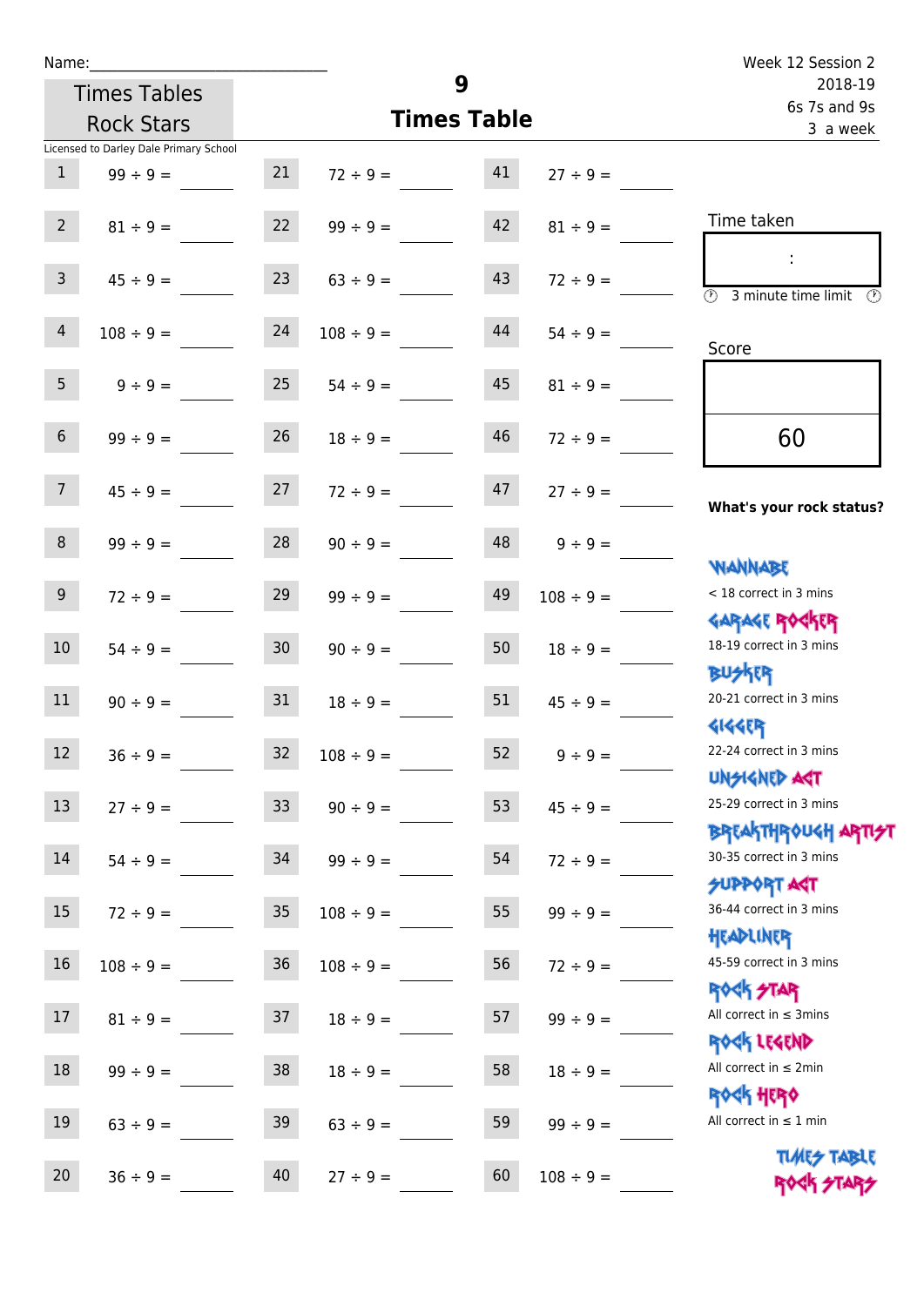Name:\_\_\_\_\_\_\_\_\_\_\_\_\_\_\_\_\_\_\_\_\_\_\_\_\_\_\_\_

Times Tables Rock Stars

# 9 Times Table

Week 12 Session 2
2018-19
6s 7s and 9s
3 a week

Licensed to Darley Dale Primary School

| | | | | | |
|---|---|---|---|---|---|
| 1 | 99 ÷ 9 = | 21 | 72 ÷ 9 = | 41 | 27 ÷ 9 = |
| 2 | 81 ÷ 9 = | 22 | 99 ÷ 9 = | 42 | 81 ÷ 9 = |
| 3 | 45 ÷ 9 = | 23 | 63 ÷ 9 = | 43 | 72 ÷ 9 = |
| 4 | 108 ÷ 9 = | 24 | 108 ÷ 9 = | 44 | 54 ÷ 9 = |
| 5 | 9 ÷ 9 = | 25 | 54 ÷ 9 = | 45 | 81 ÷ 9 = |
| 6 | 99 ÷ 9 = | 26 | 18 ÷ 9 = | 46 | 72 ÷ 9 = |
| 7 | 45 ÷ 9 = | 27 | 72 ÷ 9 = | 47 | 27 ÷ 9 = |
| 8 | 99 ÷ 9 = | 28 | 90 ÷ 9 = | 48 | 9 ÷ 9 = |
| 9 | 72 ÷ 9 = | 29 | 99 ÷ 9 = | 49 | 108 ÷ 9 = |
| 10 | 54 ÷ 9 = | 30 | 90 ÷ 9 = | 50 | 18 ÷ 9 = |
| 11 | 90 ÷ 9 = | 31 | 18 ÷ 9 = | 51 | 45 ÷ 9 = |
| 12 | 36 ÷ 9 = | 32 | 108 ÷ 9 = | 52 | 9 ÷ 9 = |
| 13 | 27 ÷ 9 = | 33 | 90 ÷ 9 = | 53 | 45 ÷ 9 = |
| 14 | 54 ÷ 9 = | 34 | 99 ÷ 9 = | 54 | 72 ÷ 9 = |
| 15 | 72 ÷ 9 = | 35 | 108 ÷ 9 = | 55 | 99 ÷ 9 = |
| 16 | 108 ÷ 9 = | 36 | 108 ÷ 9 = | 56 | 72 ÷ 9 = |
| 17 | 81 ÷ 9 = | 37 | 18 ÷ 9 = | 57 | 99 ÷ 9 = |
| 18 | 99 ÷ 9 = | 38 | 18 ÷ 9 = | 58 | 18 ÷ 9 = |
| 19 | 63 ÷ 9 = | 39 | 63 ÷ 9 = | 59 | 99 ÷ 9 = |
| 20 | 36 ÷ 9 = | 40 | 27 ÷ 9 = | 60 | 108 ÷ 9 = |

Time taken

:

3 minute time limit

Score

60

**What's your rock status?**

- WANNABE: < 18 correct in 3 mins
- GARAGE ROCKER: 18-19 correct in 3 mins
- BUSKER: 20-21 correct in 3 mins
- GIGGER: 22-24 correct in 3 mins
- UNSIGNED ACT: 25-29 correct in 3 mins
- BREAKTHROUGH ARTIST: 30-35 correct in 3 mins
- SUPPORT ACT: 36-44 correct in 3 mins
- HEADLINER: 45-59 correct in 3 mins
- ROCK STAR: All correct in ≤ 3mins
- ROCK LEGEND: All correct in ≤ 2min
- ROCK HERO: All correct in ≤ 1 min

TIMES TABLE ROCK STARS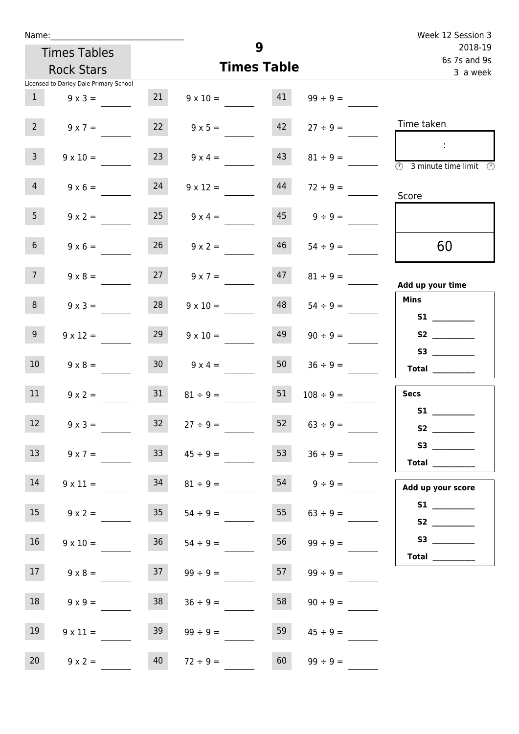Name:_______________________________

Times Tables Rock Stars

Licensed to Darley Dale Primary School

# 9 Times Table

Week 12 Session 3
2018-19
6s 7s and 9s
3 a week

| | | | | | |
|---|---|---|---|---|---|
| 1 | 9 x 3 = ____ | 21 | 9 x 10 = ____ | 41 | 99 ÷ 9 = ____ |
| 2 | 9 x 7 = ____ | 22 | 9 x 5 = ____ | 42 | 27 ÷ 9 = ____ |
| 3 | 9 x 10 = ____ | 23 | 9 x 4 = ____ | 43 | 81 ÷ 9 = ____ |
| 4 | 9 x 6 = ____ | 24 | 9 x 12 = ____ | 44 | 72 ÷ 9 = ____ |
| 5 | 9 x 2 = ____ | 25 | 9 x 4 = ____ | 45 | 9 ÷ 9 = ____ |
| 6 | 9 x 6 = ____ | 26 | 9 x 2 = ____ | 46 | 54 ÷ 9 = ____ |
| 7 | 9 x 8 = ____ | 27 | 9 x 7 = ____ | 47 | 81 ÷ 9 = ____ |
| 8 | 9 x 3 = ____ | 28 | 9 x 10 = ____ | 48 | 54 ÷ 9 = ____ |
| 9 | 9 x 12 = ____ | 29 | 9 x 10 = ____ | 49 | 90 ÷ 9 = ____ |
| 10 | 9 x 8 = ____ | 30 | 9 x 4 = ____ | 50 | 36 ÷ 9 = ____ |
| 11 | 9 x 2 = ____ | 31 | 81 ÷ 9 = ____ | 51 | 108 ÷ 9 = ____ |
| 12 | 9 x 3 = ____ | 32 | 27 ÷ 9 = ____ | 52 | 63 ÷ 9 = ____ |
| 13 | 9 x 7 = ____ | 33 | 45 ÷ 9 = ____ | 53 | 36 ÷ 9 = ____ |
| 14 | 9 x 11 = ____ | 34 | 81 ÷ 9 = ____ | 54 | 9 ÷ 9 = ____ |
| 15 | 9 x 2 = ____ | 35 | 54 ÷ 9 = ____ | 55 | 63 ÷ 9 = ____ |
| 16 | 9 x 10 = ____ | 36 | 54 ÷ 9 = ____ | 56 | 99 ÷ 9 = ____ |
| 17 | 9 x 8 = ____ | 37 | 99 ÷ 9 = ____ | 57 | 99 ÷ 9 = ____ |
| 18 | 9 x 9 = ____ | 38 | 36 ÷ 9 = ____ | 58 | 90 ÷ 9 = ____ |
| 19 | 9 x 11 = ____ | 39 | 99 ÷ 9 = ____ | 59 | 45 ÷ 9 = ____ |
| 20 | 9 x 2 = ____ | 40 | 72 ÷ 9 = ____ | 60 | 99 ÷ 9 = ____ |

Time taken

:

3 minute time limit

Score

60

**Add up your time**

**Mins**
**S1** ________
**S2** ________
**S3** ________
**Total** ________

**Secs**
**S1** ________
**S2** ________
**S3** ________
**Total** ________

**Add up your score**
**S1** ________
**S2** ________
**S3** ________
**Total** ________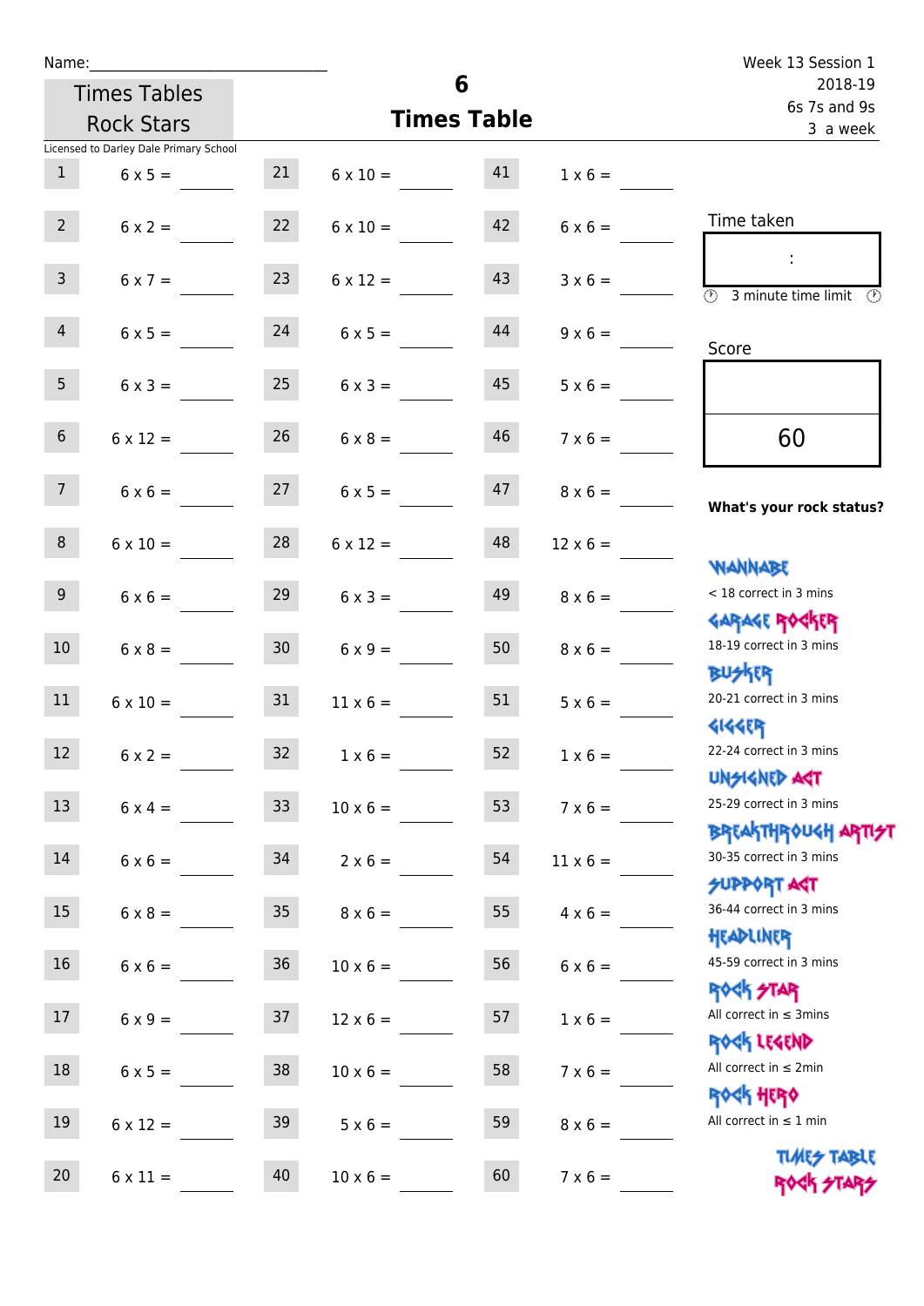Name:______________________________

Week 13 Session 1
2018-19
6s 7s and 9s
3 a week

Times Tables Rock Stars

# 6
## Times Table

Licensed to Darley Dale Primary School

| | | | | | |
|---|---|---|---|---|---|
| 1 | 6 x 5 = ____ | 21 | 6 x 10 = ____ | 41 | 1 x 6 = ____ |
| 2 | 6 x 2 = ____ | 22 | 6 x 10 = ____ | 42 | 6 x 6 = ____ |
| 3 | 6 x 7 = ____ | 23 | 6 x 12 = ____ | 43 | 3 x 6 = ____ |
| 4 | 6 x 5 = ____ | 24 | 6 x 5 = ____ | 44 | 9 x 6 = ____ |
| 5 | 6 x 3 = ____ | 25 | 6 x 3 = ____ | 45 | 5 x 6 = ____ |
| 6 | 6 x 12 = ____ | 26 | 6 x 8 = ____ | 46 | 7 x 6 = ____ |
| 7 | 6 x 6 = ____ | 27 | 6 x 5 = ____ | 47 | 8 x 6 = ____ |
| 8 | 6 x 10 = ____ | 28 | 6 x 12 = ____ | 48 | 12 x 6 = ____ |
| 9 | 6 x 6 = ____ | 29 | 6 x 3 = ____ | 49 | 8 x 6 = ____ |
| 10 | 6 x 8 = ____ | 30 | 6 x 9 = ____ | 50 | 8 x 6 = ____ |
| 11 | 6 x 10 = ____ | 31 | 11 x 6 = ____ | 51 | 5 x 6 = ____ |
| 12 | 6 x 2 = ____ | 32 | 1 x 6 = ____ | 52 | 1 x 6 = ____ |
| 13 | 6 x 4 = ____ | 33 | 10 x 6 = ____ | 53 | 7 x 6 = ____ |
| 14 | 6 x 6 = ____ | 34 | 2 x 6 = ____ | 54 | 11 x 6 = ____ |
| 15 | 6 x 8 = ____ | 35 | 8 x 6 = ____ | 55 | 4 x 6 = ____ |
| 16 | 6 x 6 = ____ | 36 | 10 x 6 = ____ | 56 | 6 x 6 = ____ |
| 17 | 6 x 9 = ____ | 37 | 12 x 6 = ____ | 57 | 1 x 6 = ____ |
| 18 | 6 x 5 = ____ | 38 | 10 x 6 = ____ | 58 | 7 x 6 = ____ |
| 19 | 6 x 12 = ____ | 39 | 5 x 6 = ____ | 59 | 8 x 6 = ____ |
| 20 | 6 x 11 = ____ | 40 | 10 x 6 = ____ | 60 | 7 x 6 = ____ |

Time taken

:

3 minute time limit

Score

60

**What's your rock status?**

WANNABE
< 18 correct in 3 mins

GARAGE ROCKER
18-19 correct in 3 mins

BUSKER
20-21 correct in 3 mins

GIGGER
22-24 correct in 3 mins

UNSIGNED ACT
25-29 correct in 3 mins

BREAKTHROUGH ARTIST
30-35 correct in 3 mins

SUPPORT ACT
36-44 correct in 3 mins

HEADLINER
45-59 correct in 3 mins

ROCK STAR
All correct in ≤ 3mins

ROCK LEGEND
All correct in ≤ 2min

ROCK HERO
All correct in ≤ 1 min

TIMES TABLE ROCK STARS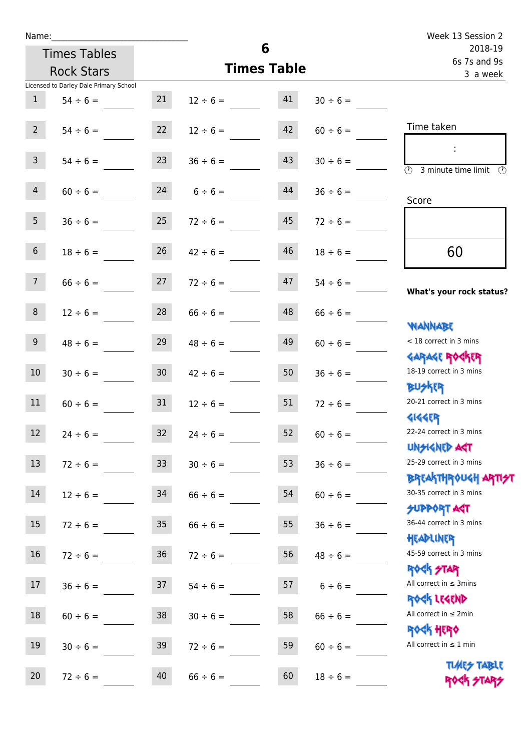Name:______________________________

Times Tables Rock Stars

Licensed to Darley Dale Primary School

# 6 Times Table

Week 13 Session 2
2018-19
6s 7s and 9s
3 a week

| | | | | | |
|---|---|---|---|---|---|
| 1 | 54 ÷ 6 = ____ | 21 | 12 ÷ 6 = ____ | 41 | 30 ÷ 6 = ____ |
| 2 | 54 ÷ 6 = ____ | 22 | 12 ÷ 6 = ____ | 42 | 60 ÷ 6 = ____ |
| 3 | 54 ÷ 6 = ____ | 23 | 36 ÷ 6 = ____ | 43 | 30 ÷ 6 = ____ |
| 4 | 60 ÷ 6 = ____ | 24 | 6 ÷ 6 = ____ | 44 | 36 ÷ 6 = ____ |
| 5 | 36 ÷ 6 = ____ | 25 | 72 ÷ 6 = ____ | 45 | 72 ÷ 6 = ____ |
| 6 | 18 ÷ 6 = ____ | 26 | 42 ÷ 6 = ____ | 46 | 18 ÷ 6 = ____ |
| 7 | 66 ÷ 6 = ____ | 27 | 72 ÷ 6 = ____ | 47 | 54 ÷ 6 = ____ |
| 8 | 12 ÷ 6 = ____ | 28 | 66 ÷ 6 = ____ | 48 | 66 ÷ 6 = ____ |
| 9 | 48 ÷ 6 = ____ | 29 | 48 ÷ 6 = ____ | 49 | 60 ÷ 6 = ____ |
| 10 | 30 ÷ 6 = ____ | 30 | 42 ÷ 6 = ____ | 50 | 36 ÷ 6 = ____ |
| 11 | 60 ÷ 6 = ____ | 31 | 12 ÷ 6 = ____ | 51 | 72 ÷ 6 = ____ |
| 12 | 24 ÷ 6 = ____ | 32 | 24 ÷ 6 = ____ | 52 | 60 ÷ 6 = ____ |
| 13 | 72 ÷ 6 = ____ | 33 | 30 ÷ 6 = ____ | 53 | 36 ÷ 6 = ____ |
| 14 | 12 ÷ 6 = ____ | 34 | 66 ÷ 6 = ____ | 54 | 60 ÷ 6 = ____ |
| 15 | 72 ÷ 6 = ____ | 35 | 66 ÷ 6 = ____ | 55 | 36 ÷ 6 = ____ |
| 16 | 72 ÷ 6 = ____ | 36 | 72 ÷ 6 = ____ | 56 | 48 ÷ 6 = ____ |
| 17 | 36 ÷ 6 = ____ | 37 | 54 ÷ 6 = ____ | 57 | 6 ÷ 6 = ____ |
| 18 | 60 ÷ 6 = ____ | 38 | 30 ÷ 6 = ____ | 58 | 66 ÷ 6 = ____ |
| 19 | 30 ÷ 6 = ____ | 39 | 72 ÷ 6 = ____ | 59 | 60 ÷ 6 = ____ |
| 20 | 72 ÷ 6 = ____ | 40 | 66 ÷ 6 = ____ | 60 | 18 ÷ 6 = ____ |

Time taken

:

3 minute time limit

Score

60

**What's your rock status?**

WANNABE
< 18 correct in 3 mins

GARAGE ROCKER
18-19 correct in 3 mins

BUSKER
20-21 correct in 3 mins

GIGGER
22-24 correct in 3 mins

UNSIGNED ACT
25-29 correct in 3 mins

BREAKTHROUGH ARTIST
30-35 correct in 3 mins

SUPPORT ACT
36-44 correct in 3 mins

HEADLINER
45-59 correct in 3 mins

ROCK STAR
All correct in ≤ 3mins

ROCK LEGEND
All correct in ≤ 2min

ROCK HERO
All correct in ≤ 1 min

TIMES TABLE ROCK STARS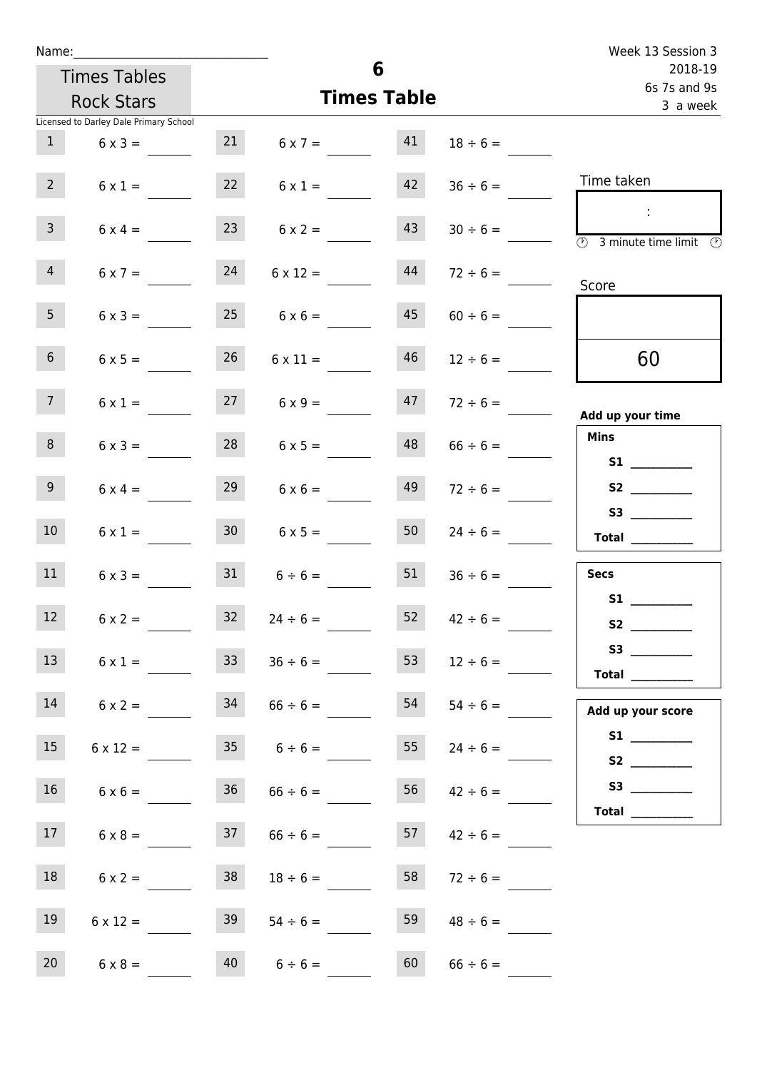Name:______________________________

Times Tables Rock Stars

Licensed to Darley Dale Primary School

# 6
## Times Table

Week 13 Session 3
2018-19
6s 7s and 9s
3 a week

| | | | | | | | |
|---|---|---|---|---|---|---|---|
| 1 | 6 x 3 = | 21 | 6 x 7 = | 41 | 18 ÷ 6 = | | |
| 2 | 6 x 1 = | 22 | 6 x 1 = | 42 | 36 ÷ 6 = | | |
| 3 | 6 x 4 = | 23 | 6 x 2 = | 43 | 30 ÷ 6 = | | |
| 4 | 6 x 7 = | 24 | 6 x 12 = | 44 | 72 ÷ 6 = | | |
| 5 | 6 x 3 = | 25 | 6 x 6 = | 45 | 60 ÷ 6 = | | |
| 6 | 6 x 5 = | 26 | 6 x 11 = | 46 | 12 ÷ 6 = | | |
| 7 | 6 x 1 = | 27 | 6 x 9 = | 47 | 72 ÷ 6 = | | |
| 8 | 6 x 3 = | 28 | 6 x 5 = | 48 | 66 ÷ 6 = | | |
| 9 | 6 x 4 = | 29 | 6 x 6 = | 49 | 72 ÷ 6 = | | |
| 10 | 6 x 1 = | 30 | 6 x 5 = | 50 | 24 ÷ 6 = | | |
| 11 | 6 x 3 = | 31 | 6 ÷ 6 = | 51 | 36 ÷ 6 = | | |
| 12 | 6 x 2 = | 32 | 24 ÷ 6 = | 52 | 42 ÷ 6 = | | |
| 13 | 6 x 1 = | 33 | 36 ÷ 6 = | 53 | 12 ÷ 6 = | | |
| 14 | 6 x 2 = | 34 | 66 ÷ 6 = | 54 | 54 ÷ 6 = | | |
| 15 | 6 x 12 = | 35 | 6 ÷ 6 = | 55 | 24 ÷ 6 = | | |
| 16 | 6 x 6 = | 36 | 66 ÷ 6 = | 56 | 42 ÷ 6 = | | |
| 17 | 6 x 8 = | 37 | 66 ÷ 6 = | 57 | 42 ÷ 6 = | | |
| 18 | 6 x 2 = | 38 | 18 ÷ 6 = | 58 | 72 ÷ 6 = | | |
| 19 | 6 x 12 = | 39 | 54 ÷ 6 = | 59 | 48 ÷ 6 = | | |
| 20 | 6 x 8 = | 40 | 6 ÷ 6 = | 60 | 66 ÷ 6 = | | |

Time taken

:

3 minute time limit

Score

60

**Add up your time**

**Mins**
**S1** __________
**S2** __________
**S3** __________
**Total** __________

**Secs**
**S1** __________
**S2** __________
**S3** __________
**Total** __________

**Add up your score**
**S1** __________
**S2** __________
**S3** __________
**Total** __________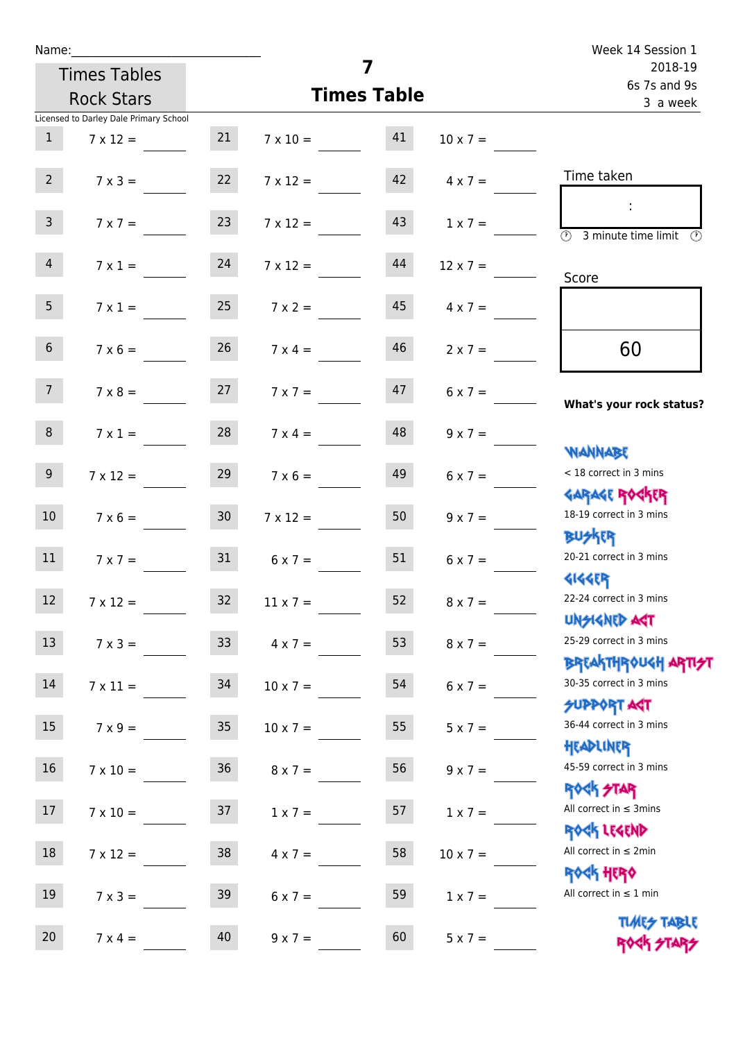Name:

Times Tables Rock Stars

# 7
## Times Table

Week 14 Session 1
2018-19
6s 7s and 9s
3 a week

Licensed to Darley Dale Primary School

| | | | | | |
|---|---|---|---|---|---|
| 1 | 7 x 12 = | 21 | 7 x 10 = | 41 | 10 x 7 = |
| 2 | 7 x 3 = | 22 | 7 x 12 = | 42 | 4 x 7 = |
| 3 | 7 x 7 = | 23 | 7 x 12 = | 43 | 1 x 7 = |
| 4 | 7 x 1 = | 24 | 7 x 12 = | 44 | 12 x 7 = |
| 5 | 7 x 1 = | 25 | 7 x 2 = | 45 | 4 x 7 = |
| 6 | 7 x 6 = | 26 | 7 x 4 = | 46 | 2 x 7 = |
| 7 | 7 x 8 = | 27 | 7 x 7 = | 47 | 6 x 7 = |
| 8 | 7 x 1 = | 28 | 7 x 4 = | 48 | 9 x 7 = |
| 9 | 7 x 12 = | 29 | 7 x 6 = | 49 | 6 x 7 = |
| 10 | 7 x 6 = | 30 | 7 x 12 = | 50 | 9 x 7 = |
| 11 | 7 x 7 = | 31 | 6 x 7 = | 51 | 6 x 7 = |
| 12 | 7 x 12 = | 32 | 11 x 7 = | 52 | 8 x 7 = |
| 13 | 7 x 3 = | 33 | 4 x 7 = | 53 | 8 x 7 = |
| 14 | 7 x 11 = | 34 | 10 x 7 = | 54 | 6 x 7 = |
| 15 | 7 x 9 = | 35 | 10 x 7 = | 55 | 5 x 7 = |
| 16 | 7 x 10 = | 36 | 8 x 7 = | 56 | 9 x 7 = |
| 17 | 7 x 10 = | 37 | 1 x 7 = | 57 | 1 x 7 = |
| 18 | 7 x 12 = | 38 | 4 x 7 = | 58 | 10 x 7 = |
| 19 | 7 x 3 = | 39 | 6 x 7 = | 59 | 1 x 7 = |
| 20 | 7 x 4 = | 40 | 9 x 7 = | 60 | 5 x 7 = |

Time taken

:

3 minute time limit

Score

60

**What's your rock status?**

WANNABE
< 18 correct in 3 mins

GARAGE ROCKER
18-19 correct in 3 mins

BUSKER
20-21 correct in 3 mins

GIGGER
22-24 correct in 3 mins

UNSIGNED ACT
25-29 correct in 3 mins

BREAKTHROUGH ARTIST
30-35 correct in 3 mins

SUPPORT ACT
36-44 correct in 3 mins

HEADLINER
45-59 correct in 3 mins

ROCK STAR
All correct in ≤ 3mins

ROCK LEGEND
All correct in ≤ 2min

ROCK HERO
All correct in ≤ 1 min

TIMES TABLE ROCK STARS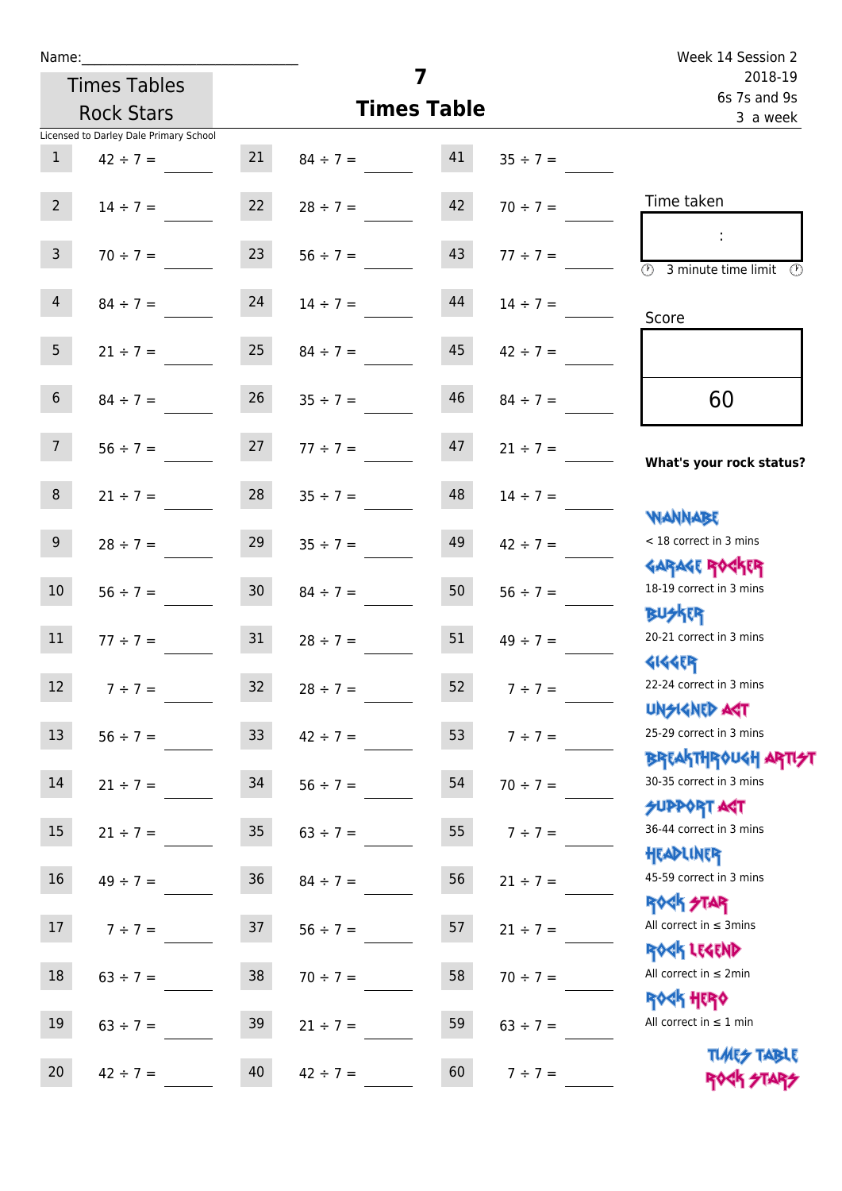Name:______________________________

Times Tables Rock Stars

Licensed to Darley Dale Primary School

# 7
## Times Table

Week 14 Session 2
2018-19
6s 7s and 9s
3 a week

| | | | | | |
|---|---|---|---|---|---|
| 1 | 42 ÷ 7 = | 21 | 84 ÷ 7 = | 41 | 35 ÷ 7 = |
| 2 | 14 ÷ 7 = | 22 | 28 ÷ 7 = | 42 | 70 ÷ 7 = |
| 3 | 70 ÷ 7 = | 23 | 56 ÷ 7 = | 43 | 77 ÷ 7 = |
| 4 | 84 ÷ 7 = | 24 | 14 ÷ 7 = | 44 | 14 ÷ 7 = |
| 5 | 21 ÷ 7 = | 25 | 84 ÷ 7 = | 45 | 42 ÷ 7 = |
| 6 | 84 ÷ 7 = | 26 | 35 ÷ 7 = | 46 | 84 ÷ 7 = |
| 7 | 56 ÷ 7 = | 27 | 77 ÷ 7 = | 47 | 21 ÷ 7 = |
| 8 | 21 ÷ 7 = | 28 | 35 ÷ 7 = | 48 | 14 ÷ 7 = |
| 9 | 28 ÷ 7 = | 29 | 35 ÷ 7 = | 49 | 42 ÷ 7 = |
| 10 | 56 ÷ 7 = | 30 | 84 ÷ 7 = | 50 | 56 ÷ 7 = |
| 11 | 77 ÷ 7 = | 31 | 28 ÷ 7 = | 51 | 49 ÷ 7 = |
| 12 | 7 ÷ 7 = | 32 | 28 ÷ 7 = | 52 | 7 ÷ 7 = |
| 13 | 56 ÷ 7 = | 33 | 42 ÷ 7 = | 53 | 7 ÷ 7 = |
| 14 | 21 ÷ 7 = | 34 | 56 ÷ 7 = | 54 | 70 ÷ 7 = |
| 15 | 21 ÷ 7 = | 35 | 63 ÷ 7 = | 55 | 7 ÷ 7 = |
| 16 | 49 ÷ 7 = | 36 | 84 ÷ 7 = | 56 | 21 ÷ 7 = |
| 17 | 7 ÷ 7 = | 37 | 56 ÷ 7 = | 57 | 21 ÷ 7 = |
| 18 | 63 ÷ 7 = | 38 | 70 ÷ 7 = | 58 | 70 ÷ 7 = |
| 19 | 63 ÷ 7 = | 39 | 21 ÷ 7 = | 59 | 63 ÷ 7 = |
| 20 | 42 ÷ 7 = | 40 | 42 ÷ 7 = | 60 | 7 ÷ 7 = |

Time taken

:

3 minute time limit

Score

60

**What's your rock status?**

WANNABE
< 18 correct in 3 mins

GARAGE ROCKER
18-19 correct in 3 mins

BUSKER
20-21 correct in 3 mins

GIGGER
22-24 correct in 3 mins

UNSIGNED ACT
25-29 correct in 3 mins

BREAKTHROUGH ARTIST
30-35 correct in 3 mins

SUPPORT ACT
36-44 correct in 3 mins

HEADLINER
45-59 correct in 3 mins

ROCK STAR
All correct in ≤ 3mins

ROCK LEGEND
All correct in ≤ 2min

ROCK HERO
All correct in ≤ 1 min

TIMES TABLE ROCK STARS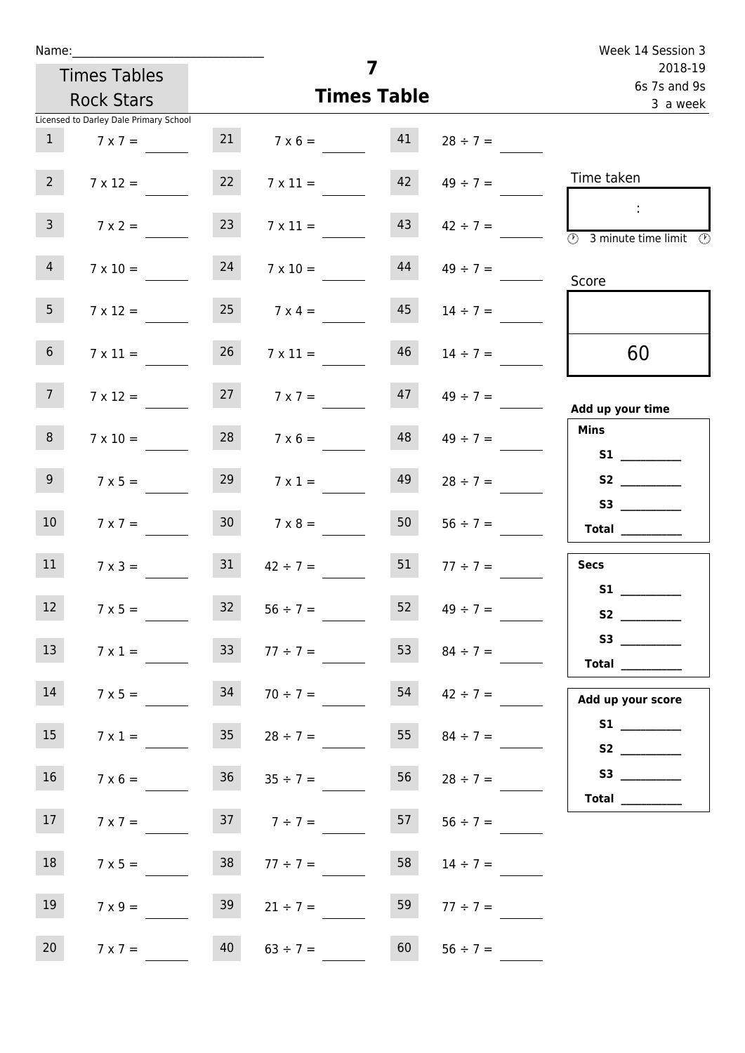Name:______________________________

Week 14 Session 3
2018-19
6s 7s and 9s
3 a week

# 7
## Times Table

Times Tables Rock Stars

Licensed to Darley Dale Primary School

| | | | | | |
|---|---|---|---|---|---|
| 1 | 7 x 7 = ______ | 21 | 7 x 6 = ______ | 41 | 28 ÷ 7 = ______ |
| 2 | 7 x 12 = ______ | 22 | 7 x 11 = ______ | 42 | 49 ÷ 7 = ______ |
| 3 | 7 x 2 = ______ | 23 | 7 x 11 = ______ | 43 | 42 ÷ 7 = ______ |
| 4 | 7 x 10 = ______ | 24 | 7 x 10 = ______ | 44 | 49 ÷ 7 = ______ |
| 5 | 7 x 12 = ______ | 25 | 7 x 4 = ______ | 45 | 14 ÷ 7 = ______ |
| 6 | 7 x 11 = ______ | 26 | 7 x 11 = ______ | 46 | 14 ÷ 7 = ______ |
| 7 | 7 x 12 = ______ | 27 | 7 x 7 = ______ | 47 | 49 ÷ 7 = ______ |
| 8 | 7 x 10 = ______ | 28 | 7 x 6 = ______ | 48 | 49 ÷ 7 = ______ |
| 9 | 7 x 5 = ______ | 29 | 7 x 1 = ______ | 49 | 28 ÷ 7 = ______ |
| 10 | 7 x 7 = ______ | 30 | 7 x 8 = ______ | 50 | 56 ÷ 7 = ______ |
| 11 | 7 x 3 = ______ | 31 | 42 ÷ 7 = ______ | 51 | 77 ÷ 7 = ______ |
| 12 | 7 x 5 = ______ | 32 | 56 ÷ 7 = ______ | 52 | 49 ÷ 7 = ______ |
| 13 | 7 x 1 = ______ | 33 | 77 ÷ 7 = ______ | 53 | 84 ÷ 7 = ______ |
| 14 | 7 x 5 = ______ | 34 | 70 ÷ 7 = ______ | 54 | 42 ÷ 7 = ______ |
| 15 | 7 x 1 = ______ | 35 | 28 ÷ 7 = ______ | 55 | 84 ÷ 7 = ______ |
| 16 | 7 x 6 = ______ | 36 | 35 ÷ 7 = ______ | 56 | 28 ÷ 7 = ______ |
| 17 | 7 x 7 = ______ | 37 | 7 ÷ 7 = ______ | 57 | 56 ÷ 7 = ______ |
| 18 | 7 x 5 = ______ | 38 | 77 ÷ 7 = ______ | 58 | 14 ÷ 7 = ______ |
| 19 | 7 x 9 = ______ | 39 | 21 ÷ 7 = ______ | 59 | 77 ÷ 7 = ______ |
| 20 | 7 x 7 = ______ | 40 | 63 ÷ 7 = ______ | 60 | 56 ÷ 7 = ______ |

Time taken

:

3 minute time limit

Score

60

**Add up your time**

**Mins**
**S1** ______
**S2** ______
**S3** ______
**Total** ______

**Secs**
**S1** ______
**S2** ______
**S3** ______
**Total** ______

**Add up your score**
**S1** ______
**S2** ______
**S3** ______
**Total** ______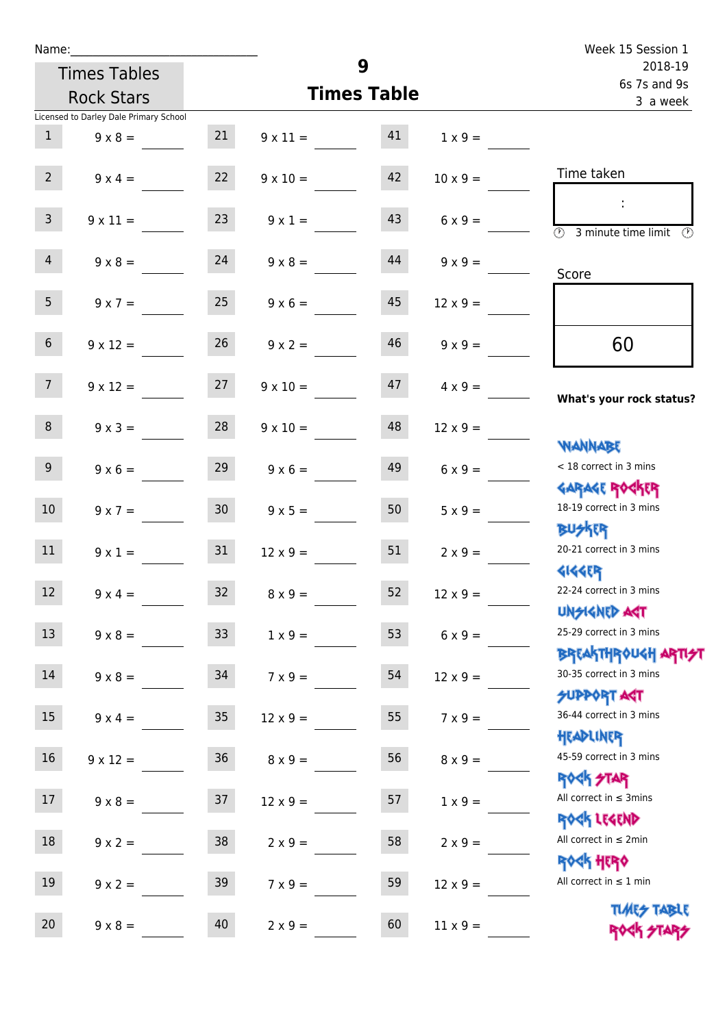Name:______________________________

Week 15 Session 1
2018-19
6s 7s and 9s
3 a week

Times Tables Rock Stars

# 9
## Times Table

Licensed to Darley Dale Primary School

| | | | | | |
|---|---|---|---|---|---|
| 1 | 9 x 8 = ____ | 21 | 9 x 11 = ____ | 41 | 1 x 9 = ____ |
| 2 | 9 x 4 = ____ | 22 | 9 x 10 = ____ | 42 | 10 x 9 = ____ |
| 3 | 9 x 11 = ____ | 23 | 9 x 1 = ____ | 43 | 6 x 9 = ____ |
| 4 | 9 x 8 = ____ | 24 | 9 x 8 = ____ | 44 | 9 x 9 = ____ |
| 5 | 9 x 7 = ____ | 25 | 9 x 6 = ____ | 45 | 12 x 9 = ____ |
| 6 | 9 x 12 = ____ | 26 | 9 x 2 = ____ | 46 | 9 x 9 = ____ |
| 7 | 9 x 12 = ____ | 27 | 9 x 10 = ____ | 47 | 4 x 9 = ____ |
| 8 | 9 x 3 = ____ | 28 | 9 x 10 = ____ | 48 | 12 x 9 = ____ |
| 9 | 9 x 6 = ____ | 29 | 9 x 6 = ____ | 49 | 6 x 9 = ____ |
| 10 | 9 x 7 = ____ | 30 | 9 x 5 = ____ | 50 | 5 x 9 = ____ |
| 11 | 9 x 1 = ____ | 31 | 12 x 9 = ____ | 51 | 2 x 9 = ____ |
| 12 | 9 x 4 = ____ | 32 | 8 x 9 = ____ | 52 | 12 x 9 = ____ |
| 13 | 9 x 8 = ____ | 33 | 1 x 9 = ____ | 53 | 6 x 9 = ____ |
| 14 | 9 x 8 = ____ | 34 | 7 x 9 = ____ | 54 | 12 x 9 = ____ |
| 15 | 9 x 4 = ____ | 35 | 12 x 9 = ____ | 55 | 7 x 9 = ____ |
| 16 | 9 x 12 = ____ | 36 | 8 x 9 = ____ | 56 | 8 x 9 = ____ |
| 17 | 9 x 8 = ____ | 37 | 12 x 9 = ____ | 57 | 1 x 9 = ____ |
| 18 | 9 x 2 = ____ | 38 | 2 x 9 = ____ | 58 | 2 x 9 = ____ |
| 19 | 9 x 2 = ____ | 39 | 7 x 9 = ____ | 59 | 12 x 9 = ____ |
| 20 | 9 x 8 = ____ | 40 | 2 x 9 = ____ | 60 | 11 x 9 = ____ |

Time taken

:

3 minute time limit

Score

60

**What's your rock status?**

WANNABE
< 18 correct in 3 mins

GARAGE ROCKER
18-19 correct in 3 mins

BUSKER
20-21 correct in 3 mins

GIGGER
22-24 correct in 3 mins

UNSIGNED ACT
25-29 correct in 3 mins

BREAKTHROUGH ARTIST
30-35 correct in 3 mins

SUPPORT ACT
36-44 correct in 3 mins

HEADLINER
45-59 correct in 3 mins

ROCK STAR
All correct in ≤ 3mins

ROCK LEGEND
All correct in ≤ 2min

ROCK HERO
All correct in ≤ 1 min

TIMES TABLE ROCK STARS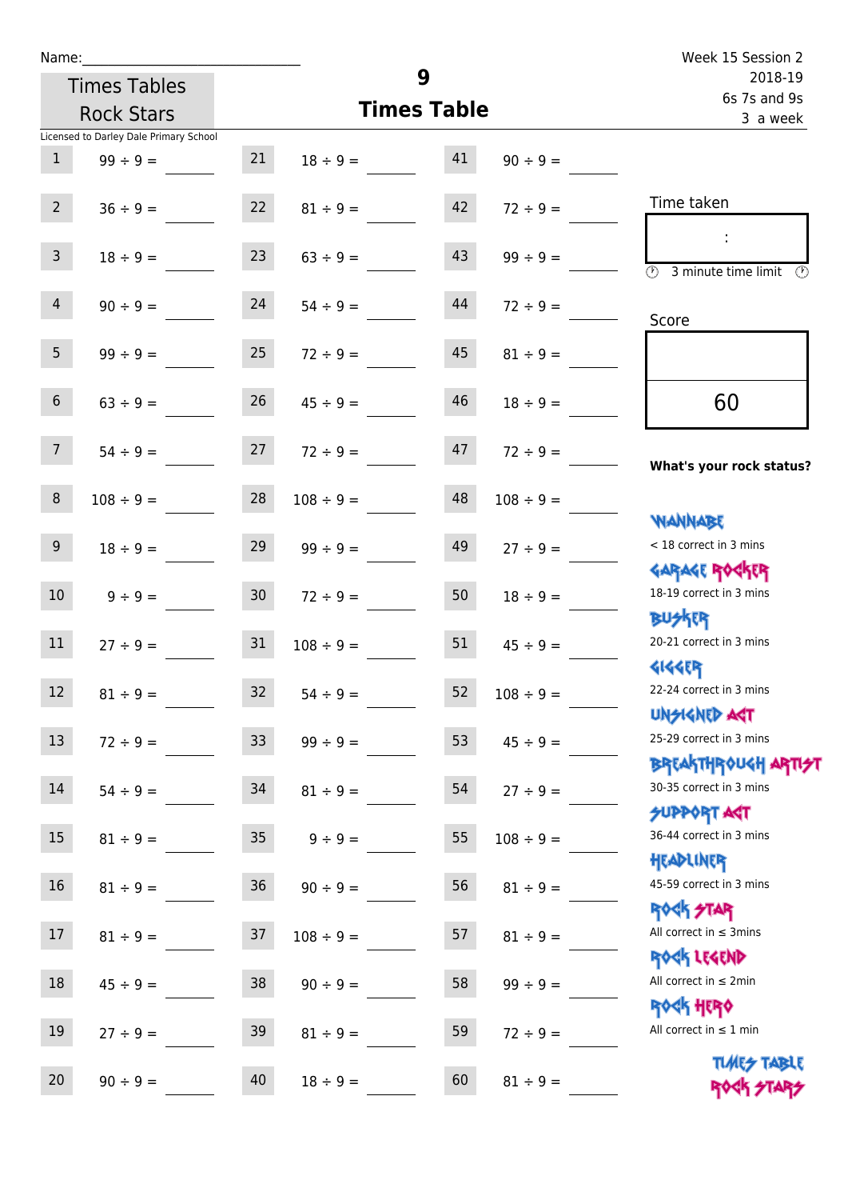Name:\_\_\_\_\_\_\_\_\_\_\_\_\_\_\_\_\_\_\_\_\_\_\_\_\_\_\_\_

Times Tables Rock Stars

Licensed to Darley Dale Primary School

# 9
## Times Table

Week 15 Session 2
2018-19
6s 7s and 9s
3 a week

| | | | | | |
|---|---|---|---|---|---|
| 1 | 99 ÷ 9 = | 21 | 18 ÷ 9 = | 41 | 90 ÷ 9 = |
| 2 | 36 ÷ 9 = | 22 | 81 ÷ 9 = | 42 | 72 ÷ 9 = |
| 3 | 18 ÷ 9 = | 23 | 63 ÷ 9 = | 43 | 99 ÷ 9 = |
| 4 | 90 ÷ 9 = | 24 | 54 ÷ 9 = | 44 | 72 ÷ 9 = |
| 5 | 99 ÷ 9 = | 25 | 72 ÷ 9 = | 45 | 81 ÷ 9 = |
| 6 | 63 ÷ 9 = | 26 | 45 ÷ 9 = | 46 | 18 ÷ 9 = |
| 7 | 54 ÷ 9 = | 27 | 72 ÷ 9 = | 47 | 72 ÷ 9 = |
| 8 | 108 ÷ 9 = | 28 | 108 ÷ 9 = | 48 | 108 ÷ 9 = |
| 9 | 18 ÷ 9 = | 29 | 99 ÷ 9 = | 49 | 27 ÷ 9 = |
| 10 | 9 ÷ 9 = | 30 | 72 ÷ 9 = | 50 | 18 ÷ 9 = |
| 11 | 27 ÷ 9 = | 31 | 108 ÷ 9 = | 51 | 45 ÷ 9 = |
| 12 | 81 ÷ 9 = | 32 | 54 ÷ 9 = | 52 | 108 ÷ 9 = |
| 13 | 72 ÷ 9 = | 33 | 99 ÷ 9 = | 53 | 45 ÷ 9 = |
| 14 | 54 ÷ 9 = | 34 | 81 ÷ 9 = | 54 | 27 ÷ 9 = |
| 15 | 81 ÷ 9 = | 35 | 9 ÷ 9 = | 55 | 108 ÷ 9 = |
| 16 | 81 ÷ 9 = | 36 | 90 ÷ 9 = | 56 | 81 ÷ 9 = |
| 17 | 81 ÷ 9 = | 37 | 108 ÷ 9 = | 57 | 81 ÷ 9 = |
| 18 | 45 ÷ 9 = | 38 | 90 ÷ 9 = | 58 | 99 ÷ 9 = |
| 19 | 27 ÷ 9 = | 39 | 81 ÷ 9 = | 59 | 72 ÷ 9 = |
| 20 | 90 ÷ 9 = | 40 | 18 ÷ 9 = | 60 | 81 ÷ 9 = |

Time taken

:

3 minute time limit

Score

60

**What's your rock status?**

WANNABE
< 18 correct in 3 mins

GARAGE ROCKER
18-19 correct in 3 mins

BUSKER
20-21 correct in 3 mins

GIGGER
22-24 correct in 3 mins

UNSIGNED ACT
25-29 correct in 3 mins

BREAKTHROUGH ARTIST
30-35 correct in 3 mins

SUPPORT ACT
36-44 correct in 3 mins

HEADLINER
45-59 correct in 3 mins

ROCK STAR
All correct in ≤ 3mins

ROCK LEGEND
All correct in ≤ 2min

ROCK HERO
All correct in ≤ 1 min

TIMES TABLE ROCK STARS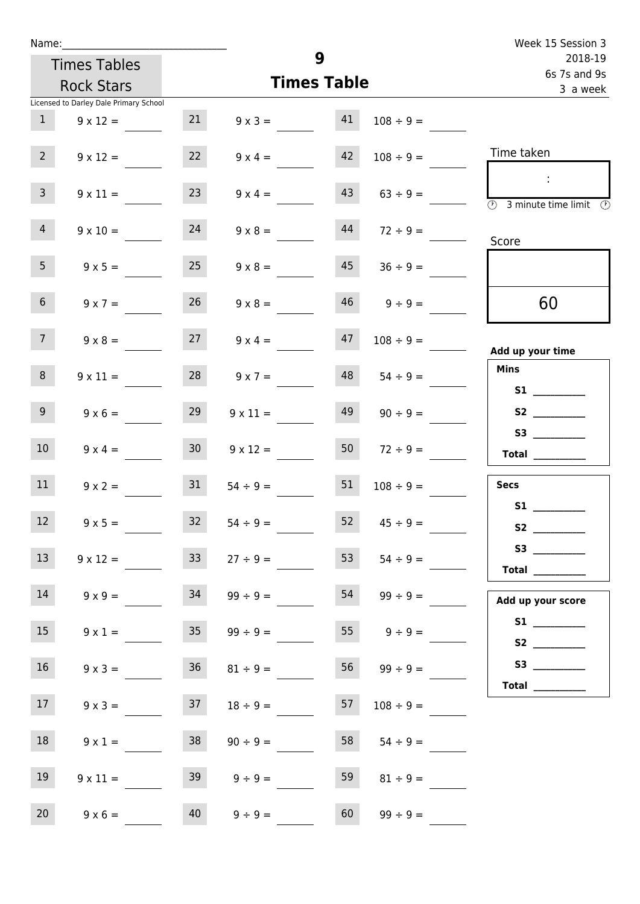Name:______________________________

Week 15 Session 3
2018-19
6s 7s and 9s
3 a week

Times Tables Rock Stars

# 9
## Times Table

Licensed to Darley Dale Primary School

| | | | | | |
|---|---|---|---|---|---|
| 1 | 9 x 12 = ____ | 21 | 9 x 3 = ____ | 41 | 108 ÷ 9 = ____ |
| 2 | 9 x 12 = ____ | 22 | 9 x 4 = ____ | 42 | 108 ÷ 9 = ____ |
| 3 | 9 x 11 = ____ | 23 | 9 x 4 = ____ | 43 | 63 ÷ 9 = ____ |
| 4 | 9 x 10 = ____ | 24 | 9 x 8 = ____ | 44 | 72 ÷ 9 = ____ |
| 5 | 9 x 5 = ____ | 25 | 9 x 8 = ____ | 45 | 36 ÷ 9 = ____ |
| 6 | 9 x 7 = ____ | 26 | 9 x 8 = ____ | 46 | 9 ÷ 9 = ____ |
| 7 | 9 x 8 = ____ | 27 | 9 x 4 = ____ | 47 | 108 ÷ 9 = ____ |
| 8 | 9 x 11 = ____ | 28 | 9 x 7 = ____ | 48 | 54 ÷ 9 = ____ |
| 9 | 9 x 6 = ____ | 29 | 9 x 11 = ____ | 49 | 90 ÷ 9 = ____ |
| 10 | 9 x 4 = ____ | 30 | 9 x 12 = ____ | 50 | 72 ÷ 9 = ____ |
| 11 | 9 x 2 = ____ | 31 | 54 ÷ 9 = ____ | 51 | 108 ÷ 9 = ____ |
| 12 | 9 x 5 = ____ | 32 | 54 ÷ 9 = ____ | 52 | 45 ÷ 9 = ____ |
| 13 | 9 x 12 = ____ | 33 | 27 ÷ 9 = ____ | 53 | 54 ÷ 9 = ____ |
| 14 | 9 x 9 = ____ | 34 | 99 ÷ 9 = ____ | 54 | 99 ÷ 9 = ____ |
| 15 | 9 x 1 = ____ | 35 | 99 ÷ 9 = ____ | 55 | 9 ÷ 9 = ____ |
| 16 | 9 x 3 = ____ | 36 | 81 ÷ 9 = ____ | 56 | 99 ÷ 9 = ____ |
| 17 | 9 x 3 = ____ | 37 | 18 ÷ 9 = ____ | 57 | 108 ÷ 9 = ____ |
| 18 | 9 x 1 = ____ | 38 | 90 ÷ 9 = ____ | 58 | 54 ÷ 9 = ____ |
| 19 | 9 x 11 = ____ | 39 | 9 ÷ 9 = ____ | 59 | 81 ÷ 9 = ____ |
| 20 | 9 x 6 = ____ | 40 | 9 ÷ 9 = ____ | 60 | 99 ÷ 9 = ____ |

Time taken

:

3 minute time limit

Score

60

**Add up your time**

**Mins**
- **S1** __________
- **S2** __________
- **S3** __________
- **Total** __________

**Secs**
- **S1** __________
- **S2** __________
- **S3** __________
- **Total** __________

**Add up your score**
- **S1** __________
- **S2** __________
- **S3** __________
- **Total** __________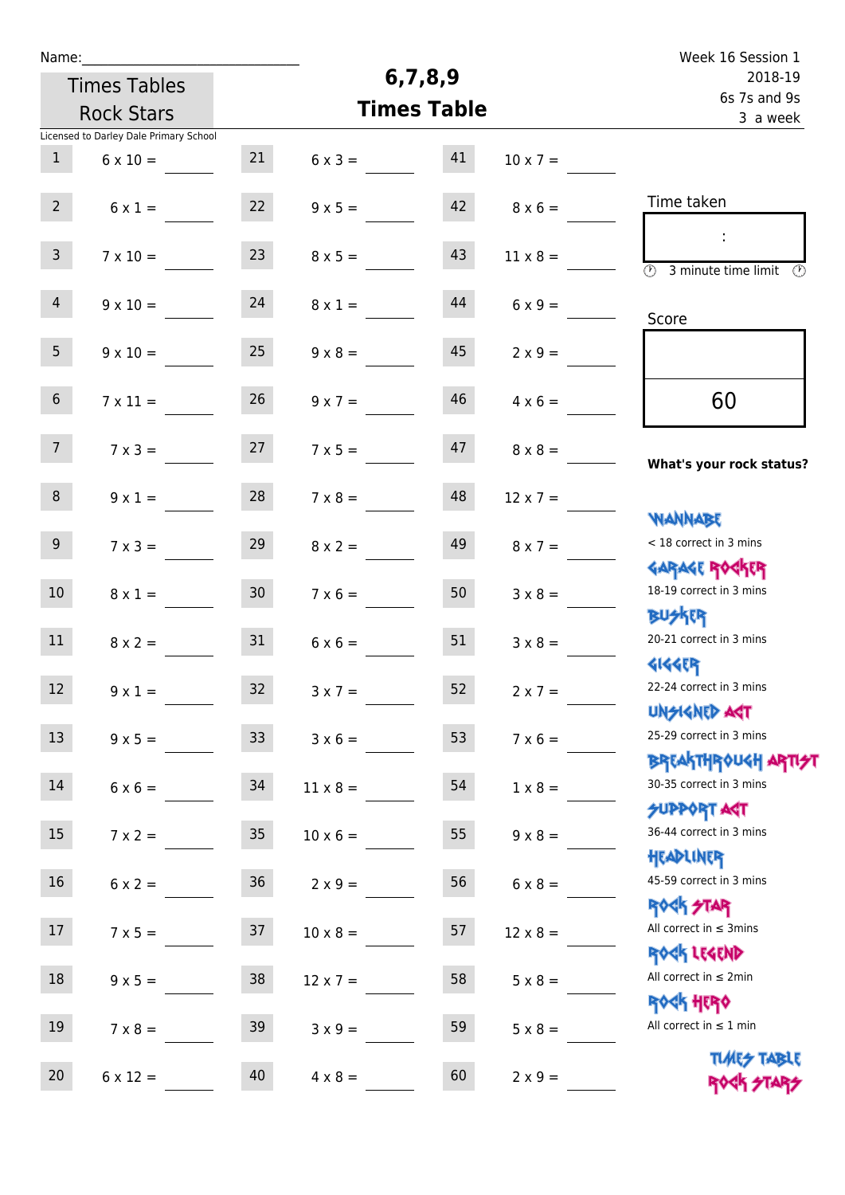Name:\_\_\_\_\_\_\_\_\_\_\_\_\_\_\_\_\_\_\_\_\_\_\_\_\_\_\_\_

Times Tables Rock Stars

Licensed to Darley Dale Primary School

# 6,7,8,9 Times Table

Week 16 Session 1
2018-19
6s 7s and 9s
3 a week

| | | | | | |
|---|---|---|---|---|---|
| 1 | 6 x 10 = | 21 | 6 x 3 = | 41 | 10 x 7 = |
| 2 | 6 x 1 = | 22 | 9 x 5 = | 42 | 8 x 6 = |
| 3 | 7 x 10 = | 23 | 8 x 5 = | 43 | 11 x 8 = |
| 4 | 9 x 10 = | 24 | 8 x 1 = | 44 | 6 x 9 = |
| 5 | 9 x 10 = | 25 | 9 x 8 = | 45 | 2 x 9 = |
| 6 | 7 x 11 = | 26 | 9 x 7 = | 46 | 4 x 6 = |
| 7 | 7 x 3 = | 27 | 7 x 5 = | 47 | 8 x 8 = |
| 8 | 9 x 1 = | 28 | 7 x 8 = | 48 | 12 x 7 = |
| 9 | 7 x 3 = | 29 | 8 x 2 = | 49 | 8 x 7 = |
| 10 | 8 x 1 = | 30 | 7 x 6 = | 50 | 3 x 8 = |
| 11 | 8 x 2 = | 31 | 6 x 6 = | 51 | 3 x 8 = |
| 12 | 9 x 1 = | 32 | 3 x 7 = | 52 | 2 x 7 = |
| 13 | 9 x 5 = | 33 | 3 x 6 = | 53 | 7 x 6 = |
| 14 | 6 x 6 = | 34 | 11 x 8 = | 54 | 1 x 8 = |
| 15 | 7 x 2 = | 35 | 10 x 6 = | 55 | 9 x 8 = |
| 16 | 6 x 2 = | 36 | 2 x 9 = | 56 | 6 x 8 = |
| 17 | 7 x 5 = | 37 | 10 x 8 = | 57 | 12 x 8 = |
| 18 | 9 x 5 = | 38 | 12 x 7 = | 58 | 5 x 8 = |
| 19 | 7 x 8 = | 39 | 3 x 9 = | 59 | 5 x 8 = |
| 20 | 6 x 12 = | 40 | 4 x 8 = | 60 | 2 x 9 = |

Time taken

:

3 minute time limit

Score

60

**What's your rock status?**

WANNABE
< 18 correct in 3 mins

GARAGE ROCKER
18-19 correct in 3 mins

BUSKER
20-21 correct in 3 mins

GIGGER
22-24 correct in 3 mins

UNSIGNED ACT
25-29 correct in 3 mins

BREAKTHROUGH ARTIST
30-35 correct in 3 mins

SUPPORT ACT
36-44 correct in 3 mins

HEADLINER
45-59 correct in 3 mins

ROCK STAR
All correct in ≤ 3mins

ROCK LEGEND
All correct in ≤ 2min

ROCK HERO
All correct in ≤ 1 min

TIMES TABLE ROCK STARS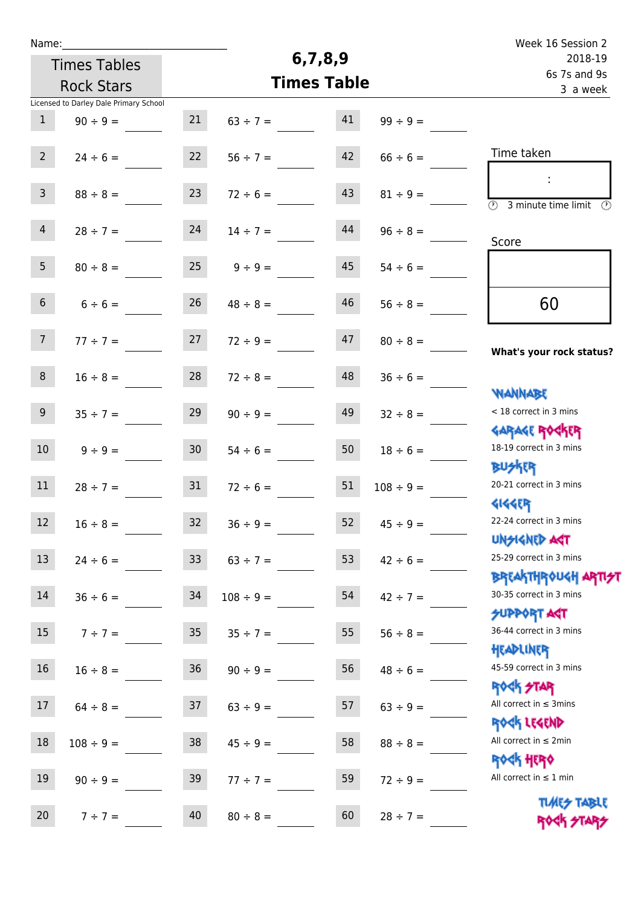Name:______________________________

Times Tables Rock Stars

# 6,7,8,9 Times Table

Week 16 Session 2
2018-19
6s 7s and 9s
3 a week

Licensed to Darley Dale Primary School

| | | | | | |
|---|---|---|---|---|---|
| 1 | 90 ÷ 9 = ____ | 21 | 63 ÷ 7 = ____ | 41 | 99 ÷ 9 = ____ |
| 2 | 24 ÷ 6 = ____ | 22 | 56 ÷ 7 = ____ | 42 | 66 ÷ 6 = ____ |
| 3 | 88 ÷ 8 = ____ | 23 | 72 ÷ 6 = ____ | 43 | 81 ÷ 9 = ____ |
| 4 | 28 ÷ 7 = ____ | 24 | 14 ÷ 7 = ____ | 44 | 96 ÷ 8 = ____ |
| 5 | 80 ÷ 8 = ____ | 25 | 9 ÷ 9 = ____ | 45 | 54 ÷ 6 = ____ |
| 6 | 6 ÷ 6 = ____ | 26 | 48 ÷ 8 = ____ | 46 | 56 ÷ 8 = ____ |
| 7 | 77 ÷ 7 = ____ | 27 | 72 ÷ 9 = ____ | 47 | 80 ÷ 8 = ____ |
| 8 | 16 ÷ 8 = ____ | 28 | 72 ÷ 8 = ____ | 48 | 36 ÷ 6 = ____ |
| 9 | 35 ÷ 7 = ____ | 29 | 90 ÷ 9 = ____ | 49 | 32 ÷ 8 = ____ |
| 10 | 9 ÷ 9 = ____ | 30 | 54 ÷ 6 = ____ | 50 | 18 ÷ 6 = ____ |
| 11 | 28 ÷ 7 = ____ | 31 | 72 ÷ 6 = ____ | 51 | 108 ÷ 9 = ____ |
| 12 | 16 ÷ 8 = ____ | 32 | 36 ÷ 9 = ____ | 52 | 45 ÷ 9 = ____ |
| 13 | 24 ÷ 6 = ____ | 33 | 63 ÷ 7 = ____ | 53 | 42 ÷ 6 = ____ |
| 14 | 36 ÷ 6 = ____ | 34 | 108 ÷ 9 = ____ | 54 | 42 ÷ 7 = ____ |
| 15 | 7 ÷ 7 = ____ | 35 | 35 ÷ 7 = ____ | 55 | 56 ÷ 8 = ____ |
| 16 | 16 ÷ 8 = ____ | 36 | 90 ÷ 9 = ____ | 56 | 48 ÷ 6 = ____ |
| 17 | 64 ÷ 8 = ____ | 37 | 63 ÷ 9 = ____ | 57 | 63 ÷ 9 = ____ |
| 18 | 108 ÷ 9 = ____ | 38 | 45 ÷ 9 = ____ | 58 | 88 ÷ 8 = ____ |
| 19 | 90 ÷ 9 = ____ | 39 | 77 ÷ 7 = ____ | 59 | 72 ÷ 9 = ____ |
| 20 | 7 ÷ 7 = ____ | 40 | 80 ÷ 8 = ____ | 60 | 28 ÷ 7 = ____ |

Time taken

:

3 minute time limit

Score

60

**What's your rock status?**

WANNABE
< 18 correct in 3 mins

GARAGE ROCKER
18-19 correct in 3 mins

BUSKER
20-21 correct in 3 mins

GIGGER
22-24 correct in 3 mins

UNSIGNED ACT
25-29 correct in 3 mins

BREAKTHROUGH ARTIST
30-35 correct in 3 mins

SUPPORT ACT
36-44 correct in 3 mins

HEADLINER
45-59 correct in 3 mins

ROCK STAR
All correct in ≤ 3mins

ROCK LEGEND
All correct in ≤ 2min

ROCK HERO
All correct in ≤ 1 min

TIMES TABLE ROCK STARS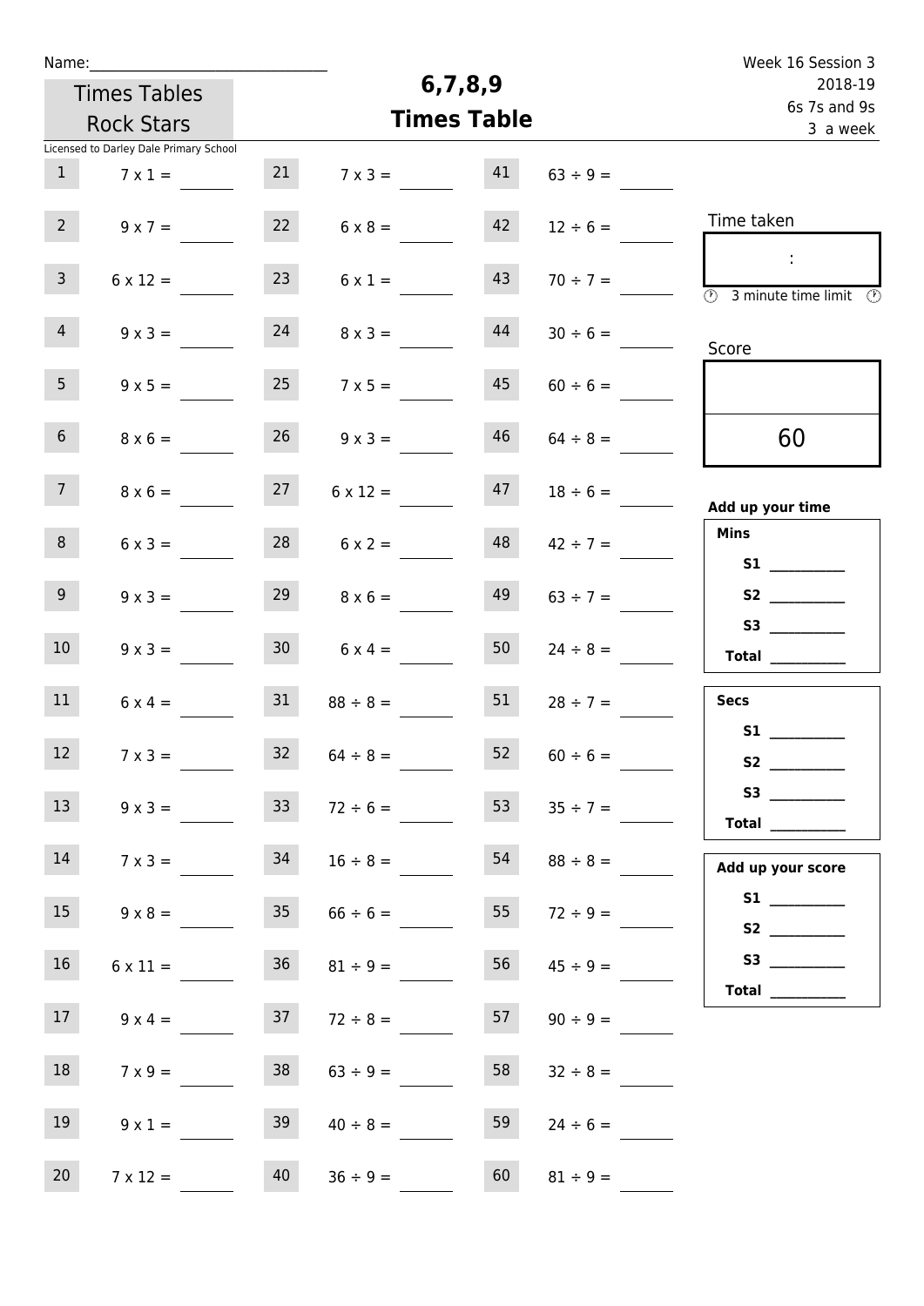Name:______________________________

Times Tables Rock Stars

Licensed to Darley Dale Primary School

# 6,7,8,9 Times Table

Week 16 Session 3
2018-19
6s 7s and 9s
3 a week

| | | | | | |
|---|---|---|---|---|---|
| 1 | 7 x 1 = | 21 | 7 x 3 = | 41 | 63 ÷ 9 = |
| 2 | 9 x 7 = | 22 | 6 x 8 = | 42 | 12 ÷ 6 = |
| 3 | 6 x 12 = | 23 | 6 x 1 = | 43 | 70 ÷ 7 = |
| 4 | 9 x 3 = | 24 | 8 x 3 = | 44 | 30 ÷ 6 = |
| 5 | 9 x 5 = | 25 | 7 x 5 = | 45 | 60 ÷ 6 = |
| 6 | 8 x 6 = | 26 | 9 x 3 = | 46 | 64 ÷ 8 = |
| 7 | 8 x 6 = | 27 | 6 x 12 = | 47 | 18 ÷ 6 = |
| 8 | 6 x 3 = | 28 | 6 x 2 = | 48 | 42 ÷ 7 = |
| 9 | 9 x 3 = | 29 | 8 x 6 = | 49 | 63 ÷ 7 = |
| 10 | 9 x 3 = | 30 | 6 x 4 = | 50 | 24 ÷ 8 = |
| 11 | 6 x 4 = | 31 | 88 ÷ 8 = | 51 | 28 ÷ 7 = |
| 12 | 7 x 3 = | 32 | 64 ÷ 8 = | 52 | 60 ÷ 6 = |
| 13 | 9 x 3 = | 33 | 72 ÷ 6 = | 53 | 35 ÷ 7 = |
| 14 | 7 x 3 = | 34 | 16 ÷ 8 = | 54 | 88 ÷ 8 = |
| 15 | 9 x 8 = | 35 | 66 ÷ 6 = | 55 | 72 ÷ 9 = |
| 16 | 6 x 11 = | 36 | 81 ÷ 9 = | 56 | 45 ÷ 9 = |
| 17 | 9 x 4 = | 37 | 72 ÷ 8 = | 57 | 90 ÷ 9 = |
| 18 | 7 x 9 = | 38 | 63 ÷ 9 = | 58 | 32 ÷ 8 = |
| 19 | 9 x 1 = | 39 | 40 ÷ 8 = | 59 | 24 ÷ 6 = |
| 20 | 7 x 12 = | 40 | 36 ÷ 9 = | 60 | 81 ÷ 9 = |

Time taken

:

3 minute time limit

Score

60

**Add up your time**

**Mins**

**S1** ________
**S2** ________
**S3** ________
**Total** ________

**Secs**

**S1** ________
**S2** ________
**S3** ________
**Total** ________

**Add up your score**

**S1** ________
**S2** ________
**S3** ________
**Total** ________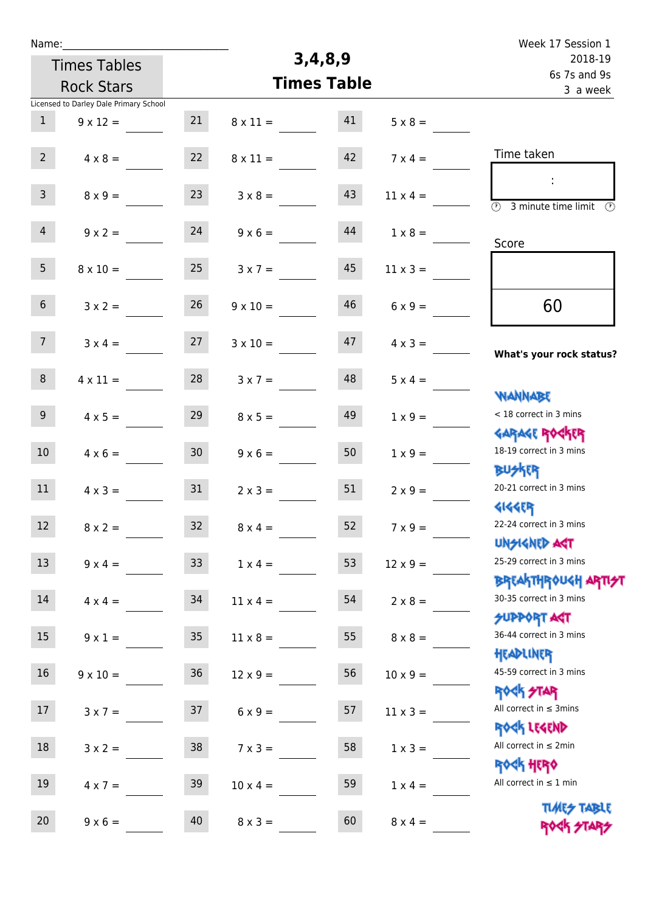Name:\_\_\_\_\_\_\_\_\_\_\_\_\_\_\_\_\_\_\_\_\_\_\_\_\_\_\_\_

Times Tables Rock Stars

Licensed to Darley Dale Primary School

# 3,4,8,9 Times Table

Week 17 Session 1
2018-19
6s 7s and 9s
3 a week

| | | | | | |
|---|---|---|---|---|---|
| 1 | 9 x 12 = | 21 | 8 x 11 = | 41 | 5 x 8 = |
| 2 | 4 x 8 = | 22 | 8 x 11 = | 42 | 7 x 4 = |
| 3 | 8 x 9 = | 23 | 3 x 8 = | 43 | 11 x 4 = |
| 4 | 9 x 2 = | 24 | 9 x 6 = | 44 | 1 x 8 = |
| 5 | 8 x 10 = | 25 | 3 x 7 = | 45 | 11 x 3 = |
| 6 | 3 x 2 = | 26 | 9 x 10 = | 46 | 6 x 9 = |
| 7 | 3 x 4 = | 27 | 3 x 10 = | 47 | 4 x 3 = |
| 8 | 4 x 11 = | 28 | 3 x 7 = | 48 | 5 x 4 = |
| 9 | 4 x 5 = | 29 | 8 x 5 = | 49 | 1 x 9 = |
| 10 | 4 x 6 = | 30 | 9 x 6 = | 50 | 1 x 9 = |
| 11 | 4 x 3 = | 31 | 2 x 3 = | 51 | 2 x 9 = |
| 12 | 8 x 2 = | 32 | 8 x 4 = | 52 | 7 x 9 = |
| 13 | 9 x 4 = | 33 | 1 x 4 = | 53 | 12 x 9 = |
| 14 | 4 x 4 = | 34 | 11 x 4 = | 54 | 2 x 8 = |
| 15 | 9 x 1 = | 35 | 11 x 8 = | 55 | 8 x 8 = |
| 16 | 9 x 10 = | 36 | 12 x 9 = | 56 | 10 x 9 = |
| 17 | 3 x 7 = | 37 | 6 x 9 = | 57 | 11 x 3 = |
| 18 | 3 x 2 = | 38 | 7 x 3 = | 58 | 1 x 3 = |
| 19 | 4 x 7 = | 39 | 10 x 4 = | 59 | 1 x 4 = |
| 20 | 9 x 6 = | 40 | 8 x 3 = | 60 | 8 x 4 = |

Time taken

:

3 minute time limit

Score

60

**What's your rock status?**

WANNABE
< 18 correct in 3 mins

GARAGE ROCKER
18-19 correct in 3 mins

BUSKER
20-21 correct in 3 mins

GIGGER
22-24 correct in 3 mins

UNSIGNED ACT
25-29 correct in 3 mins

BREAKTHROUGH ARTIST
30-35 correct in 3 mins

SUPPORT ACT
36-44 correct in 3 mins

HEADLINER
45-59 correct in 3 mins

ROCK STAR
All correct in ≤ 3mins

ROCK LEGEND
All correct in ≤ 2min

ROCK HERO
All correct in ≤ 1 min

TIMES TABLE ROCK STARS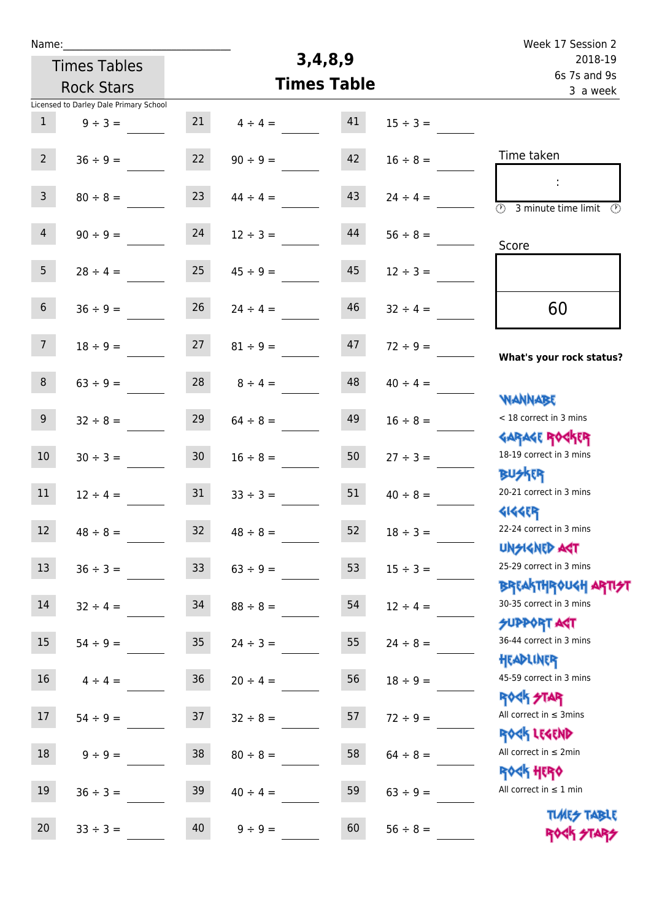Name:\_\_\_\_\_\_\_\_\_\_\_\_\_\_\_\_\_\_\_\_\_\_\_\_\_\_\_\_

Times Tables Rock Stars

Licensed to Darley Dale Primary School

# 3,4,8,9 Times Table

Week 17 Session 2
2018-19
6s 7s and 9s
3 a week

| | | | | | |
|---|---|---|---|---|---|
| 1 | 9 ÷ 3 = | 21 | 4 ÷ 4 = | 41 | 15 ÷ 3 = |
| 2 | 36 ÷ 9 = | 22 | 90 ÷ 9 = | 42 | 16 ÷ 8 = |
| 3 | 80 ÷ 8 = | 23 | 44 ÷ 4 = | 43 | 24 ÷ 4 = |
| 4 | 90 ÷ 9 = | 24 | 12 ÷ 3 = | 44 | 56 ÷ 8 = |
| 5 | 28 ÷ 4 = | 25 | 45 ÷ 9 = | 45 | 12 ÷ 3 = |
| 6 | 36 ÷ 9 = | 26 | 24 ÷ 4 = | 46 | 32 ÷ 4 = |
| 7 | 18 ÷ 9 = | 27 | 81 ÷ 9 = | 47 | 72 ÷ 9 = |
| 8 | 63 ÷ 9 = | 28 | 8 ÷ 4 = | 48 | 40 ÷ 4 = |
| 9 | 32 ÷ 8 = | 29 | 64 ÷ 8 = | 49 | 16 ÷ 8 = |
| 10 | 30 ÷ 3 = | 30 | 16 ÷ 8 = | 50 | 27 ÷ 3 = |
| 11 | 12 ÷ 4 = | 31 | 33 ÷ 3 = | 51 | 40 ÷ 8 = |
| 12 | 48 ÷ 8 = | 32 | 48 ÷ 8 = | 52 | 18 ÷ 3 = |
| 13 | 36 ÷ 3 = | 33 | 63 ÷ 9 = | 53 | 15 ÷ 3 = |
| 14 | 32 ÷ 4 = | 34 | 88 ÷ 8 = | 54 | 12 ÷ 4 = |
| 15 | 54 ÷ 9 = | 35 | 24 ÷ 3 = | 55 | 24 ÷ 8 = |
| 16 | 4 ÷ 4 = | 36 | 20 ÷ 4 = | 56 | 18 ÷ 9 = |
| 17 | 54 ÷ 9 = | 37 | 32 ÷ 8 = | 57 | 72 ÷ 9 = |
| 18 | 9 ÷ 9 = | 38 | 80 ÷ 8 = | 58 | 64 ÷ 8 = |
| 19 | 36 ÷ 3 = | 39 | 40 ÷ 4 = | 59 | 63 ÷ 9 = |
| 20 | 33 ÷ 3 = | 40 | 9 ÷ 9 = | 60 | 56 ÷ 8 = |

Time taken

:

3 minute time limit

Score

60

**What's your rock status?**

WANNABE
< 18 correct in 3 mins

GARAGE ROCKER
18-19 correct in 3 mins

BUSKER
20-21 correct in 3 mins

GIGGER
22-24 correct in 3 mins

UNSIGNED ACT
25-29 correct in 3 mins

BREAKTHROUGH ARTIST
30-35 correct in 3 mins

SUPPORT ACT
36-44 correct in 3 mins

HEADLINER
45-59 correct in 3 mins

ROCK STAR
All correct in ≤ 3mins

ROCK LEGEND
All correct in ≤ 2min

ROCK HERO
All correct in ≤ 1 min

TIMES TABLE ROCK STARS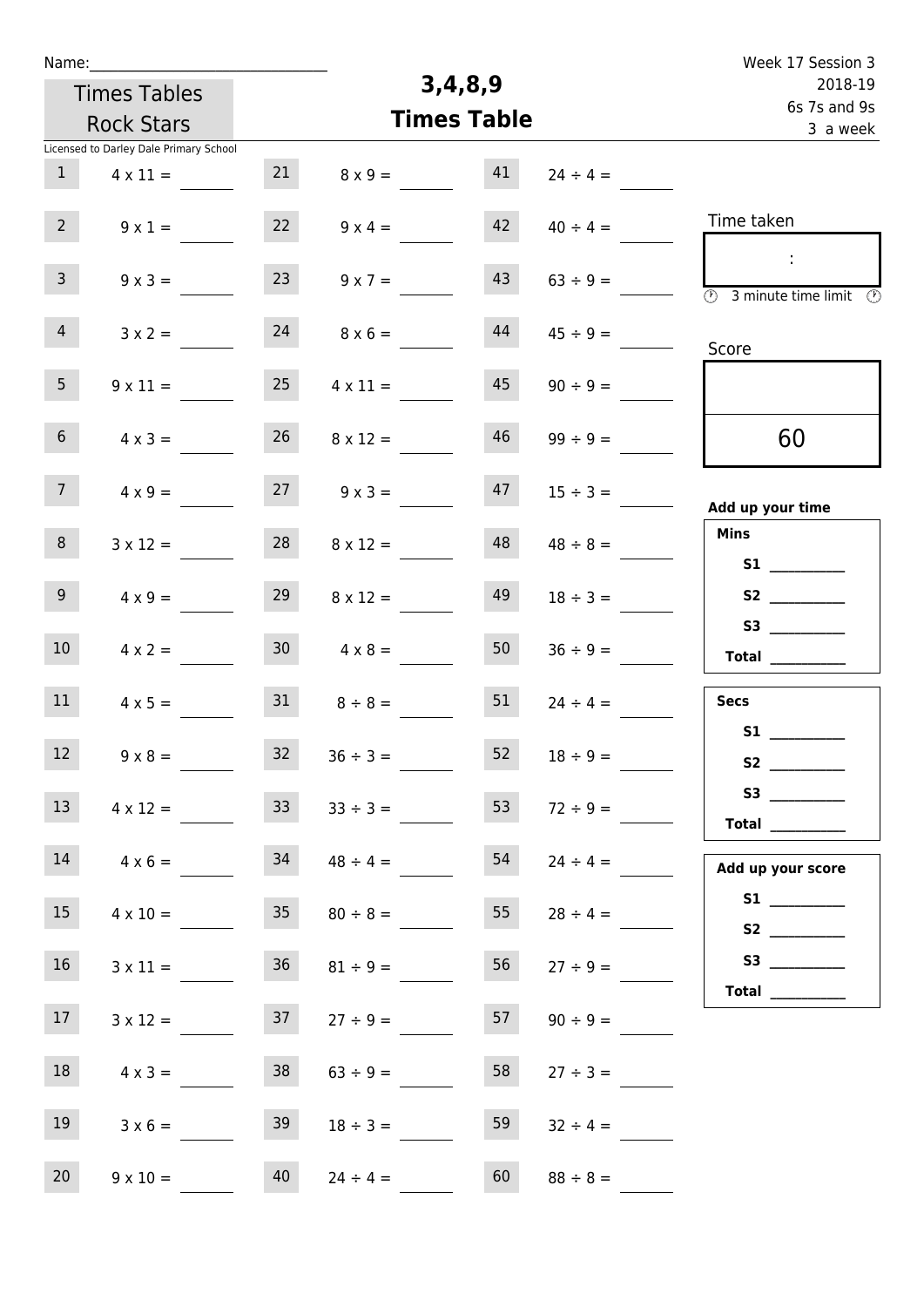Name:______________________________

Times Tables Rock Stars

Licensed to Darley Dale Primary School

# 3,4,8,9 Times Table

Week 17 Session 3
2018-19
6s 7s and 9s
3 a week

| | | | | | |
|---|---|---|---|---|---|
| 1 | 4 x 11 = | 21 | 8 x 9 = | 41 | 24 ÷ 4 = |
| 2 | 9 x 1 = | 22 | 9 x 4 = | 42 | 40 ÷ 4 = |
| 3 | 9 x 3 = | 23 | 9 x 7 = | 43 | 63 ÷ 9 = |
| 4 | 3 x 2 = | 24 | 8 x 6 = | 44 | 45 ÷ 9 = |
| 5 | 9 x 11 = | 25 | 4 x 11 = | 45 | 90 ÷ 9 = |
| 6 | 4 x 3 = | 26 | 8 x 12 = | 46 | 99 ÷ 9 = |
| 7 | 4 x 9 = | 27 | 9 x 3 = | 47 | 15 ÷ 3 = |
| 8 | 3 x 12 = | 28 | 8 x 12 = | 48 | 48 ÷ 8 = |
| 9 | 4 x 9 = | 29 | 8 x 12 = | 49 | 18 ÷ 3 = |
| 10 | 4 x 2 = | 30 | 4 x 8 = | 50 | 36 ÷ 9 = |
| 11 | 4 x 5 = | 31 | 8 ÷ 8 = | 51 | 24 ÷ 4 = |
| 12 | 9 x 8 = | 32 | 36 ÷ 3 = | 52 | 18 ÷ 9 = |
| 13 | 4 x 12 = | 33 | 33 ÷ 3 = | 53 | 72 ÷ 9 = |
| 14 | 4 x 6 = | 34 | 48 ÷ 4 = | 54 | 24 ÷ 4 = |
| 15 | 4 x 10 = | 35 | 80 ÷ 8 = | 55 | 28 ÷ 4 = |
| 16 | 3 x 11 = | 36 | 81 ÷ 9 = | 56 | 27 ÷ 9 = |
| 17 | 3 x 12 = | 37 | 27 ÷ 9 = | 57 | 90 ÷ 9 = |
| 18 | 4 x 3 = | 38 | 63 ÷ 9 = | 58 | 27 ÷ 3 = |
| 19 | 3 x 6 = | 39 | 18 ÷ 3 = | 59 | 32 ÷ 4 = |
| 20 | 9 x 10 = | 40 | 24 ÷ 4 = | 60 | 88 ÷ 8 = |

Time taken

:

3 minute time limit

Score

60

**Add up your time**

**Mins**

**S1** __________

**S2** __________

**S3** __________

**Total** __________

**Secs**

**S1** __________

**S2** __________

**S3** __________

**Total** __________

**Add up your score**

**S1** __________

**S2** __________

**S3** __________

**Total** __________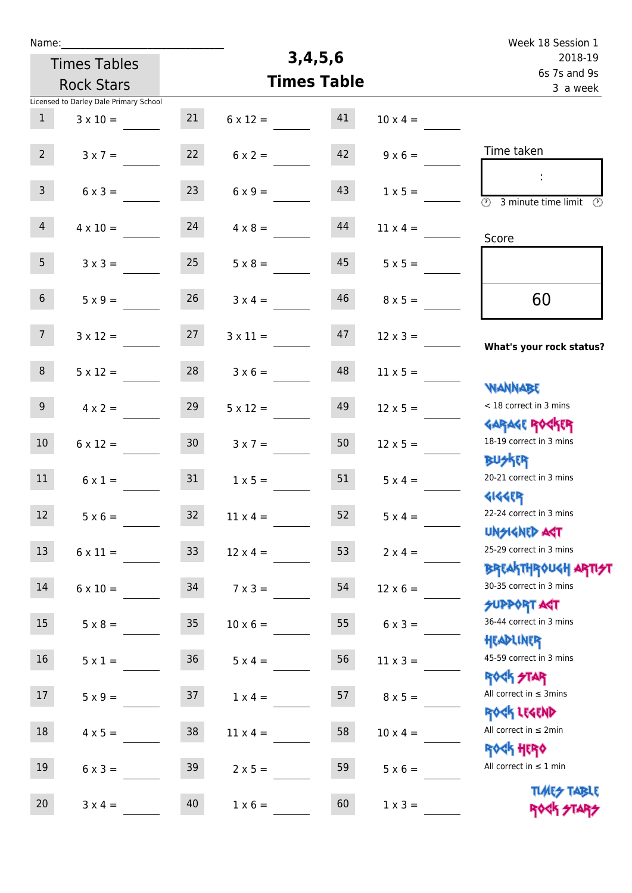Name:____________________________

Times Tables Rock Stars

# 3,4,5,6 Times Table

Week 18 Session 1
2018-19
6s 7s and 9s
3 a week

Licensed to Darley Dale Primary School

| | | | | | |
|---|---|---|---|---|---|
| 1 | 3 x 10 = | 21 | 6 x 12 = | 41 | 10 x 4 = |
| 2 | 3 x 7 = | 22 | 6 x 2 = | 42 | 9 x 6 = |
| 3 | 6 x 3 = | 23 | 6 x 9 = | 43 | 1 x 5 = |
| 4 | 4 x 10 = | 24 | 4 x 8 = | 44 | 11 x 4 = |
| 5 | 3 x 3 = | 25 | 5 x 8 = | 45 | 5 x 5 = |
| 6 | 5 x 9 = | 26 | 3 x 4 = | 46 | 8 x 5 = |
| 7 | 3 x 12 = | 27 | 3 x 11 = | 47 | 12 x 3 = |
| 8 | 5 x 12 = | 28 | 3 x 6 = | 48 | 11 x 5 = |
| 9 | 4 x 2 = | 29 | 5 x 12 = | 49 | 12 x 5 = |
| 10 | 6 x 12 = | 30 | 3 x 7 = | 50 | 12 x 5 = |
| 11 | 6 x 1 = | 31 | 1 x 5 = | 51 | 5 x 4 = |
| 12 | 5 x 6 = | 32 | 11 x 4 = | 52 | 5 x 4 = |
| 13 | 6 x 11 = | 33 | 12 x 4 = | 53 | 2 x 4 = |
| 14 | 6 x 10 = | 34 | 7 x 3 = | 54 | 12 x 6 = |
| 15 | 5 x 8 = | 35 | 10 x 6 = | 55 | 6 x 3 = |
| 16 | 5 x 1 = | 36 | 5 x 4 = | 56 | 11 x 3 = |
| 17 | 5 x 9 = | 37 | 1 x 4 = | 57 | 8 x 5 = |
| 18 | 4 x 5 = | 38 | 11 x 4 = | 58 | 10 x 4 = |
| 19 | 6 x 3 = | 39 | 2 x 5 = | 59 | 5 x 6 = |
| 20 | 3 x 4 = | 40 | 1 x 6 = | 60 | 1 x 3 = |

Time taken

:

3 minute time limit

Score

60

**What's your rock status?**

WANNABE
< 18 correct in 3 mins

GARAGE ROCKER
18-19 correct in 3 mins

BUSKER
20-21 correct in 3 mins

GIGGER
22-24 correct in 3 mins

UNSIGNED ACT
25-29 correct in 3 mins

BREAKTHROUGH ARTIST
30-35 correct in 3 mins

SUPPORT ACT
36-44 correct in 3 mins

HEADLINER
45-59 correct in 3 mins

ROCK STAR
All correct in ≤ 3mins

ROCK LEGEND
All correct in ≤ 2min

ROCK HERO
All correct in ≤ 1 min

TIMES TABLE ROCK STARS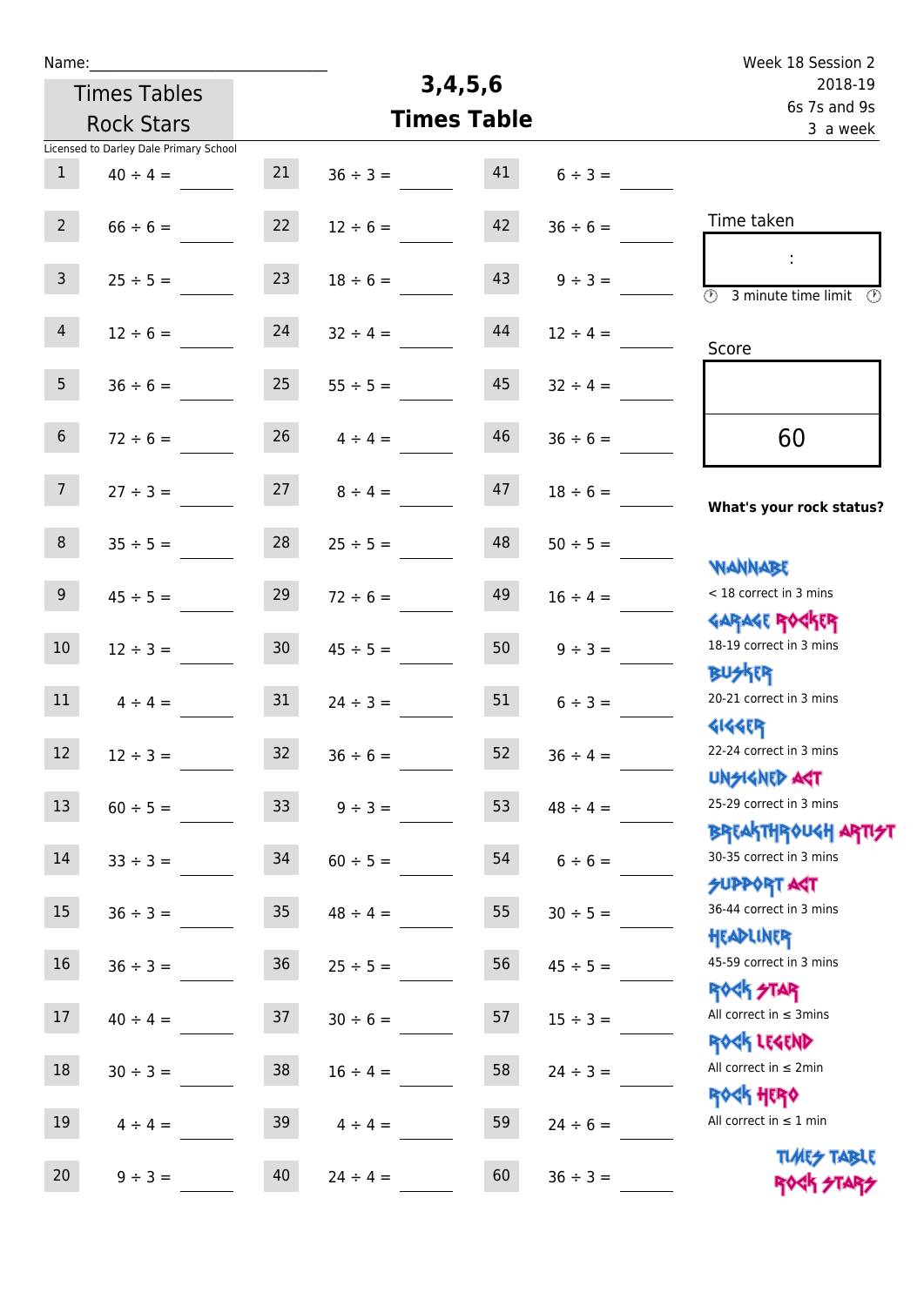Name:_______________________________

Times Tables Rock Stars

Licensed to Darley Dale Primary School

# 3,4,5,6 Times Table

Week 18 Session 2
2018-19
6s 7s and 9s
3 a week

| | | | | | | | |
|---|---|---|---|---|---|---|---|
| 1 | 40 ÷ 4 = ____ | 21 | 36 ÷ 3 = ____ | 41 | 6 ÷ 3 = ____ | | |
| 2 | 66 ÷ 6 = ____ | 22 | 12 ÷ 6 = ____ | 42 | 36 ÷ 6 = ____ | | |
| 3 | 25 ÷ 5 = ____ | 23 | 18 ÷ 6 = ____ | 43 | 9 ÷ 3 = ____ | | |
| 4 | 12 ÷ 6 = ____ | 24 | 32 ÷ 4 = ____ | 44 | 12 ÷ 4 = ____ | | |
| 5 | 36 ÷ 6 = ____ | 25 | 55 ÷ 5 = ____ | 45 | 32 ÷ 4 = ____ | | |
| 6 | 72 ÷ 6 = ____ | 26 | 4 ÷ 4 = ____ | 46 | 36 ÷ 6 = ____ | | |
| 7 | 27 ÷ 3 = ____ | 27 | 8 ÷ 4 = ____ | 47 | 18 ÷ 6 = ____ | | |
| 8 | 35 ÷ 5 = ____ | 28 | 25 ÷ 5 = ____ | 48 | 50 ÷ 5 = ____ | | |
| 9 | 45 ÷ 5 = ____ | 29 | 72 ÷ 6 = ____ | 49 | 16 ÷ 4 = ____ | | |
| 10 | 12 ÷ 3 = ____ | 30 | 45 ÷ 5 = ____ | 50 | 9 ÷ 3 = ____ | | |
| 11 | 4 ÷ 4 = ____ | 31 | 24 ÷ 3 = ____ | 51 | 6 ÷ 3 = ____ | | |
| 12 | 12 ÷ 3 = ____ | 32 | 36 ÷ 6 = ____ | 52 | 36 ÷ 4 = ____ | | |
| 13 | 60 ÷ 5 = ____ | 33 | 9 ÷ 3 = ____ | 53 | 48 ÷ 4 = ____ | | |
| 14 | 33 ÷ 3 = ____ | 34 | 60 ÷ 5 = ____ | 54 | 6 ÷ 6 = ____ | | |
| 15 | 36 ÷ 3 = ____ | 35 | 48 ÷ 4 = ____ | 55 | 30 ÷ 5 = ____ | | |
| 16 | 36 ÷ 3 = ____ | 36 | 25 ÷ 5 = ____ | 56 | 45 ÷ 5 = ____ | | |
| 17 | 40 ÷ 4 = ____ | 37 | 30 ÷ 6 = ____ | 57 | 15 ÷ 3 = ____ | | |
| 18 | 30 ÷ 3 = ____ | 38 | 16 ÷ 4 = ____ | 58 | 24 ÷ 3 = ____ | | |
| 19 | 4 ÷ 4 = ____ | 39 | 4 ÷ 4 = ____ | 59 | 24 ÷ 6 = ____ | | |
| 20 | 9 ÷ 3 = ____ | 40 | 24 ÷ 4 = ____ | 60 | 36 ÷ 3 = ____ | | |

Time taken

:

3 minute time limit

Score

60

**What's your rock status?**

WANNABE
< 18 correct in 3 mins

GARAGE ROCKER
18-19 correct in 3 mins

BUSKER
20-21 correct in 3 mins

GIGGER
22-24 correct in 3 mins

UNSIGNED ACT
25-29 correct in 3 mins

BREAKTHROUGH ARTIST
30-35 correct in 3 mins

SUPPORT ACT
36-44 correct in 3 mins

HEADLINER
45-59 correct in 3 mins

ROCK STAR
All correct in ≤ 3mins

ROCK LEGEND
All correct in ≤ 2min

ROCK HERO
All correct in ≤ 1 min

TIMES TABLE ROCK STARS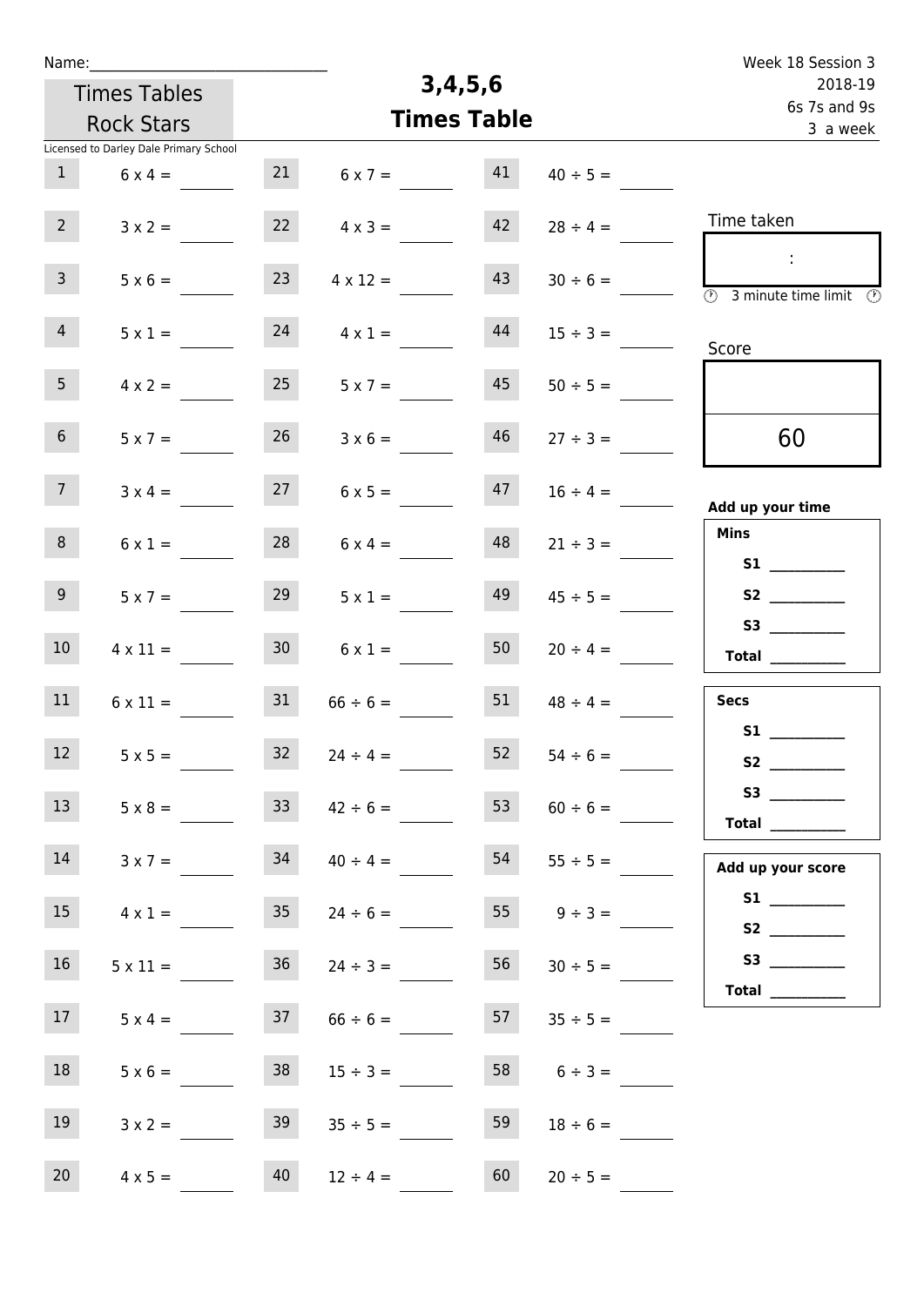Name:______________________________

Times Tables Rock Stars

Licensed to Darley Dale Primary School

# 3,4,5,6 Times Table

Week 18 Session 3
2018-19
6s 7s and 9s
3 a week

| | | | | | |
|---|---|---|---|---|---|
| 1 | 6 x 4 = | 21 | 6 x 7 = | 41 | 40 ÷ 5 = |
| 2 | 3 x 2 = | 22 | 4 x 3 = | 42 | 28 ÷ 4 = |
| 3 | 5 x 6 = | 23 | 4 x 12 = | 43 | 30 ÷ 6 = |
| 4 | 5 x 1 = | 24 | 4 x 1 = | 44 | 15 ÷ 3 = |
| 5 | 4 x 2 = | 25 | 5 x 7 = | 45 | 50 ÷ 5 = |
| 6 | 5 x 7 = | 26 | 3 x 6 = | 46 | 27 ÷ 3 = |
| 7 | 3 x 4 = | 27 | 6 x 5 = | 47 | 16 ÷ 4 = |
| 8 | 6 x 1 = | 28 | 6 x 4 = | 48 | 21 ÷ 3 = |
| 9 | 5 x 7 = | 29 | 5 x 1 = | 49 | 45 ÷ 5 = |
| 10 | 4 x 11 = | 30 | 6 x 1 = | 50 | 20 ÷ 4 = |
| 11 | 6 x 11 = | 31 | 66 ÷ 6 = | 51 | 48 ÷ 4 = |
| 12 | 5 x 5 = | 32 | 24 ÷ 4 = | 52 | 54 ÷ 6 = |
| 13 | 5 x 8 = | 33 | 42 ÷ 6 = | 53 | 60 ÷ 6 = |
| 14 | 3 x 7 = | 34 | 40 ÷ 4 = | 54 | 55 ÷ 5 = |
| 15 | 4 x 1 = | 35 | 24 ÷ 6 = | 55 | 9 ÷ 3 = |
| 16 | 5 x 11 = | 36 | 24 ÷ 3 = | 56 | 30 ÷ 5 = |
| 17 | 5 x 4 = | 37 | 66 ÷ 6 = | 57 | 35 ÷ 5 = |
| 18 | 5 x 6 = | 38 | 15 ÷ 3 = | 58 | 6 ÷ 3 = |
| 19 | 3 x 2 = | 39 | 35 ÷ 5 = | 59 | 18 ÷ 6 = |
| 20 | 4 x 5 = | 40 | 12 ÷ 4 = | 60 | 20 ÷ 5 = |

Time taken

:

3 minute time limit

Score

60

**Add up your time**

**Mins**
**S1** __________
**S2** __________
**S3** __________
**Total** __________

**Secs**
**S1** __________
**S2** __________
**S3** __________
**Total** __________

**Add up your score**
**S1** __________
**S2** __________
**S3** __________
**Total** __________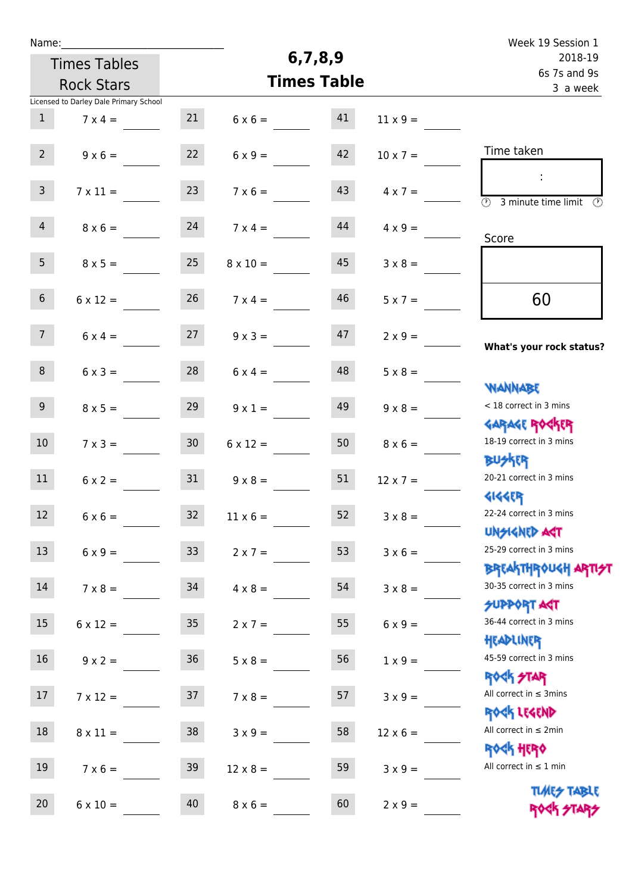Name:______________________________

Week 19 Session 1
2018-19
6s 7s and 9s
3 a week

Times Tables Rock Stars

# 6,7,8,9 Times Table

Licensed to Darley Dale Primary School

| | | | | | |
|---|---|---|---|---|---|
| 1 | 7 x 4 = ____ | 21 | 6 x 6 = ____ | 41 | 11 x 9 = ____ |
| 2 | 9 x 6 = ____ | 22 | 6 x 9 = ____ | 42 | 10 x 7 = ____ |
| 3 | 7 x 11 = ____ | 23 | 7 x 6 = ____ | 43 | 4 x 7 = ____ |
| 4 | 8 x 6 = ____ | 24 | 7 x 4 = ____ | 44 | 4 x 9 = ____ |
| 5 | 8 x 5 = ____ | 25 | 8 x 10 = ____ | 45 | 3 x 8 = ____ |
| 6 | 6 x 12 = ____ | 26 | 7 x 4 = ____ | 46 | 5 x 7 = ____ |
| 7 | 6 x 4 = ____ | 27 | 9 x 3 = ____ | 47 | 2 x 9 = ____ |
| 8 | 6 x 3 = ____ | 28 | 6 x 4 = ____ | 48 | 5 x 8 = ____ |
| 9 | 8 x 5 = ____ | 29 | 9 x 1 = ____ | 49 | 9 x 8 = ____ |
| 10 | 7 x 3 = ____ | 30 | 6 x 12 = ____ | 50 | 8 x 6 = ____ |
| 11 | 6 x 2 = ____ | 31 | 9 x 8 = ____ | 51 | 12 x 7 = ____ |
| 12 | 6 x 6 = ____ | 32 | 11 x 6 = ____ | 52 | 3 x 8 = ____ |
| 13 | 6 x 9 = ____ | 33 | 2 x 7 = ____ | 53 | 3 x 6 = ____ |
| 14 | 7 x 8 = ____ | 34 | 4 x 8 = ____ | 54 | 3 x 8 = ____ |
| 15 | 6 x 12 = ____ | 35 | 2 x 7 = ____ | 55 | 6 x 9 = ____ |
| 16 | 9 x 2 = ____ | 36 | 5 x 8 = ____ | 56 | 1 x 9 = ____ |
| 17 | 7 x 12 = ____ | 37 | 7 x 8 = ____ | 57 | 3 x 9 = ____ |
| 18 | 8 x 11 = ____ | 38 | 3 x 9 = ____ | 58 | 12 x 6 = ____ |
| 19 | 7 x 6 = ____ | 39 | 12 x 8 = ____ | 59 | 3 x 9 = ____ |
| 20 | 6 x 10 = ____ | 40 | 8 x 6 = ____ | 60 | 2 x 9 = ____ |

Time taken

:

3 minute time limit

Score

60

**What's your rock status?**

WANNABE
< 18 correct in 3 mins

GARAGE ROCKER
18-19 correct in 3 mins

BUSKER
20-21 correct in 3 mins

GIGGER
22-24 correct in 3 mins

UNSIGNED ACT
25-29 correct in 3 mins

BREAKTHROUGH ARTIST
30-35 correct in 3 mins

SUPPORT ACT
36-44 correct in 3 mins

HEADLINER
45-59 correct in 3 mins

ROCK STAR
All correct in ≤ 3mins

ROCK LEGEND
All correct in ≤ 2min

ROCK HERO
All correct in ≤ 1 min

TIMES TABLE ROCK STARS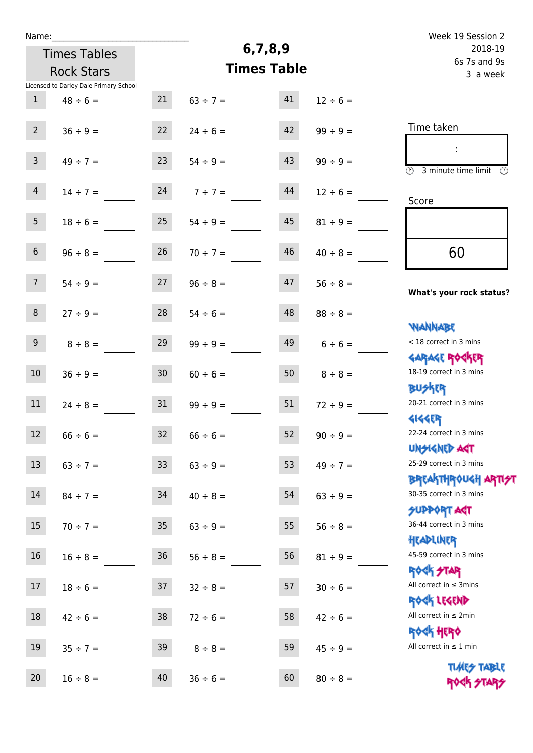Name:\_\_\_\_\_\_\_\_\_\_\_\_\_\_\_\_\_\_\_\_\_\_\_\_\_\_\_\_

Times Tables Rock Stars

# 6,7,8,9 Times Table

Week 19 Session 2
2018-19
6s 7s and 9s
3 a week

Licensed to Darley Dale Primary School

| | | | | | |
|---|---|---|---|---|---|
| 1 | 48 ÷ 6 = | 21 | 63 ÷ 7 = | 41 | 12 ÷ 6 = |
| 2 | 36 ÷ 9 = | 22 | 24 ÷ 6 = | 42 | 99 ÷ 9 = |
| 3 | 49 ÷ 7 = | 23 | 54 ÷ 9 = | 43 | 99 ÷ 9 = |
| 4 | 14 ÷ 7 = | 24 | 7 ÷ 7 = | 44 | 12 ÷ 6 = |
| 5 | 18 ÷ 6 = | 25 | 54 ÷ 9 = | 45 | 81 ÷ 9 = |
| 6 | 96 ÷ 8 = | 26 | 70 ÷ 7 = | 46 | 40 ÷ 8 = |
| 7 | 54 ÷ 9 = | 27 | 96 ÷ 8 = | 47 | 56 ÷ 8 = |
| 8 | 27 ÷ 9 = | 28 | 54 ÷ 6 = | 48 | 88 ÷ 8 = |
| 9 | 8 ÷ 8 = | 29 | 99 ÷ 9 = | 49 | 6 ÷ 6 = |
| 10 | 36 ÷ 9 = | 30 | 60 ÷ 6 = | 50 | 8 ÷ 8 = |
| 11 | 24 ÷ 8 = | 31 | 99 ÷ 9 = | 51 | 72 ÷ 9 = |
| 12 | 66 ÷ 6 = | 32 | 66 ÷ 6 = | 52 | 90 ÷ 9 = |
| 13 | 63 ÷ 7 = | 33 | 63 ÷ 9 = | 53 | 49 ÷ 7 = |
| 14 | 84 ÷ 7 = | 34 | 40 ÷ 8 = | 54 | 63 ÷ 9 = |
| 15 | 70 ÷ 7 = | 35 | 63 ÷ 9 = | 55 | 56 ÷ 8 = |
| 16 | 16 ÷ 8 = | 36 | 56 ÷ 8 = | 56 | 81 ÷ 9 = |
| 17 | 18 ÷ 6 = | 37 | 32 ÷ 8 = | 57 | 30 ÷ 6 = |
| 18 | 42 ÷ 6 = | 38 | 72 ÷ 6 = | 58 | 42 ÷ 6 = |
| 19 | 35 ÷ 7 = | 39 | 8 ÷ 8 = | 59 | 45 ÷ 9 = |
| 20 | 16 ÷ 8 = | 40 | 36 ÷ 6 = | 60 | 80 ÷ 8 = |

Time taken

:

3 minute time limit

Score

60

**What's your rock status?**

WANNABE
< 18 correct in 3 mins

GARAGE ROCKER
18-19 correct in 3 mins

BUSKER
20-21 correct in 3 mins

GIGGER
22-24 correct in 3 mins

UNSIGNED ACT
25-29 correct in 3 mins

BREAKTHROUGH ARTIST
30-35 correct in 3 mins

SUPPORT ACT
36-44 correct in 3 mins

HEADLINER
45-59 correct in 3 mins

ROCK STAR
All correct in ≤ 3mins

ROCK LEGEND
All correct in ≤ 2min

ROCK HERO
All correct in ≤ 1 min

TIMES TABLE ROCK STARS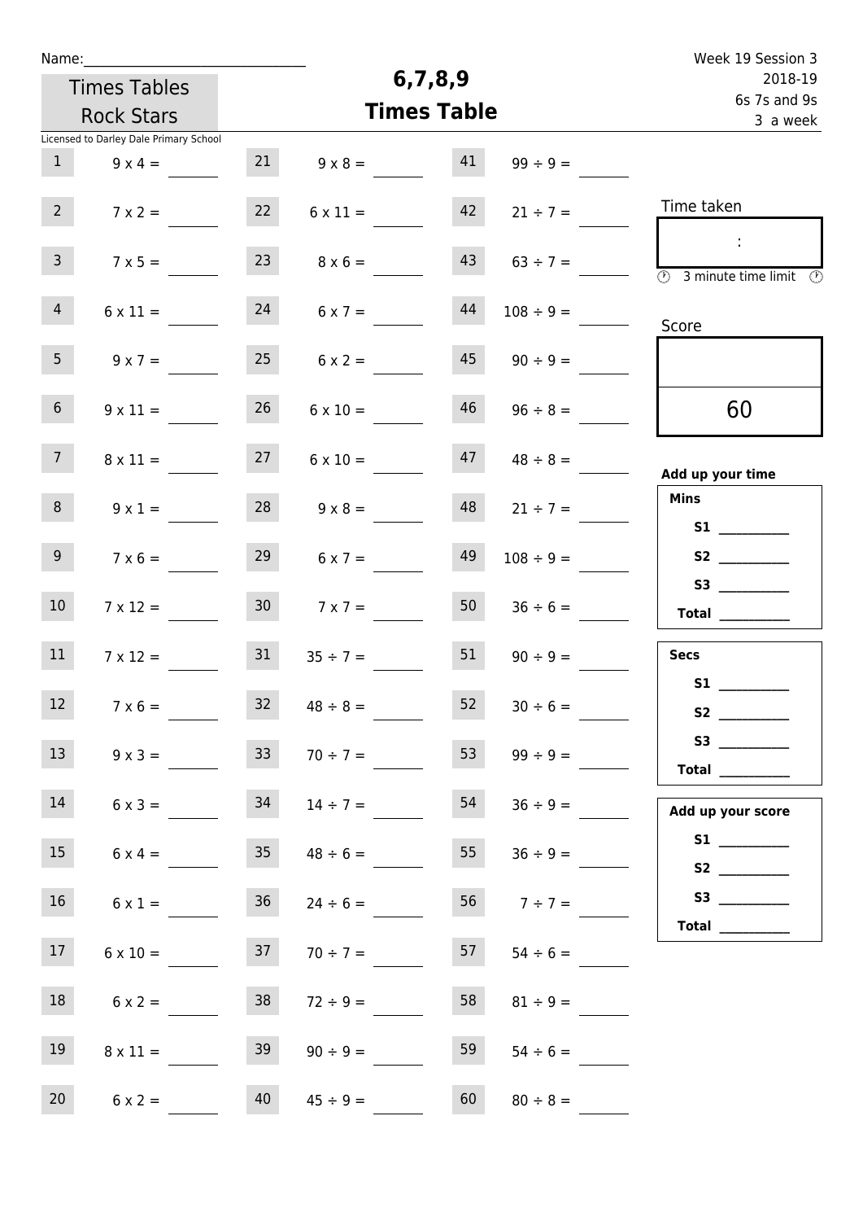Name:______________________________

Times Tables Rock Stars

Licensed to Darley Dale Primary School

# 6,7,8,9 Times Table

Week 19 Session 3
2018-19
6s 7s and 9s
3 a week

| | | | | | |
|---|---|---|---|---|---|
| 1 | 9 x 4 = ____ | 21 | 9 x 8 = ____ | 41 | 99 ÷ 9 = ____ |
| 2 | 7 x 2 = ____ | 22 | 6 x 11 = ____ | 42 | 21 ÷ 7 = ____ |
| 3 | 7 x 5 = ____ | 23 | 8 x 6 = ____ | 43 | 63 ÷ 7 = ____ |
| 4 | 6 x 11 = ____ | 24 | 6 x 7 = ____ | 44 | 108 ÷ 9 = ____ |
| 5 | 9 x 7 = ____ | 25 | 6 x 2 = ____ | 45 | 90 ÷ 9 = ____ |
| 6 | 9 x 11 = ____ | 26 | 6 x 10 = ____ | 46 | 96 ÷ 8 = ____ |
| 7 | 8 x 11 = ____ | 27 | 6 x 10 = ____ | 47 | 48 ÷ 8 = ____ |
| 8 | 9 x 1 = ____ | 28 | 9 x 8 = ____ | 48 | 21 ÷ 7 = ____ |
| 9 | 7 x 6 = ____ | 29 | 6 x 7 = ____ | 49 | 108 ÷ 9 = ____ |
| 10 | 7 x 12 = ____ | 30 | 7 x 7 = ____ | 50 | 36 ÷ 6 = ____ |
| 11 | 7 x 12 = ____ | 31 | 35 ÷ 7 = ____ | 51 | 90 ÷ 9 = ____ |
| 12 | 7 x 6 = ____ | 32 | 48 ÷ 8 = ____ | 52 | 30 ÷ 6 = ____ |
| 13 | 9 x 3 = ____ | 33 | 70 ÷ 7 = ____ | 53 | 99 ÷ 9 = ____ |
| 14 | 6 x 3 = ____ | 34 | 14 ÷ 7 = ____ | 54 | 36 ÷ 9 = ____ |
| 15 | 6 x 4 = ____ | 35 | 48 ÷ 6 = ____ | 55 | 36 ÷ 9 = ____ |
| 16 | 6 x 1 = ____ | 36 | 24 ÷ 6 = ____ | 56 | 7 ÷ 7 = ____ |
| 17 | 6 x 10 = ____ | 37 | 70 ÷ 7 = ____ | 57 | 54 ÷ 6 = ____ |
| 18 | 6 x 2 = ____ | 38 | 72 ÷ 9 = ____ | 58 | 81 ÷ 9 = ____ |
| 19 | 8 x 11 = ____ | 39 | 90 ÷ 9 = ____ | 59 | 54 ÷ 6 = ____ |
| 20 | 6 x 2 = ____ | 40 | 45 ÷ 9 = ____ | 60 | 80 ÷ 8 = ____ |

Time taken

:

3 minute time limit

Score

60

**Add up your time**

**Mins**

**S1** __________

**S2** __________

**S3** __________

**Total** __________

**Secs**

**S1** __________

**S2** __________

**S3** __________

**Total** __________

**Add up your score**

**S1** __________

**S2** __________

**S3** __________

**Total** __________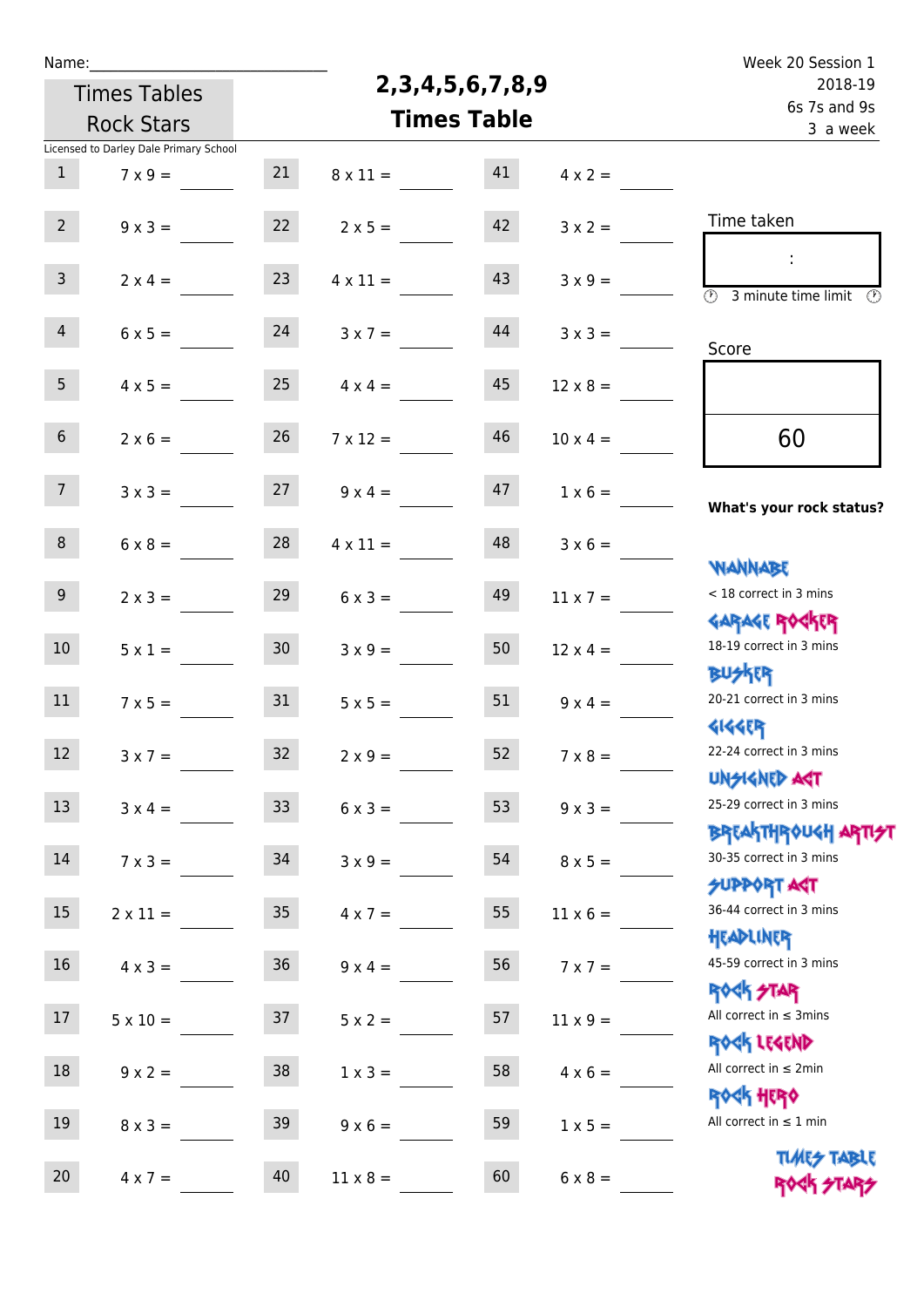Name:

Times Tables Rock Stars

# 2,3,4,5,6,7,8,9 Times Table

Week 20 Session 1
2018-19
6s 7s and 9s
3 a week

Licensed to Darley Dale Primary School

| | | | | | |
|---|---|---|---|---|---|
| 1 | 7 x 9 = | 21 | 8 x 11 = | 41 | 4 x 2 = |
| 2 | 9 x 3 = | 22 | 2 x 5 = | 42 | 3 x 2 = |
| 3 | 2 x 4 = | 23 | 4 x 11 = | 43 | 3 x 9 = |
| 4 | 6 x 5 = | 24 | 3 x 7 = | 44 | 3 x 3 = |
| 5 | 4 x 5 = | 25 | 4 x 4 = | 45 | 12 x 8 = |
| 6 | 2 x 6 = | 26 | 7 x 12 = | 46 | 10 x 4 = |
| 7 | 3 x 3 = | 27 | 9 x 4 = | 47 | 1 x 6 = |
| 8 | 6 x 8 = | 28 | 4 x 11 = | 48 | 3 x 6 = |
| 9 | 2 x 3 = | 29 | 6 x 3 = | 49 | 11 x 7 = |
| 10 | 5 x 1 = | 30 | 3 x 9 = | 50 | 12 x 4 = |
| 11 | 7 x 5 = | 31 | 5 x 5 = | 51 | 9 x 4 = |
| 12 | 3 x 7 = | 32 | 2 x 9 = | 52 | 7 x 8 = |
| 13 | 3 x 4 = | 33 | 6 x 3 = | 53 | 9 x 3 = |
| 14 | 7 x 3 = | 34 | 3 x 9 = | 54 | 8 x 5 = |
| 15 | 2 x 11 = | 35 | 4 x 7 = | 55 | 11 x 6 = |
| 16 | 4 x 3 = | 36 | 9 x 4 = | 56 | 7 x 7 = |
| 17 | 5 x 10 = | 37 | 5 x 2 = | 57 | 11 x 9 = |
| 18 | 9 x 2 = | 38 | 1 x 3 = | 58 | 4 x 6 = |
| 19 | 8 x 3 = | 39 | 9 x 6 = | 59 | 1 x 5 = |
| 20 | 4 x 7 = | 40 | 11 x 8 = | 60 | 6 x 8 = |

Time taken

:

3 minute time limit

Score

60

**What's your rock status?**

WANNABE
< 18 correct in 3 mins

GARAGE ROCKER
18-19 correct in 3 mins

BUSKER
20-21 correct in 3 mins

GIGGER
22-24 correct in 3 mins

UNSIGNED ACT
25-29 correct in 3 mins

BREAKTHROUGH ARTIST
30-35 correct in 3 mins

SUPPORT ACT
36-44 correct in 3 mins

HEADLINER
45-59 correct in 3 mins

ROCK STAR
All correct in ≤ 3mins

ROCK LEGEND
All correct in ≤ 2min

ROCK HERO
All correct in ≤ 1 min

TIMES TABLE ROCK STARS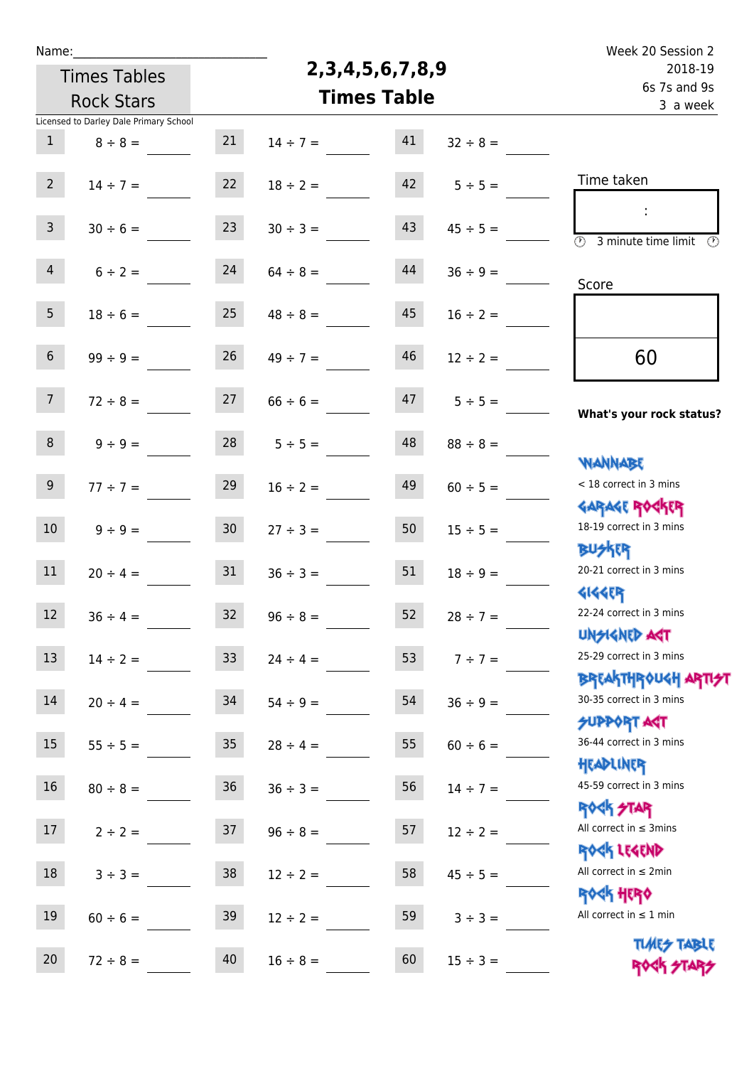Name:______________________________

Times Tables Rock Stars

# 2,3,4,5,6,7,8,9 Times Table

Week 20 Session 2
2018-19
6s 7s and 9s
3 a week

Licensed to Darley Dale Primary School

| | | | | | |
|---|---|---|---|---|---|
| 1 | 8 ÷ 8 = | 21 | 14 ÷ 7 = | 41 | 32 ÷ 8 = |
| 2 | 14 ÷ 7 = | 22 | 18 ÷ 2 = | 42 | 5 ÷ 5 = |
| 3 | 30 ÷ 6 = | 23 | 30 ÷ 3 = | 43 | 45 ÷ 5 = |
| 4 | 6 ÷ 2 = | 24 | 64 ÷ 8 = | 44 | 36 ÷ 9 = |
| 5 | 18 ÷ 6 = | 25 | 48 ÷ 8 = | 45 | 16 ÷ 2 = |
| 6 | 99 ÷ 9 = | 26 | 49 ÷ 7 = | 46 | 12 ÷ 2 = |
| 7 | 72 ÷ 8 = | 27 | 66 ÷ 6 = | 47 | 5 ÷ 5 = |
| 8 | 9 ÷ 9 = | 28 | 5 ÷ 5 = | 48 | 88 ÷ 8 = |
| 9 | 77 ÷ 7 = | 29 | 16 ÷ 2 = | 49 | 60 ÷ 5 = |
| 10 | 9 ÷ 9 = | 30 | 27 ÷ 3 = | 50 | 15 ÷ 5 = |
| 11 | 20 ÷ 4 = | 31 | 36 ÷ 3 = | 51 | 18 ÷ 9 = |
| 12 | 36 ÷ 4 = | 32 | 96 ÷ 8 = | 52 | 28 ÷ 7 = |
| 13 | 14 ÷ 2 = | 33 | 24 ÷ 4 = | 53 | 7 ÷ 7 = |
| 14 | 20 ÷ 4 = | 34 | 54 ÷ 9 = | 54 | 36 ÷ 9 = |
| 15 | 55 ÷ 5 = | 35 | 28 ÷ 4 = | 55 | 60 ÷ 6 = |
| 16 | 80 ÷ 8 = | 36 | 36 ÷ 3 = | 56 | 14 ÷ 7 = |
| 17 | 2 ÷ 2 = | 37 | 96 ÷ 8 = | 57 | 12 ÷ 2 = |
| 18 | 3 ÷ 3 = | 38 | 12 ÷ 2 = | 58 | 45 ÷ 5 = |
| 19 | 60 ÷ 6 = | 39 | 12 ÷ 2 = | 59 | 3 ÷ 3 = |
| 20 | 72 ÷ 8 = | 40 | 16 ÷ 8 = | 60 | 15 ÷ 3 = |

Time taken

:

3 minute time limit

Score

60

**What's your rock status?**

WANNABE
< 18 correct in 3 mins

GARAGE ROCKER
18-19 correct in 3 mins

BUSKER
20-21 correct in 3 mins

GIGGER
22-24 correct in 3 mins

UNSIGNED ACT
25-29 correct in 3 mins

BREAKTHROUGH ARTIST
30-35 correct in 3 mins

SUPPORT ACT
36-44 correct in 3 mins

HEADLINER
45-59 correct in 3 mins

ROCK STAR
All correct in ≤ 3mins

ROCK LEGEND
All correct in ≤ 2min

ROCK HERO
All correct in ≤ 1 min

TIMES TABLE ROCK STARS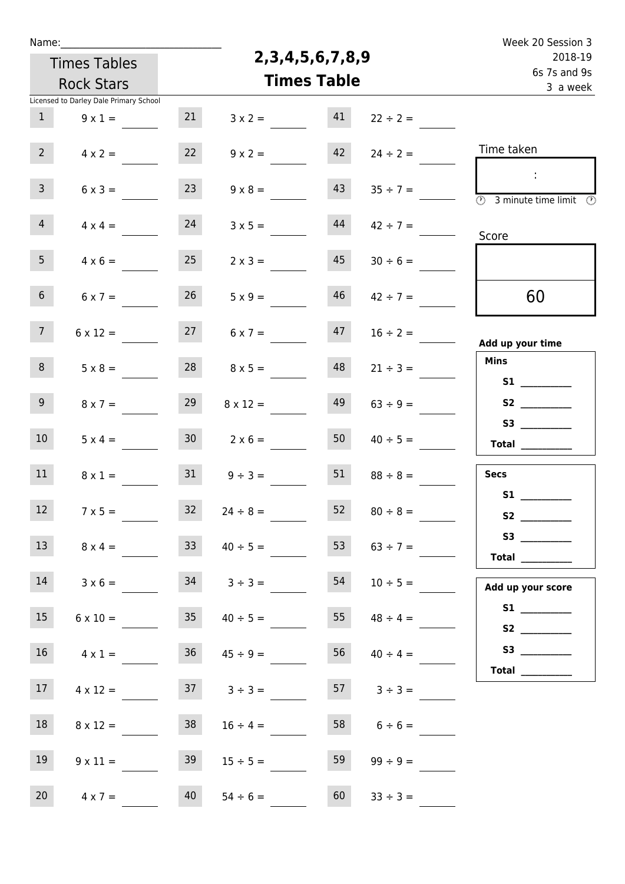Name:______________________________

Times Tables Rock Stars

Licensed to Darley Dale Primary School

# 2,3,4,5,6,7,8,9 Times Table

Week 20 Session 3
2018-19
6s 7s and 9s
3 a week

| | | | | | |
|---|---|---|---|---|---|
| 1 | 9 x 1 = | 21 | 3 x 2 = | 41 | 22 ÷ 2 = |
| 2 | 4 x 2 = | 22 | 9 x 2 = | 42 | 24 ÷ 2 = |
| 3 | 6 x 3 = | 23 | 9 x 8 = | 43 | 35 ÷ 7 = |
| 4 | 4 x 4 = | 24 | 3 x 5 = | 44 | 42 ÷ 7 = |
| 5 | 4 x 6 = | 25 | 2 x 3 = | 45 | 30 ÷ 6 = |
| 6 | 6 x 7 = | 26 | 5 x 9 = | 46 | 42 ÷ 7 = |
| 7 | 6 x 12 = | 27 | 6 x 7 = | 47 | 16 ÷ 2 = |
| 8 | 5 x 8 = | 28 | 8 x 5 = | 48 | 21 ÷ 3 = |
| 9 | 8 x 7 = | 29 | 8 x 12 = | 49 | 63 ÷ 9 = |
| 10 | 5 x 4 = | 30 | 2 x 6 = | 50 | 40 ÷ 5 = |
| 11 | 8 x 1 = | 31 | 9 ÷ 3 = | 51 | 88 ÷ 8 = |
| 12 | 7 x 5 = | 32 | 24 ÷ 8 = | 52 | 80 ÷ 8 = |
| 13 | 8 x 4 = | 33 | 40 ÷ 5 = | 53 | 63 ÷ 7 = |
| 14 | 3 x 6 = | 34 | 3 ÷ 3 = | 54 | 10 ÷ 5 = |
| 15 | 6 x 10 = | 35 | 40 ÷ 5 = | 55 | 48 ÷ 4 = |
| 16 | 4 x 1 = | 36 | 45 ÷ 9 = | 56 | 40 ÷ 4 = |
| 17 | 4 x 12 = | 37 | 3 ÷ 3 = | 57 | 3 ÷ 3 = |
| 18 | 8 x 12 = | 38 | 16 ÷ 4 = | 58 | 6 ÷ 6 = |
| 19 | 9 x 11 = | 39 | 15 ÷ 5 = | 59 | 99 ÷ 9 = |
| 20 | 4 x 7 = | 40 | 54 ÷ 6 = | 60 | 33 ÷ 3 = |

Time taken

:

3 minute time limit

Score

60

**Add up your time**

**Mins**

**S1** __________

**S2** __________

**S3** __________

**Total** __________

**Secs**

**S1** __________

**S2** __________

**S3** __________

**Total** __________

**Add up your score**

**S1** __________

**S2** __________

**S3** __________

**Total** __________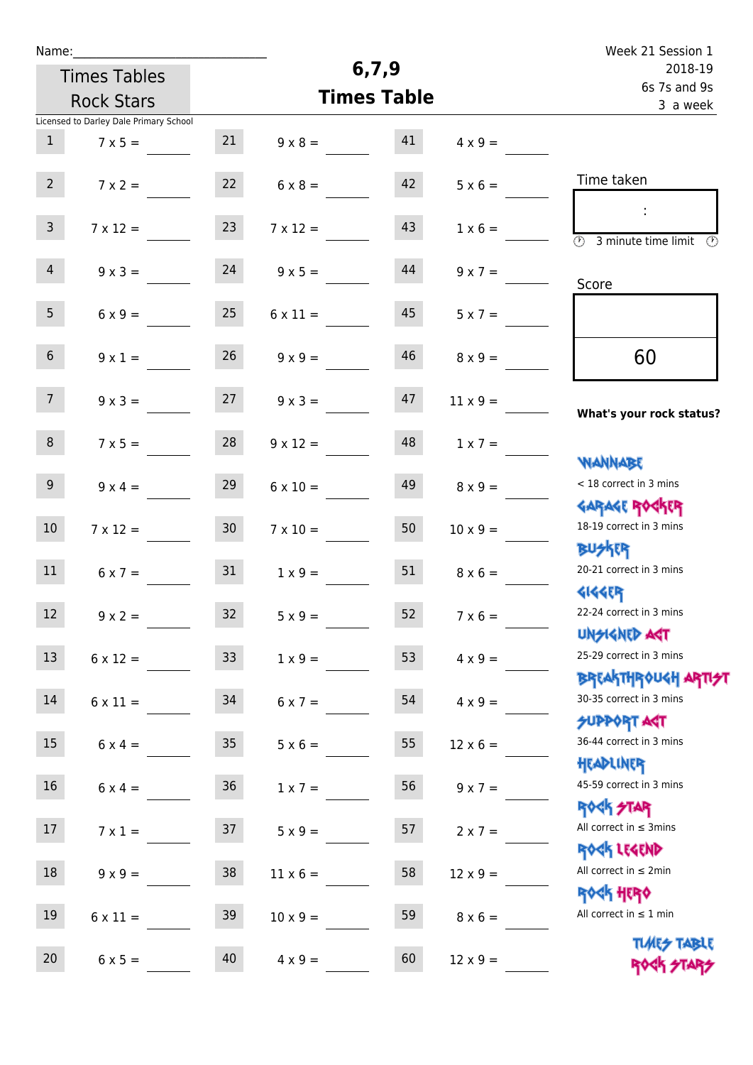Name:

Times Tables Rock Stars

Licensed to Darley Dale Primary School

# 6,7,9 Times Table

Week 21 Session 1
2018-19
6s 7s and 9s
3 a week

| | | | | | |
|---|---|---|---|---|---|
| 1 | 7 x 5 = | 21 | 9 x 8 = | 41 | 4 x 9 = |
| 2 | 7 x 2 = | 22 | 6 x 8 = | 42 | 5 x 6 = |
| 3 | 7 x 12 = | 23 | 7 x 12 = | 43 | 1 x 6 = |
| 4 | 9 x 3 = | 24 | 9 x 5 = | 44 | 9 x 7 = |
| 5 | 6 x 9 = | 25 | 6 x 11 = | 45 | 5 x 7 = |
| 6 | 9 x 1 = | 26 | 9 x 9 = | 46 | 8 x 9 = |
| 7 | 9 x 3 = | 27 | 9 x 3 = | 47 | 11 x 9 = |
| 8 | 7 x 5 = | 28 | 9 x 12 = | 48 | 1 x 7 = |
| 9 | 9 x 4 = | 29 | 6 x 10 = | 49 | 8 x 9 = |
| 10 | 7 x 12 = | 30 | 7 x 10 = | 50 | 10 x 9 = |
| 11 | 6 x 7 = | 31 | 1 x 9 = | 51 | 8 x 6 = |
| 12 | 9 x 2 = | 32 | 5 x 9 = | 52 | 7 x 6 = |
| 13 | 6 x 12 = | 33 | 1 x 9 = | 53 | 4 x 9 = |
| 14 | 6 x 11 = | 34 | 6 x 7 = | 54 | 4 x 9 = |
| 15 | 6 x 4 = | 35 | 5 x 6 = | 55 | 12 x 6 = |
| 16 | 6 x 4 = | 36 | 1 x 7 = | 56 | 9 x 7 = |
| 17 | 7 x 1 = | 37 | 5 x 9 = | 57 | 2 x 7 = |
| 18 | 9 x 9 = | 38 | 11 x 6 = | 58 | 12 x 9 = |
| 19 | 6 x 11 = | 39 | 10 x 9 = | 59 | 8 x 6 = |
| 20 | 6 x 5 = | 40 | 4 x 9 = | 60 | 12 x 9 = |

Time taken

:

3 minute time limit

Score

60

**What's your rock status?**

WANNABE
< 18 correct in 3 mins

GARAGE ROCKER
18-19 correct in 3 mins

BUSKER
20-21 correct in 3 mins

GIGGER
22-24 correct in 3 mins

UNSIGNED ACT
25-29 correct in 3 mins

BREAKTHROUGH ARTIST
30-35 correct in 3 mins

SUPPORT ACT
36-44 correct in 3 mins

HEADLINER
45-59 correct in 3 mins

ROCK STAR
All correct in ≤ 3mins

ROCK LEGEND
All correct in ≤ 2min

ROCK HERO
All correct in ≤ 1 min

TIMES TABLE ROCK STARS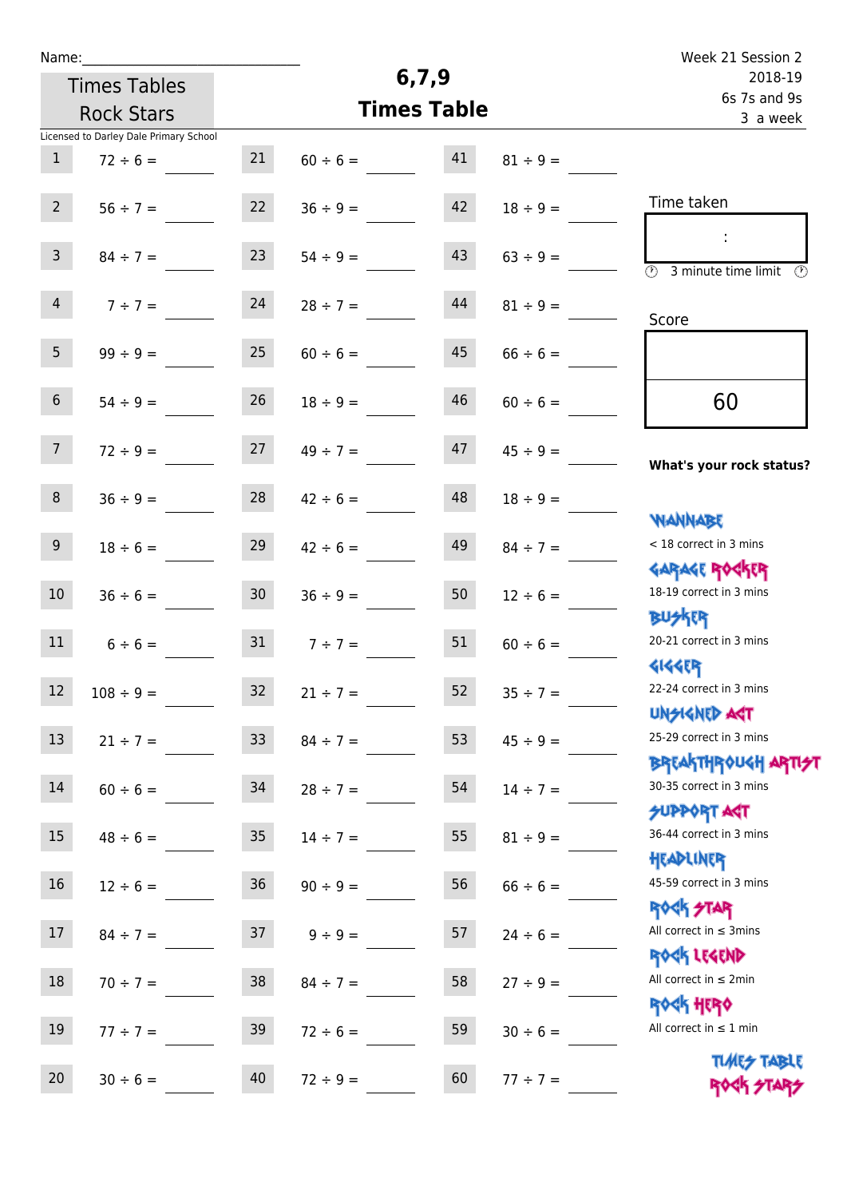Name:

Times Tables Rock Stars

Licensed to Darley Dale Primary School

# 6,7,9 Times Table

Week 21 Session 2
2018-19
6s 7s and 9s
3 a week

| | | | | | |
|---|---|---|---|---|---|
| 1 | 72 ÷ 6 = | 21 | 60 ÷ 6 = | 41 | 81 ÷ 9 = |
| 2 | 56 ÷ 7 = | 22 | 36 ÷ 9 = | 42 | 18 ÷ 9 = |
| 3 | 84 ÷ 7 = | 23 | 54 ÷ 9 = | 43 | 63 ÷ 9 = |
| 4 | 7 ÷ 7 = | 24 | 28 ÷ 7 = | 44 | 81 ÷ 9 = |
| 5 | 99 ÷ 9 = | 25 | 60 ÷ 6 = | 45 | 66 ÷ 6 = |
| 6 | 54 ÷ 9 = | 26 | 18 ÷ 9 = | 46 | 60 ÷ 6 = |
| 7 | 72 ÷ 9 = | 27 | 49 ÷ 7 = | 47 | 45 ÷ 9 = |
| 8 | 36 ÷ 9 = | 28 | 42 ÷ 6 = | 48 | 18 ÷ 9 = |
| 9 | 18 ÷ 6 = | 29 | 42 ÷ 6 = | 49 | 84 ÷ 7 = |
| 10 | 36 ÷ 6 = | 30 | 36 ÷ 9 = | 50 | 12 ÷ 6 = |
| 11 | 6 ÷ 6 = | 31 | 7 ÷ 7 = | 51 | 60 ÷ 6 = |
| 12 | 108 ÷ 9 = | 32 | 21 ÷ 7 = | 52 | 35 ÷ 7 = |
| 13 | 21 ÷ 7 = | 33 | 84 ÷ 7 = | 53 | 45 ÷ 9 = |
| 14 | 60 ÷ 6 = | 34 | 28 ÷ 7 = | 54 | 14 ÷ 7 = |
| 15 | 48 ÷ 6 = | 35 | 14 ÷ 7 = | 55 | 81 ÷ 9 = |
| 16 | 12 ÷ 6 = | 36 | 90 ÷ 9 = | 56 | 66 ÷ 6 = |
| 17 | 84 ÷ 7 = | 37 | 9 ÷ 9 = | 57 | 24 ÷ 6 = |
| 18 | 70 ÷ 7 = | 38 | 84 ÷ 7 = | 58 | 27 ÷ 9 = |
| 19 | 77 ÷ 7 = | 39 | 72 ÷ 6 = | 59 | 30 ÷ 6 = |
| 20 | 30 ÷ 6 = | 40 | 72 ÷ 9 = | 60 | 77 ÷ 7 = |

Time taken

:

3 minute time limit

Score

60

**What's your rock status?**

WANNABE
< 18 correct in 3 mins

GARAGE ROCKER
18-19 correct in 3 mins

BUSKER
20-21 correct in 3 mins

GIGGER
22-24 correct in 3 mins

UNSIGNED ACT
25-29 correct in 3 mins

BREAKTHROUGH ARTIST
30-35 correct in 3 mins

SUPPORT ACT
36-44 correct in 3 mins

HEADLINER
45-59 correct in 3 mins

ROCK STAR
All correct in ≤ 3mins

ROCK LEGEND
All correct in ≤ 2min

ROCK HERO
All correct in ≤ 1 min

TIMES TABLE ROCK STARS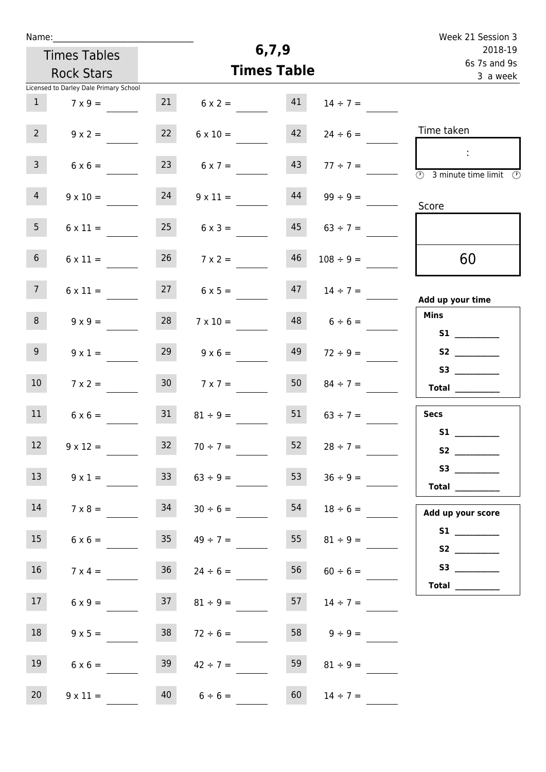Name:_______________________________

Week 21 Session 3
2018-19
6s 7s and 9s
3 a week

Times Tables Rock Stars

# 6,7,9
## Times Table

Licensed to Darley Dale Primary School

| | | | | | |
|---|---|---|---|---|---|
| 1 | 7 x 9 = ____ | 21 | 6 x 2 = ____ | 41 | 14 ÷ 7 = ____ |
| 2 | 9 x 2 = ____ | 22 | 6 x 10 = ____ | 42 | 24 ÷ 6 = ____ |
| 3 | 6 x 6 = ____ | 23 | 6 x 7 = ____ | 43 | 77 ÷ 7 = ____ |
| 4 | 9 x 10 = ____ | 24 | 9 x 11 = ____ | 44 | 99 ÷ 9 = ____ |
| 5 | 6 x 11 = ____ | 25 | 6 x 3 = ____ | 45 | 63 ÷ 7 = ____ |
| 6 | 6 x 11 = ____ | 26 | 7 x 2 = ____ | 46 | 108 ÷ 9 = ____ |
| 7 | 6 x 11 = ____ | 27 | 6 x 5 = ____ | 47 | 14 ÷ 7 = ____ |
| 8 | 9 x 9 = ____ | 28 | 7 x 10 = ____ | 48 | 6 ÷ 6 = ____ |
| 9 | 9 x 1 = ____ | 29 | 9 x 6 = ____ | 49 | 72 ÷ 9 = ____ |
| 10 | 7 x 2 = ____ | 30 | 7 x 7 = ____ | 50 | 84 ÷ 7 = ____ |
| 11 | 6 x 6 = ____ | 31 | 81 ÷ 9 = ____ | 51 | 63 ÷ 7 = ____ |
| 12 | 9 x 12 = ____ | 32 | 70 ÷ 7 = ____ | 52 | 28 ÷ 7 = ____ |
| 13 | 9 x 1 = ____ | 33 | 63 ÷ 9 = ____ | 53 | 36 ÷ 9 = ____ |
| 14 | 7 x 8 = ____ | 34 | 30 ÷ 6 = ____ | 54 | 18 ÷ 6 = ____ |
| 15 | 6 x 6 = ____ | 35 | 49 ÷ 7 = ____ | 55 | 81 ÷ 9 = ____ |
| 16 | 7 x 4 = ____ | 36 | 24 ÷ 6 = ____ | 56 | 60 ÷ 6 = ____ |
| 17 | 6 x 9 = ____ | 37 | 81 ÷ 9 = ____ | 57 | 14 ÷ 7 = ____ |
| 18 | 9 x 5 = ____ | 38 | 72 ÷ 6 = ____ | 58 | 9 ÷ 9 = ____ |
| 19 | 6 x 6 = ____ | 39 | 42 ÷ 7 = ____ | 59 | 81 ÷ 9 = ____ |
| 20 | 9 x 11 = ____ | 40 | 6 ÷ 6 = ____ | 60 | 14 ÷ 7 = ____ |

Time taken

:

3 minute time limit

Score

60

**Add up your time**

**Mins**
**S1** ________
**S2** ________
**S3** ________
**Total** ________

**Secs**
**S1** ________
**S2** ________
**S3** ________
**Total** ________

**Add up your score**
**S1** ________
**S2** ________
**S3** ________
**Total** ________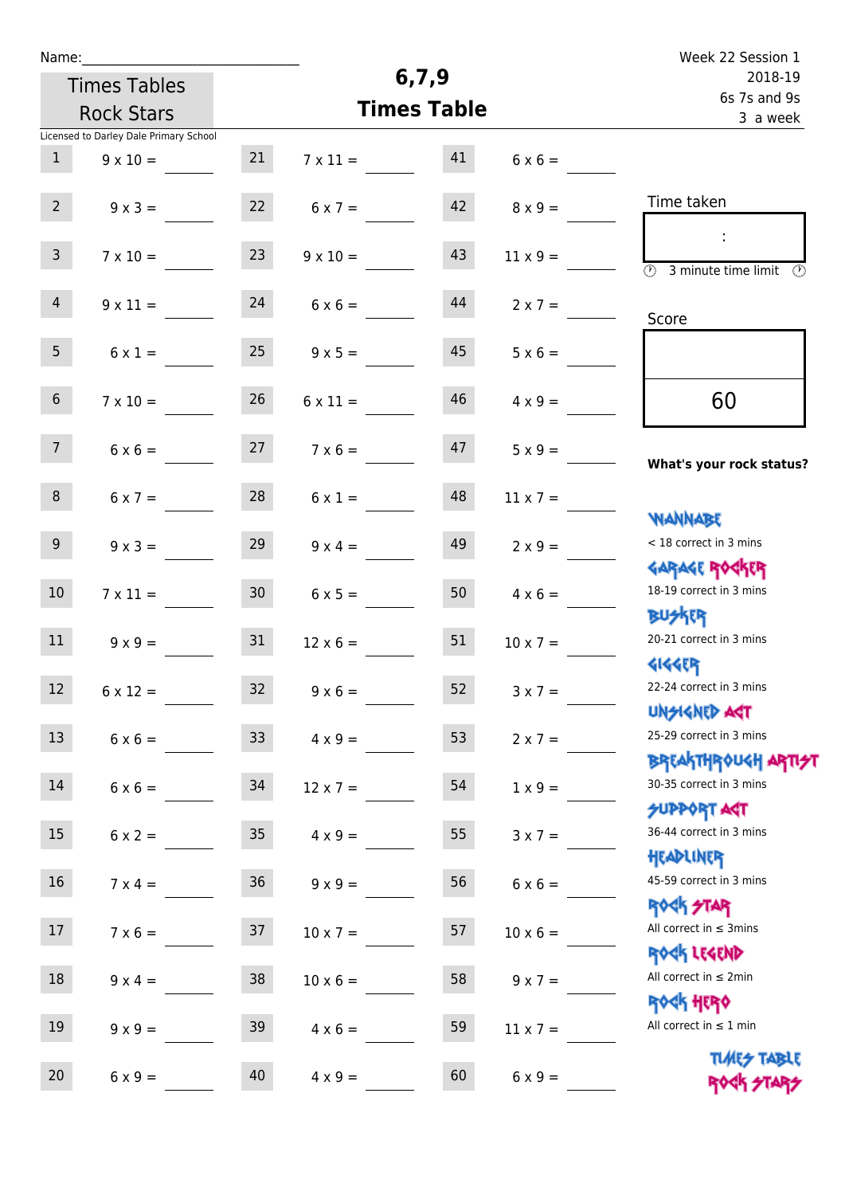Name:

Times Tables Rock Stars

# 6,7,9 Times Table

Week 22 Session 1
2018-19
6s 7s and 9s
3 a week

Licensed to Darley Dale Primary School

| | | | | | |
|---|---|---|---|---|---|
| 1 | 9 x 10 = | 21 | 7 x 11 = | 41 | 6 x 6 = |
| 2 | 9 x 3 = | 22 | 6 x 7 = | 42 | 8 x 9 = |
| 3 | 7 x 10 = | 23 | 9 x 10 = | 43 | 11 x 9 = |
| 4 | 9 x 11 = | 24 | 6 x 6 = | 44 | 2 x 7 = |
| 5 | 6 x 1 = | 25 | 9 x 5 = | 45 | 5 x 6 = |
| 6 | 7 x 10 = | 26 | 6 x 11 = | 46 | 4 x 9 = |
| 7 | 6 x 6 = | 27 | 7 x 6 = | 47 | 5 x 9 = |
| 8 | 6 x 7 = | 28 | 6 x 1 = | 48 | 11 x 7 = |
| 9 | 9 x 3 = | 29 | 9 x 4 = | 49 | 2 x 9 = |
| 10 | 7 x 11 = | 30 | 6 x 5 = | 50 | 4 x 6 = |
| 11 | 9 x 9 = | 31 | 12 x 6 = | 51 | 10 x 7 = |
| 12 | 6 x 12 = | 32 | 9 x 6 = | 52 | 3 x 7 = |
| 13 | 6 x 6 = | 33 | 4 x 9 = | 53 | 2 x 7 = |
| 14 | 6 x 6 = | 34 | 12 x 7 = | 54 | 1 x 9 = |
| 15 | 6 x 2 = | 35 | 4 x 9 = | 55 | 3 x 7 = |
| 16 | 7 x 4 = | 36 | 9 x 9 = | 56 | 6 x 6 = |
| 17 | 7 x 6 = | 37 | 10 x 7 = | 57 | 10 x 6 = |
| 18 | 9 x 4 = | 38 | 10 x 6 = | 58 | 9 x 7 = |
| 19 | 9 x 9 = | 39 | 4 x 6 = | 59 | 11 x 7 = |
| 20 | 6 x 9 = | 40 | 4 x 9 = | 60 | 6 x 9 = |

Time taken

:

3 minute time limit

Score

60

**What's your rock status?**

WANNABE
< 18 correct in 3 mins

GARAGE ROCKER
18-19 correct in 3 mins

BUSKER
20-21 correct in 3 mins

GIGGER
22-24 correct in 3 mins

UNSIGNED ACT
25-29 correct in 3 mins

BREAKTHROUGH ARTIST
30-35 correct in 3 mins

SUPPORT ACT
36-44 correct in 3 mins

HEADLINER
45-59 correct in 3 mins

ROCK STAR
All correct in ≤ 3mins

ROCK LEGEND
All correct in ≤ 2min

ROCK HERO
All correct in ≤ 1 min

TIMES TABLE ROCK STARS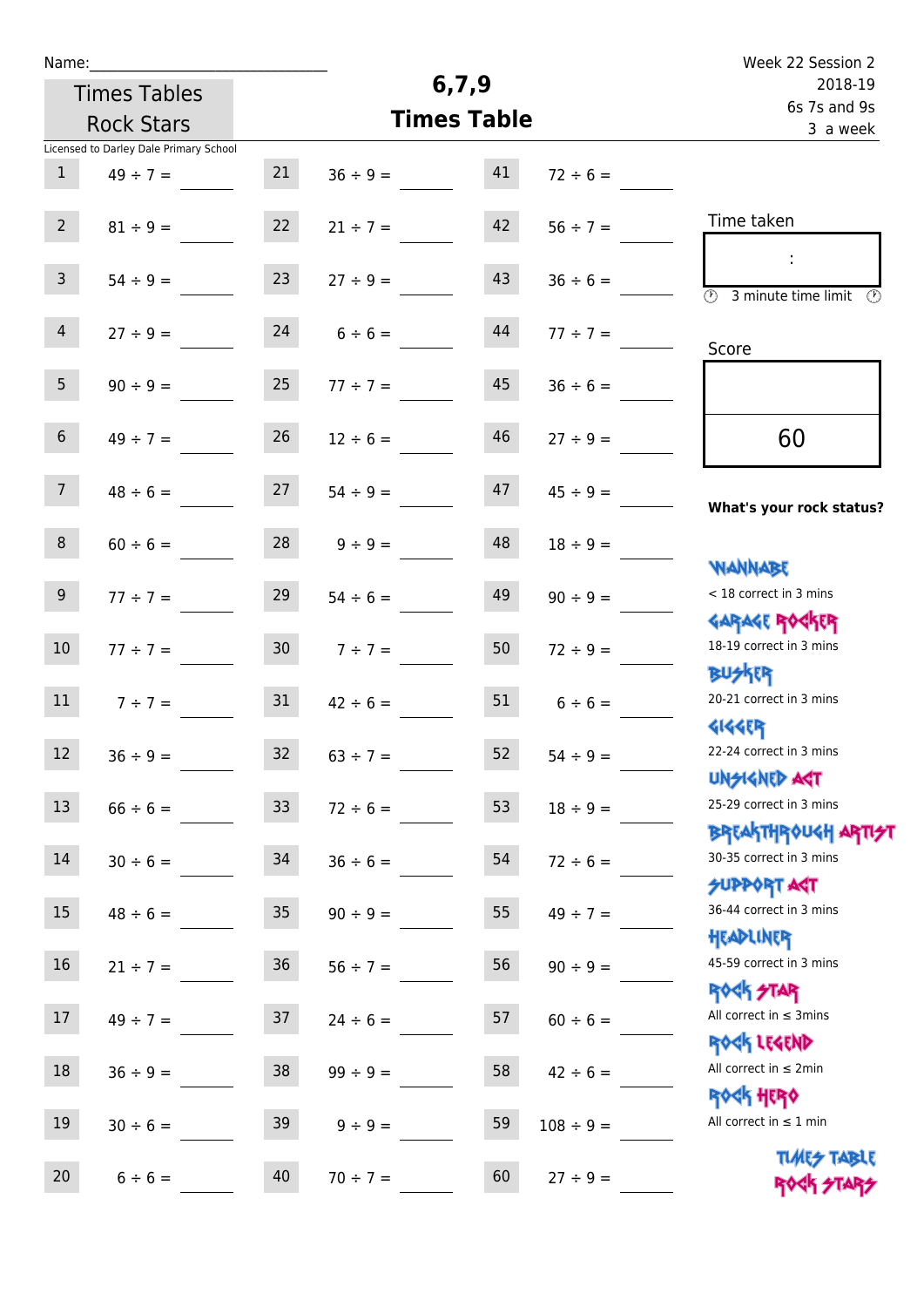Name:\_\_\_\_\_\_\_\_\_\_\_\_\_\_\_\_\_\_\_\_\_\_\_\_\_\_\_\_

Times Tables Rock Stars

# 6,7,9 Times Table

Week 22 Session 2
2018-19
6s 7s and 9s
3 a week

Licensed to Darley Dale Primary School

| # | Question | # | Question | # | Question |
|---|---|---|---|---|---|
| 1 | 49 ÷ 7 = | 21 | 36 ÷ 9 = | 41 | 72 ÷ 6 = |
| 2 | 81 ÷ 9 = | 22 | 21 ÷ 7 = | 42 | 56 ÷ 7 = |
| 3 | 54 ÷ 9 = | 23 | 27 ÷ 9 = | 43 | 36 ÷ 6 = |
| 4 | 27 ÷ 9 = | 24 | 6 ÷ 6 = | 44 | 77 ÷ 7 = |
| 5 | 90 ÷ 9 = | 25 | 77 ÷ 7 = | 45 | 36 ÷ 6 = |
| 6 | 49 ÷ 7 = | 26 | 12 ÷ 6 = | 46 | 27 ÷ 9 = |
| 7 | 48 ÷ 6 = | 27 | 54 ÷ 9 = | 47 | 45 ÷ 9 = |
| 8 | 60 ÷ 6 = | 28 | 9 ÷ 9 = | 48 | 18 ÷ 9 = |
| 9 | 77 ÷ 7 = | 29 | 54 ÷ 6 = | 49 | 90 ÷ 9 = |
| 10 | 77 ÷ 7 = | 30 | 7 ÷ 7 = | 50 | 72 ÷ 9 = |
| 11 | 7 ÷ 7 = | 31 | 42 ÷ 6 = | 51 | 6 ÷ 6 = |
| 12 | 36 ÷ 9 = | 32 | 63 ÷ 7 = | 52 | 54 ÷ 9 = |
| 13 | 66 ÷ 6 = | 33 | 72 ÷ 6 = | 53 | 18 ÷ 9 = |
| 14 | 30 ÷ 6 = | 34 | 36 ÷ 6 = | 54 | 72 ÷ 6 = |
| 15 | 48 ÷ 6 = | 35 | 90 ÷ 9 = | 55 | 49 ÷ 7 = |
| 16 | 21 ÷ 7 = | 36 | 56 ÷ 7 = | 56 | 90 ÷ 9 = |
| 17 | 49 ÷ 7 = | 37 | 24 ÷ 6 = | 57 | 60 ÷ 6 = |
| 18 | 36 ÷ 9 = | 38 | 99 ÷ 9 = | 58 | 42 ÷ 6 = |
| 19 | 30 ÷ 6 = | 39 | 9 ÷ 9 = | 59 | 108 ÷ 9 = |
| 20 | 6 ÷ 6 = | 40 | 70 ÷ 7 = | 60 | 27 ÷ 9 = |

Time taken

:

3 minute time limit

Score

60

**What's your rock status?**

- WANNABE: < 18 correct in 3 mins
- GARAGE ROCKER: 18-19 correct in 3 mins
- BUSKER: 20-21 correct in 3 mins
- GIGGER: 22-24 correct in 3 mins
- UNSIGNED ACT: 25-29 correct in 3 mins
- BREAKTHROUGH ARTIST: 30-35 correct in 3 mins
- SUPPORT ACT: 36-44 correct in 3 mins
- HEADLINER: 45-59 correct in 3 mins
- ROCK STAR: All correct in ≤ 3mins
- ROCK LEGEND: All correct in ≤ 2min
- ROCK HERO: All correct in ≤ 1 min

TIMES TABLE ROCK STARS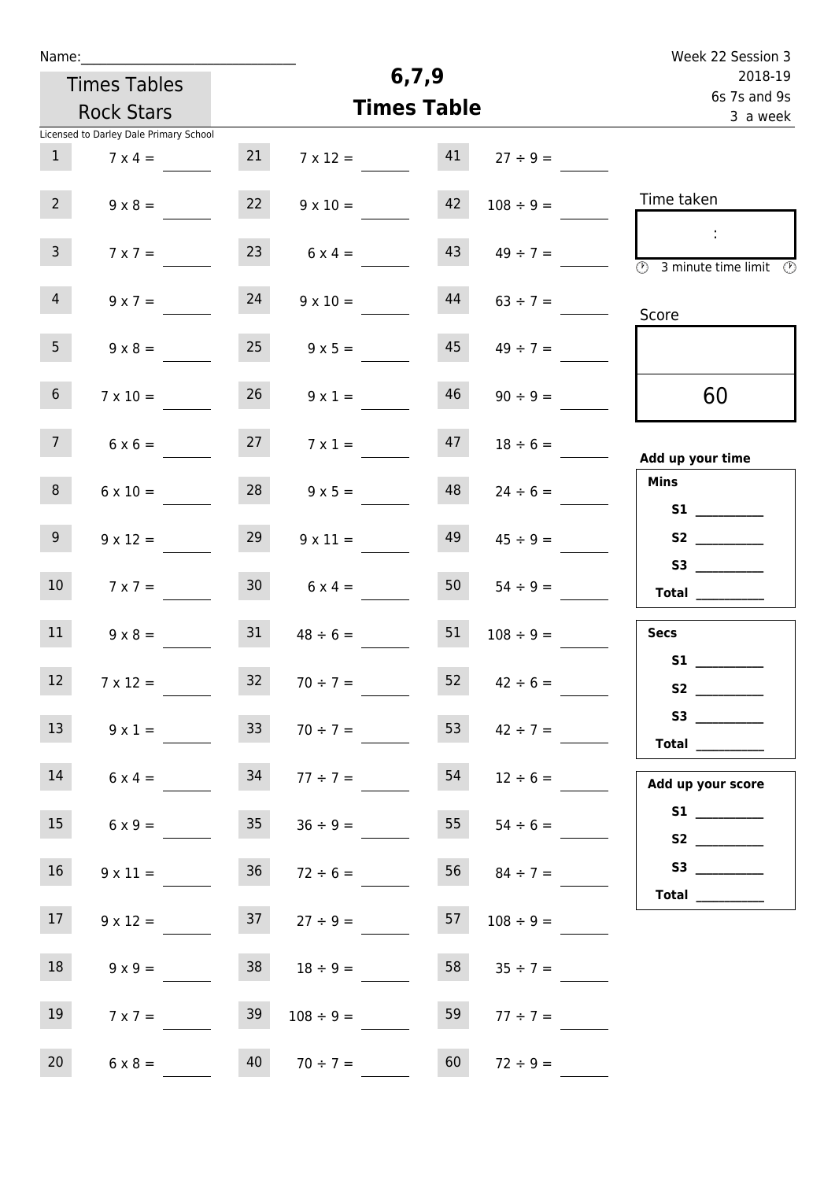Name:______________________________

Times Tables Rock Stars

Licensed to Darley Dale Primary School

# 6,7,9 Times Table

Week 22 Session 3
2018-19
6s 7s and 9s
3 a week

| | | | | | |
|---|---|---|---|---|---|
| 1 | 7 x 4 = | 21 | 7 x 12 = | 41 | 27 ÷ 9 = |
| 2 | 9 x 8 = | 22 | 9 x 10 = | 42 | 108 ÷ 9 = |
| 3 | 7 x 7 = | 23 | 6 x 4 = | 43 | 49 ÷ 7 = |
| 4 | 9 x 7 = | 24 | 9 x 10 = | 44 | 63 ÷ 7 = |
| 5 | 9 x 8 = | 25 | 9 x 5 = | 45 | 49 ÷ 7 = |
| 6 | 7 x 10 = | 26 | 9 x 1 = | 46 | 90 ÷ 9 = |
| 7 | 6 x 6 = | 27 | 7 x 1 = | 47 | 18 ÷ 6 = |
| 8 | 6 x 10 = | 28 | 9 x 5 = | 48 | 24 ÷ 6 = |
| 9 | 9 x 12 = | 29 | 9 x 11 = | 49 | 45 ÷ 9 = |
| 10 | 7 x 7 = | 30 | 6 x 4 = | 50 | 54 ÷ 9 = |
| 11 | 9 x 8 = | 31 | 48 ÷ 6 = | 51 | 108 ÷ 9 = |
| 12 | 7 x 12 = | 32 | 70 ÷ 7 = | 52 | 42 ÷ 6 = |
| 13 | 9 x 1 = | 33 | 70 ÷ 7 = | 53 | 42 ÷ 7 = |
| 14 | 6 x 4 = | 34 | 77 ÷ 7 = | 54 | 12 ÷ 6 = |
| 15 | 6 x 9 = | 35 | 36 ÷ 9 = | 55 | 54 ÷ 6 = |
| 16 | 9 x 11 = | 36 | 72 ÷ 6 = | 56 | 84 ÷ 7 = |
| 17 | 9 x 12 = | 37 | 27 ÷ 9 = | 57 | 108 ÷ 9 = |
| 18 | 9 x 9 = | 38 | 18 ÷ 9 = | 58 | 35 ÷ 7 = |
| 19 | 7 x 7 = | 39 | 108 ÷ 9 = | 59 | 77 ÷ 7 = |
| 20 | 6 x 8 = | 40 | 70 ÷ 7 = | 60 | 72 ÷ 9 = |

Time taken

:

3 minute time limit

Score

60

**Add up your time**

**Mins**
**S1** ________
**S2** ________
**S3** ________
**Total** ________

**Secs**
**S1** ________
**S2** ________
**S3** ________
**Total** ________

**Add up your score**
**S1** ________
**S2** ________
**S3** ________
**Total** ________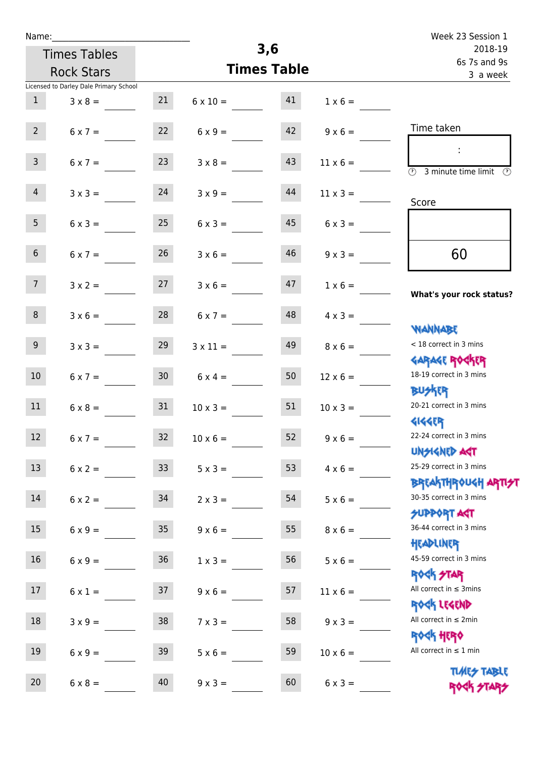Name:_____________________________

Times Tables Rock Stars

# 3,6 Times Table

Week 23 Session 1
2018-19
6s 7s and 9s
3 a week

Licensed to Darley Dale Primary School

| | | | | | |
|---|---|---|---|---|---|
| 1 | 3 x 8 = ____ | 21 | 6 x 10 = ____ | 41 | 1 x 6 = ____ |
| 2 | 6 x 7 = ____ | 22 | 6 x 9 = ____ | 42 | 9 x 6 = ____ |
| 3 | 6 x 7 = ____ | 23 | 3 x 8 = ____ | 43 | 11 x 6 = ____ |
| 4 | 3 x 3 = ____ | 24 | 3 x 9 = ____ | 44 | 11 x 3 = ____ |
| 5 | 6 x 3 = ____ | 25 | 6 x 3 = ____ | 45 | 6 x 3 = ____ |
| 6 | 6 x 7 = ____ | 26 | 3 x 6 = ____ | 46 | 9 x 3 = ____ |
| 7 | 3 x 2 = ____ | 27 | 3 x 6 = ____ | 47 | 1 x 6 = ____ |
| 8 | 3 x 6 = ____ | 28 | 6 x 7 = ____ | 48 | 4 x 3 = ____ |
| 9 | 3 x 3 = ____ | 29 | 3 x 11 = ____ | 49 | 8 x 6 = ____ |
| 10 | 6 x 7 = ____ | 30 | 6 x 4 = ____ | 50 | 12 x 6 = ____ |
| 11 | 6 x 8 = ____ | 31 | 10 x 3 = ____ | 51 | 10 x 3 = ____ |
| 12 | 6 x 7 = ____ | 32 | 10 x 6 = ____ | 52 | 9 x 6 = ____ |
| 13 | 6 x 2 = ____ | 33 | 5 x 3 = ____ | 53 | 4 x 6 = ____ |
| 14 | 6 x 2 = ____ | 34 | 2 x 3 = ____ | 54 | 5 x 6 = ____ |
| 15 | 6 x 9 = ____ | 35 | 9 x 6 = ____ | 55 | 8 x 6 = ____ |
| 16 | 6 x 9 = ____ | 36 | 1 x 3 = ____ | 56 | 5 x 6 = ____ |
| 17 | 6 x 1 = ____ | 37 | 9 x 6 = ____ | 57 | 11 x 6 = ____ |
| 18 | 3 x 9 = ____ | 38 | 7 x 3 = ____ | 58 | 9 x 3 = ____ |
| 19 | 6 x 9 = ____ | 39 | 5 x 6 = ____ | 59 | 10 x 6 = ____ |
| 20 | 6 x 8 = ____ | 40 | 9 x 3 = ____ | 60 | 6 x 3 = ____ |

Time taken

:

3 minute time limit

Score

60

**What's your rock status?**

WANNABE
< 18 correct in 3 mins

GARAGE ROCKER
18-19 correct in 3 mins

BUSKER
20-21 correct in 3 mins

GIGGER
22-24 correct in 3 mins

UNSIGNED ACT
25-29 correct in 3 mins

BREAKTHROUGH ARTIST
30-35 correct in 3 mins

SUPPORT ACT
36-44 correct in 3 mins

HEADLINER
45-59 correct in 3 mins

ROCK STAR
All correct in ≤ 3mins

ROCK LEGEND
All correct in ≤ 2min

ROCK HERO
All correct in ≤ 1 min

TIMES TABLE ROCK STARS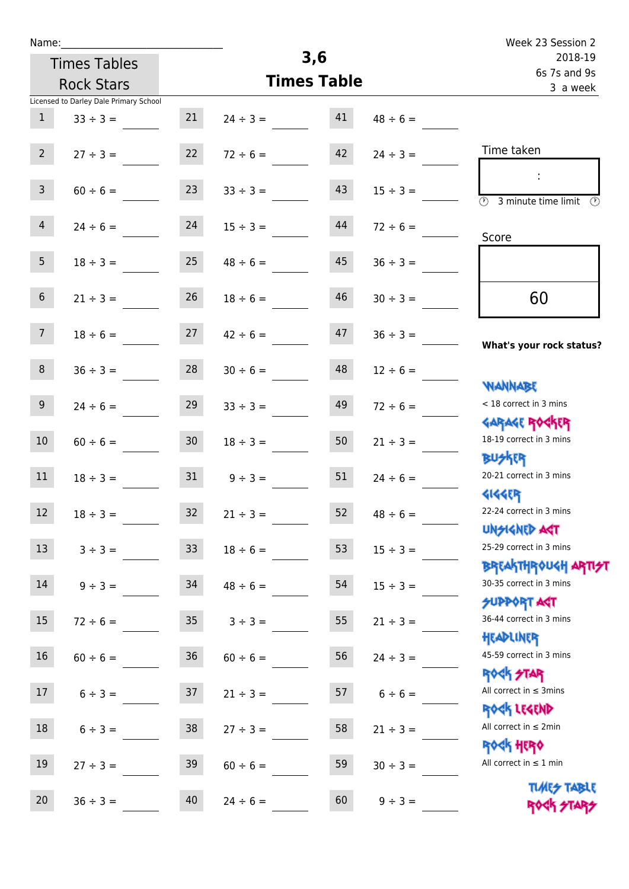Name:______________________________

Times Tables Rock Stars

# 3,6 Times Table

Week 23 Session 2
2018-19
6s 7s and 9s
3 a week

Licensed to Darley Dale Primary School

| # | Question | # | Question | # | Question |
|---|---|---|---|---|---|
| 1 | 33 ÷ 3 = | 21 | 24 ÷ 3 = | 41 | 48 ÷ 6 = |
| 2 | 27 ÷ 3 = | 22 | 72 ÷ 6 = | 42 | 24 ÷ 3 = |
| 3 | 60 ÷ 6 = | 23 | 33 ÷ 3 = | 43 | 15 ÷ 3 = |
| 4 | 24 ÷ 6 = | 24 | 15 ÷ 3 = | 44 | 72 ÷ 6 = |
| 5 | 18 ÷ 3 = | 25 | 48 ÷ 6 = | 45 | 36 ÷ 3 = |
| 6 | 21 ÷ 3 = | 26 | 18 ÷ 6 = | 46 | 30 ÷ 3 = |
| 7 | 18 ÷ 6 = | 27 | 42 ÷ 6 = | 47 | 36 ÷ 3 = |
| 8 | 36 ÷ 3 = | 28 | 30 ÷ 6 = | 48 | 12 ÷ 6 = |
| 9 | 24 ÷ 6 = | 29 | 33 ÷ 3 = | 49 | 72 ÷ 6 = |
| 10 | 60 ÷ 6 = | 30 | 18 ÷ 3 = | 50 | 21 ÷ 3 = |
| 11 | 18 ÷ 3 = | 31 | 9 ÷ 3 = | 51 | 24 ÷ 6 = |
| 12 | 18 ÷ 3 = | 32 | 21 ÷ 3 = | 52 | 48 ÷ 6 = |
| 13 | 3 ÷ 3 = | 33 | 18 ÷ 6 = | 53 | 15 ÷ 3 = |
| 14 | 9 ÷ 3 = | 34 | 48 ÷ 6 = | 54 | 15 ÷ 3 = |
| 15 | 72 ÷ 6 = | 35 | 3 ÷ 3 = | 55 | 21 ÷ 3 = |
| 16 | 60 ÷ 6 = | 36 | 60 ÷ 6 = | 56 | 24 ÷ 3 = |
| 17 | 6 ÷ 3 = | 37 | 21 ÷ 3 = | 57 | 6 ÷ 6 = |
| 18 | 6 ÷ 3 = | 38 | 27 ÷ 3 = | 58 | 21 ÷ 3 = |
| 19 | 27 ÷ 3 = | 39 | 60 ÷ 6 = | 59 | 30 ÷ 3 = |
| 20 | 36 ÷ 3 = | 40 | 24 ÷ 6 = | 60 | 9 ÷ 3 = |

Time taken

:

3 minute time limit

Score

60

**What's your rock status?**

WANNABE
< 18 correct in 3 mins

GARAGE ROCKER
18-19 correct in 3 mins

BUSKER
20-21 correct in 3 mins

GIGGER
22-24 correct in 3 mins

UNSIGNED ACT
25-29 correct in 3 mins

BREAKTHROUGH ARTIST
30-35 correct in 3 mins

SUPPORT ACT
36-44 correct in 3 mins

HEADLINER
45-59 correct in 3 mins

ROCK STAR
All correct in ≤ 3mins

ROCK LEGEND
All correct in ≤ 2min

ROCK HERO
All correct in ≤ 1 min

TIMES TABLE ROCK STARS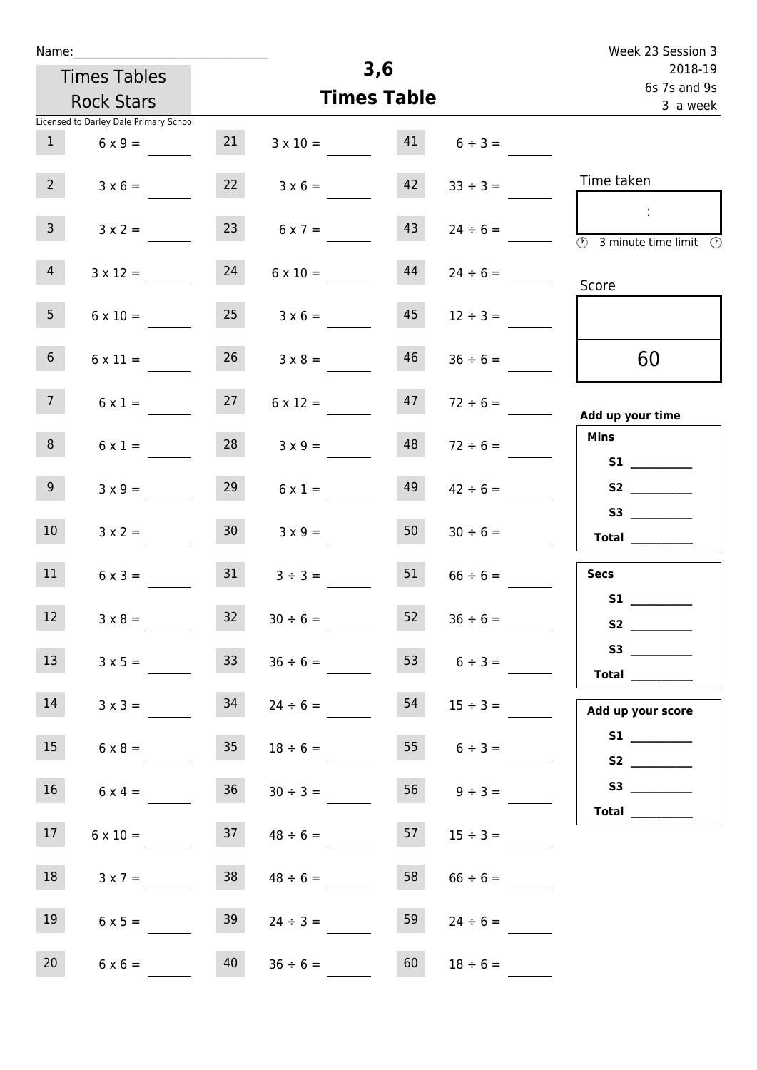Name:_______________________________

Times Tables Rock Stars

# 3,6 Times Table

Week 23 Session 3
2018-19
6s 7s and 9s
3 a week

Licensed to Darley Dale Primary School

| | | | | | |
|---|---|---|---|---|---|
| 1 | 6 x 9 = ____ | 21 | 3 x 10 = ____ | 41 | 6 ÷ 3 = ____ |
| 2 | 3 x 6 = ____ | 22 | 3 x 6 = ____ | 42 | 33 ÷ 3 = ____ |
| 3 | 3 x 2 = ____ | 23 | 6 x 7 = ____ | 43 | 24 ÷ 6 = ____ |
| 4 | 3 x 12 = ____ | 24 | 6 x 10 = ____ | 44 | 24 ÷ 6 = ____ |
| 5 | 6 x 10 = ____ | 25 | 3 x 6 = ____ | 45 | 12 ÷ 3 = ____ |
| 6 | 6 x 11 = ____ | 26 | 3 x 8 = ____ | 46 | 36 ÷ 6 = ____ |
| 7 | 6 x 1 = ____ | 27 | 6 x 12 = ____ | 47 | 72 ÷ 6 = ____ |
| 8 | 6 x 1 = ____ | 28 | 3 x 9 = ____ | 48 | 72 ÷ 6 = ____ |
| 9 | 3 x 9 = ____ | 29 | 6 x 1 = ____ | 49 | 42 ÷ 6 = ____ |
| 10 | 3 x 2 = ____ | 30 | 3 x 9 = ____ | 50 | 30 ÷ 6 = ____ |
| 11 | 6 x 3 = ____ | 31 | 3 ÷ 3 = ____ | 51 | 66 ÷ 6 = ____ |
| 12 | 3 x 8 = ____ | 32 | 30 ÷ 6 = ____ | 52 | 36 ÷ 6 = ____ |
| 13 | 3 x 5 = ____ | 33 | 36 ÷ 6 = ____ | 53 | 6 ÷ 3 = ____ |
| 14 | 3 x 3 = ____ | 34 | 24 ÷ 6 = ____ | 54 | 15 ÷ 3 = ____ |
| 15 | 6 x 8 = ____ | 35 | 18 ÷ 6 = ____ | 55 | 6 ÷ 3 = ____ |
| 16 | 6 x 4 = ____ | 36 | 30 ÷ 3 = ____ | 56 | 9 ÷ 3 = ____ |
| 17 | 6 x 10 = ____ | 37 | 48 ÷ 6 = ____ | 57 | 15 ÷ 3 = ____ |
| 18 | 3 x 7 = ____ | 38 | 48 ÷ 6 = ____ | 58 | 66 ÷ 6 = ____ |
| 19 | 6 x 5 = ____ | 39 | 24 ÷ 3 = ____ | 59 | 24 ÷ 6 = ____ |
| 20 | 6 x 6 = ____ | 40 | 36 ÷ 6 = ____ | 60 | 18 ÷ 6 = ____ |

Time taken

:

3 minute time limit

Score

60

**Add up your time**

**Mins**

**S1** __________

**S2** __________

**S3** __________

**Total** __________

**Secs**

**S1** __________

**S2** __________

**S3** __________

**Total** __________

**Add up your score**

**S1** __________

**S2** __________

**S3** __________

**Total** __________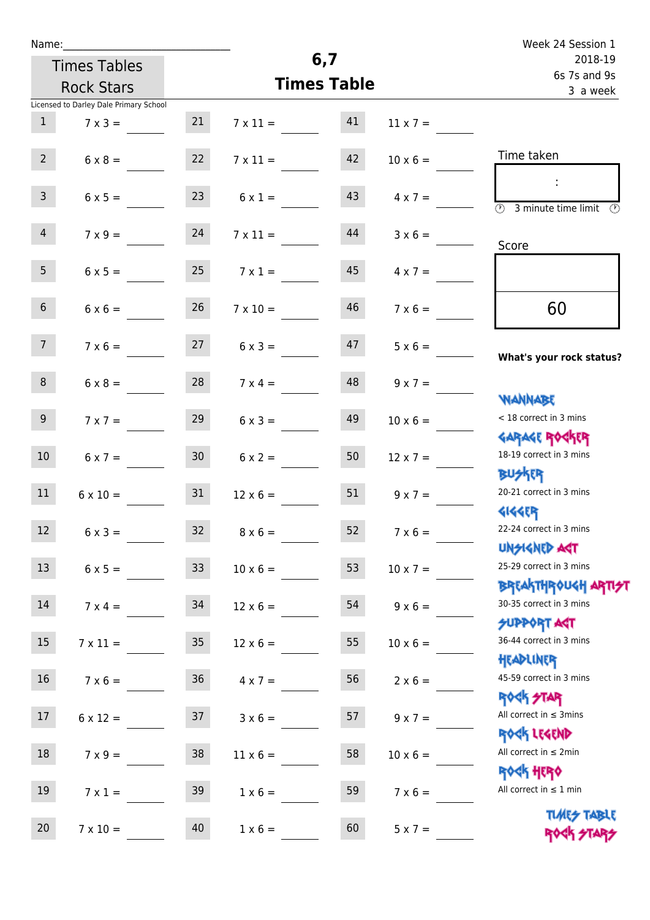Name:______________________________

Times Tables Rock Stars

# 6,7 Times Table

Week 24 Session 1
2018-19
6s 7s and 9s
3 a week

Licensed to Darley Dale Primary School

| # | Question | Answer | # | Question | Answer | # | Question | Answer |
|---|---|---|---|---|---|---|---|---|
| 1 | 7 x 3 = | | 21 | 7 x 11 = | | 41 | 11 x 7 = | |
| 2 | 6 x 8 = | | 22 | 7 x 11 = | | 42 | 10 x 6 = | |
| 3 | 6 x 5 = | | 23 | 6 x 1 = | | 43 | 4 x 7 = | |
| 4 | 7 x 9 = | | 24 | 7 x 11 = | | 44 | 3 x 6 = | |
| 5 | 6 x 5 = | | 25 | 7 x 1 = | | 45 | 4 x 7 = | |
| 6 | 6 x 6 = | | 26 | 7 x 10 = | | 46 | 7 x 6 = | |
| 7 | 7 x 6 = | | 27 | 6 x 3 = | | 47 | 5 x 6 = | |
| 8 | 6 x 8 = | | 28 | 7 x 4 = | | 48 | 9 x 7 = | |
| 9 | 7 x 7 = | | 29 | 6 x 3 = | | 49 | 10 x 6 = | |
| 10 | 6 x 7 = | | 30 | 6 x 2 = | | 50 | 12 x 7 = | |
| 11 | 6 x 10 = | | 31 | 12 x 6 = | | 51 | 9 x 7 = | |
| 12 | 6 x 3 = | | 32 | 8 x 6 = | | 52 | 7 x 6 = | |
| 13 | 6 x 5 = | | 33 | 10 x 6 = | | 53 | 10 x 7 = | |
| 14 | 7 x 4 = | | 34 | 12 x 6 = | | 54 | 9 x 6 = | |
| 15 | 7 x 11 = | | 35 | 12 x 6 = | | 55 | 10 x 6 = | |
| 16 | 7 x 6 = | | 36 | 4 x 7 = | | 56 | 2 x 6 = | |
| 17 | 6 x 12 = | | 37 | 3 x 6 = | | 57 | 9 x 7 = | |
| 18 | 7 x 9 = | | 38 | 11 x 6 = | | 58 | 10 x 6 = | |
| 19 | 7 x 1 = | | 39 | 1 x 6 = | | 59 | 7 x 6 = | |
| 20 | 7 x 10 = | | 40 | 1 x 6 = | | 60 | 5 x 7 = | |

Time taken

:

3 minute time limit

Score

60

**What's your rock status?**

WANNABE
< 18 correct in 3 mins

GARAGE ROCKER
18-19 correct in 3 mins

BUSKER
20-21 correct in 3 mins

GIGGER
22-24 correct in 3 mins

UNSIGNED ACT
25-29 correct in 3 mins

BREAKTHROUGH ARTIST
30-35 correct in 3 mins

SUPPORT ACT
36-44 correct in 3 mins

HEADLINER
45-59 correct in 3 mins

ROCK STAR
All correct in ≤ 3mins

ROCK LEGEND
All correct in ≤ 2min

ROCK HERO
All correct in ≤ 1 min

TIMES TABLE ROCK STARS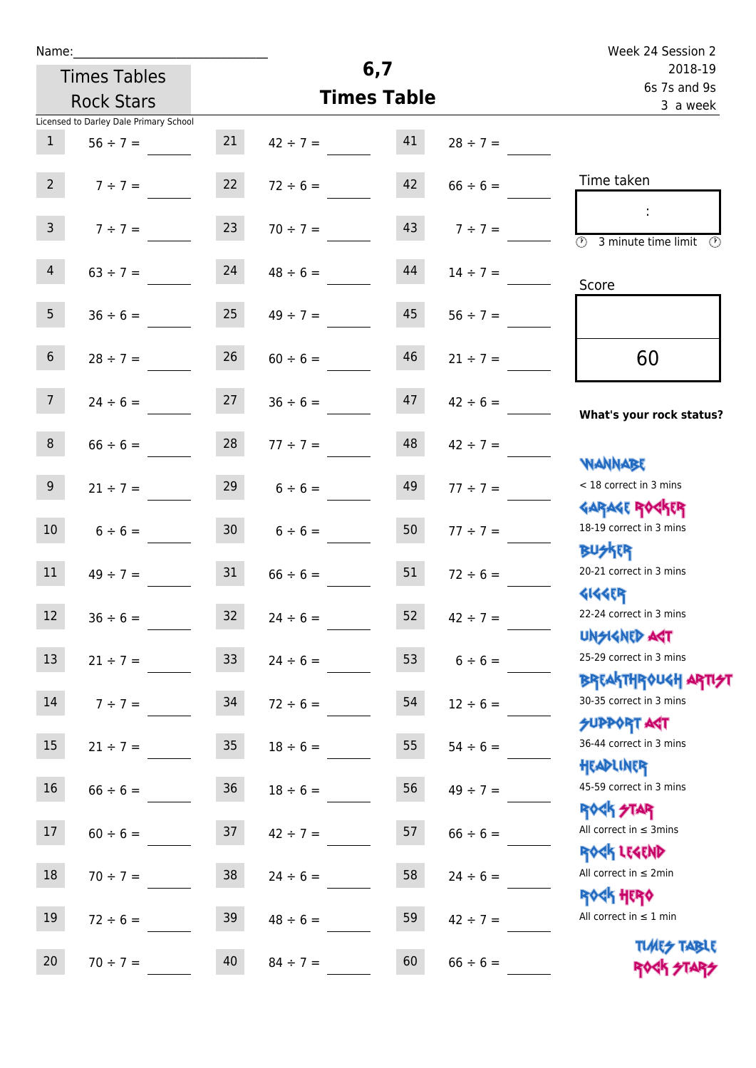Name:\_\_\_\_\_\_\_\_\_\_\_\_\_\_\_\_\_\_\_\_\_\_\_\_\_\_\_\_\_\_

Times Tables Rock Stars

Licensed to Darley Dale Primary School

# 6,7 Times Table

Week 24 Session 2
2018-19
6s 7s and 9s
3 a week

| | | | | | |
|---|---|---|---|---|---|
| 1 | 56 ÷ 7 = | 21 | 42 ÷ 7 = | 41 | 28 ÷ 7 = |
| 2 | 7 ÷ 7 = | 22 | 72 ÷ 6 = | 42 | 66 ÷ 6 = |
| 3 | 7 ÷ 7 = | 23 | 70 ÷ 7 = | 43 | 7 ÷ 7 = |
| 4 | 63 ÷ 7 = | 24 | 48 ÷ 6 = | 44 | 14 ÷ 7 = |
| 5 | 36 ÷ 6 = | 25 | 49 ÷ 7 = | 45 | 56 ÷ 7 = |
| 6 | 28 ÷ 7 = | 26 | 60 ÷ 6 = | 46 | 21 ÷ 7 = |
| 7 | 24 ÷ 6 = | 27 | 36 ÷ 6 = | 47 | 42 ÷ 6 = |
| 8 | 66 ÷ 6 = | 28 | 77 ÷ 7 = | 48 | 42 ÷ 7 = |
| 9 | 21 ÷ 7 = | 29 | 6 ÷ 6 = | 49 | 77 ÷ 7 = |
| 10 | 6 ÷ 6 = | 30 | 6 ÷ 6 = | 50 | 77 ÷ 7 = |
| 11 | 49 ÷ 7 = | 31 | 66 ÷ 6 = | 51 | 72 ÷ 6 = |
| 12 | 36 ÷ 6 = | 32 | 24 ÷ 6 = | 52 | 42 ÷ 7 = |
| 13 | 21 ÷ 7 = | 33 | 24 ÷ 6 = | 53 | 6 ÷ 6 = |
| 14 | 7 ÷ 7 = | 34 | 72 ÷ 6 = | 54 | 12 ÷ 6 = |
| 15 | 21 ÷ 7 = | 35 | 18 ÷ 6 = | 55 | 54 ÷ 6 = |
| 16 | 66 ÷ 6 = | 36 | 18 ÷ 6 = | 56 | 49 ÷ 7 = |
| 17 | 60 ÷ 6 = | 37 | 42 ÷ 7 = | 57 | 66 ÷ 6 = |
| 18 | 70 ÷ 7 = | 38 | 24 ÷ 6 = | 58 | 24 ÷ 6 = |
| 19 | 72 ÷ 6 = | 39 | 48 ÷ 6 = | 59 | 42 ÷ 7 = |
| 20 | 70 ÷ 7 = | 40 | 84 ÷ 7 = | 60 | 66 ÷ 6 = |

Time taken

:

3 minute time limit

Score

60

**What's your rock status?**

WANNABE
< 18 correct in 3 mins

GARAGE ROCKER
18-19 correct in 3 mins

BUSKER
20-21 correct in 3 mins

GIGGER
22-24 correct in 3 mins

UNSIGNED ACT
25-29 correct in 3 mins

BREAKTHROUGH ARTIST
30-35 correct in 3 mins

SUPPORT ACT
36-44 correct in 3 mins

HEADLINER
45-59 correct in 3 mins

ROCK STAR
All correct in ≤ 3mins

ROCK LEGEND
All correct in ≤ 2min

ROCK HERO
All correct in ≤ 1 min

TIMES TABLE ROCK STARS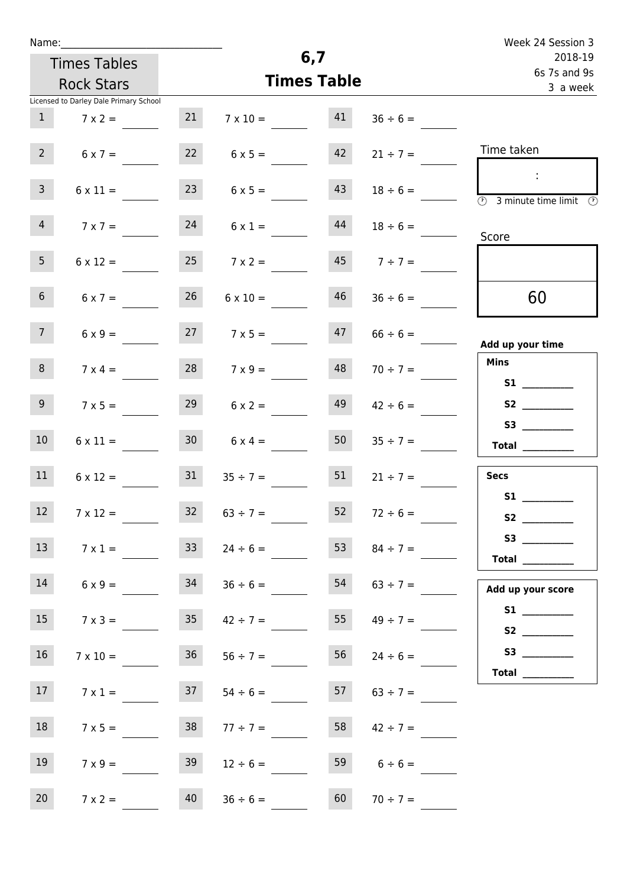Name:______________________________

Times Tables Rock Stars

Licensed to Darley Dale Primary School

# 6,7 Times Table

Week 24 Session 3
2018-19
6s 7s and 9s
3 a week

| | | | | | |
|---|---|---|---|---|---|
| 1 | 7 x 2 = | 21 | 7 x 10 = | 41 | 36 ÷ 6 = |
| 2 | 6 x 7 = | 22 | 6 x 5 = | 42 | 21 ÷ 7 = |
| 3 | 6 x 11 = | 23 | 6 x 5 = | 43 | 18 ÷ 6 = |
| 4 | 7 x 7 = | 24 | 6 x 1 = | 44 | 18 ÷ 6 = |
| 5 | 6 x 12 = | 25 | 7 x 2 = | 45 | 7 ÷ 7 = |
| 6 | 6 x 7 = | 26 | 6 x 10 = | 46 | 36 ÷ 6 = |
| 7 | 6 x 9 = | 27 | 7 x 5 = | 47 | 66 ÷ 6 = |
| 8 | 7 x 4 = | 28 | 7 x 9 = | 48 | 70 ÷ 7 = |
| 9 | 7 x 5 = | 29 | 6 x 2 = | 49 | 42 ÷ 6 = |
| 10 | 6 x 11 = | 30 | 6 x 4 = | 50 | 35 ÷ 7 = |
| 11 | 6 x 12 = | 31 | 35 ÷ 7 = | 51 | 21 ÷ 7 = |
| 12 | 7 x 12 = | 32 | 63 ÷ 7 = | 52 | 72 ÷ 6 = |
| 13 | 7 x 1 = | 33 | 24 ÷ 6 = | 53 | 84 ÷ 7 = |
| 14 | 6 x 9 = | 34 | 36 ÷ 6 = | 54 | 63 ÷ 7 = |
| 15 | 7 x 3 = | 35 | 42 ÷ 7 = | 55 | 49 ÷ 7 = |
| 16 | 7 x 10 = | 36 | 56 ÷ 7 = | 56 | 24 ÷ 6 = |
| 17 | 7 x 1 = | 37 | 54 ÷ 6 = | 57 | 63 ÷ 7 = |
| 18 | 7 x 5 = | 38 | 77 ÷ 7 = | 58 | 42 ÷ 7 = |
| 19 | 7 x 9 = | 39 | 12 ÷ 6 = | 59 | 6 ÷ 6 = |
| 20 | 7 x 2 = | 40 | 36 ÷ 6 = | 60 | 70 ÷ 7 = |

Time taken

:

3 minute time limit

Score

60

**Add up your time**

**Mins**

**S1** ________

**S2** ________

**S3** ________

**Total** ________

**Secs**

**S1** ________

**S2** ________

**S3** ________

**Total** ________

**Add up your score**

**S1** ________

**S2** ________

**S3** ________

**Total** ________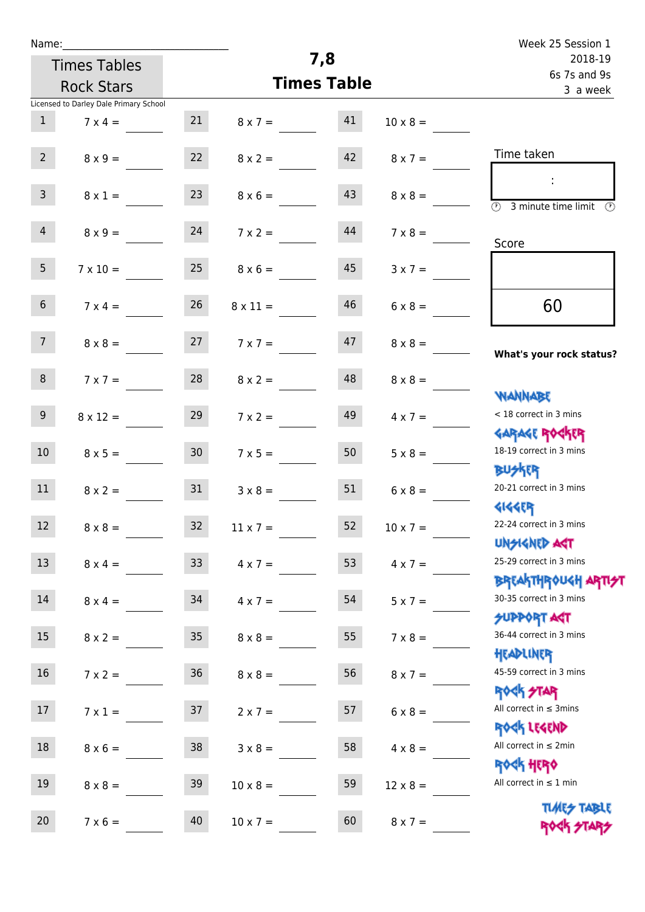Name:\_\_\_\_\_\_\_\_\_\_\_\_\_\_\_\_\_\_\_\_\_\_\_\_\_\_\_\_

Times Tables Rock Stars

# 7,8 Times Table

Week 25 Session 1
2018-19
6s 7s and 9s
3 a week

Licensed to Darley Dale Primary School

| | | | | | |
|---|---|---|---|---|---|
| 1 | 7 x 4 = | 21 | 8 x 7 = | 41 | 10 x 8 = |
| 2 | 8 x 9 = | 22 | 8 x 2 = | 42 | 8 x 7 = |
| 3 | 8 x 1 = | 23 | 8 x 6 = | 43 | 8 x 8 = |
| 4 | 8 x 9 = | 24 | 7 x 2 = | 44 | 7 x 8 = |
| 5 | 7 x 10 = | 25 | 8 x 6 = | 45 | 3 x 7 = |
| 6 | 7 x 4 = | 26 | 8 x 11 = | 46 | 6 x 8 = |
| 7 | 8 x 8 = | 27 | 7 x 7 = | 47 | 8 x 8 = |
| 8 | 7 x 7 = | 28 | 8 x 2 = | 48 | 8 x 8 = |
| 9 | 8 x 12 = | 29 | 7 x 2 = | 49 | 4 x 7 = |
| 10 | 8 x 5 = | 30 | 7 x 5 = | 50 | 5 x 8 = |
| 11 | 8 x 2 = | 31 | 3 x 8 = | 51 | 6 x 8 = |
| 12 | 8 x 8 = | 32 | 11 x 7 = | 52 | 10 x 7 = |
| 13 | 8 x 4 = | 33 | 4 x 7 = | 53 | 4 x 7 = |
| 14 | 8 x 4 = | 34 | 4 x 7 = | 54 | 5 x 7 = |
| 15 | 8 x 2 = | 35 | 8 x 8 = | 55 | 7 x 8 = |
| 16 | 7 x 2 = | 36 | 8 x 8 = | 56 | 8 x 7 = |
| 17 | 7 x 1 = | 37 | 2 x 7 = | 57 | 6 x 8 = |
| 18 | 8 x 6 = | 38 | 3 x 8 = | 58 | 4 x 8 = |
| 19 | 8 x 8 = | 39 | 10 x 8 = | 59 | 12 x 8 = |
| 20 | 7 x 6 = | 40 | 10 x 7 = | 60 | 8 x 7 = |

Time taken

:

3 minute time limit

Score

60

**What's your rock status?**

WANNABE
< 18 correct in 3 mins

GARAGE ROCKER
18-19 correct in 3 mins

BUSKER
20-21 correct in 3 mins

GIGGER
22-24 correct in 3 mins

UNSIGNED ACT
25-29 correct in 3 mins

BREAKTHROUGH ARTIST
30-35 correct in 3 mins

SUPPORT ACT
36-44 correct in 3 mins

HEADLINER
45-59 correct in 3 mins

ROCK STAR
All correct in ≤ 3mins

ROCK LEGEND
All correct in ≤ 2min

ROCK HERO
All correct in ≤ 1 min

TIMES TABLE ROCK STARS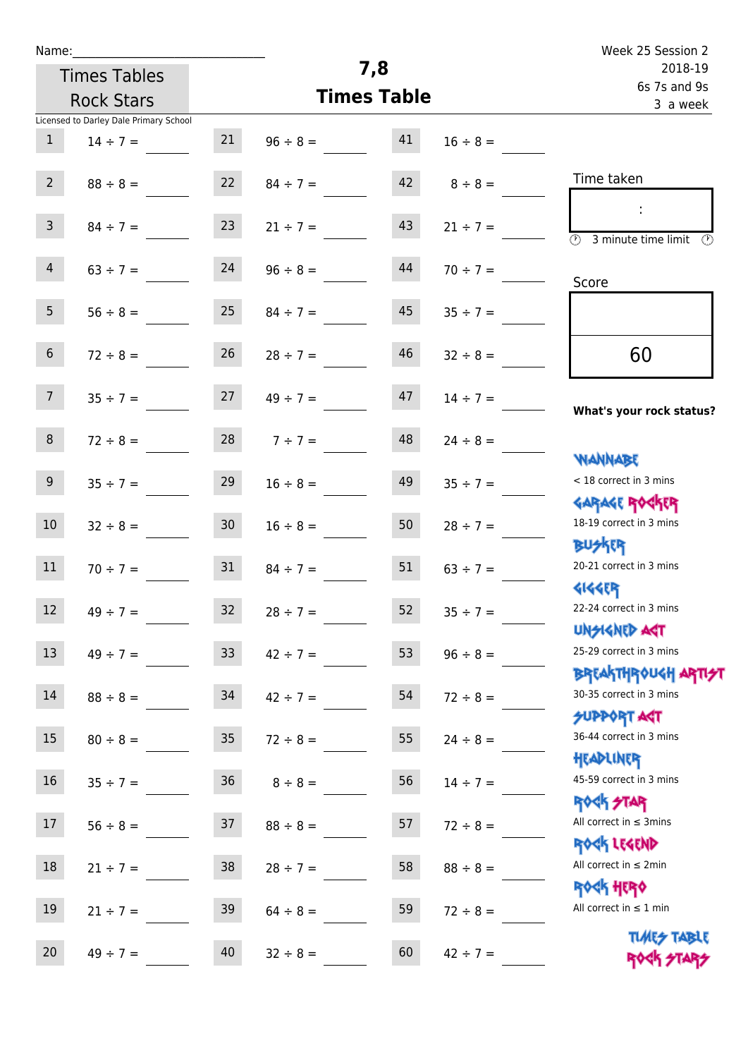Name:\_\_\_\_\_\_\_\_\_\_\_\_\_\_\_\_\_\_\_\_\_\_\_\_\_\_\_\_

Times Tables Rock Stars

Licensed to Darley Dale Primary School

# 7,8 Times Table

Week 25 Session 2
2018-19
6s 7s and 9s
3 a week

| | | | | | |
|---|---|---|---|---|---|
| 1 | 14 ÷ 7 = | 21 | 96 ÷ 8 = | 41 | 16 ÷ 8 = |
| 2 | 88 ÷ 8 = | 22 | 84 ÷ 7 = | 42 | 8 ÷ 8 = |
| 3 | 84 ÷ 7 = | 23 | 21 ÷ 7 = | 43 | 21 ÷ 7 = |
| 4 | 63 ÷ 7 = | 24 | 96 ÷ 8 = | 44 | 70 ÷ 7 = |
| 5 | 56 ÷ 8 = | 25 | 84 ÷ 7 = | 45 | 35 ÷ 7 = |
| 6 | 72 ÷ 8 = | 26 | 28 ÷ 7 = | 46 | 32 ÷ 8 = |
| 7 | 35 ÷ 7 = | 27 | 49 ÷ 7 = | 47 | 14 ÷ 7 = |
| 8 | 72 ÷ 8 = | 28 | 7 ÷ 7 = | 48 | 24 ÷ 8 = |
| 9 | 35 ÷ 7 = | 29 | 16 ÷ 8 = | 49 | 35 ÷ 7 = |
| 10 | 32 ÷ 8 = | 30 | 16 ÷ 8 = | 50 | 28 ÷ 7 = |
| 11 | 70 ÷ 7 = | 31 | 84 ÷ 7 = | 51 | 63 ÷ 7 = |
| 12 | 49 ÷ 7 = | 32 | 28 ÷ 7 = | 52 | 35 ÷ 7 = |
| 13 | 49 ÷ 7 = | 33 | 42 ÷ 7 = | 53 | 96 ÷ 8 = |
| 14 | 88 ÷ 8 = | 34 | 42 ÷ 7 = | 54 | 72 ÷ 8 = |
| 15 | 80 ÷ 8 = | 35 | 72 ÷ 8 = | 55 | 24 ÷ 8 = |
| 16 | 35 ÷ 7 = | 36 | 8 ÷ 8 = | 56 | 14 ÷ 7 = |
| 17 | 56 ÷ 8 = | 37 | 88 ÷ 8 = | 57 | 72 ÷ 8 = |
| 18 | 21 ÷ 7 = | 38 | 28 ÷ 7 = | 58 | 88 ÷ 8 = |
| 19 | 21 ÷ 7 = | 39 | 64 ÷ 8 = | 59 | 72 ÷ 8 = |
| 20 | 49 ÷ 7 = | 40 | 32 ÷ 8 = | 60 | 42 ÷ 7 = |

Time taken

:

3 minute time limit

Score

60

**What's your rock status?**

WANNABE
< 18 correct in 3 mins

GARAGE ROCKER
18-19 correct in 3 mins

BUSKER
20-21 correct in 3 mins

GIGGER
22-24 correct in 3 mins

UNSIGNED ACT
25-29 correct in 3 mins

BREAKTHROUGH ARTIST
30-35 correct in 3 mins

SUPPORT ACT
36-44 correct in 3 mins

HEADLINER
45-59 correct in 3 mins

ROCK STAR
All correct in ≤ 3mins

ROCK LEGEND
All correct in ≤ 2min

ROCK HERO
All correct in ≤ 1 min

TIMES TABLE ROCK STARS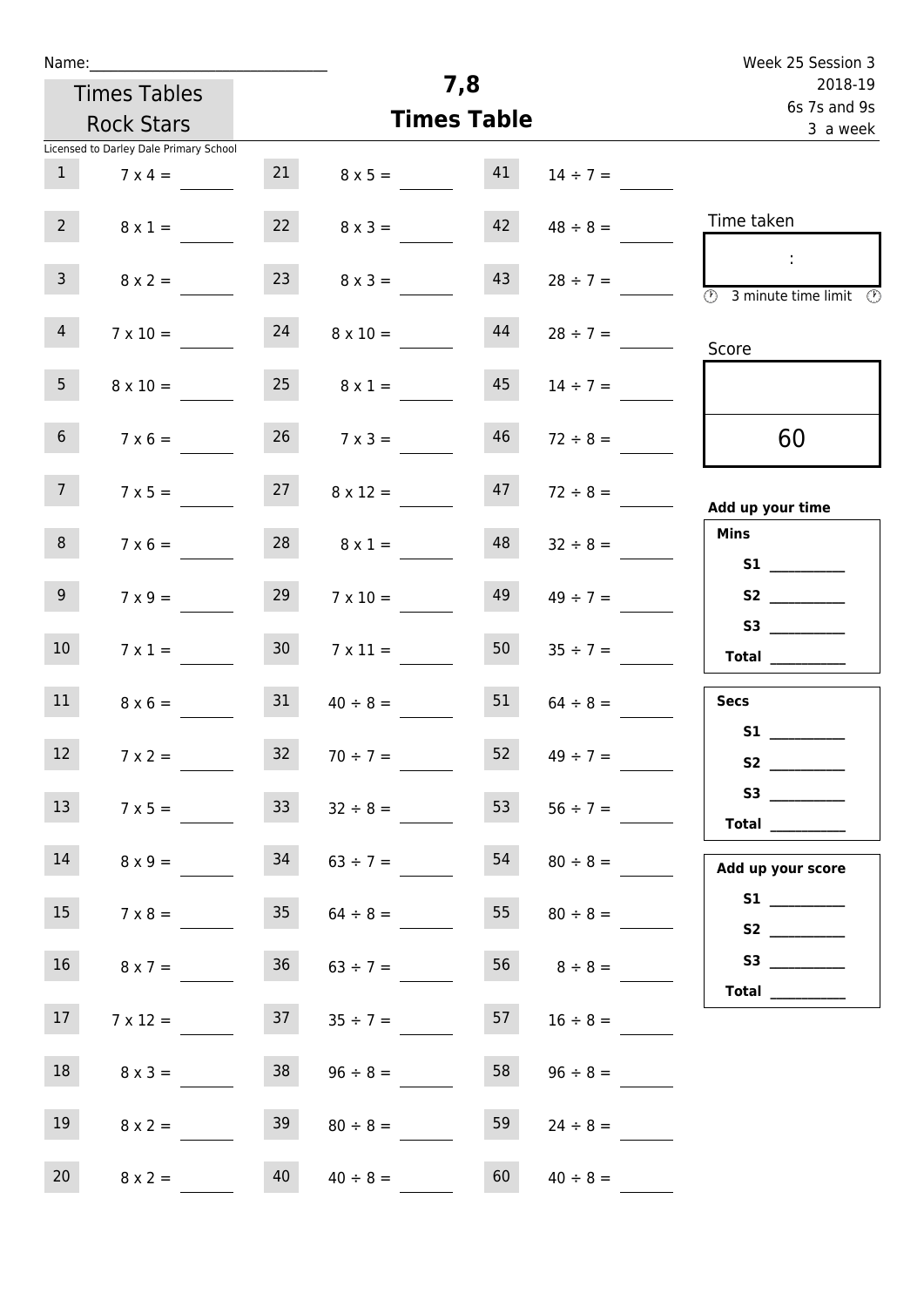Name:

Times Tables Rock Stars

Licensed to Darley Dale Primary School

# 7,8 Times Table

Week 25 Session 3
2018-19
6s 7s and 9s
3 a week

| | | | | | |
|---|---|---|---|---|---|
| 1 | 7 x 4 = | 21 | 8 x 5 = | 41 | 14 ÷ 7 = |
| 2 | 8 x 1 = | 22 | 8 x 3 = | 42 | 48 ÷ 8 = |
| 3 | 8 x 2 = | 23 | 8 x 3 = | 43 | 28 ÷ 7 = |
| 4 | 7 x 10 = | 24 | 8 x 10 = | 44 | 28 ÷ 7 = |
| 5 | 8 x 10 = | 25 | 8 x 1 = | 45 | 14 ÷ 7 = |
| 6 | 7 x 6 = | 26 | 7 x 3 = | 46 | 72 ÷ 8 = |
| 7 | 7 x 5 = | 27 | 8 x 12 = | 47 | 72 ÷ 8 = |
| 8 | 7 x 6 = | 28 | 8 x 1 = | 48 | 32 ÷ 8 = |
| 9 | 7 x 9 = | 29 | 7 x 10 = | 49 | 49 ÷ 7 = |
| 10 | 7 x 1 = | 30 | 7 x 11 = | 50 | 35 ÷ 7 = |
| 11 | 8 x 6 = | 31 | 40 ÷ 8 = | 51 | 64 ÷ 8 = |
| 12 | 7 x 2 = | 32 | 70 ÷ 7 = | 52 | 49 ÷ 7 = |
| 13 | 7 x 5 = | 33 | 32 ÷ 8 = | 53 | 56 ÷ 7 = |
| 14 | 8 x 9 = | 34 | 63 ÷ 7 = | 54 | 80 ÷ 8 = |
| 15 | 7 x 8 = | 35 | 64 ÷ 8 = | 55 | 80 ÷ 8 = |
| 16 | 8 x 7 = | 36 | 63 ÷ 7 = | 56 | 8 ÷ 8 = |
| 17 | 7 x 12 = | 37 | 35 ÷ 7 = | 57 | 16 ÷ 8 = |
| 18 | 8 x 3 = | 38 | 96 ÷ 8 = | 58 | 96 ÷ 8 = |
| 19 | 8 x 2 = | 39 | 80 ÷ 8 = | 59 | 24 ÷ 8 = |
| 20 | 8 x 2 = | 40 | 40 ÷ 8 = | 60 | 40 ÷ 8 = |

Time taken

:

3 minute time limit

Score

60

**Add up your time**

**Mins**

**S1** ________

**S2** ________

**S3** ________

**Total** ________

**Secs**

**S1** ________

**S2** ________

**S3** ________

**Total** ________

**Add up your score**

**S1** ________

**S2** ________

**S3** ________

**Total** ________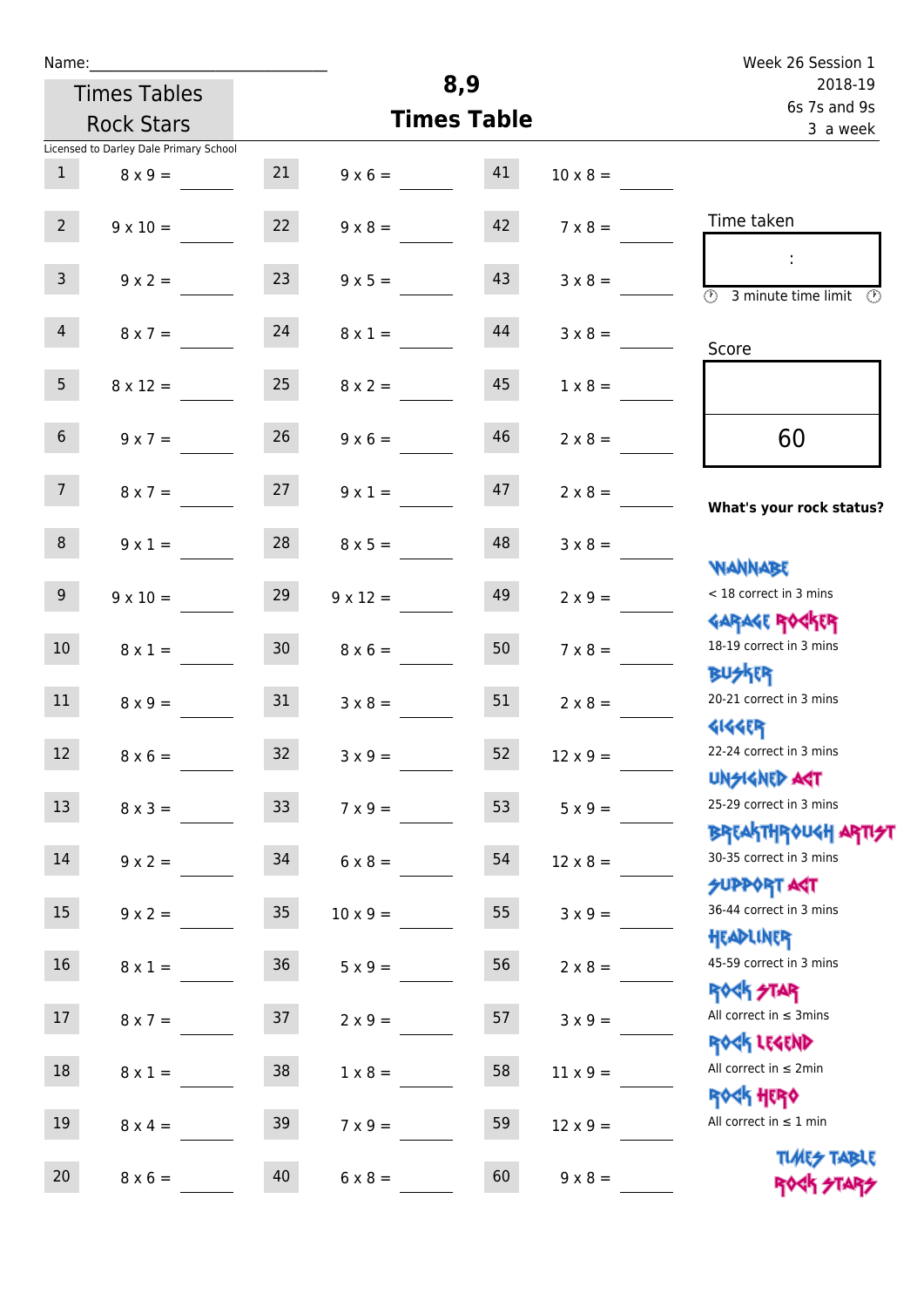Name:\_\_\_\_\_\_\_\_\_\_\_\_\_\_\_\_\_\_\_\_\_\_\_\_\_\_\_\_

Times Tables Rock Stars

# 8,9 Times Table

Week 26 Session 1
2018-19
6s 7s and 9s
3 a week

Licensed to Darley Dale Primary School

| | | | | | |
|---|---|---|---|---|---|
| 1 | 8 x 9 = | 21 | 9 x 6 = | 41 | 10 x 8 = |
| 2 | 9 x 10 = | 22 | 9 x 8 = | 42 | 7 x 8 = |
| 3 | 9 x 2 = | 23 | 9 x 5 = | 43 | 3 x 8 = |
| 4 | 8 x 7 = | 24 | 8 x 1 = | 44 | 3 x 8 = |
| 5 | 8 x 12 = | 25 | 8 x 2 = | 45 | 1 x 8 = |
| 6 | 9 x 7 = | 26 | 9 x 6 = | 46 | 2 x 8 = |
| 7 | 8 x 7 = | 27 | 9 x 1 = | 47 | 2 x 8 = |
| 8 | 9 x 1 = | 28 | 8 x 5 = | 48 | 3 x 8 = |
| 9 | 9 x 10 = | 29 | 9 x 12 = | 49 | 2 x 9 = |
| 10 | 8 x 1 = | 30 | 8 x 6 = | 50 | 7 x 8 = |
| 11 | 8 x 9 = | 31 | 3 x 8 = | 51 | 2 x 8 = |
| 12 | 8 x 6 = | 32 | 3 x 9 = | 52 | 12 x 9 = |
| 13 | 8 x 3 = | 33 | 7 x 9 = | 53 | 5 x 9 = |
| 14 | 9 x 2 = | 34 | 6 x 8 = | 54 | 12 x 8 = |
| 15 | 9 x 2 = | 35 | 10 x 9 = | 55 | 3 x 9 = |
| 16 | 8 x 1 = | 36 | 5 x 9 = | 56 | 2 x 8 = |
| 17 | 8 x 7 = | 37 | 2 x 9 = | 57 | 3 x 9 = |
| 18 | 8 x 1 = | 38 | 1 x 8 = | 58 | 11 x 9 = |
| 19 | 8 x 4 = | 39 | 7 x 9 = | 59 | 12 x 9 = |
| 20 | 8 x 6 = | 40 | 6 x 8 = | 60 | 9 x 8 = |

Time taken

:

3 minute time limit

Score

60

**What's your rock status?**

WANNABE
< 18 correct in 3 mins

GARAGE ROCKER
18-19 correct in 3 mins

BUSKER
20-21 correct in 3 mins

GIGGER
22-24 correct in 3 mins

UNSIGNED ACT
25-29 correct in 3 mins

BREAKTHROUGH ARTIST
30-35 correct in 3 mins

SUPPORT ACT
36-44 correct in 3 mins

HEADLINER
45-59 correct in 3 mins

ROCK STAR
All correct in ≤ 3mins

ROCK LEGEND
All correct in ≤ 2min

ROCK HERO
All correct in ≤ 1 min

TIMES TABLE ROCK STARS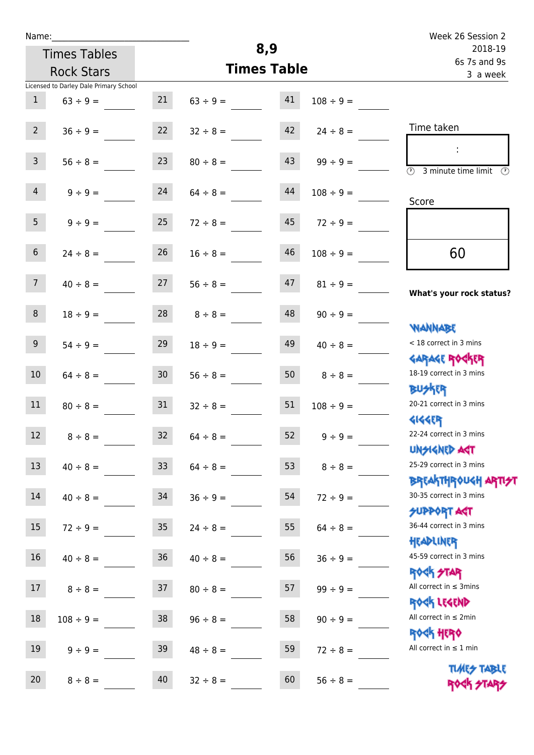Name:\_\_\_\_\_\_\_\_\_\_\_\_\_\_\_\_\_\_\_\_\_\_\_\_\_\_\_\_

Times Tables Rock Stars

# 8,9 Times Table

Week 26 Session 2
2018-19
6s 7s and 9s
3 a week

Licensed to Darley Dale Primary School

| | | | | | |
|---|---|---|---|---|---|
| 1 | 63 ÷ 9 = | 21 | 63 ÷ 9 = | 41 | 108 ÷ 9 = |
| 2 | 36 ÷ 9 = | 22 | 32 ÷ 8 = | 42 | 24 ÷ 8 = |
| 3 | 56 ÷ 8 = | 23 | 80 ÷ 8 = | 43 | 99 ÷ 9 = |
| 4 | 9 ÷ 9 = | 24 | 64 ÷ 8 = | 44 | 108 ÷ 9 = |
| 5 | 9 ÷ 9 = | 25 | 72 ÷ 8 = | 45 | 72 ÷ 9 = |
| 6 | 24 ÷ 8 = | 26 | 16 ÷ 8 = | 46 | 108 ÷ 9 = |
| 7 | 40 ÷ 8 = | 27 | 56 ÷ 8 = | 47 | 81 ÷ 9 = |
| 8 | 18 ÷ 9 = | 28 | 8 ÷ 8 = | 48 | 90 ÷ 9 = |
| 9 | 54 ÷ 9 = | 29 | 18 ÷ 9 = | 49 | 40 ÷ 8 = |
| 10 | 64 ÷ 8 = | 30 | 56 ÷ 8 = | 50 | 8 ÷ 8 = |
| 11 | 80 ÷ 8 = | 31 | 32 ÷ 8 = | 51 | 108 ÷ 9 = |
| 12 | 8 ÷ 8 = | 32 | 64 ÷ 8 = | 52 | 9 ÷ 9 = |
| 13 | 40 ÷ 8 = | 33 | 64 ÷ 8 = | 53 | 8 ÷ 8 = |
| 14 | 40 ÷ 8 = | 34 | 36 ÷ 9 = | 54 | 72 ÷ 9 = |
| 15 | 72 ÷ 9 = | 35 | 24 ÷ 8 = | 55 | 64 ÷ 8 = |
| 16 | 40 ÷ 8 = | 36 | 40 ÷ 8 = | 56 | 36 ÷ 9 = |
| 17 | 8 ÷ 8 = | 37 | 80 ÷ 8 = | 57 | 99 ÷ 9 = |
| 18 | 108 ÷ 9 = | 38 | 96 ÷ 8 = | 58 | 90 ÷ 9 = |
| 19 | 9 ÷ 9 = | 39 | 48 ÷ 8 = | 59 | 72 ÷ 8 = |
| 20 | 8 ÷ 8 = | 40 | 32 ÷ 8 = | 60 | 56 ÷ 8 = |

Time taken

:

3 minute time limit

Score

60

**What's your rock status?**

WANNABE
< 18 correct in 3 mins

GARAGE ROCKER
18-19 correct in 3 mins

BUSKER
20-21 correct in 3 mins

GIGGER
22-24 correct in 3 mins

UNSIGNED ACT
25-29 correct in 3 mins

BREAKTHROUGH ARTIST
30-35 correct in 3 mins

SUPPORT ACT
36-44 correct in 3 mins

HEADLINER
45-59 correct in 3 mins

ROCK STAR
All correct in ≤ 3mins

ROCK LEGEND
All correct in ≤ 2min

ROCK HERO
All correct in ≤ 1 min

TIMES TABLE ROCK STARS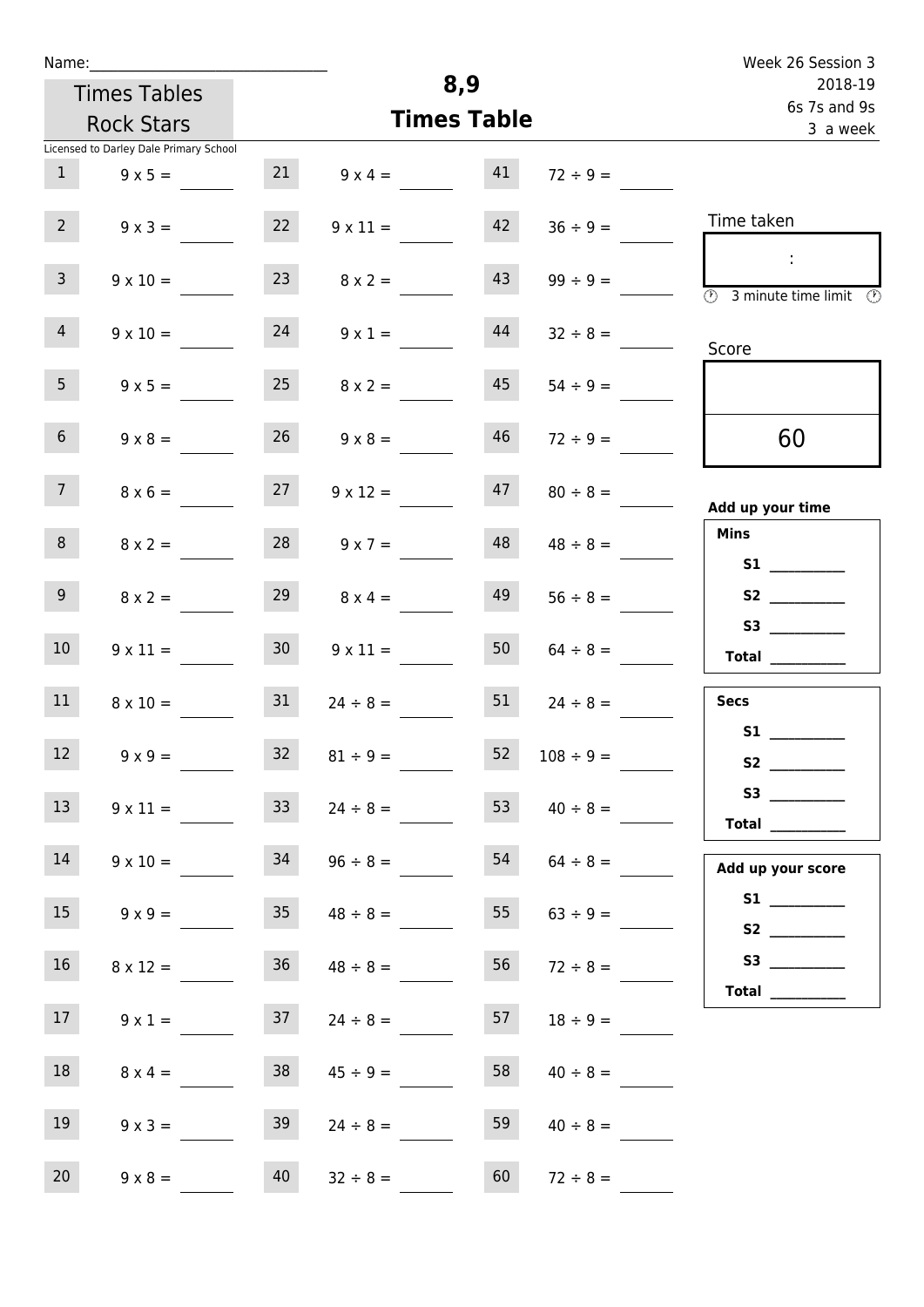Name:

Times Tables Rock Stars

Licensed to Darley Dale Primary School

# 8,9
## Times Table

Week 26 Session 3
2018-19
6s 7s and 9s
3 a week

| | | | | | |
|---|---|---|---|---|---|
| 1 | 9 x 5 = | 21 | 9 x 4 = | 41 | 72 ÷ 9 = |
| 2 | 9 x 3 = | 22 | 9 x 11 = | 42 | 36 ÷ 9 = |
| 3 | 9 x 10 = | 23 | 8 x 2 = | 43 | 99 ÷ 9 = |
| 4 | 9 x 10 = | 24 | 9 x 1 = | 44 | 32 ÷ 8 = |
| 5 | 9 x 5 = | 25 | 8 x 2 = | 45 | 54 ÷ 9 = |
| 6 | 9 x 8 = | 26 | 9 x 8 = | 46 | 72 ÷ 9 = |
| 7 | 8 x 6 = | 27 | 9 x 12 = | 47 | 80 ÷ 8 = |
| 8 | 8 x 2 = | 28 | 9 x 7 = | 48 | 48 ÷ 8 = |
| 9 | 8 x 2 = | 29 | 8 x 4 = | 49 | 56 ÷ 8 = |
| 10 | 9 x 11 = | 30 | 9 x 11 = | 50 | 64 ÷ 8 = |
| 11 | 8 x 10 = | 31 | 24 ÷ 8 = | 51 | 24 ÷ 8 = |
| 12 | 9 x 9 = | 32 | 81 ÷ 9 = | 52 | 108 ÷ 9 = |
| 13 | 9 x 11 = | 33 | 24 ÷ 8 = | 53 | 40 ÷ 8 = |
| 14 | 9 x 10 = | 34 | 96 ÷ 8 = | 54 | 64 ÷ 8 = |
| 15 | 9 x 9 = | 35 | 48 ÷ 8 = | 55 | 63 ÷ 9 = |
| 16 | 8 x 12 = | 36 | 48 ÷ 8 = | 56 | 72 ÷ 8 = |
| 17 | 9 x 1 = | 37 | 24 ÷ 8 = | 57 | 18 ÷ 9 = |
| 18 | 8 x 4 = | 38 | 45 ÷ 9 = | 58 | 40 ÷ 8 = |
| 19 | 9 x 3 = | 39 | 24 ÷ 8 = | 59 | 40 ÷ 8 = |
| 20 | 9 x 8 = | 40 | 32 ÷ 8 = | 60 | 72 ÷ 8 = |

Time taken

:

3 minute time limit

Score

60

**Add up your time**

**Mins**

**S1** ________
**S2** ________
**S3** ________
**Total** ________

**Secs**

**S1** ________
**S2** ________
**S3** ________
**Total** ________

**Add up your score**

**S1** ________
**S2** ________
**S3** ________
**Total** ________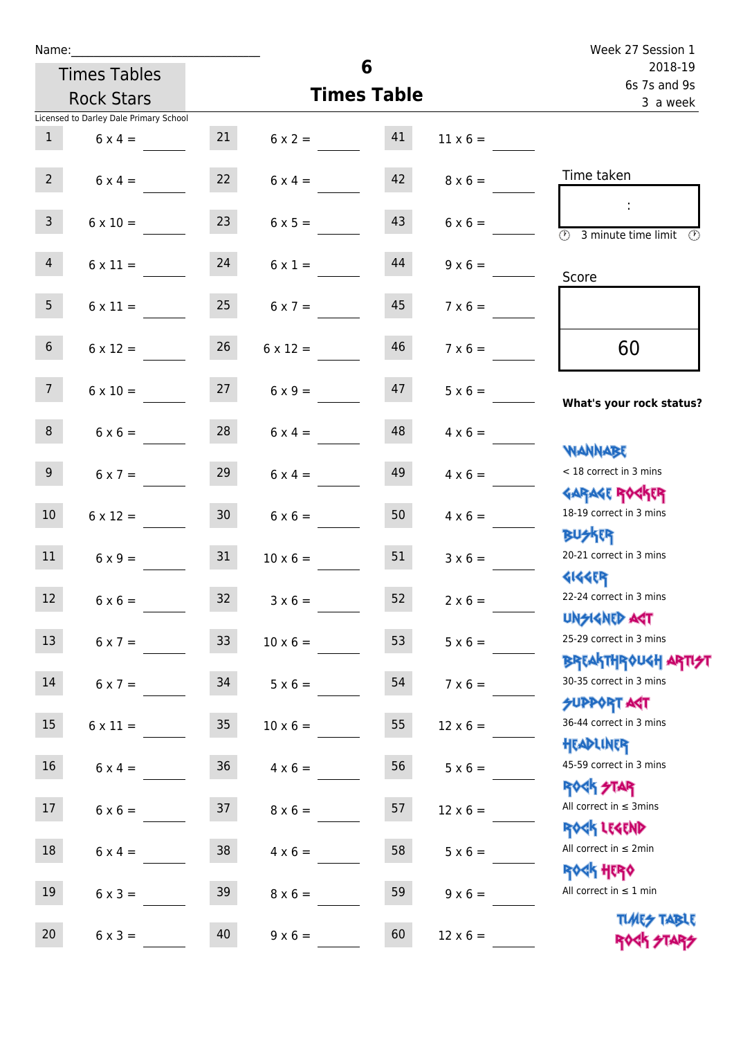Name:\_\_\_\_\_\_\_\_\_\_\_\_\_\_\_\_\_\_\_\_\_\_\_\_\_\_\_\_

Times Tables Rock Stars

Licensed to Darley Dale Primary School

# 6 Times Table

Week 27 Session 1
2018-19
6s 7s and 9s
3 a week

| | | | | | |
|---|---|---|---|---|---|
| 1 | 6 x 4 = | 21 | 6 x 2 = | 41 | 11 x 6 = |
| 2 | 6 x 4 = | 22 | 6 x 4 = | 42 | 8 x 6 = |
| 3 | 6 x 10 = | 23 | 6 x 5 = | 43 | 6 x 6 = |
| 4 | 6 x 11 = | 24 | 6 x 1 = | 44 | 9 x 6 = |
| 5 | 6 x 11 = | 25 | 6 x 7 = | 45 | 7 x 6 = |
| 6 | 6 x 12 = | 26 | 6 x 12 = | 46 | 7 x 6 = |
| 7 | 6 x 10 = | 27 | 6 x 9 = | 47 | 5 x 6 = |
| 8 | 6 x 6 = | 28 | 6 x 4 = | 48 | 4 x 6 = |
| 9 | 6 x 7 = | 29 | 6 x 4 = | 49 | 4 x 6 = |
| 10 | 6 x 12 = | 30 | 6 x 6 = | 50 | 4 x 6 = |
| 11 | 6 x 9 = | 31 | 10 x 6 = | 51 | 3 x 6 = |
| 12 | 6 x 6 = | 32 | 3 x 6 = | 52 | 2 x 6 = |
| 13 | 6 x 7 = | 33 | 10 x 6 = | 53 | 5 x 6 = |
| 14 | 6 x 7 = | 34 | 5 x 6 = | 54 | 7 x 6 = |
| 15 | 6 x 11 = | 35 | 10 x 6 = | 55 | 12 x 6 = |
| 16 | 6 x 4 = | 36 | 4 x 6 = | 56 | 5 x 6 = |
| 17 | 6 x 6 = | 37 | 8 x 6 = | 57 | 12 x 6 = |
| 18 | 6 x 4 = | 38 | 4 x 6 = | 58 | 5 x 6 = |
| 19 | 6 x 3 = | 39 | 8 x 6 = | 59 | 9 x 6 = |
| 20 | 6 x 3 = | 40 | 9 x 6 = | 60 | 12 x 6 = |

Time taken

:

3 minute time limit

Score

60

**What's your rock status?**

WANNABE
< 18 correct in 3 mins

GARAGE ROCKER
18-19 correct in 3 mins

BUSKER
20-21 correct in 3 mins

GIGGER
22-24 correct in 3 mins

UNSIGNED ACT
25-29 correct in 3 mins

BREAKTHROUGH ARTIST
30-35 correct in 3 mins

SUPPORT ACT
36-44 correct in 3 mins

HEADLINER
45-59 correct in 3 mins

ROCK STAR
All correct in ≤ 3mins

ROCK LEGEND
All correct in ≤ 2min

ROCK HERO
All correct in ≤ 1 min

TIMES TABLE ROCK STARS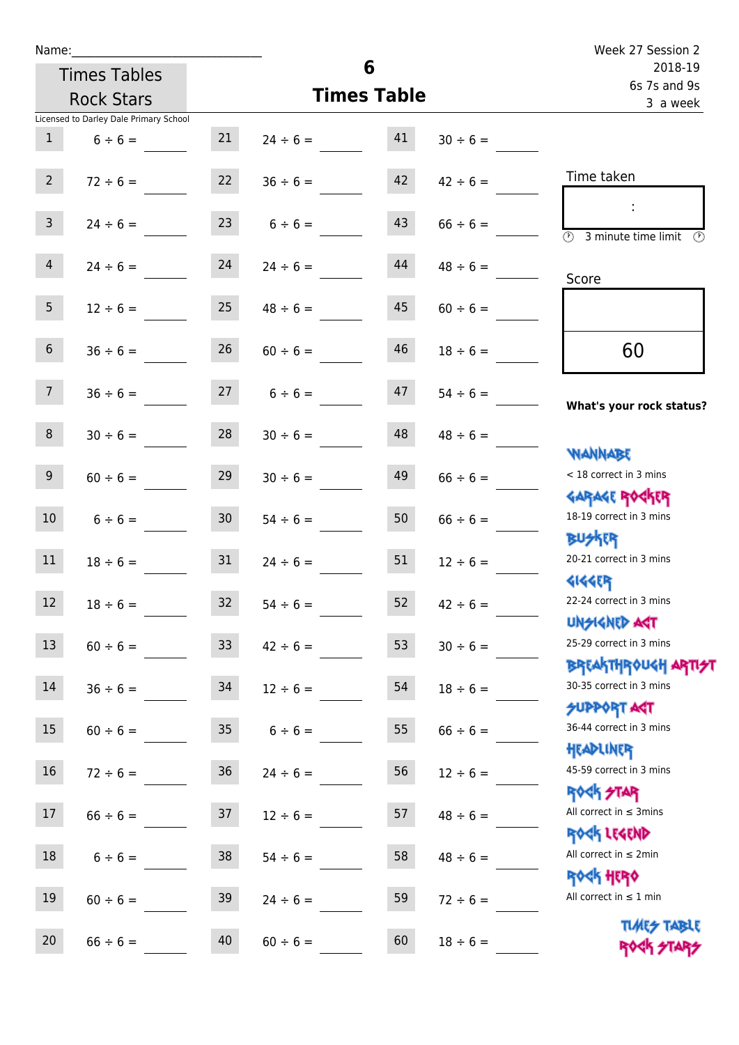Name:\_\_\_\_\_\_\_\_\_\_\_\_\_\_\_\_\_\_\_\_\_\_\_\_\_\_\_\_

Times Tables Rock Stars

Licensed to Darley Dale Primary School

# 6 Times Table

Week 27 Session 2
2018-19
6s 7s and 9s
3 a week

| | | | | | |
|---|---|---|---|---|---|
| 1 | 6 ÷ 6 = \_\_\_\_ | 21 | 24 ÷ 6 = \_\_\_\_ | 41 | 30 ÷ 6 = \_\_\_\_ |
| 2 | 72 ÷ 6 = \_\_\_\_ | 22 | 36 ÷ 6 = \_\_\_\_ | 42 | 42 ÷ 6 = \_\_\_\_ |
| 3 | 24 ÷ 6 = \_\_\_\_ | 23 | 6 ÷ 6 = \_\_\_\_ | 43 | 66 ÷ 6 = \_\_\_\_ |
| 4 | 24 ÷ 6 = \_\_\_\_ | 24 | 24 ÷ 6 = \_\_\_\_ | 44 | 48 ÷ 6 = \_\_\_\_ |
| 5 | 12 ÷ 6 = \_\_\_\_ | 25 | 48 ÷ 6 = \_\_\_\_ | 45 | 60 ÷ 6 = \_\_\_\_ |
| 6 | 36 ÷ 6 = \_\_\_\_ | 26 | 60 ÷ 6 = \_\_\_\_ | 46 | 18 ÷ 6 = \_\_\_\_ |
| 7 | 36 ÷ 6 = \_\_\_\_ | 27 | 6 ÷ 6 = \_\_\_\_ | 47 | 54 ÷ 6 = \_\_\_\_ |
| 8 | 30 ÷ 6 = \_\_\_\_ | 28 | 30 ÷ 6 = \_\_\_\_ | 48 | 48 ÷ 6 = \_\_\_\_ |
| 9 | 60 ÷ 6 = \_\_\_\_ | 29 | 30 ÷ 6 = \_\_\_\_ | 49 | 66 ÷ 6 = \_\_\_\_ |
| 10 | 6 ÷ 6 = \_\_\_\_ | 30 | 54 ÷ 6 = \_\_\_\_ | 50 | 66 ÷ 6 = \_\_\_\_ |
| 11 | 18 ÷ 6 = \_\_\_\_ | 31 | 24 ÷ 6 = \_\_\_\_ | 51 | 12 ÷ 6 = \_\_\_\_ |
| 12 | 18 ÷ 6 = \_\_\_\_ | 32 | 54 ÷ 6 = \_\_\_\_ | 52 | 42 ÷ 6 = \_\_\_\_ |
| 13 | 60 ÷ 6 = \_\_\_\_ | 33 | 42 ÷ 6 = \_\_\_\_ | 53 | 30 ÷ 6 = \_\_\_\_ |
| 14 | 36 ÷ 6 = \_\_\_\_ | 34 | 12 ÷ 6 = \_\_\_\_ | 54 | 18 ÷ 6 = \_\_\_\_ |
| 15 | 60 ÷ 6 = \_\_\_\_ | 35 | 6 ÷ 6 = \_\_\_\_ | 55 | 66 ÷ 6 = \_\_\_\_ |
| 16 | 72 ÷ 6 = \_\_\_\_ | 36 | 24 ÷ 6 = \_\_\_\_ | 56 | 12 ÷ 6 = \_\_\_\_ |
| 17 | 66 ÷ 6 = \_\_\_\_ | 37 | 12 ÷ 6 = \_\_\_\_ | 57 | 48 ÷ 6 = \_\_\_\_ |
| 18 | 6 ÷ 6 = \_\_\_\_ | 38 | 54 ÷ 6 = \_\_\_\_ | 58 | 48 ÷ 6 = \_\_\_\_ |
| 19 | 60 ÷ 6 = \_\_\_\_ | 39 | 24 ÷ 6 = \_\_\_\_ | 59 | 72 ÷ 6 = \_\_\_\_ |
| 20 | 66 ÷ 6 = \_\_\_\_ | 40 | 60 ÷ 6 = \_\_\_\_ | 60 | 18 ÷ 6 = \_\_\_\_ |

Time taken

:

3 minute time limit

Score

60

**What's your rock status?**

WANNABE
< 18 correct in 3 mins

GARAGE ROCKER
18-19 correct in 3 mins

BUSKER
20-21 correct in 3 mins

GIGGER
22-24 correct in 3 mins

UNSIGNED ACT
25-29 correct in 3 mins

BREAKTHROUGH ARTIST
30-35 correct in 3 mins

SUPPORT ACT
36-44 correct in 3 mins

HEADLINER
45-59 correct in 3 mins

ROCK STAR
All correct in ≤ 3mins

ROCK LEGEND
All correct in ≤ 2min

ROCK HERO
All correct in ≤ 1 min

TIMES TABLE ROCK STARS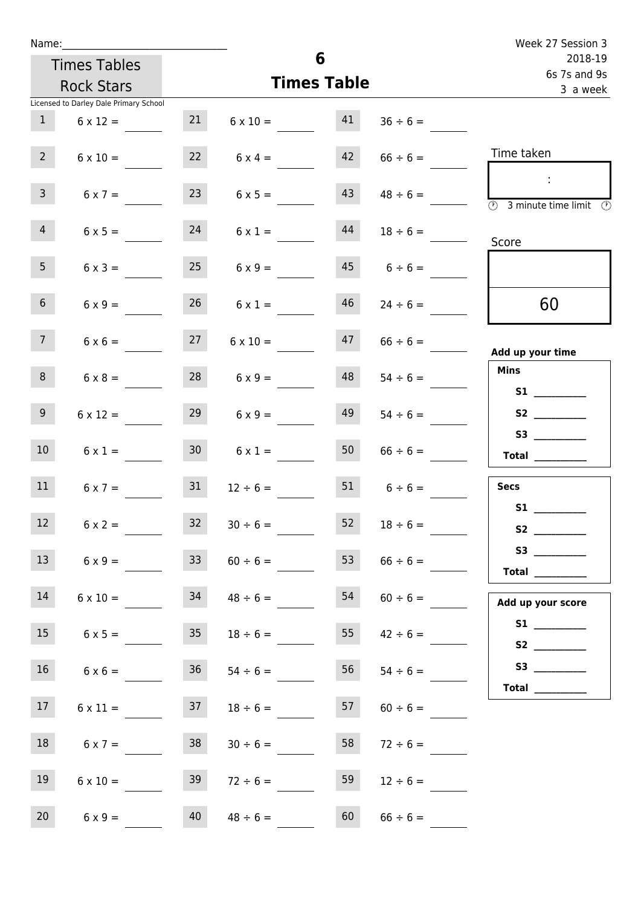Name:______________________________

Times Tables Rock Stars

Licensed to Darley Dale Primary School

# 6
## Times Table

Week 27 Session 3
2018-19
6s 7s and 9s
3 a week

| | | | | | |
|---|---|---|---|---|---|
| 1 | 6 x 12 = ____ | 21 | 6 x 10 = ____ | 41 | 36 ÷ 6 = ____ |
| 2 | 6 x 10 = ____ | 22 | 6 x 4 = ____ | 42 | 66 ÷ 6 = ____ |
| 3 | 6 x 7 = ____ | 23 | 6 x 5 = ____ | 43 | 48 ÷ 6 = ____ |
| 4 | 6 x 5 = ____ | 24 | 6 x 1 = ____ | 44 | 18 ÷ 6 = ____ |
| 5 | 6 x 3 = ____ | 25 | 6 x 9 = ____ | 45 | 6 ÷ 6 = ____ |
| 6 | 6 x 9 = ____ | 26 | 6 x 1 = ____ | 46 | 24 ÷ 6 = ____ |
| 7 | 6 x 6 = ____ | 27 | 6 x 10 = ____ | 47 | 66 ÷ 6 = ____ |
| 8 | 6 x 8 = ____ | 28 | 6 x 9 = ____ | 48 | 54 ÷ 6 = ____ |
| 9 | 6 x 12 = ____ | 29 | 6 x 9 = ____ | 49 | 54 ÷ 6 = ____ |
| 10 | 6 x 1 = ____ | 30 | 6 x 1 = ____ | 50 | 66 ÷ 6 = ____ |
| 11 | 6 x 7 = ____ | 31 | 12 ÷ 6 = ____ | 51 | 6 ÷ 6 = ____ |
| 12 | 6 x 2 = ____ | 32 | 30 ÷ 6 = ____ | 52 | 18 ÷ 6 = ____ |
| 13 | 6 x 9 = ____ | 33 | 60 ÷ 6 = ____ | 53 | 66 ÷ 6 = ____ |
| 14 | 6 x 10 = ____ | 34 | 48 ÷ 6 = ____ | 54 | 60 ÷ 6 = ____ |
| 15 | 6 x 5 = ____ | 35 | 18 ÷ 6 = ____ | 55 | 42 ÷ 6 = ____ |
| 16 | 6 x 6 = ____ | 36 | 54 ÷ 6 = ____ | 56 | 54 ÷ 6 = ____ |
| 17 | 6 x 11 = ____ | 37 | 18 ÷ 6 = ____ | 57 | 60 ÷ 6 = ____ |
| 18 | 6 x 7 = ____ | 38 | 30 ÷ 6 = ____ | 58 | 72 ÷ 6 = ____ |
| 19 | 6 x 10 = ____ | 39 | 72 ÷ 6 = ____ | 59 | 12 ÷ 6 = ____ |
| 20 | 6 x 9 = ____ | 40 | 48 ÷ 6 = ____ | 60 | 66 ÷ 6 = ____ |

Time taken

:

3 minute time limit

Score

60

**Add up your time**

**Mins**

**S1** __________

**S2** __________

**S3** __________

**Total** __________

**Secs**

**S1** __________

**S2** __________

**S3** __________

**Total** __________

**Add up your score**

**S1** __________

**S2** __________

**S3** __________

**Total** __________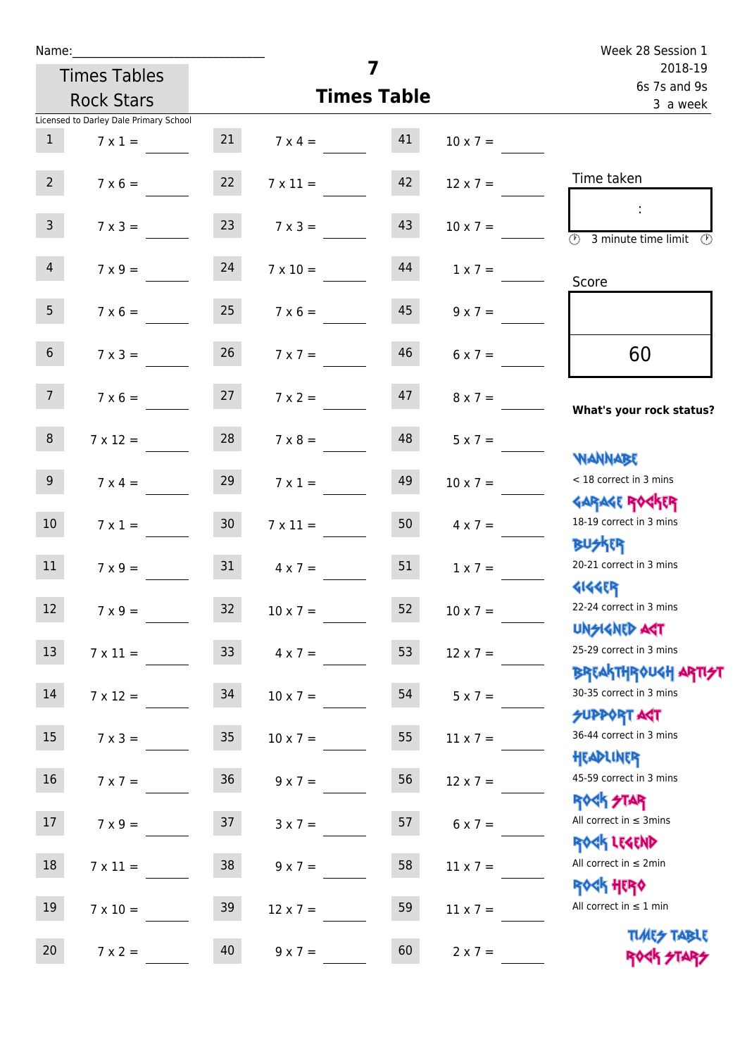Name:______________________________

Week 28 Session 1
2018-19
6s 7s and 9s
3 a week

Times Tables Rock Stars

Licensed to Darley Dale Primary School

# 7
## Times Table

| | | | | | |
|---|---|---|---|---|---|
| 1 | 7 x 1 = ____ | 21 | 7 x 4 = ____ | 41 | 10 x 7 = ____ |
| 2 | 7 x 6 = ____ | 22 | 7 x 11 = ____ | 42 | 12 x 7 = ____ |
| 3 | 7 x 3 = ____ | 23 | 7 x 3 = ____ | 43 | 10 x 7 = ____ |
| 4 | 7 x 9 = ____ | 24 | 7 x 10 = ____ | 44 | 1 x 7 = ____ |
| 5 | 7 x 6 = ____ | 25 | 7 x 6 = ____ | 45 | 9 x 7 = ____ |
| 6 | 7 x 3 = ____ | 26 | 7 x 7 = ____ | 46 | 6 x 7 = ____ |
| 7 | 7 x 6 = ____ | 27 | 7 x 2 = ____ | 47 | 8 x 7 = ____ |
| 8 | 7 x 12 = ____ | 28 | 7 x 8 = ____ | 48 | 5 x 7 = ____ |
| 9 | 7 x 4 = ____ | 29 | 7 x 1 = ____ | 49 | 10 x 7 = ____ |
| 10 | 7 x 1 = ____ | 30 | 7 x 11 = ____ | 50 | 4 x 7 = ____ |
| 11 | 7 x 9 = ____ | 31 | 4 x 7 = ____ | 51 | 1 x 7 = ____ |
| 12 | 7 x 9 = ____ | 32 | 10 x 7 = ____ | 52 | 10 x 7 = ____ |
| 13 | 7 x 11 = ____ | 33 | 4 x 7 = ____ | 53 | 12 x 7 = ____ |
| 14 | 7 x 12 = ____ | 34 | 10 x 7 = ____ | 54 | 5 x 7 = ____ |
| 15 | 7 x 3 = ____ | 35 | 10 x 7 = ____ | 55 | 11 x 7 = ____ |
| 16 | 7 x 7 = ____ | 36 | 9 x 7 = ____ | 56 | 12 x 7 = ____ |
| 17 | 7 x 9 = ____ | 37 | 3 x 7 = ____ | 57 | 6 x 7 = ____ |
| 18 | 7 x 11 = ____ | 38 | 9 x 7 = ____ | 58 | 11 x 7 = ____ |
| 19 | 7 x 10 = ____ | 39 | 12 x 7 = ____ | 59 | 11 x 7 = ____ |
| 20 | 7 x 2 = ____ | 40 | 9 x 7 = ____ | 60 | 2 x 7 = ____ |

Time taken

:

3 minute time limit

Score

60

**What's your rock status?**

WANNABE
< 18 correct in 3 mins

GARAGE ROCKER
18-19 correct in 3 mins

BUSKER
20-21 correct in 3 mins

GIGGER
22-24 correct in 3 mins

UNSIGNED ACT
25-29 correct in 3 mins

BREAKTHROUGH ARTIST
30-35 correct in 3 mins

SUPPORT ACT
36-44 correct in 3 mins

HEADLINER
45-59 correct in 3 mins

ROCK STAR
All correct in ≤ 3mins

ROCK LEGEND
All correct in ≤ 2min

ROCK HERO
All correct in ≤ 1 min

TIMES TABLE ROCK STARS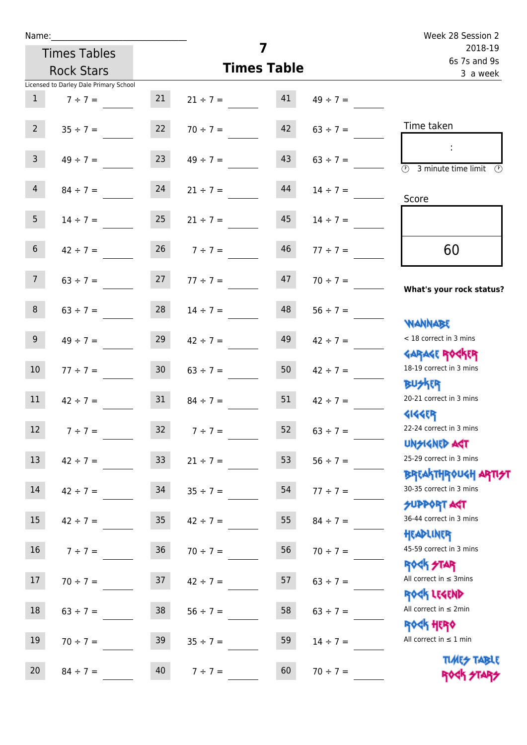Name:______________________________

Times Tables Rock Stars

# 7 Times Table

Week 28 Session 2
2018-19
6s 7s and 9s
3 a week

Licensed to Darley Dale Primary School

| | | | | | |
|---|---|---|---|---|---|
| 1 | 7 ÷ 7 = ____ | 21 | 21 ÷ 7 = ____ | 41 | 49 ÷ 7 = ____ |
| 2 | 35 ÷ 7 = ____ | 22 | 70 ÷ 7 = ____ | 42 | 63 ÷ 7 = ____ |
| 3 | 49 ÷ 7 = ____ | 23 | 49 ÷ 7 = ____ | 43 | 63 ÷ 7 = ____ |
| 4 | 84 ÷ 7 = ____ | 24 | 21 ÷ 7 = ____ | 44 | 14 ÷ 7 = ____ |
| 5 | 14 ÷ 7 = ____ | 25 | 21 ÷ 7 = ____ | 45 | 14 ÷ 7 = ____ |
| 6 | 42 ÷ 7 = ____ | 26 | 7 ÷ 7 = ____ | 46 | 77 ÷ 7 = ____ |
| 7 | 63 ÷ 7 = ____ | 27 | 77 ÷ 7 = ____ | 47 | 70 ÷ 7 = ____ |
| 8 | 63 ÷ 7 = ____ | 28 | 14 ÷ 7 = ____ | 48 | 56 ÷ 7 = ____ |
| 9 | 49 ÷ 7 = ____ | 29 | 42 ÷ 7 = ____ | 49 | 42 ÷ 7 = ____ |
| 10 | 77 ÷ 7 = ____ | 30 | 63 ÷ 7 = ____ | 50 | 42 ÷ 7 = ____ |
| 11 | 42 ÷ 7 = ____ | 31 | 84 ÷ 7 = ____ | 51 | 42 ÷ 7 = ____ |
| 12 | 7 ÷ 7 = ____ | 32 | 7 ÷ 7 = ____ | 52 | 63 ÷ 7 = ____ |
| 13 | 42 ÷ 7 = ____ | 33 | 21 ÷ 7 = ____ | 53 | 56 ÷ 7 = ____ |
| 14 | 42 ÷ 7 = ____ | 34 | 35 ÷ 7 = ____ | 54 | 77 ÷ 7 = ____ |
| 15 | 42 ÷ 7 = ____ | 35 | 42 ÷ 7 = ____ | 55 | 84 ÷ 7 = ____ |
| 16 | 7 ÷ 7 = ____ | 36 | 70 ÷ 7 = ____ | 56 | 70 ÷ 7 = ____ |
| 17 | 70 ÷ 7 = ____ | 37 | 42 ÷ 7 = ____ | 57 | 63 ÷ 7 = ____ |
| 18 | 63 ÷ 7 = ____ | 38 | 56 ÷ 7 = ____ | 58 | 63 ÷ 7 = ____ |
| 19 | 70 ÷ 7 = ____ | 39 | 35 ÷ 7 = ____ | 59 | 14 ÷ 7 = ____ |
| 20 | 84 ÷ 7 = ____ | 40 | 7 ÷ 7 = ____ | 60 | 70 ÷ 7 = ____ |

Time taken

:

3 minute time limit

Score

60

**What's your rock status?**

WANNABE
< 18 correct in 3 mins

GARAGE ROCKER
18-19 correct in 3 mins

BUSKER
20-21 correct in 3 mins

GIGGER
22-24 correct in 3 mins

UNSIGNED ACT
25-29 correct in 3 mins

BREAKTHROUGH ARTIST
30-35 correct in 3 mins

SUPPORT ACT
36-44 correct in 3 mins

HEADLINER
45-59 correct in 3 mins

ROCK STAR
All correct in ≤ 3mins

ROCK LEGEND
All correct in ≤ 2min

ROCK HERO
All correct in ≤ 1 min

TIMES TABLE ROCK STARS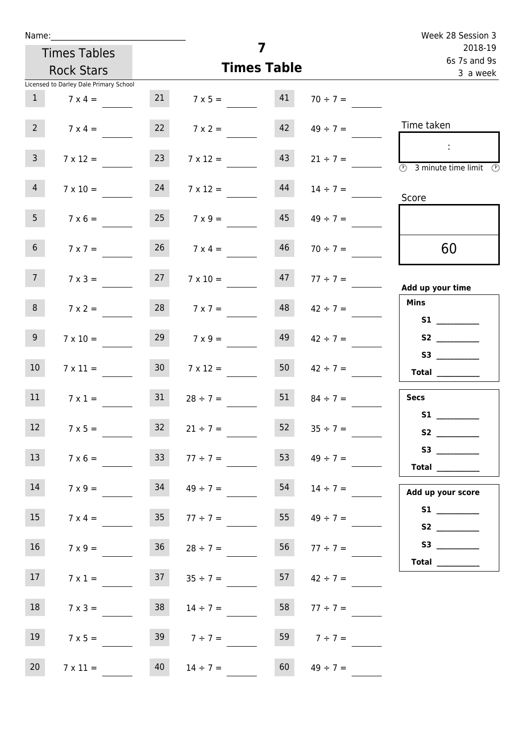Name:\_\_\_\_\_\_\_\_\_\_\_\_\_\_\_\_\_\_\_\_\_\_\_\_\_\_\_\_\_\_

Times Tables Rock Stars

Licensed to Darley Dale Primary School

# 7 Times Table

Week 28 Session 3
2018-19
6s 7s and 9s
3 a week

| | | | | | |
|---|---|---|---|---|---|
| 1 | 7 x 4 = | 21 | 7 x 5 = | 41 | 70 ÷ 7 = |
| 2 | 7 x 4 = | 22 | 7 x 2 = | 42 | 49 ÷ 7 = |
| 3 | 7 x 12 = | 23 | 7 x 12 = | 43 | 21 ÷ 7 = |
| 4 | 7 x 10 = | 24 | 7 x 12 = | 44 | 14 ÷ 7 = |
| 5 | 7 x 6 = | 25 | 7 x 9 = | 45 | 49 ÷ 7 = |
| 6 | 7 x 7 = | 26 | 7 x 4 = | 46 | 70 ÷ 7 = |
| 7 | 7 x 3 = | 27 | 7 x 10 = | 47 | 77 ÷ 7 = |
| 8 | 7 x 2 = | 28 | 7 x 7 = | 48 | 42 ÷ 7 = |
| 9 | 7 x 10 = | 29 | 7 x 9 = | 49 | 42 ÷ 7 = |
| 10 | 7 x 11 = | 30 | 7 x 12 = | 50 | 42 ÷ 7 = |
| 11 | 7 x 1 = | 31 | 28 ÷ 7 = | 51 | 84 ÷ 7 = |
| 12 | 7 x 5 = | 32 | 21 ÷ 7 = | 52 | 35 ÷ 7 = |
| 13 | 7 x 6 = | 33 | 77 ÷ 7 = | 53 | 49 ÷ 7 = |
| 14 | 7 x 9 = | 34 | 49 ÷ 7 = | 54 | 14 ÷ 7 = |
| 15 | 7 x 4 = | 35 | 77 ÷ 7 = | 55 | 49 ÷ 7 = |
| 16 | 7 x 9 = | 36 | 28 ÷ 7 = | 56 | 77 ÷ 7 = |
| 17 | 7 x 1 = | 37 | 35 ÷ 7 = | 57 | 42 ÷ 7 = |
| 18 | 7 x 3 = | 38 | 14 ÷ 7 = | 58 | 77 ÷ 7 = |
| 19 | 7 x 5 = | 39 | 7 ÷ 7 = | 59 | 7 ÷ 7 = |
| 20 | 7 x 11 = | 40 | 14 ÷ 7 = | 60 | 49 ÷ 7 = |

Time taken

:

3 minute time limit

Score

60

**Add up your time**

**Mins**

**S1** \_\_\_\_\_\_\_\_\_\_

**S2** \_\_\_\_\_\_\_\_\_\_

**S3** \_\_\_\_\_\_\_\_\_\_

**Total** \_\_\_\_\_\_\_\_\_\_

**Secs**

**S1** \_\_\_\_\_\_\_\_\_\_

**S2** \_\_\_\_\_\_\_\_\_\_

**S3** \_\_\_\_\_\_\_\_\_\_

**Total** \_\_\_\_\_\_\_\_\_\_

**Add up your score**

**S1** \_\_\_\_\_\_\_\_\_\_

**S2** \_\_\_\_\_\_\_\_\_\_

**S3** \_\_\_\_\_\_\_\_\_\_

**Total** \_\_\_\_\_\_\_\_\_\_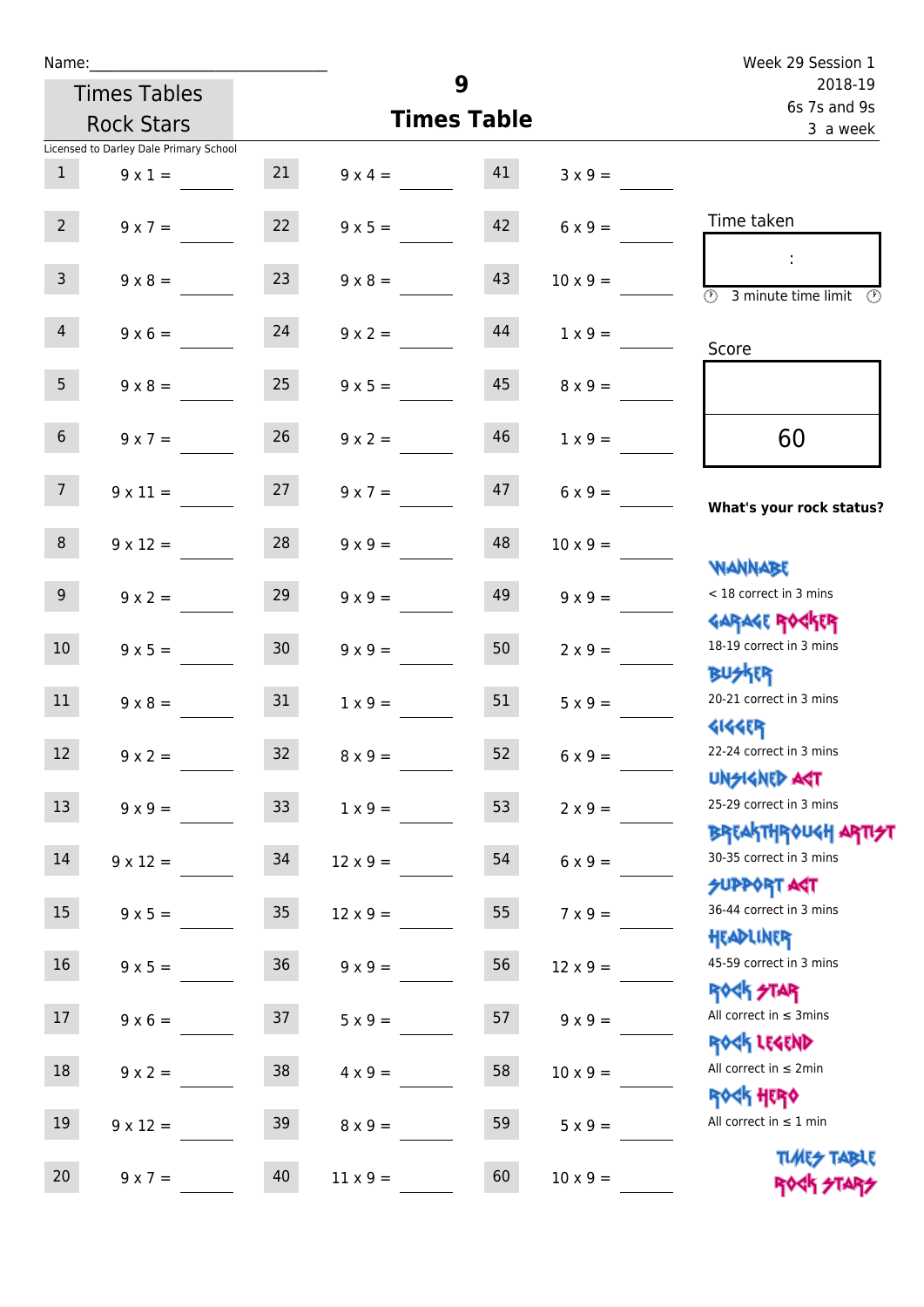Name:

Times Tables Rock Stars

# 9 Times Table

Week 29 Session 1
2018-19
6s 7s and 9s
3 a week

Licensed to Darley Dale Primary School

| | | | | | |
|---|---|---|---|---|---|
| 1 | 9 x 1 = | 21 | 9 x 4 = | 41 | 3 x 9 = |
| 2 | 9 x 7 = | 22 | 9 x 5 = | 42 | 6 x 9 = |
| 3 | 9 x 8 = | 23 | 9 x 8 = | 43 | 10 x 9 = |
| 4 | 9 x 6 = | 24 | 9 x 2 = | 44 | 1 x 9 = |
| 5 | 9 x 8 = | 25 | 9 x 5 = | 45 | 8 x 9 = |
| 6 | 9 x 7 = | 26 | 9 x 2 = | 46 | 1 x 9 = |
| 7 | 9 x 11 = | 27 | 9 x 7 = | 47 | 6 x 9 = |
| 8 | 9 x 12 = | 28 | 9 x 9 = | 48 | 10 x 9 = |
| 9 | 9 x 2 = | 29 | 9 x 9 = | 49 | 9 x 9 = |
| 10 | 9 x 5 = | 30 | 9 x 9 = | 50 | 2 x 9 = |
| 11 | 9 x 8 = | 31 | 1 x 9 = | 51 | 5 x 9 = |
| 12 | 9 x 2 = | 32 | 8 x 9 = | 52 | 6 x 9 = |
| 13 | 9 x 9 = | 33 | 1 x 9 = | 53 | 2 x 9 = |
| 14 | 9 x 12 = | 34 | 12 x 9 = | 54 | 6 x 9 = |
| 15 | 9 x 5 = | 35 | 12 x 9 = | 55 | 7 x 9 = |
| 16 | 9 x 5 = | 36 | 9 x 9 = | 56 | 12 x 9 = |
| 17 | 9 x 6 = | 37 | 5 x 9 = | 57 | 9 x 9 = |
| 18 | 9 x 2 = | 38 | 4 x 9 = | 58 | 10 x 9 = |
| 19 | 9 x 12 = | 39 | 8 x 9 = | 59 | 5 x 9 = |
| 20 | 9 x 7 = | 40 | 11 x 9 = | 60 | 10 x 9 = |

Time taken

:

3 minute time limit

Score

60

**What's your rock status?**

WANNABE
< 18 correct in 3 mins

GARAGE ROCKER
18-19 correct in 3 mins

BUSKER
20-21 correct in 3 mins

GIGGER
22-24 correct in 3 mins

UNSIGNED ACT
25-29 correct in 3 mins

BREAKTHROUGH ARTIST
30-35 correct in 3 mins

SUPPORT ACT
36-44 correct in 3 mins

HEADLINER
45-59 correct in 3 mins

ROCK STAR
All correct in ≤ 3mins

ROCK LEGEND
All correct in ≤ 2min

ROCK HERO
All correct in ≤ 1 min

TIMES TABLE ROCK STARS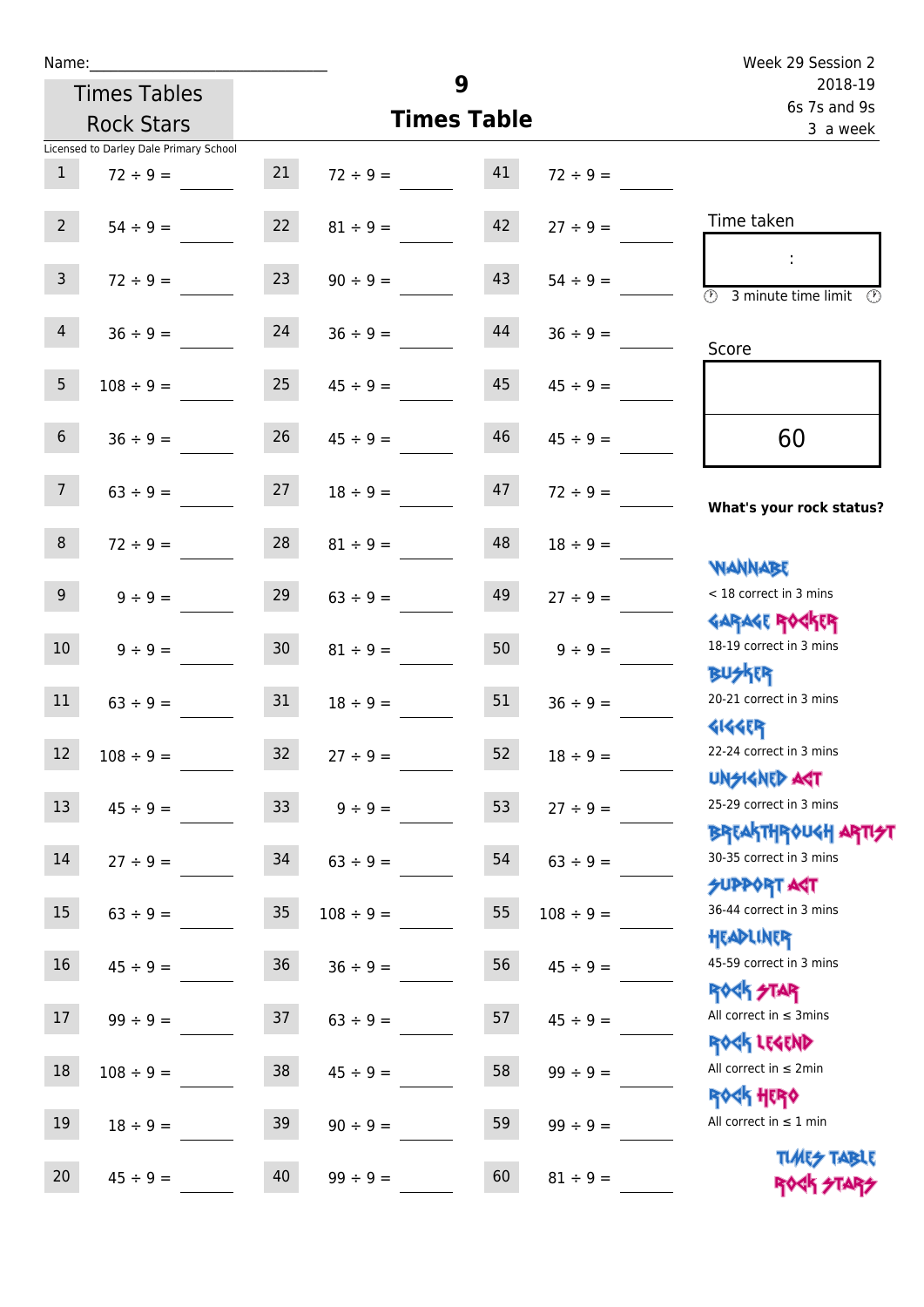Name:\_\_\_\_\_\_\_\_\_\_\_\_\_\_\_\_\_\_\_\_\_\_\_\_\_\_\_\_

Times Tables Rock Stars

# 9 Times Table

Week 29 Session 2
2018-19
6s 7s and 9s
3 a week

Licensed to Darley Dale Primary School

| # | Question | # | Question | # | Question |
|---|---|---|---|---|---|
| 1 | 72 ÷ 9 = | 21 | 72 ÷ 9 = | 41 | 72 ÷ 9 = |
| 2 | 54 ÷ 9 = | 22 | 81 ÷ 9 = | 42 | 27 ÷ 9 = |
| 3 | 72 ÷ 9 = | 23 | 90 ÷ 9 = | 43 | 54 ÷ 9 = |
| 4 | 36 ÷ 9 = | 24 | 36 ÷ 9 = | 44 | 36 ÷ 9 = |
| 5 | 108 ÷ 9 = | 25 | 45 ÷ 9 = | 45 | 45 ÷ 9 = |
| 6 | 36 ÷ 9 = | 26 | 45 ÷ 9 = | 46 | 45 ÷ 9 = |
| 7 | 63 ÷ 9 = | 27 | 18 ÷ 9 = | 47 | 72 ÷ 9 = |
| 8 | 72 ÷ 9 = | 28 | 81 ÷ 9 = | 48 | 18 ÷ 9 = |
| 9 | 9 ÷ 9 = | 29 | 63 ÷ 9 = | 49 | 27 ÷ 9 = |
| 10 | 9 ÷ 9 = | 30 | 81 ÷ 9 = | 50 | 9 ÷ 9 = |
| 11 | 63 ÷ 9 = | 31 | 18 ÷ 9 = | 51 | 36 ÷ 9 = |
| 12 | 108 ÷ 9 = | 32 | 27 ÷ 9 = | 52 | 18 ÷ 9 = |
| 13 | 45 ÷ 9 = | 33 | 9 ÷ 9 = | 53 | 27 ÷ 9 = |
| 14 | 27 ÷ 9 = | 34 | 63 ÷ 9 = | 54 | 63 ÷ 9 = |
| 15 | 63 ÷ 9 = | 35 | 108 ÷ 9 = | 55 | 108 ÷ 9 = |
| 16 | 45 ÷ 9 = | 36 | 36 ÷ 9 = | 56 | 45 ÷ 9 = |
| 17 | 99 ÷ 9 = | 37 | 63 ÷ 9 = | 57 | 45 ÷ 9 = |
| 18 | 108 ÷ 9 = | 38 | 45 ÷ 9 = | 58 | 99 ÷ 9 = |
| 19 | 18 ÷ 9 = | 39 | 90 ÷ 9 = | 59 | 99 ÷ 9 = |
| 20 | 45 ÷ 9 = | 40 | 99 ÷ 9 = | 60 | 81 ÷ 9 = |

Time taken

:

3 minute time limit

Score

60

**What's your rock status?**

WANNABE
< 18 correct in 3 mins

GARAGE ROCKER
18-19 correct in 3 mins

BUSKER
20-21 correct in 3 mins

GIGGER
22-24 correct in 3 mins

UNSIGNED ACT
25-29 correct in 3 mins

BREAKTHROUGH ARTIST
30-35 correct in 3 mins

SUPPORT ACT
36-44 correct in 3 mins

HEADLINER
45-59 correct in 3 mins

ROCK STAR
All correct in ≤ 3mins

ROCK LEGEND
All correct in ≤ 2min

ROCK HERO
All correct in ≤ 1 min

TIMES TABLE ROCK STARS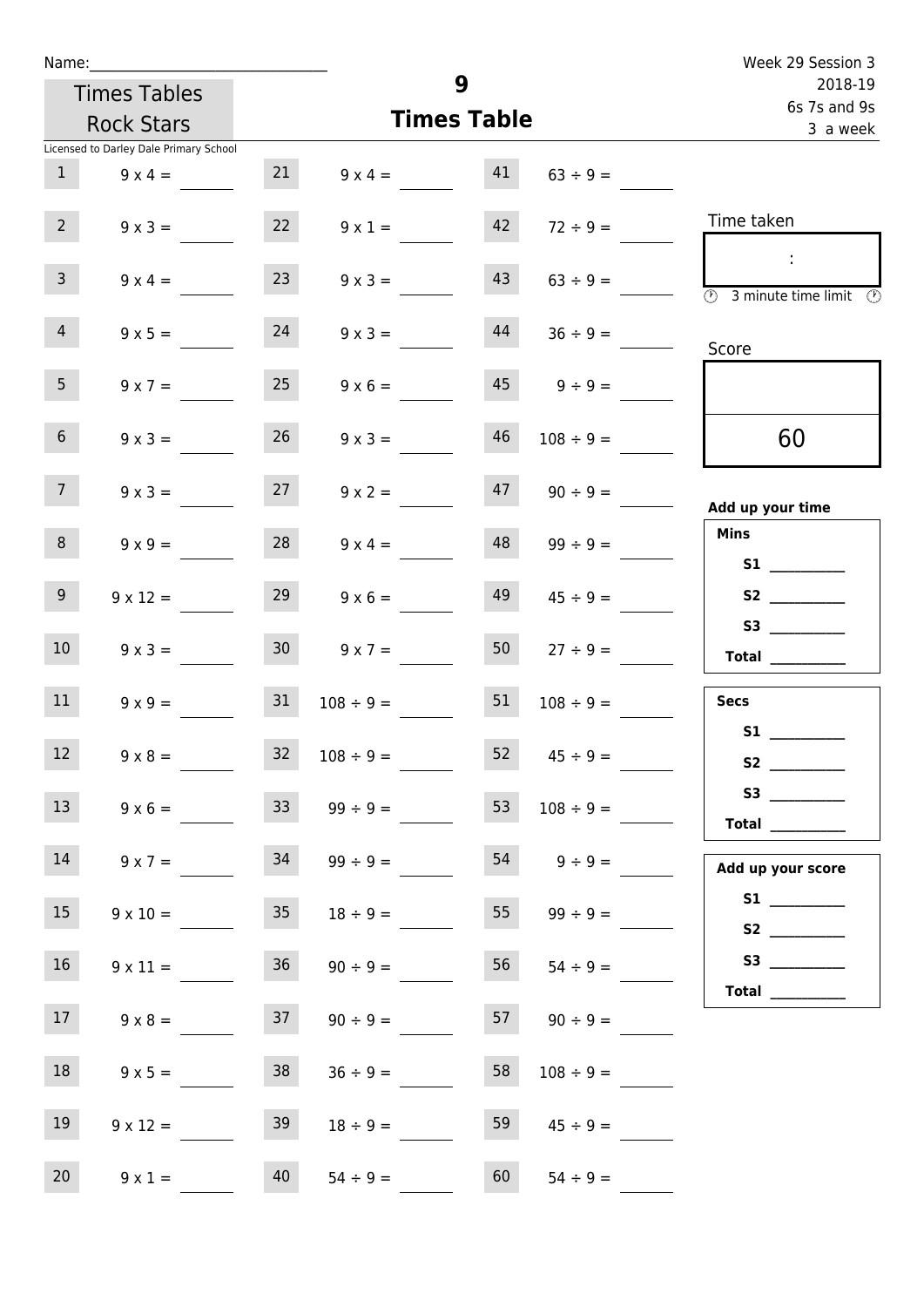Name:______________________________

Week 29 Session 3
2018-19
6s 7s and 9s
3 a week

Times Tables Rock Stars

# 9
## Times Table

Licensed to Darley Dale Primary School

| | | | | | |
|---|---|---|---|---|---|
| 1 | 9 x 4 = ____ | 21 | 9 x 4 = ____ | 41 | 63 ÷ 9 = ____ |
| 2 | 9 x 3 = ____ | 22 | 9 x 1 = ____ | 42 | 72 ÷ 9 = ____ |
| 3 | 9 x 4 = ____ | 23 | 9 x 3 = ____ | 43 | 63 ÷ 9 = ____ |
| 4 | 9 x 5 = ____ | 24 | 9 x 3 = ____ | 44 | 36 ÷ 9 = ____ |
| 5 | 9 x 7 = ____ | 25 | 9 x 6 = ____ | 45 | 9 ÷ 9 = ____ |
| 6 | 9 x 3 = ____ | 26 | 9 x 3 = ____ | 46 | 108 ÷ 9 = ____ |
| 7 | 9 x 3 = ____ | 27 | 9 x 2 = ____ | 47 | 90 ÷ 9 = ____ |
| 8 | 9 x 9 = ____ | 28 | 9 x 4 = ____ | 48 | 99 ÷ 9 = ____ |
| 9 | 9 x 12 = ____ | 29 | 9 x 6 = ____ | 49 | 45 ÷ 9 = ____ |
| 10 | 9 x 3 = ____ | 30 | 9 x 7 = ____ | 50 | 27 ÷ 9 = ____ |
| 11 | 9 x 9 = ____ | 31 | 108 ÷ 9 = ____ | 51 | 108 ÷ 9 = ____ |
| 12 | 9 x 8 = ____ | 32 | 108 ÷ 9 = ____ | 52 | 45 ÷ 9 = ____ |
| 13 | 9 x 6 = ____ | 33 | 99 ÷ 9 = ____ | 53 | 108 ÷ 9 = ____ |
| 14 | 9 x 7 = ____ | 34 | 99 ÷ 9 = ____ | 54 | 9 ÷ 9 = ____ |
| 15 | 9 x 10 = ____ | 35 | 18 ÷ 9 = ____ | 55 | 99 ÷ 9 = ____ |
| 16 | 9 x 11 = ____ | 36 | 90 ÷ 9 = ____ | 56 | 54 ÷ 9 = ____ |
| 17 | 9 x 8 = ____ | 37 | 90 ÷ 9 = ____ | 57 | 90 ÷ 9 = ____ |
| 18 | 9 x 5 = ____ | 38 | 36 ÷ 9 = ____ | 58 | 108 ÷ 9 = ____ |
| 19 | 9 x 12 = ____ | 39 | 18 ÷ 9 = ____ | 59 | 45 ÷ 9 = ____ |
| 20 | 9 x 1 = ____ | 40 | 54 ÷ 9 = ____ | 60 | 54 ÷ 9 = ____ |

Time taken

:

3 minute time limit

Score

60

**Add up your time**

**Mins**
**S1** ________
**S2** ________
**S3** ________
**Total** ________

**Secs**
**S1** ________
**S2** ________
**S3** ________
**Total** ________

**Add up your score**
**S1** ________
**S2** ________
**S3** ________
**Total** ________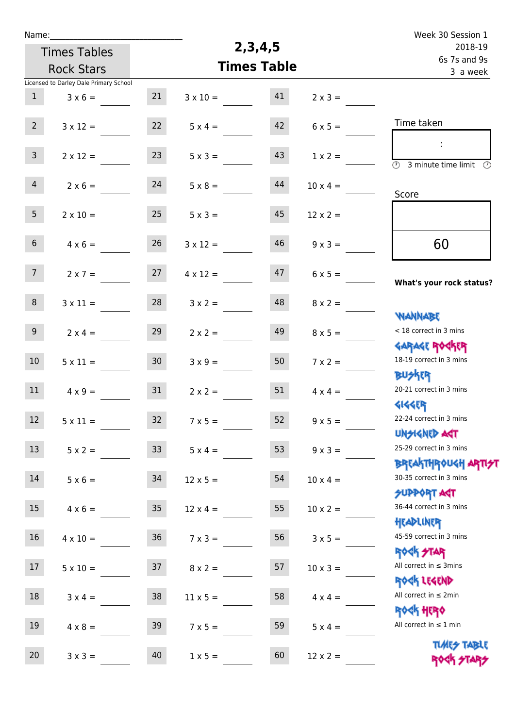Name:\_\_\_\_\_\_\_\_\_\_\_\_\_\_\_\_\_\_\_\_\_\_\_\_\_\_\_\_

Times Tables Rock Stars

Licensed to Darley Dale Primary School

# 2,3,4,5 Times Table

Week 30 Session 1
2018-19
6s 7s and 9s
3 a week

| # | Question | # | Question | # | Question |
|---|---|---|---|---|---|
| 1 | 3 x 6 = | 21 | 3 x 10 = | 41 | 2 x 3 = |
| 2 | 3 x 12 = | 22 | 5 x 4 = | 42 | 6 x 5 = |
| 3 | 2 x 12 = | 23 | 5 x 3 = | 43 | 1 x 2 = |
| 4 | 2 x 6 = | 24 | 5 x 8 = | 44 | 10 x 4 = |
| 5 | 2 x 10 = | 25 | 5 x 3 = | 45 | 12 x 2 = |
| 6 | 4 x 6 = | 26 | 3 x 12 = | 46 | 9 x 3 = |
| 7 | 2 x 7 = | 27 | 4 x 12 = | 47 | 6 x 5 = |
| 8 | 3 x 11 = | 28 | 3 x 2 = | 48 | 8 x 2 = |
| 9 | 2 x 4 = | 29 | 2 x 2 = | 49 | 8 x 5 = |
| 10 | 5 x 11 = | 30 | 3 x 9 = | 50 | 7 x 2 = |
| 11 | 4 x 9 = | 31 | 2 x 2 = | 51 | 4 x 4 = |
| 12 | 5 x 11 = | 32 | 7 x 5 = | 52 | 9 x 5 = |
| 13 | 5 x 2 = | 33 | 5 x 4 = | 53 | 9 x 3 = |
| 14 | 5 x 6 = | 34 | 12 x 5 = | 54 | 10 x 4 = |
| 15 | 4 x 6 = | 35 | 12 x 4 = | 55 | 10 x 2 = |
| 16 | 4 x 10 = | 36 | 7 x 3 = | 56 | 3 x 5 = |
| 17 | 5 x 10 = | 37 | 8 x 2 = | 57 | 10 x 3 = |
| 18 | 3 x 4 = | 38 | 11 x 5 = | 58 | 4 x 4 = |
| 19 | 4 x 8 = | 39 | 7 x 5 = | 59 | 5 x 4 = |
| 20 | 3 x 3 = | 40 | 1 x 5 = | 60 | 12 x 2 = |

Time taken

:

3 minute time limit

Score

60

**What's your rock status?**

WANNABE
< 18 correct in 3 mins

GARAGE ROCKER
18-19 correct in 3 mins

BUSKER
20-21 correct in 3 mins

GIGGER
22-24 correct in 3 mins

UNSIGNED ACT
25-29 correct in 3 mins

BREAKTHROUGH ARTIST
30-35 correct in 3 mins

SUPPORT ACT
36-44 correct in 3 mins

HEADLINER
45-59 correct in 3 mins

ROCK STAR
All correct in ≤ 3mins

ROCK LEGEND
All correct in ≤ 2min

ROCK HERO
All correct in ≤ 1 min

TIMES TABLE ROCK STARS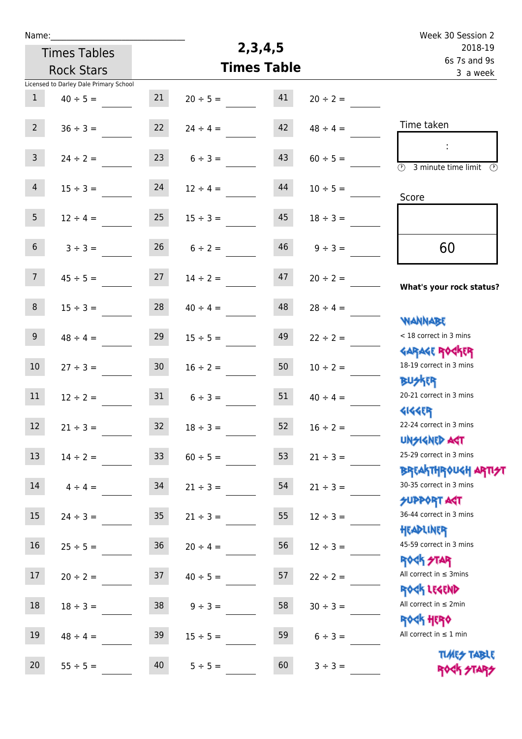Name:\_\_\_\_\_\_\_\_\_\_\_\_\_\_\_\_\_\_\_\_\_\_\_\_\_\_\_\_

Times Tables Rock Stars

# 2,3,4,5 Times Table

Week 30 Session 2
2018-19
6s 7s and 9s
3 a week

Licensed to Darley Dale Primary School

| | | | | | |
|---|---|---|---|---|---|
| 1 | 40 ÷ 5 = | 21 | 20 ÷ 5 = | 41 | 20 ÷ 2 = |
| 2 | 36 ÷ 3 = | 22 | 24 ÷ 4 = | 42 | 48 ÷ 4 = |
| 3 | 24 ÷ 2 = | 23 | 6 ÷ 3 = | 43 | 60 ÷ 5 = |
| 4 | 15 ÷ 3 = | 24 | 12 ÷ 4 = | 44 | 10 ÷ 5 = |
| 5 | 12 ÷ 4 = | 25 | 15 ÷ 3 = | 45 | 18 ÷ 3 = |
| 6 | 3 ÷ 3 = | 26 | 6 ÷ 2 = | 46 | 9 ÷ 3 = |
| 7 | 45 ÷ 5 = | 27 | 14 ÷ 2 = | 47 | 20 ÷ 2 = |
| 8 | 15 ÷ 3 = | 28 | 40 ÷ 4 = | 48 | 28 ÷ 4 = |
| 9 | 48 ÷ 4 = | 29 | 15 ÷ 5 = | 49 | 22 ÷ 2 = |
| 10 | 27 ÷ 3 = | 30 | 16 ÷ 2 = | 50 | 10 ÷ 2 = |
| 11 | 12 ÷ 2 = | 31 | 6 ÷ 3 = | 51 | 40 ÷ 4 = |
| 12 | 21 ÷ 3 = | 32 | 18 ÷ 3 = | 52 | 16 ÷ 2 = |
| 13 | 14 ÷ 2 = | 33 | 60 ÷ 5 = | 53 | 21 ÷ 3 = |
| 14 | 4 ÷ 4 = | 34 | 21 ÷ 3 = | 54 | 21 ÷ 3 = |
| 15 | 24 ÷ 3 = | 35 | 21 ÷ 3 = | 55 | 12 ÷ 3 = |
| 16 | 25 ÷ 5 = | 36 | 20 ÷ 4 = | 56 | 12 ÷ 3 = |
| 17 | 20 ÷ 2 = | 37 | 40 ÷ 5 = | 57 | 22 ÷ 2 = |
| 18 | 18 ÷ 3 = | 38 | 9 ÷ 3 = | 58 | 30 ÷ 3 = |
| 19 | 48 ÷ 4 = | 39 | 15 ÷ 5 = | 59 | 6 ÷ 3 = |
| 20 | 55 ÷ 5 = | 40 | 5 ÷ 5 = | 60 | 3 ÷ 3 = |

Time taken

:

3 minute time limit

Score

60

**What's your rock status?**

WANNABE
< 18 correct in 3 mins

GARAGE ROCKER
18-19 correct in 3 mins

BUSKER
20-21 correct in 3 mins

GIGGER
22-24 correct in 3 mins

UNSIGNED ACT
25-29 correct in 3 mins

BREAKTHROUGH ARTIST
30-35 correct in 3 mins

SUPPORT ACT
36-44 correct in 3 mins

HEADLINER
45-59 correct in 3 mins

ROCK STAR
All correct in ≤ 3mins

ROCK LEGEND
All correct in ≤ 2min

ROCK HERO
All correct in ≤ 1 min

TIMES TABLE ROCK STARS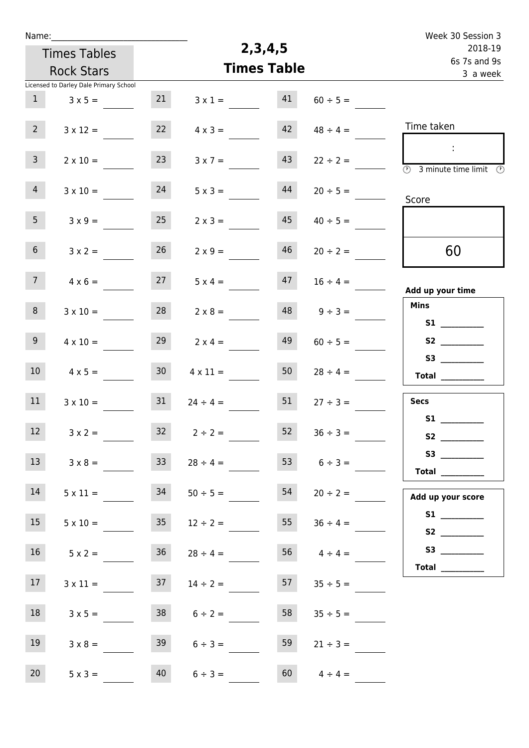Name:______________________________

Times Tables Rock Stars

Licensed to Darley Dale Primary School

# 2,3,4,5 Times Table

Week 30 Session 3
2018-19
6s 7s and 9s
3 a week

| | | | | | |
|---|---|---|---|---|---|
| 1 | 3 x 5 = | 21 | 3 x 1 = | 41 | 60 ÷ 5 = |
| 2 | 3 x 12 = | 22 | 4 x 3 = | 42 | 48 ÷ 4 = |
| 3 | 2 x 10 = | 23 | 3 x 7 = | 43 | 22 ÷ 2 = |
| 4 | 3 x 10 = | 24 | 5 x 3 = | 44 | 20 ÷ 5 = |
| 5 | 3 x 9 = | 25 | 2 x 3 = | 45 | 40 ÷ 5 = |
| 6 | 3 x 2 = | 26 | 2 x 9 = | 46 | 20 ÷ 2 = |
| 7 | 4 x 6 = | 27 | 5 x 4 = | 47 | 16 ÷ 4 = |
| 8 | 3 x 10 = | 28 | 2 x 8 = | 48 | 9 ÷ 3 = |
| 9 | 4 x 10 = | 29 | 2 x 4 = | 49 | 60 ÷ 5 = |
| 10 | 4 x 5 = | 30 | 4 x 11 = | 50 | 28 ÷ 4 = |
| 11 | 3 x 10 = | 31 | 24 ÷ 4 = | 51 | 27 ÷ 3 = |
| 12 | 3 x 2 = | 32 | 2 ÷ 2 = | 52 | 36 ÷ 3 = |
| 13 | 3 x 8 = | 33 | 28 ÷ 4 = | 53 | 6 ÷ 3 = |
| 14 | 5 x 11 = | 34 | 50 ÷ 5 = | 54 | 20 ÷ 2 = |
| 15 | 5 x 10 = | 35 | 12 ÷ 2 = | 55 | 36 ÷ 4 = |
| 16 | 5 x 2 = | 36 | 28 ÷ 4 = | 56 | 4 ÷ 4 = |
| 17 | 3 x 11 = | 37 | 14 ÷ 2 = | 57 | 35 ÷ 5 = |
| 18 | 3 x 5 = | 38 | 6 ÷ 2 = | 58 | 35 ÷ 5 = |
| 19 | 3 x 8 = | 39 | 6 ÷ 3 = | 59 | 21 ÷ 3 = |
| 20 | 5 x 3 = | 40 | 6 ÷ 3 = | 60 | 4 ÷ 4 = |

Time taken

:

3 minute time limit

Score

60

**Add up your time**

**Mins**

**S1** __________

**S2** __________

**S3** __________

**Total** __________

**Secs**

**S1** __________

**S2** __________

**S3** __________

**Total** __________

**Add up your score**

**S1** __________

**S2** __________

**S3** __________

**Total** __________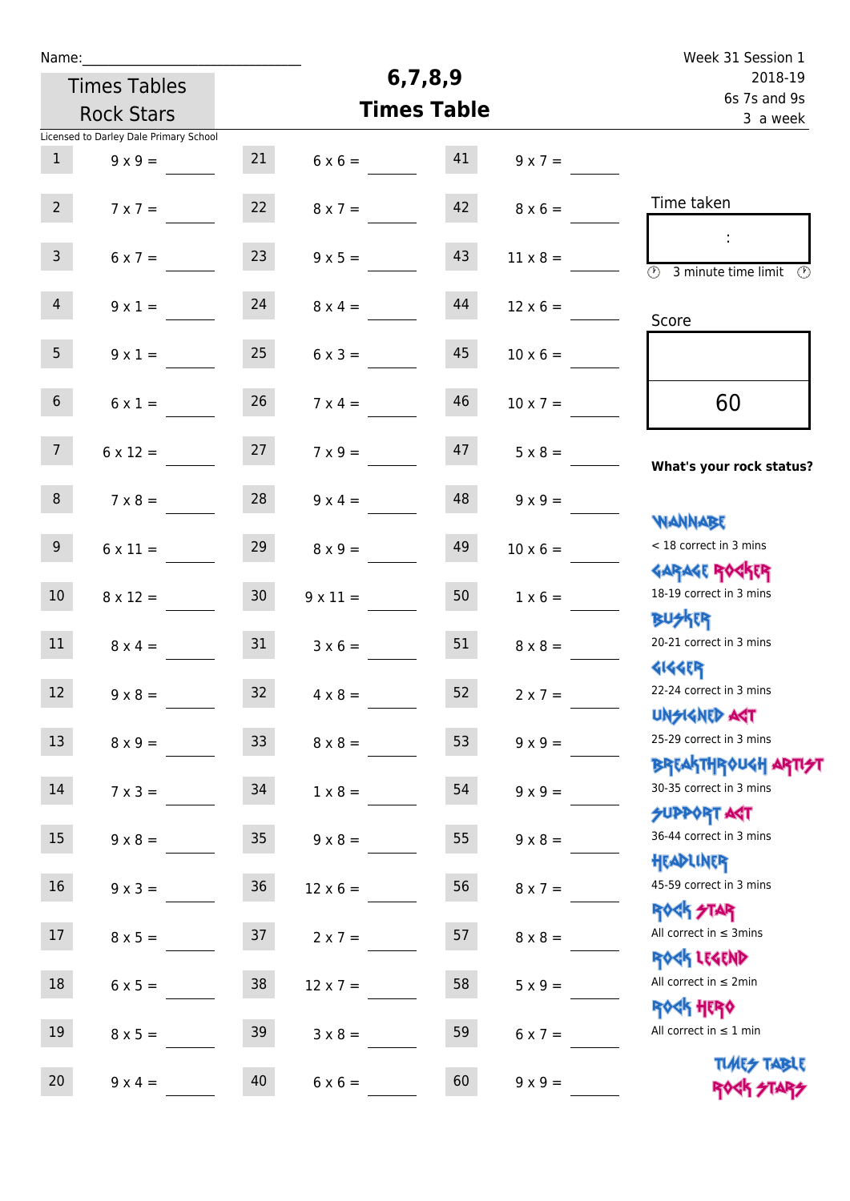Name:\_\_\_\_\_\_\_\_\_\_\_\_\_\_\_\_\_\_\_\_\_\_\_\_\_\_\_\_\_

Times Tables Rock Stars

Licensed to Darley Dale Primary School

# 6,7,8,9 Times Table

Week 31 Session 1
2018-19
6s 7s and 9s
3 a week

| | | | | | |
|---|---|---|---|---|---|
| 1 | 9 x 9 = | 21 | 6 x 6 = | 41 | 9 x 7 = |
| 2 | 7 x 7 = | 22 | 8 x 7 = | 42 | 8 x 6 = |
| 3 | 6 x 7 = | 23 | 9 x 5 = | 43 | 11 x 8 = |
| 4 | 9 x 1 = | 24 | 8 x 4 = | 44 | 12 x 6 = |
| 5 | 9 x 1 = | 25 | 6 x 3 = | 45 | 10 x 6 = |
| 6 | 6 x 1 = | 26 | 7 x 4 = | 46 | 10 x 7 = |
| 7 | 6 x 12 = | 27 | 7 x 9 = | 47 | 5 x 8 = |
| 8 | 7 x 8 = | 28 | 9 x 4 = | 48 | 9 x 9 = |
| 9 | 6 x 11 = | 29 | 8 x 9 = | 49 | 10 x 6 = |
| 10 | 8 x 12 = | 30 | 9 x 11 = | 50 | 1 x 6 = |
| 11 | 8 x 4 = | 31 | 3 x 6 = | 51 | 8 x 8 = |
| 12 | 9 x 8 = | 32 | 4 x 8 = | 52 | 2 x 7 = |
| 13 | 8 x 9 = | 33 | 8 x 8 = | 53 | 9 x 9 = |
| 14 | 7 x 3 = | 34 | 1 x 8 = | 54 | 9 x 9 = |
| 15 | 9 x 8 = | 35 | 9 x 8 = | 55 | 9 x 8 = |
| 16 | 9 x 3 = | 36 | 12 x 6 = | 56 | 8 x 7 = |
| 17 | 8 x 5 = | 37 | 2 x 7 = | 57 | 8 x 8 = |
| 18 | 6 x 5 = | 38 | 12 x 7 = | 58 | 5 x 9 = |
| 19 | 8 x 5 = | 39 | 3 x 8 = | 59 | 6 x 7 = |
| 20 | 9 x 4 = | 40 | 6 x 6 = | 60 | 9 x 9 = |

Time taken

:

3 minute time limit

Score

60

**What's your rock status?**

WANNABE
< 18 correct in 3 mins

GARAGE ROCKER
18-19 correct in 3 mins

BUSKER
20-21 correct in 3 mins

GIGGER
22-24 correct in 3 mins

UNSIGNED ACT
25-29 correct in 3 mins

BREAKTHROUGH ARTIST
30-35 correct in 3 mins

SUPPORT ACT
36-44 correct in 3 mins

HEADLINER
45-59 correct in 3 mins

ROCK STAR
All correct in ≤ 3mins

ROCK LEGEND
All correct in ≤ 2min

ROCK HERO
All correct in ≤ 1 min

TIMES TABLE ROCK STARS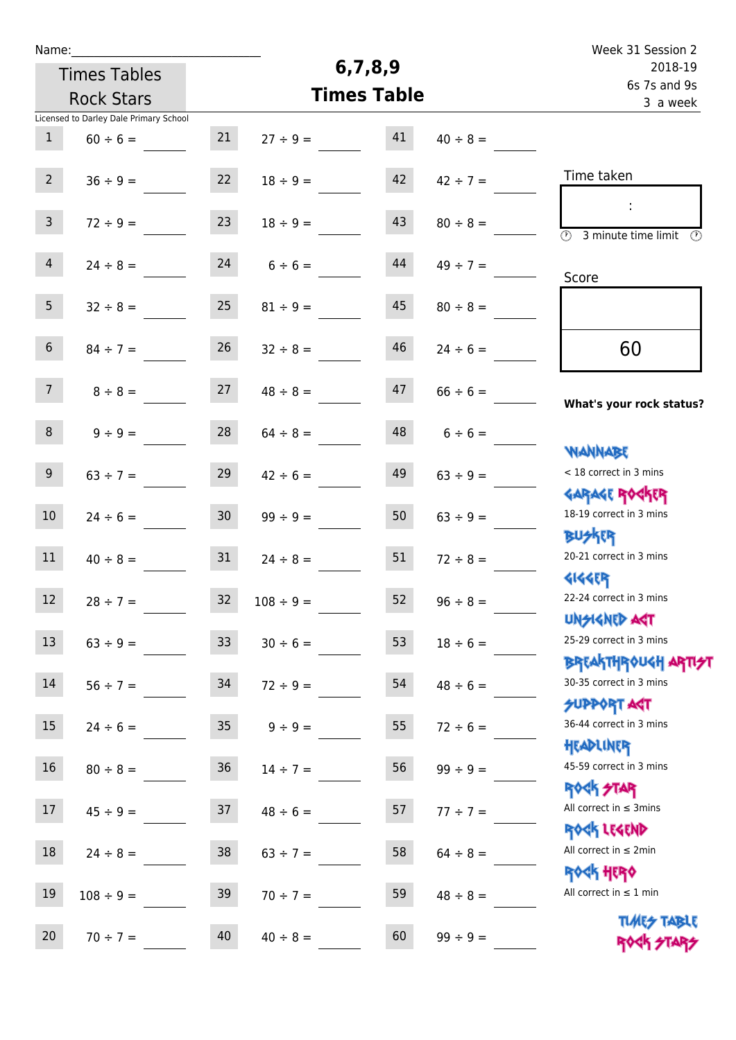Name:\_\_\_\_\_\_\_\_\_\_\_\_\_\_\_\_\_\_\_\_\_\_\_\_\_\_\_\_

Times Tables Rock Stars

Licensed to Darley Dale Primary School

# 6,7,8,9 Times Table

Week 31 Session 2
2018-19
6s 7s and 9s
3 a week

| | | | | | |
|---|---|---|---|---|---|
| 1 | 60 ÷ 6 = | 21 | 27 ÷ 9 = | 41 | 40 ÷ 8 = |
| 2 | 36 ÷ 9 = | 22 | 18 ÷ 9 = | 42 | 42 ÷ 7 = |
| 3 | 72 ÷ 9 = | 23 | 18 ÷ 9 = | 43 | 80 ÷ 8 = |
| 4 | 24 ÷ 8 = | 24 | 6 ÷ 6 = | 44 | 49 ÷ 7 = |
| 5 | 32 ÷ 8 = | 25 | 81 ÷ 9 = | 45 | 80 ÷ 8 = |
| 6 | 84 ÷ 7 = | 26 | 32 ÷ 8 = | 46 | 24 ÷ 6 = |
| 7 | 8 ÷ 8 = | 27 | 48 ÷ 8 = | 47 | 66 ÷ 6 = |
| 8 | 9 ÷ 9 = | 28 | 64 ÷ 8 = | 48 | 6 ÷ 6 = |
| 9 | 63 ÷ 7 = | 29 | 42 ÷ 6 = | 49 | 63 ÷ 9 = |
| 10 | 24 ÷ 6 = | 30 | 99 ÷ 9 = | 50 | 63 ÷ 9 = |
| 11 | 40 ÷ 8 = | 31 | 24 ÷ 8 = | 51 | 72 ÷ 8 = |
| 12 | 28 ÷ 7 = | 32 | 108 ÷ 9 = | 52 | 96 ÷ 8 = |
| 13 | 63 ÷ 9 = | 33 | 30 ÷ 6 = | 53 | 18 ÷ 6 = |
| 14 | 56 ÷ 7 = | 34 | 72 ÷ 9 = | 54 | 48 ÷ 6 = |
| 15 | 24 ÷ 6 = | 35 | 9 ÷ 9 = | 55 | 72 ÷ 6 = |
| 16 | 80 ÷ 8 = | 36 | 14 ÷ 7 = | 56 | 99 ÷ 9 = |
| 17 | 45 ÷ 9 = | 37 | 48 ÷ 6 = | 57 | 77 ÷ 7 = |
| 18 | 24 ÷ 8 = | 38 | 63 ÷ 7 = | 58 | 64 ÷ 8 = |
| 19 | 108 ÷ 9 = | 39 | 70 ÷ 7 = | 59 | 48 ÷ 8 = |
| 20 | 70 ÷ 7 = | 40 | 40 ÷ 8 = | 60 | 99 ÷ 9 = |

Time taken

:

3 minute time limit

Score

60

**What's your rock status?**

WANNABE
< 18 correct in 3 mins

GARAGE ROCKER
18-19 correct in 3 mins

BUSKER
20-21 correct in 3 mins

GIGGER
22-24 correct in 3 mins

UNSIGNED ACT
25-29 correct in 3 mins

BREAKTHROUGH ARTIST
30-35 correct in 3 mins

SUPPORT ACT
36-44 correct in 3 mins

HEADLINER
45-59 correct in 3 mins

ROCK STAR
All correct in ≤ 3mins

ROCK LEGEND
All correct in ≤ 2min

ROCK HERO
All correct in ≤ 1 min

TIMES TABLE ROCK STARS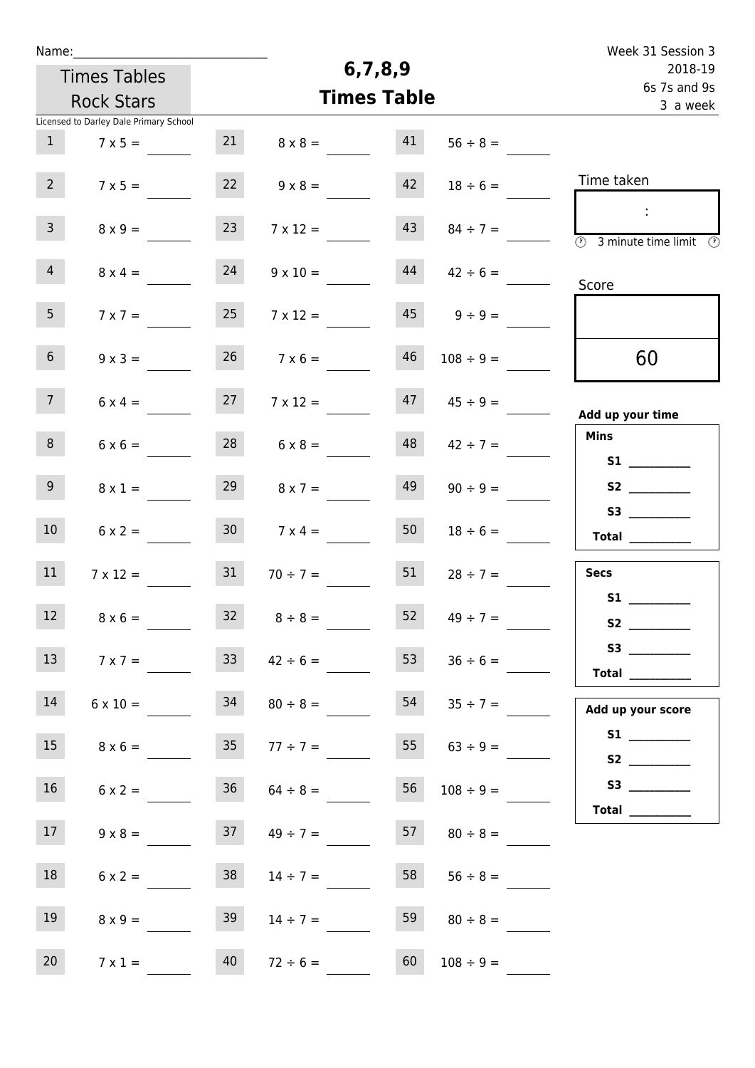Name:______________________________

Times Tables Rock Stars

Licensed to Darley Dale Primary School

# 6,7,8,9 Times Table

Week 31 Session 3
2018-19
6s 7s and 9s
3 a week

| | | | | | |
|---|---|---|---|---|---|
| 1 | 7 x 5 = ____ | 21 | 8 x 8 = ____ | 41 | 56 ÷ 8 = ____ |
| 2 | 7 x 5 = ____ | 22 | 9 x 8 = ____ | 42 | 18 ÷ 6 = ____ |
| 3 | 8 x 9 = ____ | 23 | 7 x 12 = ____ | 43 | 84 ÷ 7 = ____ |
| 4 | 8 x 4 = ____ | 24 | 9 x 10 = ____ | 44 | 42 ÷ 6 = ____ |
| 5 | 7 x 7 = ____ | 25 | 7 x 12 = ____ | 45 | 9 ÷ 9 = ____ |
| 6 | 9 x 3 = ____ | 26 | 7 x 6 = ____ | 46 | 108 ÷ 9 = ____ |
| 7 | 6 x 4 = ____ | 27 | 7 x 12 = ____ | 47 | 45 ÷ 9 = ____ |
| 8 | 6 x 6 = ____ | 28 | 6 x 8 = ____ | 48 | 42 ÷ 7 = ____ |
| 9 | 8 x 1 = ____ | 29 | 8 x 7 = ____ | 49 | 90 ÷ 9 = ____ |
| 10 | 6 x 2 = ____ | 30 | 7 x 4 = ____ | 50 | 18 ÷ 6 = ____ |
| 11 | 7 x 12 = ____ | 31 | 70 ÷ 7 = ____ | 51 | 28 ÷ 7 = ____ |
| 12 | 8 x 6 = ____ | 32 | 8 ÷ 8 = ____ | 52 | 49 ÷ 7 = ____ |
| 13 | 7 x 7 = ____ | 33 | 42 ÷ 6 = ____ | 53 | 36 ÷ 6 = ____ |
| 14 | 6 x 10 = ____ | 34 | 80 ÷ 8 = ____ | 54 | 35 ÷ 7 = ____ |
| 15 | 8 x 6 = ____ | 35 | 77 ÷ 7 = ____ | 55 | 63 ÷ 9 = ____ |
| 16 | 6 x 2 = ____ | 36 | 64 ÷ 8 = ____ | 56 | 108 ÷ 9 = ____ |
| 17 | 9 x 8 = ____ | 37 | 49 ÷ 7 = ____ | 57 | 80 ÷ 8 = ____ |
| 18 | 6 x 2 = ____ | 38 | 14 ÷ 7 = ____ | 58 | 56 ÷ 8 = ____ |
| 19 | 8 x 9 = ____ | 39 | 14 ÷ 7 = ____ | 59 | 80 ÷ 8 = ____ |
| 20 | 7 x 1 = ____ | 40 | 72 ÷ 6 = ____ | 60 | 108 ÷ 9 = ____ |

Time taken

:

3 minute time limit

Score

60

**Add up your time**

**Mins**

**S1** __________

**S2** __________

**S3** __________

**Total** __________

**Secs**

**S1** __________

**S2** __________

**S3** __________

**Total** __________

**Add up your score**

**S1** __________

**S2** __________

**S3** __________

**Total** __________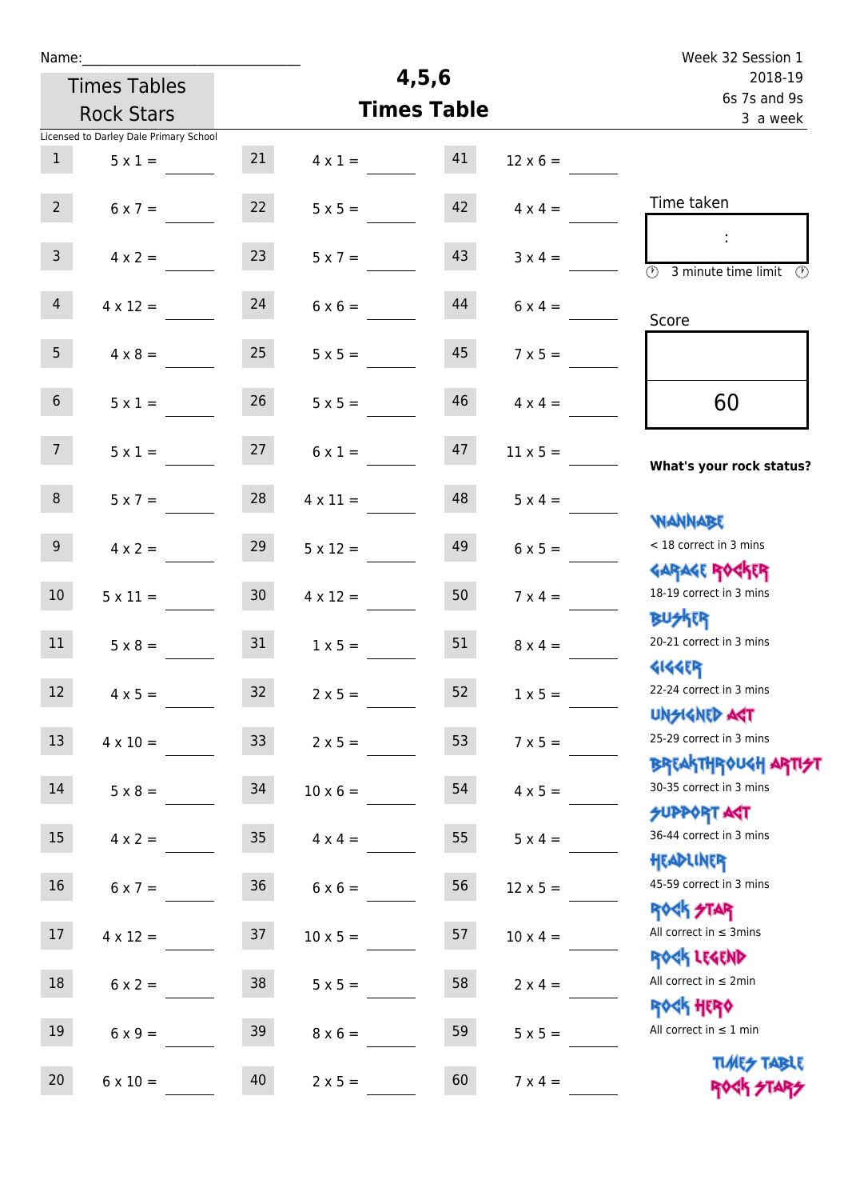Name:\_\_\_\_\_\_\_\_\_\_\_\_\_\_\_\_\_\_\_\_\_\_\_\_\_\_\_\_

Times Tables Rock Stars

Licensed to Darley Dale Primary School

# 4,5,6 Times Table

Week 32 Session 1
2018-19
6s 7s and 9s
3 a week

| | | | | | |
|---|---|---|---|---|---|
| 1 | 5 x 1 = | 21 | 4 x 1 = | 41 | 12 x 6 = |
| 2 | 6 x 7 = | 22 | 5 x 5 = | 42 | 4 x 4 = |
| 3 | 4 x 2 = | 23 | 5 x 7 = | 43 | 3 x 4 = |
| 4 | 4 x 12 = | 24 | 6 x 6 = | 44 | 6 x 4 = |
| 5 | 4 x 8 = | 25 | 5 x 5 = | 45 | 7 x 5 = |
| 6 | 5 x 1 = | 26 | 5 x 5 = | 46 | 4 x 4 = |
| 7 | 5 x 1 = | 27 | 6 x 1 = | 47 | 11 x 5 = |
| 8 | 5 x 7 = | 28 | 4 x 11 = | 48 | 5 x 4 = |
| 9 | 4 x 2 = | 29 | 5 x 12 = | 49 | 6 x 5 = |
| 10 | 5 x 11 = | 30 | 4 x 12 = | 50 | 7 x 4 = |
| 11 | 5 x 8 = | 31 | 1 x 5 = | 51 | 8 x 4 = |
| 12 | 4 x 5 = | 32 | 2 x 5 = | 52 | 1 x 5 = |
| 13 | 4 x 10 = | 33 | 2 x 5 = | 53 | 7 x 5 = |
| 14 | 5 x 8 = | 34 | 10 x 6 = | 54 | 4 x 5 = |
| 15 | 4 x 2 = | 35 | 4 x 4 = | 55 | 5 x 4 = |
| 16 | 6 x 7 = | 36 | 6 x 6 = | 56 | 12 x 5 = |
| 17 | 4 x 12 = | 37 | 10 x 5 = | 57 | 10 x 4 = |
| 18 | 6 x 2 = | 38 | 5 x 5 = | 58 | 2 x 4 = |
| 19 | 6 x 9 = | 39 | 8 x 6 = | 59 | 5 x 5 = |
| 20 | 6 x 10 = | 40 | 2 x 5 = | 60 | 7 x 4 = |

Time taken

:

3 minute time limit

Score

60

**What's your rock status?**

WANNABE
< 18 correct in 3 mins

GARAGE ROCKER
18-19 correct in 3 mins

BUSKER
20-21 correct in 3 mins

GIGGER
22-24 correct in 3 mins

UNSIGNED ACT
25-29 correct in 3 mins

BREAKTHROUGH ARTIST
30-35 correct in 3 mins

SUPPORT ACT
36-44 correct in 3 mins

HEADLINER
45-59 correct in 3 mins

ROCK STAR
All correct in ≤ 3mins

ROCK LEGEND
All correct in ≤ 2min

ROCK HERO
All correct in ≤ 1 min

TIMES TABLE ROCK STARS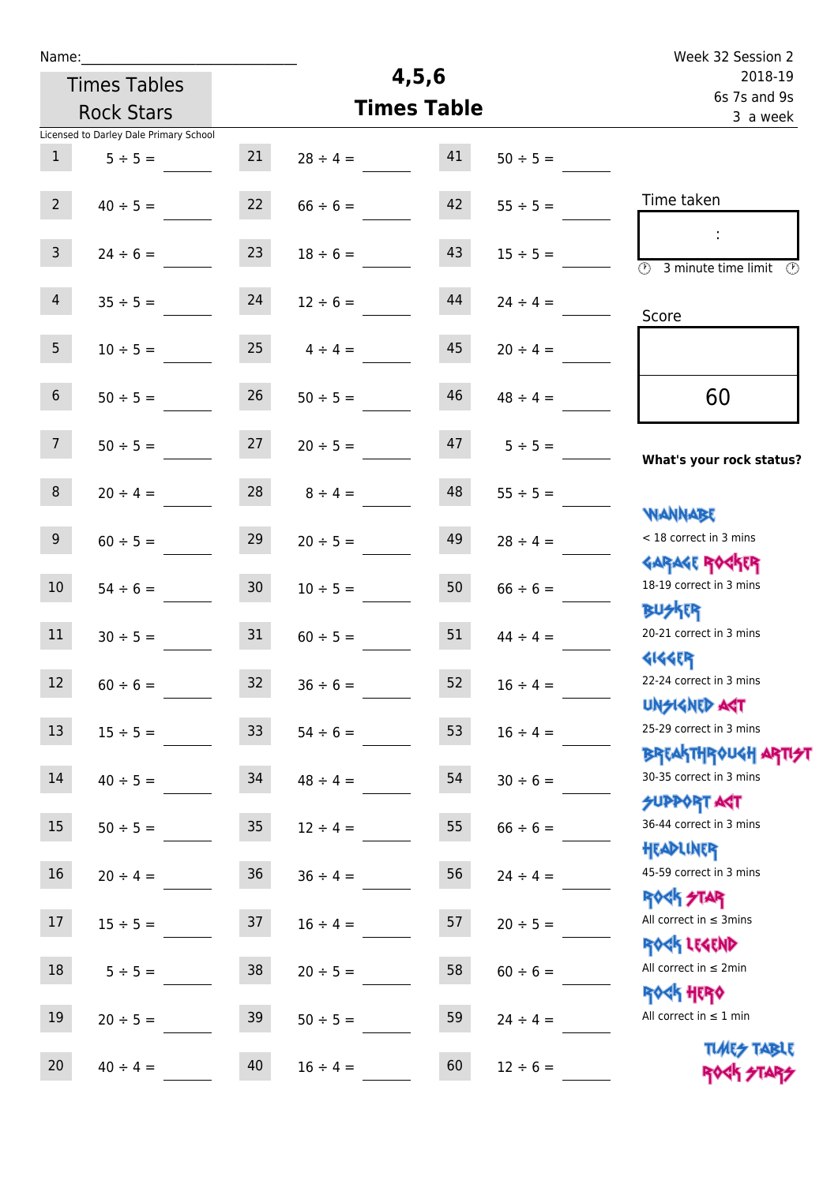Name:

Week 32 Session 2
2018-19
6s 7s and 9s
3 a week

# Times Tables Rock Stars

# 4,5,6 Times Table

Licensed to Darley Dale Primary School

| | | | | | |
|---|---|---|---|---|---|
| 1 | 5 ÷ 5 = | 21 | 28 ÷ 4 = | 41 | 50 ÷ 5 = |
| 2 | 40 ÷ 5 = | 22 | 66 ÷ 6 = | 42 | 55 ÷ 5 = |
| 3 | 24 ÷ 6 = | 23 | 18 ÷ 6 = | 43 | 15 ÷ 5 = |
| 4 | 35 ÷ 5 = | 24 | 12 ÷ 6 = | 44 | 24 ÷ 4 = |
| 5 | 10 ÷ 5 = | 25 | 4 ÷ 4 = | 45 | 20 ÷ 4 = |
| 6 | 50 ÷ 5 = | 26 | 50 ÷ 5 = | 46 | 48 ÷ 4 = |
| 7 | 50 ÷ 5 = | 27 | 20 ÷ 5 = | 47 | 5 ÷ 5 = |
| 8 | 20 ÷ 4 = | 28 | 8 ÷ 4 = | 48 | 55 ÷ 5 = |
| 9 | 60 ÷ 5 = | 29 | 20 ÷ 5 = | 49 | 28 ÷ 4 = |
| 10 | 54 ÷ 6 = | 30 | 10 ÷ 5 = | 50 | 66 ÷ 6 = |
| 11 | 30 ÷ 5 = | 31 | 60 ÷ 5 = | 51 | 44 ÷ 4 = |
| 12 | 60 ÷ 6 = | 32 | 36 ÷ 6 = | 52 | 16 ÷ 4 = |
| 13 | 15 ÷ 5 = | 33 | 54 ÷ 6 = | 53 | 16 ÷ 4 = |
| 14 | 40 ÷ 5 = | 34 | 48 ÷ 4 = | 54 | 30 ÷ 6 = |
| 15 | 50 ÷ 5 = | 35 | 12 ÷ 4 = | 55 | 66 ÷ 6 = |
| 16 | 20 ÷ 4 = | 36 | 36 ÷ 4 = | 56 | 24 ÷ 4 = |
| 17 | 15 ÷ 5 = | 37 | 16 ÷ 4 = | 57 | 20 ÷ 5 = |
| 18 | 5 ÷ 5 = | 38 | 20 ÷ 5 = | 58 | 60 ÷ 6 = |
| 19 | 20 ÷ 5 = | 39 | 50 ÷ 5 = | 59 | 24 ÷ 4 = |
| 20 | 40 ÷ 4 = | 40 | 16 ÷ 4 = | 60 | 12 ÷ 6 = |

Time taken

:

3 minute time limit

Score

60

**What's your rock status?**

WANNABE
< 18 correct in 3 mins

GARAGE ROCKER
18-19 correct in 3 mins

BUSKER
20-21 correct in 3 mins

GIGGER
22-24 correct in 3 mins

UNSIGNED ACT
25-29 correct in 3 mins

BREAKTHROUGH ARTIST
30-35 correct in 3 mins

SUPPORT ACT
36-44 correct in 3 mins

HEADLINER
45-59 correct in 3 mins

ROCK STAR
All correct in ≤ 3mins

ROCK LEGEND
All correct in ≤ 2min

ROCK HERO
All correct in ≤ 1 min

TIMES TABLE ROCK STARS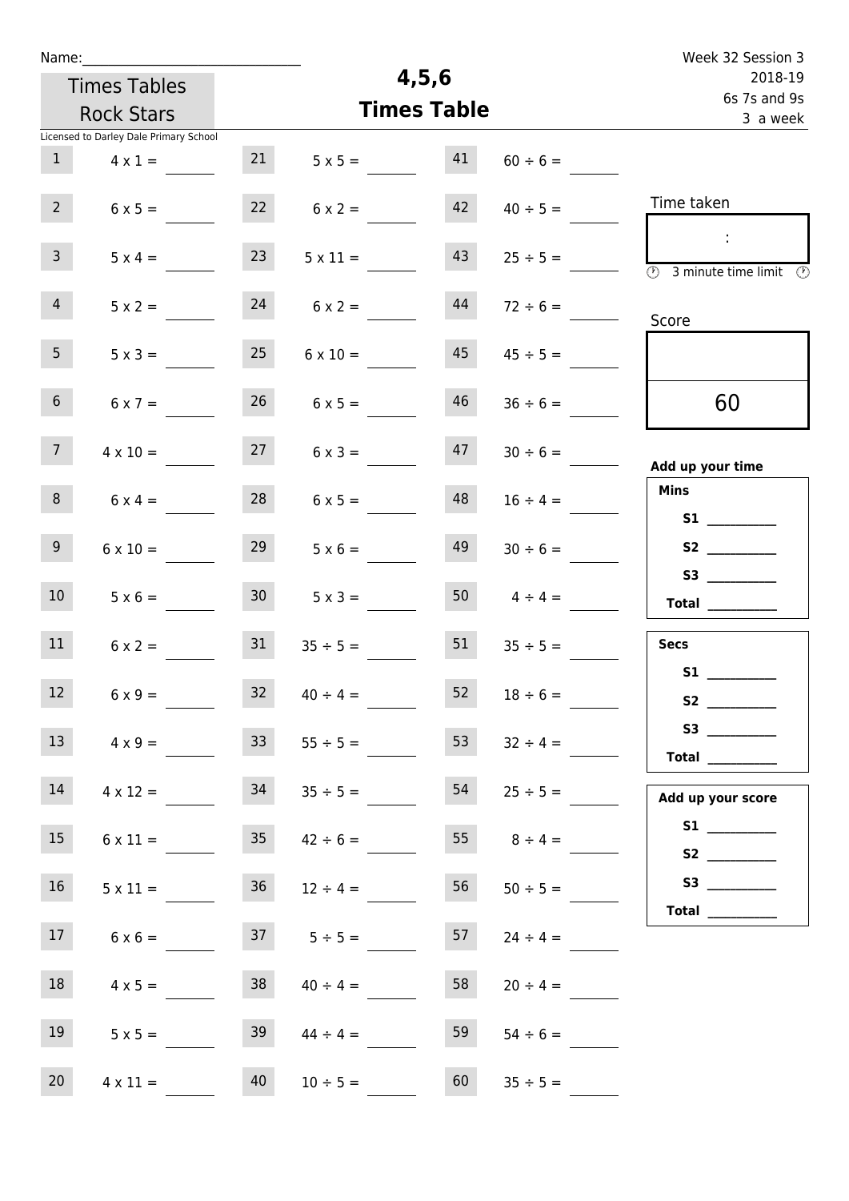Name:______________________________

Times Tables Rock Stars

Licensed to Darley Dale Primary School

# 4,5,6 Times Table

Week 32 Session 3
2018-19
6s 7s and 9s
3 a week

| | | | | | |
|---|---|---|---|---|---|
| 1 | 4 x 1 = | 21 | 5 x 5 = | 41 | 60 ÷ 6 = |
| 2 | 6 x 5 = | 22 | 6 x 2 = | 42 | 40 ÷ 5 = |
| 3 | 5 x 4 = | 23 | 5 x 11 = | 43 | 25 ÷ 5 = |
| 4 | 5 x 2 = | 24 | 6 x 2 = | 44 | 72 ÷ 6 = |
| 5 | 5 x 3 = | 25 | 6 x 10 = | 45 | 45 ÷ 5 = |
| 6 | 6 x 7 = | 26 | 6 x 5 = | 46 | 36 ÷ 6 = |
| 7 | 4 x 10 = | 27 | 6 x 3 = | 47 | 30 ÷ 6 = |
| 8 | 6 x 4 = | 28 | 6 x 5 = | 48 | 16 ÷ 4 = |
| 9 | 6 x 10 = | 29 | 5 x 6 = | 49 | 30 ÷ 6 = |
| 10 | 5 x 6 = | 30 | 5 x 3 = | 50 | 4 ÷ 4 = |
| 11 | 6 x 2 = | 31 | 35 ÷ 5 = | 51 | 35 ÷ 5 = |
| 12 | 6 x 9 = | 32 | 40 ÷ 4 = | 52 | 18 ÷ 6 = |
| 13 | 4 x 9 = | 33 | 55 ÷ 5 = | 53 | 32 ÷ 4 = |
| 14 | 4 x 12 = | 34 | 35 ÷ 5 = | 54 | 25 ÷ 5 = |
| 15 | 6 x 11 = | 35 | 42 ÷ 6 = | 55 | 8 ÷ 4 = |
| 16 | 5 x 11 = | 36 | 12 ÷ 4 = | 56 | 50 ÷ 5 = |
| 17 | 6 x 6 = | 37 | 5 ÷ 5 = | 57 | 24 ÷ 4 = |
| 18 | 4 x 5 = | 38 | 40 ÷ 4 = | 58 | 20 ÷ 4 = |
| 19 | 5 x 5 = | 39 | 44 ÷ 4 = | 59 | 54 ÷ 6 = |
| 20 | 4 x 11 = | 40 | 10 ÷ 5 = | 60 | 35 ÷ 5 = |

Time taken

:

3 minute time limit

Score

60

**Add up your time**

**Mins**

**S1** __________

**S2** __________

**S3** __________

**Total** __________

**Secs**

**S1** __________

**S2** __________

**S3** __________

**Total** __________

**Add up your score**

**S1** __________

**S2** __________

**S3** __________

**Total** __________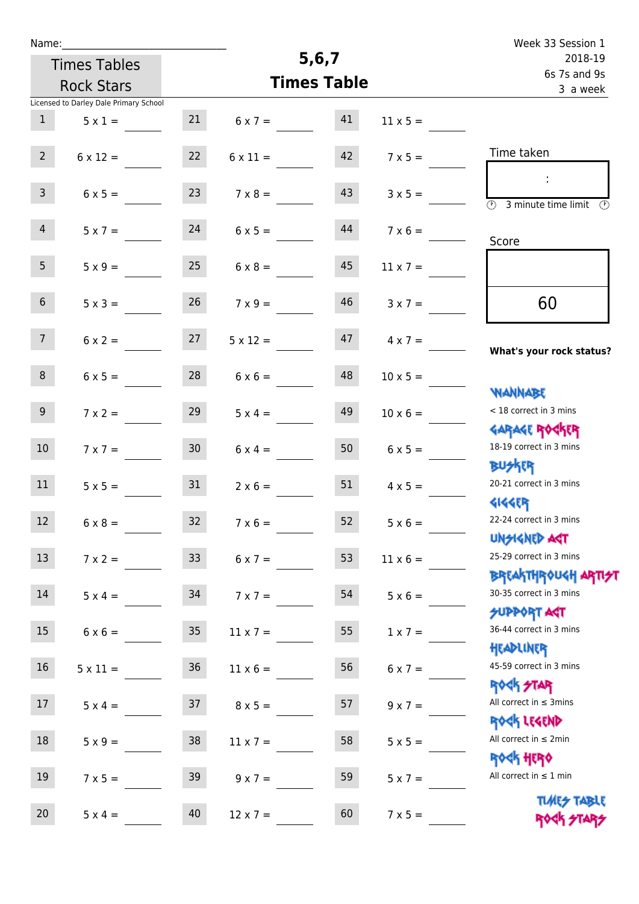Name:

Times Tables Rock Stars

# 5,6,7 Times Table

Week 33 Session 1
2018-19
6s 7s and 9s
3 a week

Licensed to Darley Dale Primary School

| | | | | | |
|---|---|---|---|---|---|
| 1 | 5 x 1 = | 21 | 6 x 7 = | 41 | 11 x 5 = |
| 2 | 6 x 12 = | 22 | 6 x 11 = | 42 | 7 x 5 = |
| 3 | 6 x 5 = | 23 | 7 x 8 = | 43 | 3 x 5 = |
| 4 | 5 x 7 = | 24 | 6 x 5 = | 44 | 7 x 6 = |
| 5 | 5 x 9 = | 25 | 6 x 8 = | 45 | 11 x 7 = |
| 6 | 5 x 3 = | 26 | 7 x 9 = | 46 | 3 x 7 = |
| 7 | 6 x 2 = | 27 | 5 x 12 = | 47 | 4 x 7 = |
| 8 | 6 x 5 = | 28 | 6 x 6 = | 48 | 10 x 5 = |
| 9 | 7 x 2 = | 29 | 5 x 4 = | 49 | 10 x 6 = |
| 10 | 7 x 7 = | 30 | 6 x 4 = | 50 | 6 x 5 = |
| 11 | 5 x 5 = | 31 | 2 x 6 = | 51 | 4 x 5 = |
| 12 | 6 x 8 = | 32 | 7 x 6 = | 52 | 5 x 6 = |
| 13 | 7 x 2 = | 33 | 6 x 7 = | 53 | 11 x 6 = |
| 14 | 5 x 4 = | 34 | 7 x 7 = | 54 | 5 x 6 = |
| 15 | 6 x 6 = | 35 | 11 x 7 = | 55 | 1 x 7 = |
| 16 | 5 x 11 = | 36 | 11 x 6 = | 56 | 6 x 7 = |
| 17 | 5 x 4 = | 37 | 8 x 5 = | 57 | 9 x 7 = |
| 18 | 5 x 9 = | 38 | 11 x 7 = | 58 | 5 x 5 = |
| 19 | 7 x 5 = | 39 | 9 x 7 = | 59 | 5 x 7 = |
| 20 | 5 x 4 = | 40 | 12 x 7 = | 60 | 7 x 5 = |

Time taken

:

3 minute time limit

Score

60

**What's your rock status?**

WANNABE
< 18 correct in 3 mins

GARAGE ROCKER
18-19 correct in 3 mins

BUSKER
20-21 correct in 3 mins

GIGGER
22-24 correct in 3 mins

UNSIGNED ACT
25-29 correct in 3 mins

BREAKTHROUGH ARTIST
30-35 correct in 3 mins

SUPPORT ACT
36-44 correct in 3 mins

HEADLINER
45-59 correct in 3 mins

ROCK STAR
All correct in ≤ 3mins

ROCK LEGEND
All correct in ≤ 2min

ROCK HERO
All correct in ≤ 1 min

TIMES TABLE ROCK STARS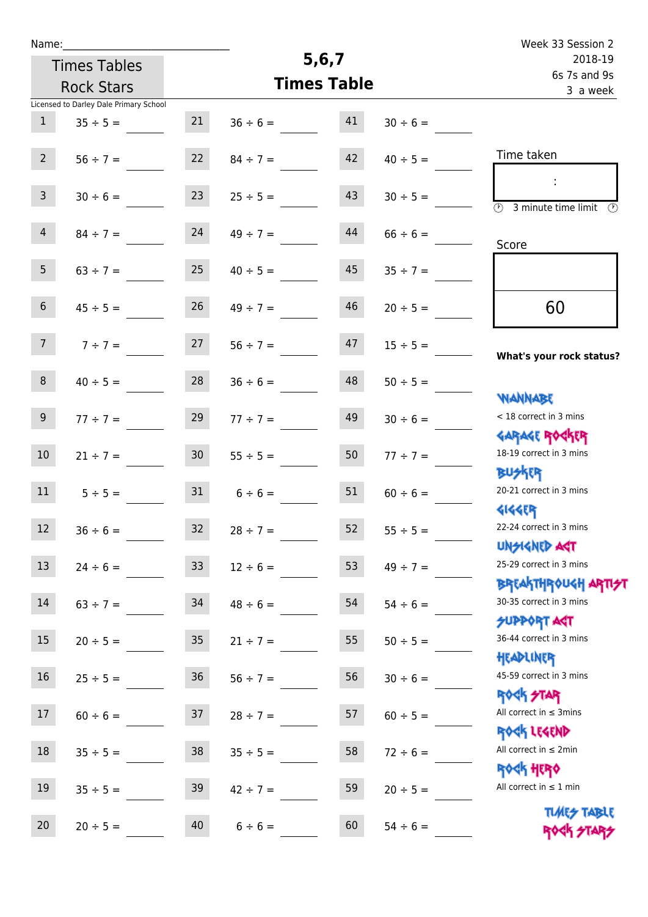Name:_______________________________

Times Tables Rock Stars

# 5,6,7 Times Table

Week 33 Session 2
2018-19
6s 7s and 9s
3 a week

Licensed to Darley Dale Primary School

| | | | | | |
|---|---|---|---|---|---|
| 1 | 35 ÷ 5 = ____ | 21 | 36 ÷ 6 = ____ | 41 | 30 ÷ 6 = ____ |
| 2 | 56 ÷ 7 = ____ | 22 | 84 ÷ 7 = ____ | 42 | 40 ÷ 5 = ____ |
| 3 | 30 ÷ 6 = ____ | 23 | 25 ÷ 5 = ____ | 43 | 30 ÷ 5 = ____ |
| 4 | 84 ÷ 7 = ____ | 24 | 49 ÷ 7 = ____ | 44 | 66 ÷ 6 = ____ |
| 5 | 63 ÷ 7 = ____ | 25 | 40 ÷ 5 = ____ | 45 | 35 ÷ 7 = ____ |
| 6 | 45 ÷ 5 = ____ | 26 | 49 ÷ 7 = ____ | 46 | 20 ÷ 5 = ____ |
| 7 | 7 ÷ 7 = ____ | 27 | 56 ÷ 7 = ____ | 47 | 15 ÷ 5 = ____ |
| 8 | 40 ÷ 5 = ____ | 28 | 36 ÷ 6 = ____ | 48 | 50 ÷ 5 = ____ |
| 9 | 77 ÷ 7 = ____ | 29 | 77 ÷ 7 = ____ | 49 | 30 ÷ 6 = ____ |
| 10 | 21 ÷ 7 = ____ | 30 | 55 ÷ 5 = ____ | 50 | 77 ÷ 7 = ____ |
| 11 | 5 ÷ 5 = ____ | 31 | 6 ÷ 6 = ____ | 51 | 60 ÷ 6 = ____ |
| 12 | 36 ÷ 6 = ____ | 32 | 28 ÷ 7 = ____ | 52 | 55 ÷ 5 = ____ |
| 13 | 24 ÷ 6 = ____ | 33 | 12 ÷ 6 = ____ | 53 | 49 ÷ 7 = ____ |
| 14 | 63 ÷ 7 = ____ | 34 | 48 ÷ 6 = ____ | 54 | 54 ÷ 6 = ____ |
| 15 | 20 ÷ 5 = ____ | 35 | 21 ÷ 7 = ____ | 55 | 50 ÷ 5 = ____ |
| 16 | 25 ÷ 5 = ____ | 36 | 56 ÷ 7 = ____ | 56 | 30 ÷ 6 = ____ |
| 17 | 60 ÷ 6 = ____ | 37 | 28 ÷ 7 = ____ | 57 | 60 ÷ 5 = ____ |
| 18 | 35 ÷ 5 = ____ | 38 | 35 ÷ 5 = ____ | 58 | 72 ÷ 6 = ____ |
| 19 | 35 ÷ 5 = ____ | 39 | 42 ÷ 7 = ____ | 59 | 20 ÷ 5 = ____ |
| 20 | 20 ÷ 5 = ____ | 40 | 6 ÷ 6 = ____ | 60 | 54 ÷ 6 = ____ |

Time taken

:

3 minute time limit

Score

60

**What's your rock status?**

WANNABE
< 18 correct in 3 mins

GARAGE ROCKER
18-19 correct in 3 mins

BUSKER
20-21 correct in 3 mins

GIGGER
22-24 correct in 3 mins

UNSIGNED ACT
25-29 correct in 3 mins

BREAKTHROUGH ARTIST
30-35 correct in 3 mins

SUPPORT ACT
36-44 correct in 3 mins

HEADLINER
45-59 correct in 3 mins

ROCK STAR
All correct in ≤ 3mins

ROCK LEGEND
All correct in ≤ 2min

ROCK HERO
All correct in ≤ 1 min

TIMES TABLE ROCK STARS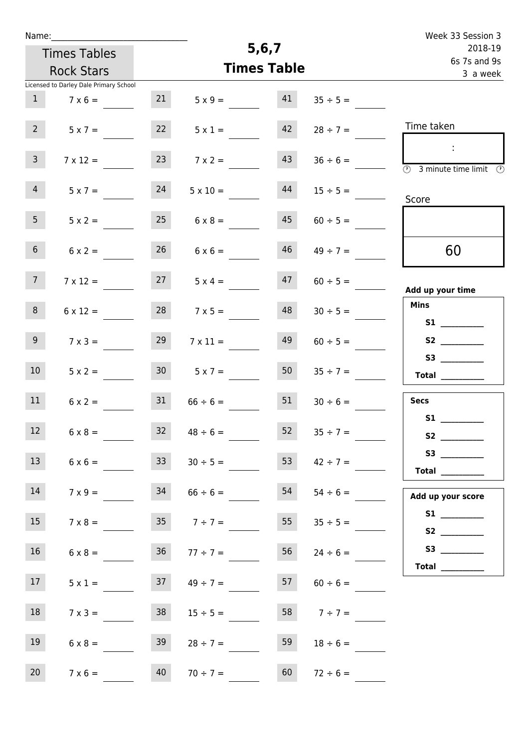Name:______________________________

Week 33 Session 3
2018-19
6s 7s and 9s
3 a week

Times Tables Rock Stars

Licensed to Darley Dale Primary School

# 5,6,7 Times Table

| | | | | | |
|---|---|---|---|---|---|
| 1 | 7 x 6 = | 21 | 5 x 9 = | 41 | 35 ÷ 5 = |
| 2 | 5 x 7 = | 22 | 5 x 1 = | 42 | 28 ÷ 7 = |
| 3 | 7 x 12 = | 23 | 7 x 2 = | 43 | 36 ÷ 6 = |
| 4 | 5 x 7 = | 24 | 5 x 10 = | 44 | 15 ÷ 5 = |
| 5 | 5 x 2 = | 25 | 6 x 8 = | 45 | 60 ÷ 5 = |
| 6 | 6 x 2 = | 26 | 6 x 6 = | 46 | 49 ÷ 7 = |
| 7 | 7 x 12 = | 27 | 5 x 4 = | 47 | 60 ÷ 5 = |
| 8 | 6 x 12 = | 28 | 7 x 5 = | 48 | 30 ÷ 5 = |
| 9 | 7 x 3 = | 29 | 7 x 11 = | 49 | 60 ÷ 5 = |
| 10 | 5 x 2 = | 30 | 5 x 7 = | 50 | 35 ÷ 7 = |
| 11 | 6 x 2 = | 31 | 66 ÷ 6 = | 51 | 30 ÷ 6 = |
| 12 | 6 x 8 = | 32 | 48 ÷ 6 = | 52 | 35 ÷ 7 = |
| 13 | 6 x 6 = | 33 | 30 ÷ 5 = | 53 | 42 ÷ 7 = |
| 14 | 7 x 9 = | 34 | 66 ÷ 6 = | 54 | 54 ÷ 6 = |
| 15 | 7 x 8 = | 35 | 7 ÷ 7 = | 55 | 35 ÷ 5 = |
| 16 | 6 x 8 = | 36 | 77 ÷ 7 = | 56 | 24 ÷ 6 = |
| 17 | 5 x 1 = | 37 | 49 ÷ 7 = | 57 | 60 ÷ 6 = |
| 18 | 7 x 3 = | 38 | 15 ÷ 5 = | 58 | 7 ÷ 7 = |
| 19 | 6 x 8 = | 39 | 28 ÷ 7 = | 59 | 18 ÷ 6 = |
| 20 | 7 x 6 = | 40 | 70 ÷ 7 = | 60 | 72 ÷ 6 = |

Time taken

:

3 minute time limit

Score

60

**Add up your time**

**Mins**

**S1** __________

**S2** __________

**S3** __________

**Total** __________

**Secs**

**S1** __________

**S2** __________

**S3** __________

**Total** __________

**Add up your score**

**S1** __________

**S2** __________

**S3** __________

**Total** __________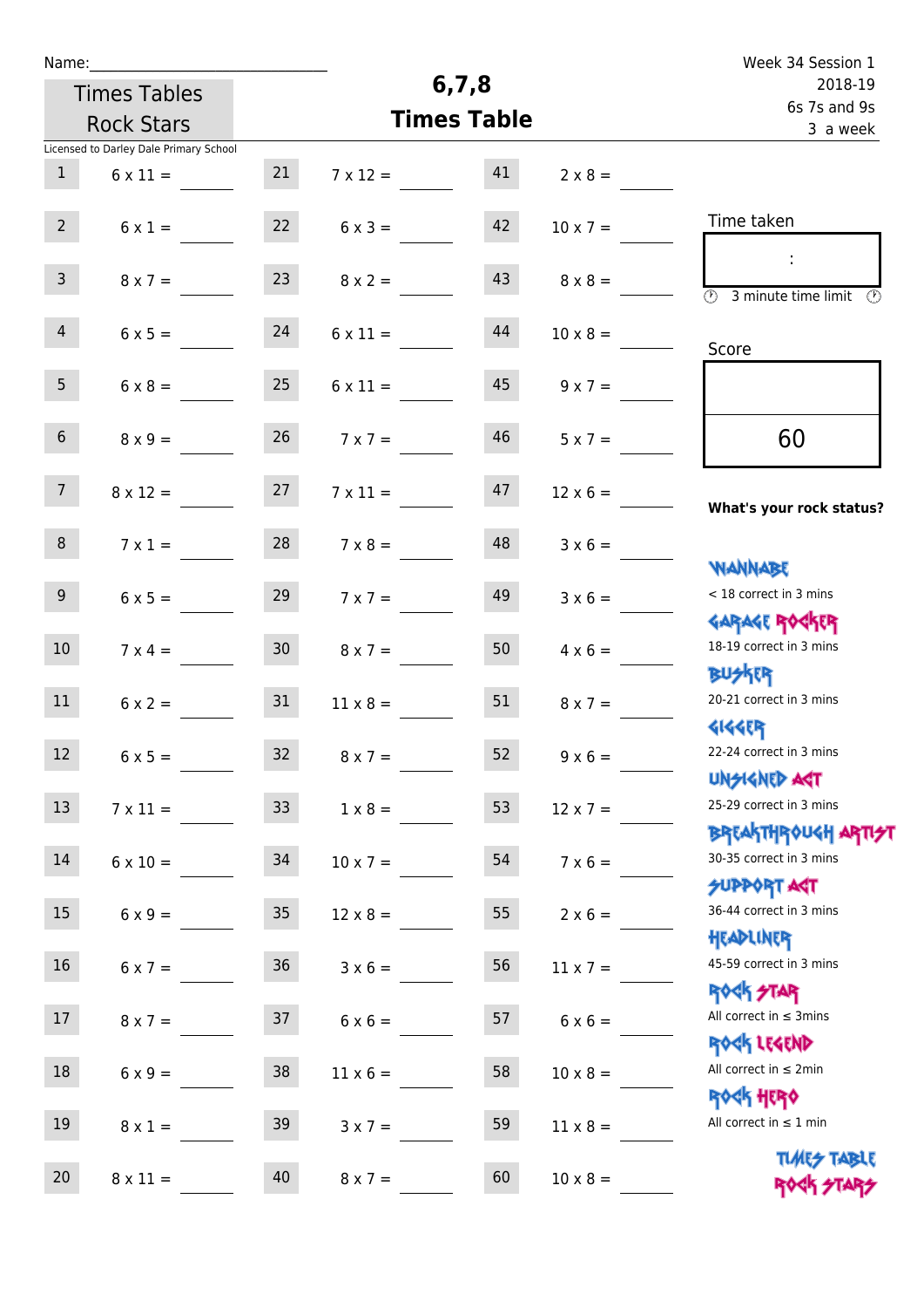Name:\_\_\_\_\_\_\_\_\_\_\_\_\_\_\_\_\_\_\_\_\_\_\_\_\_\_\_\_\_\_

Times Tables Rock Stars

Licensed to Darley Dale Primary School

# 6,7,8 Times Table

Week 34 Session 1
2018-19
6s 7s and 9s
3 a week

| # | Question | # | Question | # | Question |
|---|---|---|---|---|---|
| 1 | 6 x 11 = | 21 | 7 x 12 = | 41 | 2 x 8 = |
| 2 | 6 x 1 = | 22 | 6 x 3 = | 42 | 10 x 7 = |
| 3 | 8 x 7 = | 23 | 8 x 2 = | 43 | 8 x 8 = |
| 4 | 6 x 5 = | 24 | 6 x 11 = | 44 | 10 x 8 = |
| 5 | 6 x 8 = | 25 | 6 x 11 = | 45 | 9 x 7 = |
| 6 | 8 x 9 = | 26 | 7 x 7 = | 46 | 5 x 7 = |
| 7 | 8 x 12 = | 27 | 7 x 11 = | 47 | 12 x 6 = |
| 8 | 7 x 1 = | 28 | 7 x 8 = | 48 | 3 x 6 = |
| 9 | 6 x 5 = | 29 | 7 x 7 = | 49 | 3 x 6 = |
| 10 | 7 x 4 = | 30 | 8 x 7 = | 50 | 4 x 6 = |
| 11 | 6 x 2 = | 31 | 11 x 8 = | 51 | 8 x 7 = |
| 12 | 6 x 5 = | 32 | 8 x 7 = | 52 | 9 x 6 = |
| 13 | 7 x 11 = | 33 | 1 x 8 = | 53 | 12 x 7 = |
| 14 | 6 x 10 = | 34 | 10 x 7 = | 54 | 7 x 6 = |
| 15 | 6 x 9 = | 35 | 12 x 8 = | 55 | 2 x 6 = |
| 16 | 6 x 7 = | 36 | 3 x 6 = | 56 | 11 x 7 = |
| 17 | 8 x 7 = | 37 | 6 x 6 = | 57 | 6 x 6 = |
| 18 | 6 x 9 = | 38 | 11 x 6 = | 58 | 10 x 8 = |
| 19 | 8 x 1 = | 39 | 3 x 7 = | 59 | 11 x 8 = |
| 20 | 8 x 11 = | 40 | 8 x 7 = | 60 | 10 x 8 = |

Time taken

:

3 minute time limit

Score

60

**What's your rock status?**

WANNABE
< 18 correct in 3 mins

GARAGE ROCKER
18-19 correct in 3 mins

BUSKER
20-21 correct in 3 mins

GIGGER
22-24 correct in 3 mins

UNSIGNED ACT
25-29 correct in 3 mins

BREAKTHROUGH ARTIST
30-35 correct in 3 mins

SUPPORT ACT
36-44 correct in 3 mins

HEADLINER
45-59 correct in 3 mins

ROCK STAR
All correct in ≤ 3mins

ROCK LEGEND
All correct in ≤ 2min

ROCK HERO
All correct in ≤ 1 min

TIMES TABLE ROCK STARS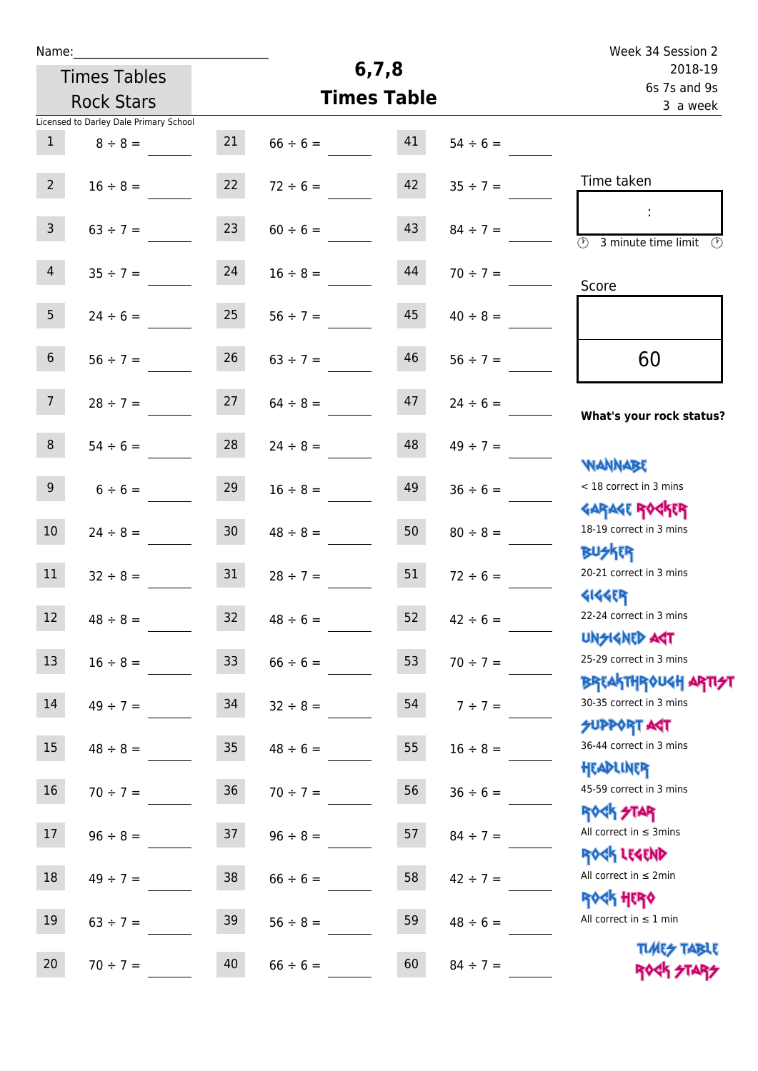Name:\_\_\_\_\_\_\_\_\_\_\_\_\_\_\_\_\_\_\_\_\_\_\_\_\_\_\_\_

Times Tables Rock Stars

# 6,7,8 Times Table

Week 34 Session 2
2018-19
6s 7s and 9s
3 a week

Licensed to Darley Dale Primary School

| | | | | | |
|---|---|---|---|---|---|
| 1 | 8 ÷ 8 = | 21 | 66 ÷ 6 = | 41 | 54 ÷ 6 = |
| 2 | 16 ÷ 8 = | 22 | 72 ÷ 6 = | 42 | 35 ÷ 7 = |
| 3 | 63 ÷ 7 = | 23 | 60 ÷ 6 = | 43 | 84 ÷ 7 = |
| 4 | 35 ÷ 7 = | 24 | 16 ÷ 8 = | 44 | 70 ÷ 7 = |
| 5 | 24 ÷ 6 = | 25 | 56 ÷ 7 = | 45 | 40 ÷ 8 = |
| 6 | 56 ÷ 7 = | 26 | 63 ÷ 7 = | 46 | 56 ÷ 7 = |
| 7 | 28 ÷ 7 = | 27 | 64 ÷ 8 = | 47 | 24 ÷ 6 = |
| 8 | 54 ÷ 6 = | 28 | 24 ÷ 8 = | 48 | 49 ÷ 7 = |
| 9 | 6 ÷ 6 = | 29 | 16 ÷ 8 = | 49 | 36 ÷ 6 = |
| 10 | 24 ÷ 8 = | 30 | 48 ÷ 8 = | 50 | 80 ÷ 8 = |
| 11 | 32 ÷ 8 = | 31 | 28 ÷ 7 = | 51 | 72 ÷ 6 = |
| 12 | 48 ÷ 8 = | 32 | 48 ÷ 6 = | 52 | 42 ÷ 6 = |
| 13 | 16 ÷ 8 = | 33 | 66 ÷ 6 = | 53 | 70 ÷ 7 = |
| 14 | 49 ÷ 7 = | 34 | 32 ÷ 8 = | 54 | 7 ÷ 7 = |
| 15 | 48 ÷ 8 = | 35 | 48 ÷ 6 = | 55 | 16 ÷ 8 = |
| 16 | 70 ÷ 7 = | 36 | 70 ÷ 7 = | 56 | 36 ÷ 6 = |
| 17 | 96 ÷ 8 = | 37 | 96 ÷ 8 = | 57 | 84 ÷ 7 = |
| 18 | 49 ÷ 7 = | 38 | 66 ÷ 6 = | 58 | 42 ÷ 7 = |
| 19 | 63 ÷ 7 = | 39 | 56 ÷ 8 = | 59 | 48 ÷ 6 = |
| 20 | 70 ÷ 7 = | 40 | 66 ÷ 6 = | 60 | 84 ÷ 7 = |

Time taken

:

3 minute time limit

Score

60

**What's your rock status?**

WANNABE
< 18 correct in 3 mins

GARAGE ROCKER
18-19 correct in 3 mins

BUSKER
20-21 correct in 3 mins

GIGGER
22-24 correct in 3 mins

UNSIGNED ACT
25-29 correct in 3 mins

BREAKTHROUGH ARTIST
30-35 correct in 3 mins

SUPPORT ACT
36-44 correct in 3 mins

HEADLINER
45-59 correct in 3 mins

ROCK STAR
All correct in ≤ 3mins

ROCK LEGEND
All correct in ≤ 2min

ROCK HERO
All correct in ≤ 1 min

TIMES TABLE ROCK STARS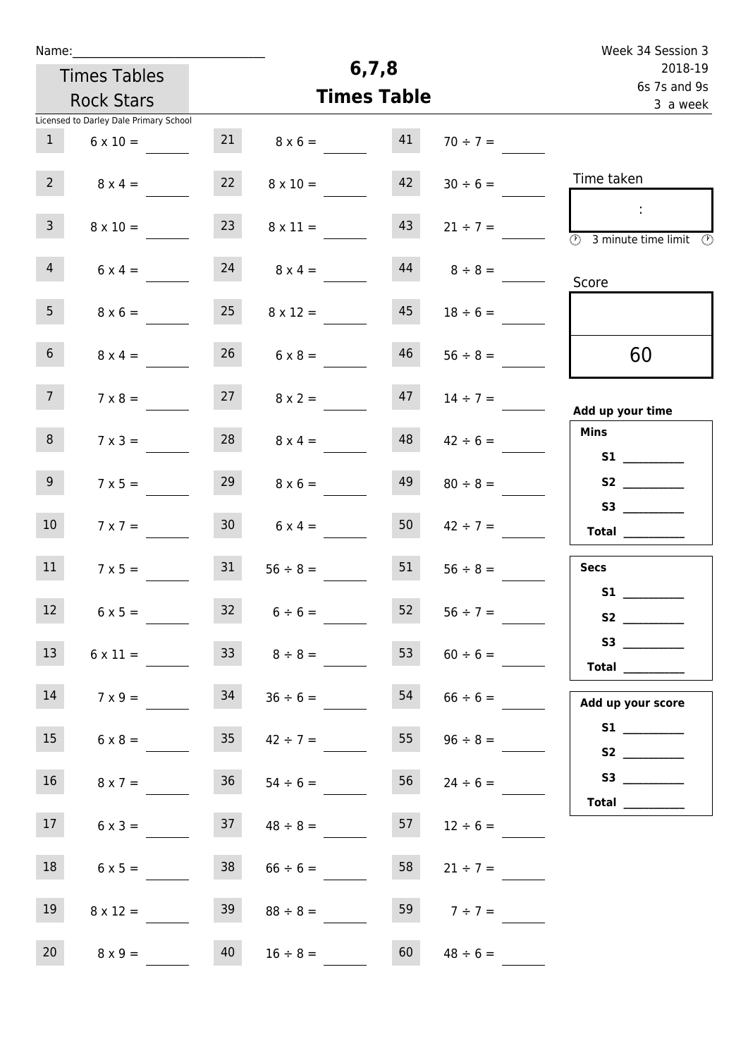Name:______________________________

Times Tables Rock Stars

Licensed to Darley Dale Primary School

# 6,7,8 Times Table

Week 34 Session 3
2018-19
6s 7s and 9s
3 a week

| | | | | | |
|---|---|---|---|---|---|
| 1 | 6 x 10 = ____ | 21 | 8 x 6 = ____ | 41 | 70 ÷ 7 = ____ |
| 2 | 8 x 4 = ____ | 22 | 8 x 10 = ____ | 42 | 30 ÷ 6 = ____ |
| 3 | 8 x 10 = ____ | 23 | 8 x 11 = ____ | 43 | 21 ÷ 7 = ____ |
| 4 | 6 x 4 = ____ | 24 | 8 x 4 = ____ | 44 | 8 ÷ 8 = ____ |
| 5 | 8 x 6 = ____ | 25 | 8 x 12 = ____ | 45 | 18 ÷ 6 = ____ |
| 6 | 8 x 4 = ____ | 26 | 6 x 8 = ____ | 46 | 56 ÷ 8 = ____ |
| 7 | 7 x 8 = ____ | 27 | 8 x 2 = ____ | 47 | 14 ÷ 7 = ____ |
| 8 | 7 x 3 = ____ | 28 | 8 x 4 = ____ | 48 | 42 ÷ 6 = ____ |
| 9 | 7 x 5 = ____ | 29 | 8 x 6 = ____ | 49 | 80 ÷ 8 = ____ |
| 10 | 7 x 7 = ____ | 30 | 6 x 4 = ____ | 50 | 42 ÷ 7 = ____ |
| 11 | 7 x 5 = ____ | 31 | 56 ÷ 8 = ____ | 51 | 56 ÷ 8 = ____ |
| 12 | 6 x 5 = ____ | 32 | 6 ÷ 6 = ____ | 52 | 56 ÷ 7 = ____ |
| 13 | 6 x 11 = ____ | 33 | 8 ÷ 8 = ____ | 53 | 60 ÷ 6 = ____ |
| 14 | 7 x 9 = ____ | 34 | 36 ÷ 6 = ____ | 54 | 66 ÷ 6 = ____ |
| 15 | 6 x 8 = ____ | 35 | 42 ÷ 7 = ____ | 55 | 96 ÷ 8 = ____ |
| 16 | 8 x 7 = ____ | 36 | 54 ÷ 6 = ____ | 56 | 24 ÷ 6 = ____ |
| 17 | 6 x 3 = ____ | 37 | 48 ÷ 8 = ____ | 57 | 12 ÷ 6 = ____ |
| 18 | 6 x 5 = ____ | 38 | 66 ÷ 6 = ____ | 58 | 21 ÷ 7 = ____ |
| 19 | 8 x 12 = ____ | 39 | 88 ÷ 8 = ____ | 59 | 7 ÷ 7 = ____ |
| 20 | 8 x 9 = ____ | 40 | 16 ÷ 8 = ____ | 60 | 48 ÷ 6 = ____ |

Time taken

:

3 minute time limit

Score

60

**Add up your time**

**Mins**
- **S1** __________
- **S2** __________
- **S3** __________
- **Total** __________

**Secs**
- **S1** __________
- **S2** __________
- **S3** __________
- **Total** __________

**Add up your score**
- **S1** __________
- **S2** __________
- **S3** __________
- **Total** __________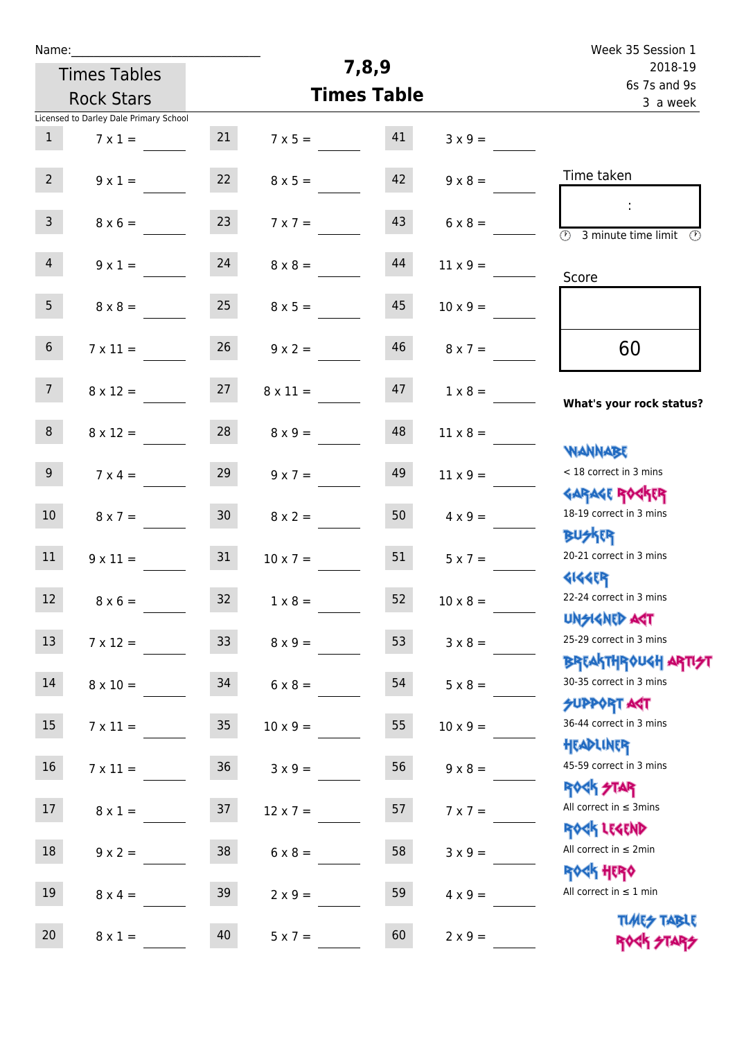Name:\_\_\_\_\_\_\_\_\_\_\_\_\_\_\_\_\_\_\_\_\_\_\_\_\_\_\_\_

Times Tables Rock Stars

# 7,8,9 Times Table

Week 35 Session 1
2018-19
6s 7s and 9s
3 a week

Licensed to Darley Dale Primary School

| | | | | | |
|---|---|---|---|---|---|
| 1 | 7 x 1 = | 21 | 7 x 5 = | 41 | 3 x 9 = |
| 2 | 9 x 1 = | 22 | 8 x 5 = | 42 | 9 x 8 = |
| 3 | 8 x 6 = | 23 | 7 x 7 = | 43 | 6 x 8 = |
| 4 | 9 x 1 = | 24 | 8 x 8 = | 44 | 11 x 9 = |
| 5 | 8 x 8 = | 25 | 8 x 5 = | 45 | 10 x 9 = |
| 6 | 7 x 11 = | 26 | 9 x 2 = | 46 | 8 x 7 = |
| 7 | 8 x 12 = | 27 | 8 x 11 = | 47 | 1 x 8 = |
| 8 | 8 x 12 = | 28 | 8 x 9 = | 48 | 11 x 8 = |
| 9 | 7 x 4 = | 29 | 9 x 7 = | 49 | 11 x 9 = |
| 10 | 8 x 7 = | 30 | 8 x 2 = | 50 | 4 x 9 = |
| 11 | 9 x 11 = | 31 | 10 x 7 = | 51 | 5 x 7 = |
| 12 | 8 x 6 = | 32 | 1 x 8 = | 52 | 10 x 8 = |
| 13 | 7 x 12 = | 33 | 8 x 9 = | 53 | 3 x 8 = |
| 14 | 8 x 10 = | 34 | 6 x 8 = | 54 | 5 x 8 = |
| 15 | 7 x 11 = | 35 | 10 x 9 = | 55 | 10 x 9 = |
| 16 | 7 x 11 = | 36 | 3 x 9 = | 56 | 9 x 8 = |
| 17 | 8 x 1 = | 37 | 12 x 7 = | 57 | 7 x 7 = |
| 18 | 9 x 2 = | 38 | 6 x 8 = | 58 | 3 x 9 = |
| 19 | 8 x 4 = | 39 | 2 x 9 = | 59 | 4 x 9 = |
| 20 | 8 x 1 = | 40 | 5 x 7 = | 60 | 2 x 9 = |

Time taken

:

3 minute time limit

Score

60

**What's your rock status?**

WANNABE
< 18 correct in 3 mins

GARAGE ROCKER
18-19 correct in 3 mins

BUSKER
20-21 correct in 3 mins

GIGGER
22-24 correct in 3 mins

UNSIGNED ACT
25-29 correct in 3 mins

BREAKTHROUGH ARTIST
30-35 correct in 3 mins

SUPPORT ACT
36-44 correct in 3 mins

HEADLINER
45-59 correct in 3 mins

ROCK STAR
All correct in ≤ 3mins

ROCK LEGEND
All correct in ≤ 2min

ROCK HERO
All correct in ≤ 1 min

TIMES TABLE ROCK STARS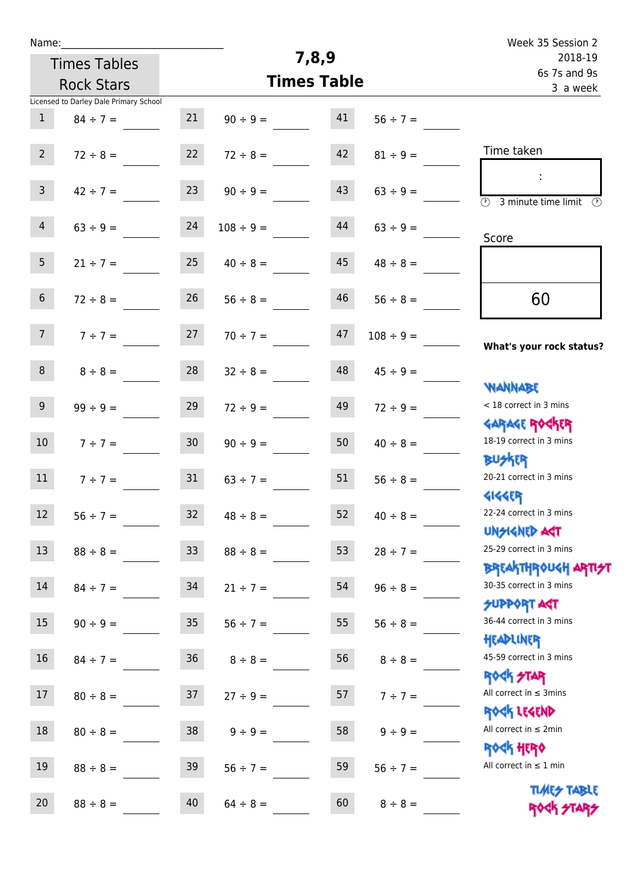Name:\_\_\_\_\_\_\_\_\_\_\_\_\_\_\_\_\_\_\_\_\_\_\_\_\_\_\_\_

**Times Tables Rock Stars**

# 7,8,9 Times Table

Week 35 Session 2
2018-19
6s 7s and 9s
3 a week

Licensed to Darley Dale Primary School

| | | | | | |
|---|---|---|---|---|---|
| 1 | 84 ÷ 7 = | 21 | 90 ÷ 9 = | 41 | 56 ÷ 7 = |
| 2 | 72 ÷ 8 = | 22 | 72 ÷ 8 = | 42 | 81 ÷ 9 = |
| 3 | 42 ÷ 7 = | 23 | 90 ÷ 9 = | 43 | 63 ÷ 9 = |
| 4 | 63 ÷ 9 = | 24 | 108 ÷ 9 = | 44 | 63 ÷ 9 = |
| 5 | 21 ÷ 7 = | 25 | 40 ÷ 8 = | 45 | 48 ÷ 8 = |
| 6 | 72 ÷ 8 = | 26 | 56 ÷ 8 = | 46 | 56 ÷ 8 = |
| 7 | 7 ÷ 7 = | 27 | 70 ÷ 7 = | 47 | 108 ÷ 9 = |
| 8 | 8 ÷ 8 = | 28 | 32 ÷ 8 = | 48 | 45 ÷ 9 = |
| 9 | 99 ÷ 9 = | 29 | 72 ÷ 9 = | 49 | 72 ÷ 9 = |
| 10 | 7 ÷ 7 = | 30 | 90 ÷ 9 = | 50 | 40 ÷ 8 = |
| 11 | 7 ÷ 7 = | 31 | 63 ÷ 7 = | 51 | 56 ÷ 8 = |
| 12 | 56 ÷ 7 = | 32 | 48 ÷ 8 = | 52 | 40 ÷ 8 = |
| 13 | 88 ÷ 8 = | 33 | 88 ÷ 8 = | 53 | 28 ÷ 7 = |
| 14 | 84 ÷ 7 = | 34 | 21 ÷ 7 = | 54 | 96 ÷ 8 = |
| 15 | 90 ÷ 9 = | 35 | 56 ÷ 7 = | 55 | 56 ÷ 8 = |
| 16 | 84 ÷ 7 = | 36 | 8 ÷ 8 = | 56 | 8 ÷ 8 = |
| 17 | 80 ÷ 8 = | 37 | 27 ÷ 9 = | 57 | 7 ÷ 7 = |
| 18 | 80 ÷ 8 = | 38 | 9 ÷ 9 = | 58 | 9 ÷ 9 = |
| 19 | 88 ÷ 8 = | 39 | 56 ÷ 7 = | 59 | 56 ÷ 7 = |
| 20 | 88 ÷ 8 = | 40 | 64 ÷ 8 = | 60 | 8 ÷ 8 = |

Time taken

:

3 minute time limit

Score

60

**What's your rock status?**

WANNABE
< 18 correct in 3 mins

GARAGE ROCKER
18-19 correct in 3 mins

BUSKER
20-21 correct in 3 mins

GIGGER
22-24 correct in 3 mins

UNSIGNED ACT
25-29 correct in 3 mins

BREAKTHROUGH ARTIST
30-35 correct in 3 mins

SUPPORT ACT
36-44 correct in 3 mins

HEADLINER
45-59 correct in 3 mins

ROCK STAR
All correct in ≤ 3mins

ROCK LEGEND
All correct in ≤ 2min

ROCK HERO
All correct in ≤ 1 min

TIMES TABLE ROCK STARS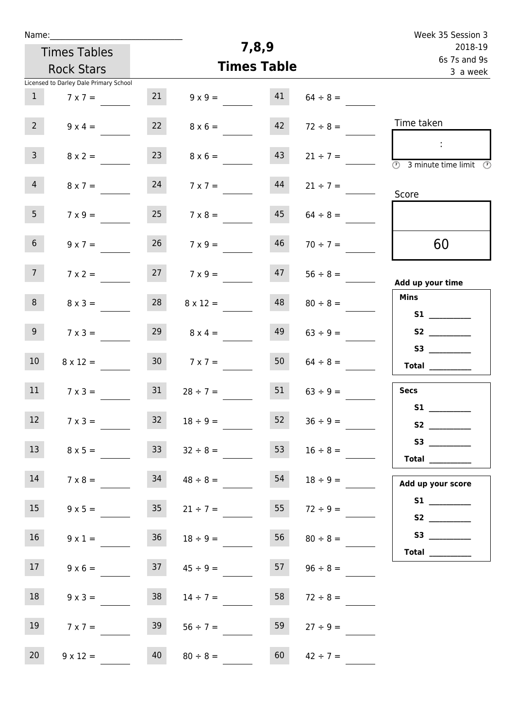Name:\_\_\_\_\_\_\_\_\_\_\_\_\_\_\_\_\_\_\_\_\_\_\_\_\_\_\_\_\_\_

Times Tables Rock Stars

Licensed to Darley Dale Primary School

# 7,8,9 Times Table

Week 35 Session 3
2018-19
6s 7s and 9s
3 a week

| | | | | | |
|---|---|---|---|---|---|
| 1 | 7 x 7 = | 21 | 9 x 9 = | 41 | 64 ÷ 8 = |
| 2 | 9 x 4 = | 22 | 8 x 6 = | 42 | 72 ÷ 8 = |
| 3 | 8 x 2 = | 23 | 8 x 6 = | 43 | 21 ÷ 7 = |
| 4 | 8 x 7 = | 24 | 7 x 7 = | 44 | 21 ÷ 7 = |
| 5 | 7 x 9 = | 25 | 7 x 8 = | 45 | 64 ÷ 8 = |
| 6 | 9 x 7 = | 26 | 7 x 9 = | 46 | 70 ÷ 7 = |
| 7 | 7 x 2 = | 27 | 7 x 9 = | 47 | 56 ÷ 8 = |
| 8 | 8 x 3 = | 28 | 8 x 12 = | 48 | 80 ÷ 8 = |
| 9 | 7 x 3 = | 29 | 8 x 4 = | 49 | 63 ÷ 9 = |
| 10 | 8 x 12 = | 30 | 7 x 7 = | 50 | 64 ÷ 8 = |
| 11 | 7 x 3 = | 31 | 28 ÷ 7 = | 51 | 63 ÷ 9 = |
| 12 | 7 x 3 = | 32 | 18 ÷ 9 = | 52 | 36 ÷ 9 = |
| 13 | 8 x 5 = | 33 | 32 ÷ 8 = | 53 | 16 ÷ 8 = |
| 14 | 7 x 8 = | 34 | 48 ÷ 8 = | 54 | 18 ÷ 9 = |
| 15 | 9 x 5 = | 35 | 21 ÷ 7 = | 55 | 72 ÷ 9 = |
| 16 | 9 x 1 = | 36 | 18 ÷ 9 = | 56 | 80 ÷ 8 = |
| 17 | 9 x 6 = | 37 | 45 ÷ 9 = | 57 | 96 ÷ 8 = |
| 18 | 9 x 3 = | 38 | 14 ÷ 7 = | 58 | 72 ÷ 8 = |
| 19 | 7 x 7 = | 39 | 56 ÷ 7 = | 59 | 27 ÷ 9 = |
| 20 | 9 x 12 = | 40 | 80 ÷ 8 = | 60 | 42 ÷ 7 = |

Time taken

:

3 minute time limit

Score

60

**Add up your time**

**Mins**

**S1** \_\_\_\_\_\_\_\_\_\_

**S2** \_\_\_\_\_\_\_\_\_\_

**S3** \_\_\_\_\_\_\_\_\_\_

**Total** \_\_\_\_\_\_\_\_\_\_

**Secs**

**S1** \_\_\_\_\_\_\_\_\_\_

**S2** \_\_\_\_\_\_\_\_\_\_

**S3** \_\_\_\_\_\_\_\_\_\_

**Total** \_\_\_\_\_\_\_\_\_\_

**Add up your score**

**S1** \_\_\_\_\_\_\_\_\_\_

**S2** \_\_\_\_\_\_\_\_\_\_

**S3** \_\_\_\_\_\_\_\_\_\_

**Total** \_\_\_\_\_\_\_\_\_\_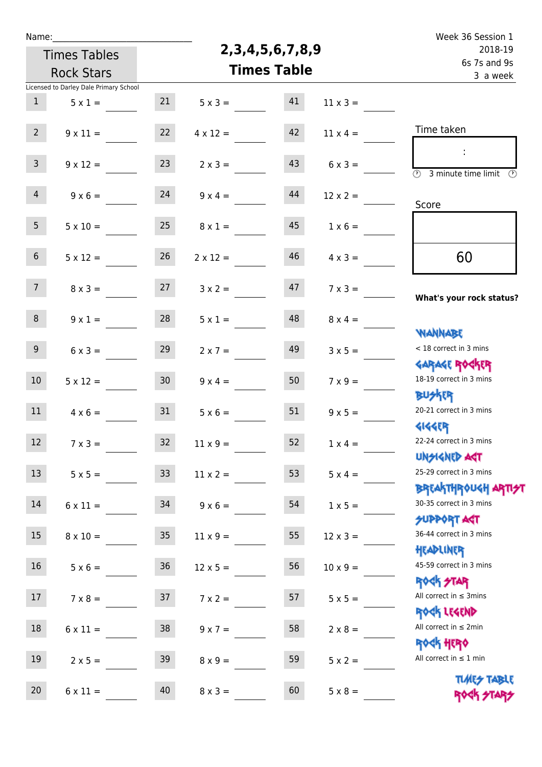Name:______________________________

Times Tables Rock Stars

# 2,3,4,5,6,7,8,9 Times Table

Week 36 Session 1
2018-19
6s 7s and 9s
3 a week

Licensed to Darley Dale Primary School

| | | | | | |
|---|---|---|---|---|---|
| 1 | 5 x 1 = | 21 | 5 x 3 = | 41 | 11 x 3 = |
| 2 | 9 x 11 = | 22 | 4 x 12 = | 42 | 11 x 4 = |
| 3 | 9 x 12 = | 23 | 2 x 3 = | 43 | 6 x 3 = |
| 4 | 9 x 6 = | 24 | 9 x 4 = | 44 | 12 x 2 = |
| 5 | 5 x 10 = | 25 | 8 x 1 = | 45 | 1 x 6 = |
| 6 | 5 x 12 = | 26 | 2 x 12 = | 46 | 4 x 3 = |
| 7 | 8 x 3 = | 27 | 3 x 2 = | 47 | 7 x 3 = |
| 8 | 9 x 1 = | 28 | 5 x 1 = | 48 | 8 x 4 = |
| 9 | 6 x 3 = | 29 | 2 x 7 = | 49 | 3 x 5 = |
| 10 | 5 x 12 = | 30 | 9 x 4 = | 50 | 7 x 9 = |
| 11 | 4 x 6 = | 31 | 5 x 6 = | 51 | 9 x 5 = |
| 12 | 7 x 3 = | 32 | 11 x 9 = | 52 | 1 x 4 = |
| 13 | 5 x 5 = | 33 | 11 x 2 = | 53 | 5 x 4 = |
| 14 | 6 x 11 = | 34 | 9 x 6 = | 54 | 1 x 5 = |
| 15 | 8 x 10 = | 35 | 11 x 9 = | 55 | 12 x 3 = |
| 16 | 5 x 6 = | 36 | 12 x 5 = | 56 | 10 x 9 = |
| 17 | 7 x 8 = | 37 | 7 x 2 = | 57 | 5 x 5 = |
| 18 | 6 x 11 = | 38 | 9 x 7 = | 58 | 2 x 8 = |
| 19 | 2 x 5 = | 39 | 8 x 9 = | 59 | 5 x 2 = |
| 20 | 6 x 11 = | 40 | 8 x 3 = | 60 | 5 x 8 = |

Time taken

:

3 minute time limit

Score

60

**What's your rock status?**

WANNABE
< 18 correct in 3 mins

GARAGE ROCKER
18-19 correct in 3 mins

BUSKER
20-21 correct in 3 mins

GIGGER
22-24 correct in 3 mins

UNSIGNED ACT
25-29 correct in 3 mins

BREAKTHROUGH ARTIST
30-35 correct in 3 mins

SUPPORT ACT
36-44 correct in 3 mins

HEADLINER
45-59 correct in 3 mins

ROCK STAR
All correct in ≤ 3mins

ROCK LEGEND
All correct in ≤ 2min

ROCK HERO
All correct in ≤ 1 min

TIMES TABLE ROCK STARS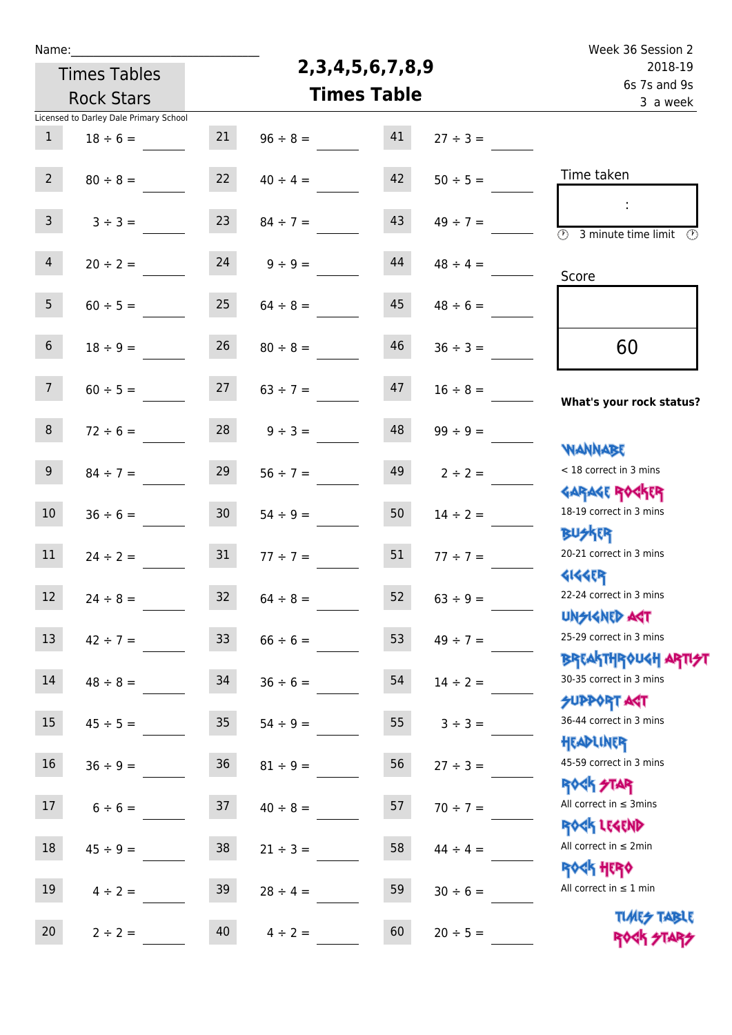Name:\_\_\_\_\_\_\_\_\_\_\_\_\_\_\_\_\_\_\_\_\_\_\_\_\_\_\_\_

Times Tables Rock Stars

# 2,3,4,5,6,7,8,9 Times Table

Week 36 Session 2
2018-19
6s 7s and 9s
3 a week

Licensed to Darley Dale Primary School

| | | | | | |
|---|---|---|---|---|---|
| 1 | 18 ÷ 6 = | 21 | 96 ÷ 8 = | 41 | 27 ÷ 3 = |
| 2 | 80 ÷ 8 = | 22 | 40 ÷ 4 = | 42 | 50 ÷ 5 = |
| 3 | 3 ÷ 3 = | 23 | 84 ÷ 7 = | 43 | 49 ÷ 7 = |
| 4 | 20 ÷ 2 = | 24 | 9 ÷ 9 = | 44 | 48 ÷ 4 = |
| 5 | 60 ÷ 5 = | 25 | 64 ÷ 8 = | 45 | 48 ÷ 6 = |
| 6 | 18 ÷ 9 = | 26 | 80 ÷ 8 = | 46 | 36 ÷ 3 = |
| 7 | 60 ÷ 5 = | 27 | 63 ÷ 7 = | 47 | 16 ÷ 8 = |
| 8 | 72 ÷ 6 = | 28 | 9 ÷ 3 = | 48 | 99 ÷ 9 = |
| 9 | 84 ÷ 7 = | 29 | 56 ÷ 7 = | 49 | 2 ÷ 2 = |
| 10 | 36 ÷ 6 = | 30 | 54 ÷ 9 = | 50 | 14 ÷ 2 = |
| 11 | 24 ÷ 2 = | 31 | 77 ÷ 7 = | 51 | 77 ÷ 7 = |
| 12 | 24 ÷ 8 = | 32 | 64 ÷ 8 = | 52 | 63 ÷ 9 = |
| 13 | 42 ÷ 7 = | 33 | 66 ÷ 6 = | 53 | 49 ÷ 7 = |
| 14 | 48 ÷ 8 = | 34 | 36 ÷ 6 = | 54 | 14 ÷ 2 = |
| 15 | 45 ÷ 5 = | 35 | 54 ÷ 9 = | 55 | 3 ÷ 3 = |
| 16 | 36 ÷ 9 = | 36 | 81 ÷ 9 = | 56 | 27 ÷ 3 = |
| 17 | 6 ÷ 6 = | 37 | 40 ÷ 8 = | 57 | 70 ÷ 7 = |
| 18 | 45 ÷ 9 = | 38 | 21 ÷ 3 = | 58 | 44 ÷ 4 = |
| 19 | 4 ÷ 2 = | 39 | 28 ÷ 4 = | 59 | 30 ÷ 6 = |
| 20 | 2 ÷ 2 = | 40 | 4 ÷ 2 = | 60 | 20 ÷ 5 = |

Time taken

:

3 minute time limit

Score

60

**What's your rock status?**

WANNABE
< 18 correct in 3 mins

GARAGE ROCKER
18-19 correct in 3 mins

BUSKER
20-21 correct in 3 mins

GIGGER
22-24 correct in 3 mins

UNSIGNED ACT
25-29 correct in 3 mins

BREAKTHROUGH ARTIST
30-35 correct in 3 mins

SUPPORT ACT
36-44 correct in 3 mins

HEADLINER
45-59 correct in 3 mins

ROCK STAR
All correct in ≤ 3mins

ROCK LEGEND
All correct in ≤ 2min

ROCK HERO
All correct in ≤ 1 min

TIMES TABLE ROCK STARS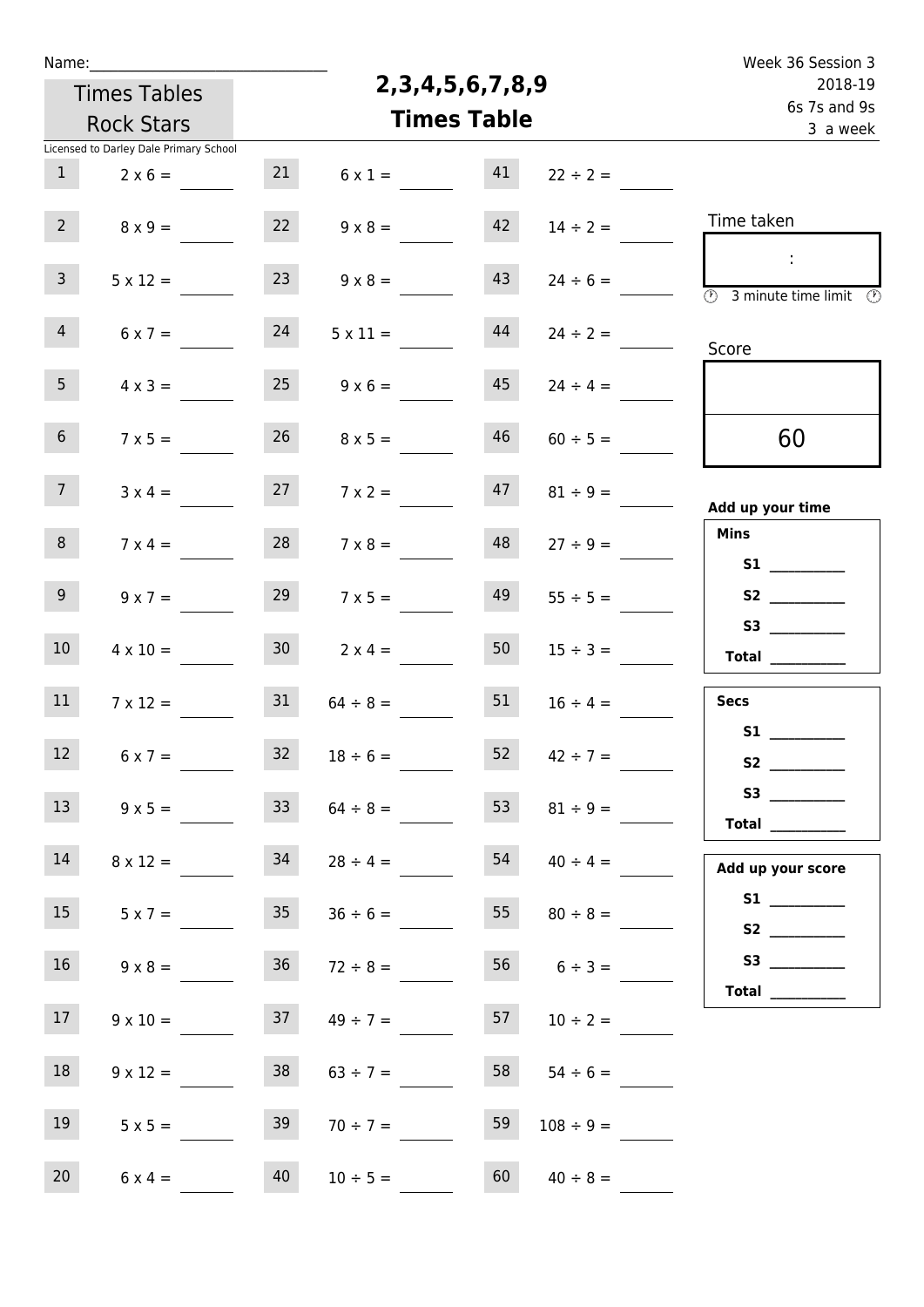Name:______________________________

Times Tables Rock Stars

Licensed to Darley Dale Primary School

# 2,3,4,5,6,7,8,9 Times Table

Week 36 Session 3
2018-19
6s 7s and 9s
3 a week

| | | | | | |
|---|---|---|---|---|---|
| 1 | 2 x 6 = | 21 | 6 x 1 = | 41 | 22 ÷ 2 = |
| 2 | 8 x 9 = | 22 | 9 x 8 = | 42 | 14 ÷ 2 = |
| 3 | 5 x 12 = | 23 | 9 x 8 = | 43 | 24 ÷ 6 = |
| 4 | 6 x 7 = | 24 | 5 x 11 = | 44 | 24 ÷ 2 = |
| 5 | 4 x 3 = | 25 | 9 x 6 = | 45 | 24 ÷ 4 = |
| 6 | 7 x 5 = | 26 | 8 x 5 = | 46 | 60 ÷ 5 = |
| 7 | 3 x 4 = | 27 | 7 x 2 = | 47 | 81 ÷ 9 = |
| 8 | 7 x 4 = | 28 | 7 x 8 = | 48 | 27 ÷ 9 = |
| 9 | 9 x 7 = | 29 | 7 x 5 = | 49 | 55 ÷ 5 = |
| 10 | 4 x 10 = | 30 | 2 x 4 = | 50 | 15 ÷ 3 = |
| 11 | 7 x 12 = | 31 | 64 ÷ 8 = | 51 | 16 ÷ 4 = |
| 12 | 6 x 7 = | 32 | 18 ÷ 6 = | 52 | 42 ÷ 7 = |
| 13 | 9 x 5 = | 33 | 64 ÷ 8 = | 53 | 81 ÷ 9 = |
| 14 | 8 x 12 = | 34 | 28 ÷ 4 = | 54 | 40 ÷ 4 = |
| 15 | 5 x 7 = | 35 | 36 ÷ 6 = | 55 | 80 ÷ 8 = |
| 16 | 9 x 8 = | 36 | 72 ÷ 8 = | 56 | 6 ÷ 3 = |
| 17 | 9 x 10 = | 37 | 49 ÷ 7 = | 57 | 10 ÷ 2 = |
| 18 | 9 x 12 = | 38 | 63 ÷ 7 = | 58 | 54 ÷ 6 = |
| 19 | 5 x 5 = | 39 | 70 ÷ 7 = | 59 | 108 ÷ 9 = |
| 20 | 6 x 4 = | 40 | 10 ÷ 5 = | 60 | 40 ÷ 8 = |

Time taken

:

3 minute time limit

Score

60

**Add up your time**

**Mins**

**S1** __________

**S2** __________

**S3** __________

**Total** __________

**Secs**

**S1** __________

**S2** __________

**S3** __________

**Total** __________

**Add up your score**

**S1** __________

**S2** __________

**S3** __________

**Total** __________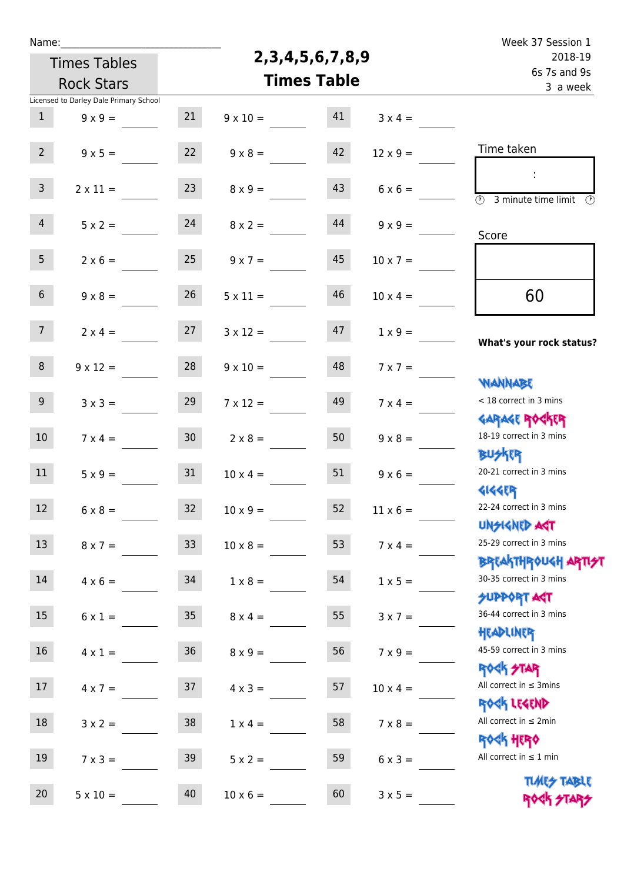Name:

Times Tables Rock Stars

# 2,3,4,5,6,7,8,9 Times Table

Week 37 Session 1
2018-19
6s 7s and 9s
3 a week

Licensed to Darley Dale Primary School

| # | Question | # | Question | # | Question |
|---|---|---|---|---|---|
| 1 | 9 x 9 = | 21 | 9 x 10 = | 41 | 3 x 4 = |
| 2 | 9 x 5 = | 22 | 9 x 8 = | 42 | 12 x 9 = |
| 3 | 2 x 11 = | 23 | 8 x 9 = | 43 | 6 x 6 = |
| 4 | 5 x 2 = | 24 | 8 x 2 = | 44 | 9 x 9 = |
| 5 | 2 x 6 = | 25 | 9 x 7 = | 45 | 10 x 7 = |
| 6 | 9 x 8 = | 26 | 5 x 11 = | 46 | 10 x 4 = |
| 7 | 2 x 4 = | 27 | 3 x 12 = | 47 | 1 x 9 = |
| 8 | 9 x 12 = | 28 | 9 x 10 = | 48 | 7 x 7 = |
| 9 | 3 x 3 = | 29 | 7 x 12 = | 49 | 7 x 4 = |
| 10 | 7 x 4 = | 30 | 2 x 8 = | 50 | 9 x 8 = |
| 11 | 5 x 9 = | 31 | 10 x 4 = | 51 | 9 x 6 = |
| 12 | 6 x 8 = | 32 | 10 x 9 = | 52 | 11 x 6 = |
| 13 | 8 x 7 = | 33 | 10 x 8 = | 53 | 7 x 4 = |
| 14 | 4 x 6 = | 34 | 1 x 8 = | 54 | 1 x 5 = |
| 15 | 6 x 1 = | 35 | 8 x 4 = | 55 | 3 x 7 = |
| 16 | 4 x 1 = | 36 | 8 x 9 = | 56 | 7 x 9 = |
| 17 | 4 x 7 = | 37 | 4 x 3 = | 57 | 10 x 4 = |
| 18 | 3 x 2 = | 38 | 1 x 4 = | 58 | 7 x 8 = |
| 19 | 7 x 3 = | 39 | 5 x 2 = | 59 | 6 x 3 = |
| 20 | 5 x 10 = | 40 | 10 x 6 = | 60 | 3 x 5 = |

Time taken

:

3 minute time limit

Score

60

**What's your rock status?**

WANNABE
< 18 correct in 3 mins

GARAGE ROCKER
18-19 correct in 3 mins

BUSKER
20-21 correct in 3 mins

GIGGER
22-24 correct in 3 mins

UNSIGNED ACT
25-29 correct in 3 mins

BREAKTHROUGH ARTIST
30-35 correct in 3 mins

SUPPORT ACT
36-44 correct in 3 mins

HEADLINER
45-59 correct in 3 mins

ROCK STAR
All correct in ≤ 3mins

ROCK LEGEND
All correct in ≤ 2min

ROCK HERO
All correct in ≤ 1 min

TIMES TABLE ROCK STARS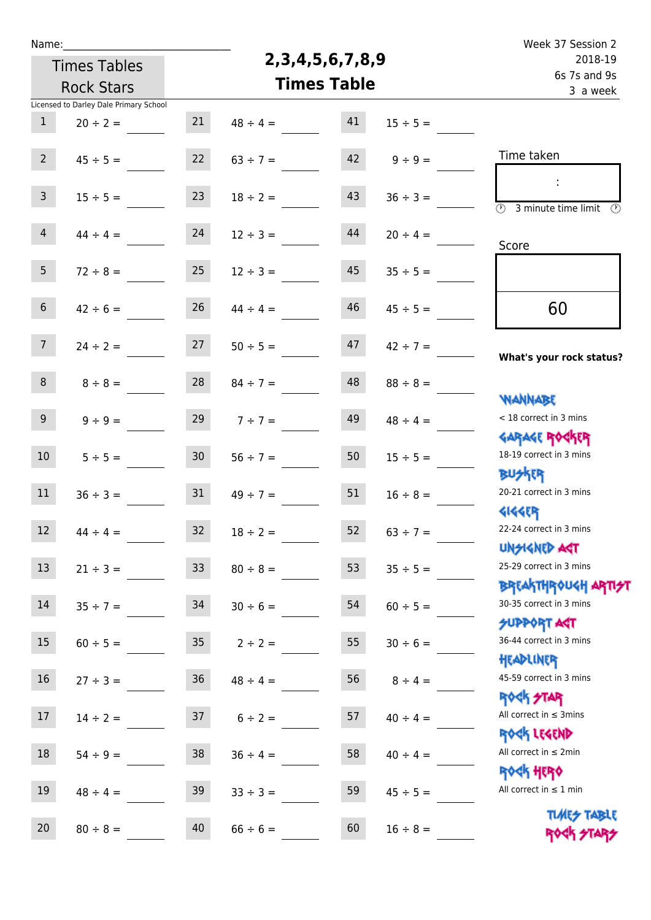Name:\_\_\_\_\_\_\_\_\_\_\_\_\_\_\_\_\_\_\_\_\_\_\_\_\_\_\_\_

Times Tables Rock Stars

# 2,3,4,5,6,7,8,9 Times Table

Week 37 Session 2
2018-19
6s 7s and 9s
3 a week

Licensed to Darley Dale Primary School

| | | | | | |
|---|---|---|---|---|---|
| 1 | 20 ÷ 2 = | 21 | 48 ÷ 4 = | 41 | 15 ÷ 5 = |
| 2 | 45 ÷ 5 = | 22 | 63 ÷ 7 = | 42 | 9 ÷ 9 = |
| 3 | 15 ÷ 5 = | 23 | 18 ÷ 2 = | 43 | 36 ÷ 3 = |
| 4 | 44 ÷ 4 = | 24 | 12 ÷ 3 = | 44 | 20 ÷ 4 = |
| 5 | 72 ÷ 8 = | 25 | 12 ÷ 3 = | 45 | 35 ÷ 5 = |
| 6 | 42 ÷ 6 = | 26 | 44 ÷ 4 = | 46 | 45 ÷ 5 = |
| 7 | 24 ÷ 2 = | 27 | 50 ÷ 5 = | 47 | 42 ÷ 7 = |
| 8 | 8 ÷ 8 = | 28 | 84 ÷ 7 = | 48 | 88 ÷ 8 = |
| 9 | 9 ÷ 9 = | 29 | 7 ÷ 7 = | 49 | 48 ÷ 4 = |
| 10 | 5 ÷ 5 = | 30 | 56 ÷ 7 = | 50 | 15 ÷ 5 = |
| 11 | 36 ÷ 3 = | 31 | 49 ÷ 7 = | 51 | 16 ÷ 8 = |
| 12 | 44 ÷ 4 = | 32 | 18 ÷ 2 = | 52 | 63 ÷ 7 = |
| 13 | 21 ÷ 3 = | 33 | 80 ÷ 8 = | 53 | 35 ÷ 5 = |
| 14 | 35 ÷ 7 = | 34 | 30 ÷ 6 = | 54 | 60 ÷ 5 = |
| 15 | 60 ÷ 5 = | 35 | 2 ÷ 2 = | 55 | 30 ÷ 6 = |
| 16 | 27 ÷ 3 = | 36 | 48 ÷ 4 = | 56 | 8 ÷ 4 = |
| 17 | 14 ÷ 2 = | 37 | 6 ÷ 2 = | 57 | 40 ÷ 4 = |
| 18 | 54 ÷ 9 = | 38 | 36 ÷ 4 = | 58 | 40 ÷ 4 = |
| 19 | 48 ÷ 4 = | 39 | 33 ÷ 3 = | 59 | 45 ÷ 5 = |
| 20 | 80 ÷ 8 = | 40 | 66 ÷ 6 = | 60 | 16 ÷ 8 = |

Time taken

:

3 minute time limit

Score

60

**What's your rock status?**

WANNABE
< 18 correct in 3 mins

GARAGE ROCKER
18-19 correct in 3 mins

BUSKER
20-21 correct in 3 mins

GIGGER
22-24 correct in 3 mins

UNSIGNED ACT
25-29 correct in 3 mins

BREAKTHROUGH ARTIST
30-35 correct in 3 mins

SUPPORT ACT
36-44 correct in 3 mins

HEADLINER
45-59 correct in 3 mins

ROCK STAR
All correct in ≤ 3mins

ROCK LEGEND
All correct in ≤ 2min

ROCK HERO
All correct in ≤ 1 min

TIMES TABLE ROCK STARS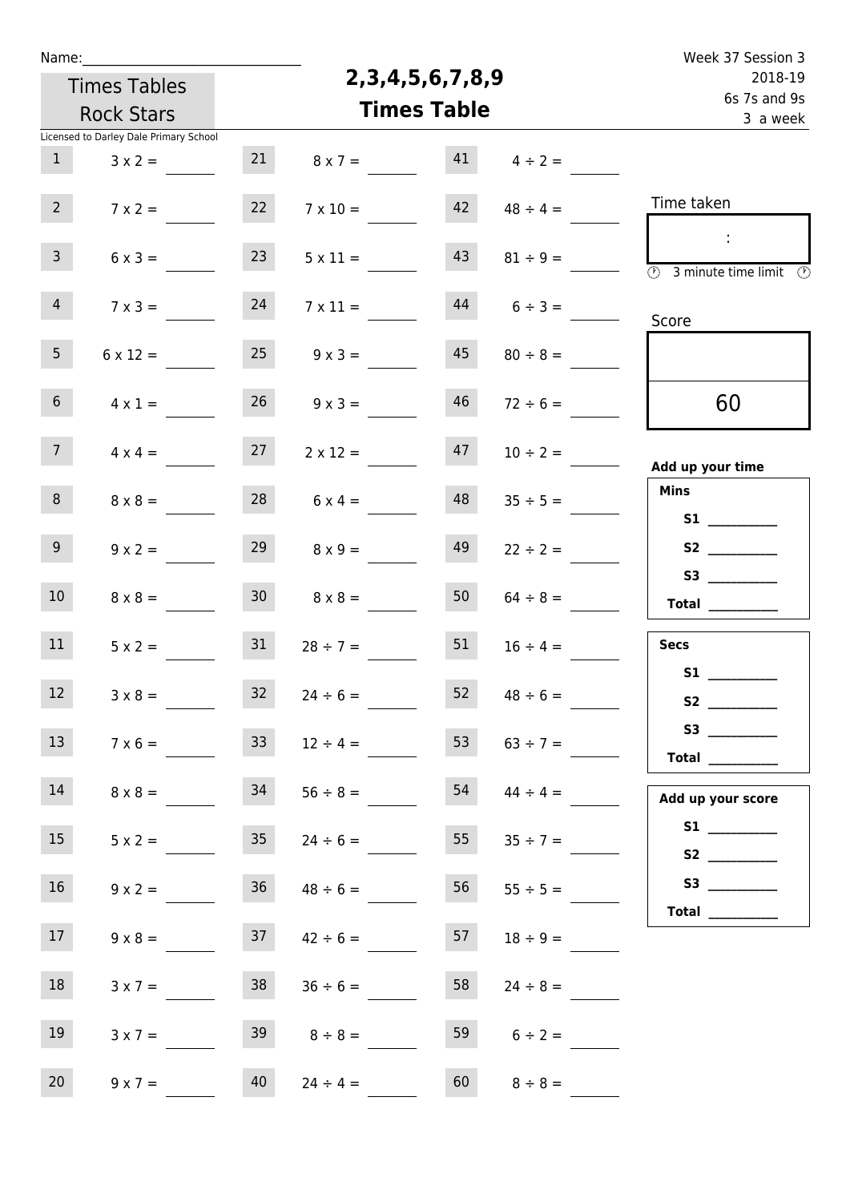Name:______________________________

Times Tables Rock Stars

Licensed to Darley Dale Primary School

# 2,3,4,5,6,7,8,9 Times Table

Week 37 Session 3
2018-19
6s 7s and 9s
3 a week

| | | | | | | | | |
|---|---|---|---|---|---|---|---|---|
| 1 | 3 x 2 = | ____ | 21 | 8 x 7 = | ____ | 41 | 4 ÷ 2 = | ____ |
| 2 | 7 x 2 = | ____ | 22 | 7 x 10 = | ____ | 42 | 48 ÷ 4 = | ____ |
| 3 | 6 x 3 = | ____ | 23 | 5 x 11 = | ____ | 43 | 81 ÷ 9 = | ____ |
| 4 | 7 x 3 = | ____ | 24 | 7 x 11 = | ____ | 44 | 6 ÷ 3 = | ____ |
| 5 | 6 x 12 = | ____ | 25 | 9 x 3 = | ____ | 45 | 80 ÷ 8 = | ____ |
| 6 | 4 x 1 = | ____ | 26 | 9 x 3 = | ____ | 46 | 72 ÷ 6 = | ____ |
| 7 | 4 x 4 = | ____ | 27 | 2 x 12 = | ____ | 47 | 10 ÷ 2 = | ____ |
| 8 | 8 x 8 = | ____ | 28 | 6 x 4 = | ____ | 48 | 35 ÷ 5 = | ____ |
| 9 | 9 x 2 = | ____ | 29 | 8 x 9 = | ____ | 49 | 22 ÷ 2 = | ____ |
| 10 | 8 x 8 = | ____ | 30 | 8 x 8 = | ____ | 50 | 64 ÷ 8 = | ____ |
| 11 | 5 x 2 = | ____ | 31 | 28 ÷ 7 = | ____ | 51 | 16 ÷ 4 = | ____ |
| 12 | 3 x 8 = | ____ | 32 | 24 ÷ 6 = | ____ | 52 | 48 ÷ 6 = | ____ |
| 13 | 7 x 6 = | ____ | 33 | 12 ÷ 4 = | ____ | 53 | 63 ÷ 7 = | ____ |
| 14 | 8 x 8 = | ____ | 34 | 56 ÷ 8 = | ____ | 54 | 44 ÷ 4 = | ____ |
| 15 | 5 x 2 = | ____ | 35 | 24 ÷ 6 = | ____ | 55 | 35 ÷ 7 = | ____ |
| 16 | 9 x 2 = | ____ | 36 | 48 ÷ 6 = | ____ | 56 | 55 ÷ 5 = | ____ |
| 17 | 9 x 8 = | ____ | 37 | 42 ÷ 6 = | ____ | 57 | 18 ÷ 9 = | ____ |
| 18 | 3 x 7 = | ____ | 38 | 36 ÷ 6 = | ____ | 58 | 24 ÷ 8 = | ____ |
| 19 | 3 x 7 = | ____ | 39 | 8 ÷ 8 = | ____ | 59 | 6 ÷ 2 = | ____ |
| 20 | 9 x 7 = | ____ | 40 | 24 ÷ 4 = | ____ | 60 | 8 ÷ 8 = | ____ |

Time taken

:

3 minute time limit

Score

60

**Add up your time**

**Mins**

**S1** __________

**S2** __________

**S3** __________

**Total** __________

**Secs**

**S1** __________

**S2** __________

**S3** __________

**Total** __________

**Add up your score**

**S1** __________

**S2** __________

**S3** __________

**Total** __________